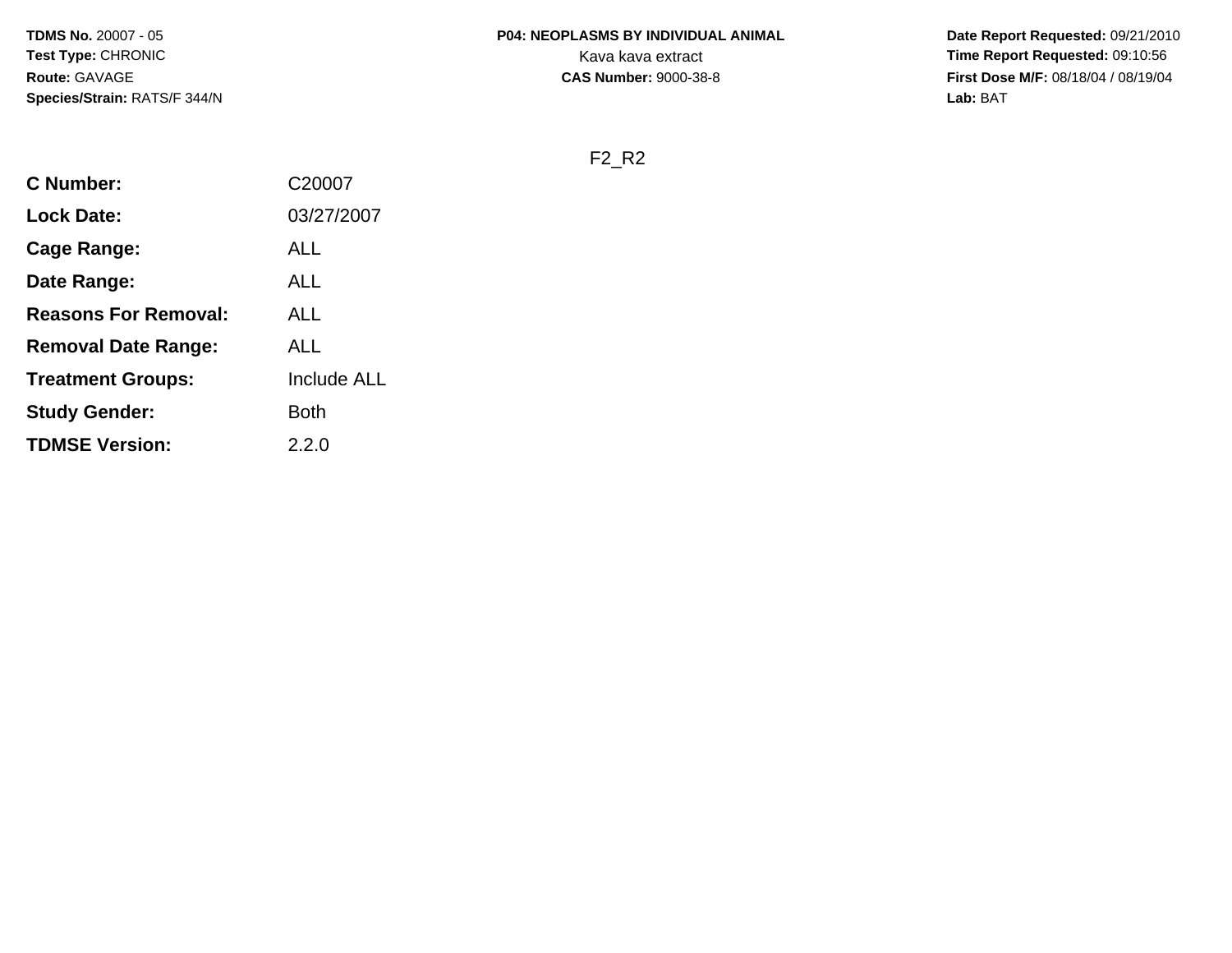**TDMS No.** 20007 - 05
**Test Type:** CHRONIC
**Route:** GAVAGE
**Species/Strain:** RATS/F 344/N

**P04: NEOPLASMS BY INDIVIDUAL ANIMAL**
Kava kava extract
**CAS Number:** 9000-38-8

**Date Report Requested:** 09/21/2010
**Time Report Requested:** 09:10:56
**First Dose M/F:** 08/18/04 / 08/19/04
**Lab:** BAT

F2_R2

| | |
|---|---|
| **C Number:** | C20007 |
| **Lock Date:** | 03/27/2007 |
| **Cage Range:** | ALL |
| **Date Range:** | ALL |
| **Reasons For Removal:** | ALL |
| **Removal Date Range:** | ALL |
| **Treatment Groups:** | Include ALL |
| **Study Gender:** | Both |
| **TDMSE Version:** | 2.2.0 |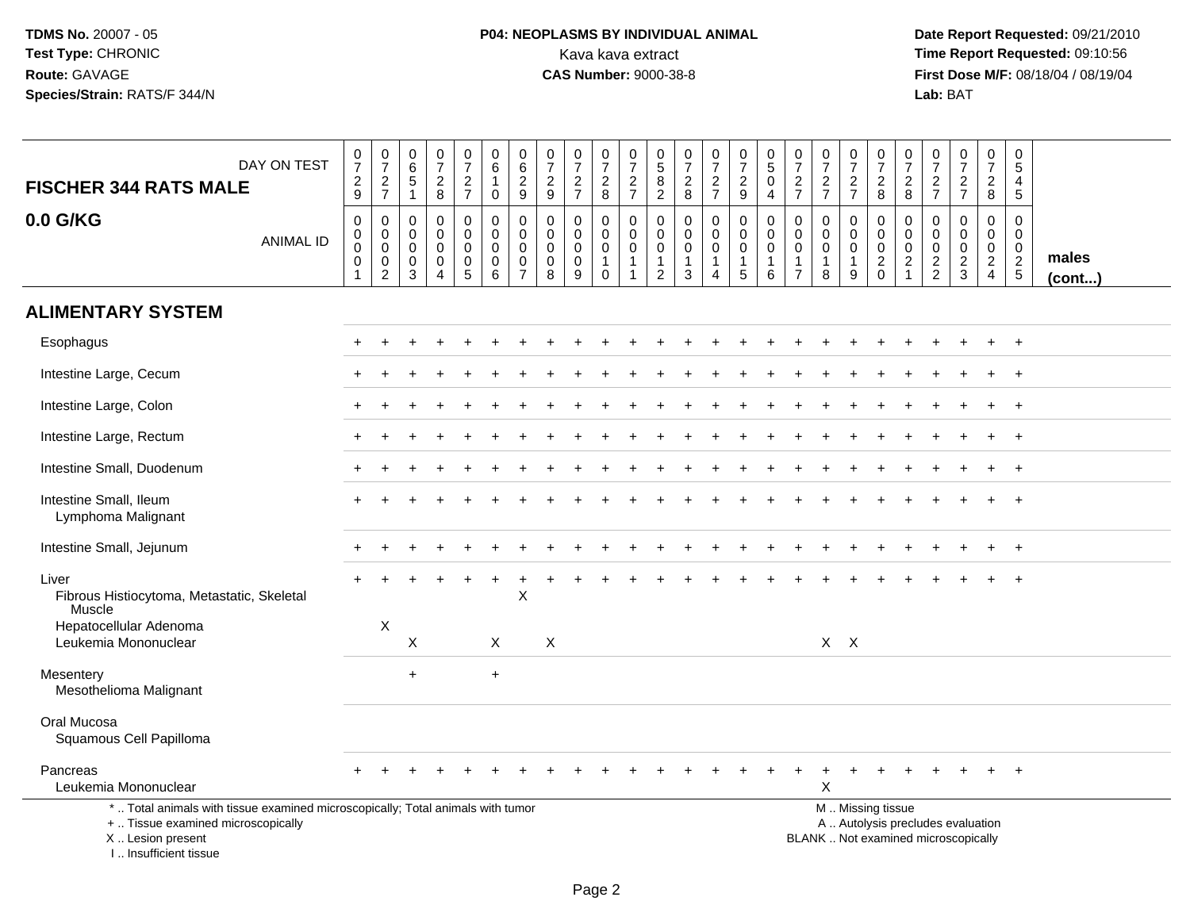**TDMS No.** 20007 - 05
**Test Type:** CHRONIC
**Route:** GAVAGE
**Species/Strain:** RATS/F 344/N

**P04: NEOPLASMS BY INDIVIDUAL ANIMAL**
Kava kava extract
**CAS Number:** 9000-38-8

**Date Report Requested:** 09/21/2010
**Time Report Requested:** 09:10:56
**First Dose M/F:** 08/18/04 / 08/19/04
**Lab:** BAT

## FISCHER 344 RATS MALE

## 0.0 G/KG

| DAY ON TEST | 0729 | 0727 | 0651 | 0728 | 0727 | 0610 | 0629 | 0729 | 0727 | 0728 | 0727 | 0582 | 0728 | 0727 | 0729 | 0504 | 0727 | 0727 | 0727 | 0728 | 0728 | 0727 | 0727 | 0728 | 0545 | |
|---|---|---|---|---|---|---|---|---|---|---|---|---|---|---|---|---|---|---|---|---|---|---|---|---|---|---|
| ANIMAL ID | 0001 | 0002 | 0003 | 0004 | 0005 | 0006 | 0007 | 0008 | 0009 | 0010 | 0011 | 0012 | 0013 | 0014 | 0015 | 0016 | 0017 | 0018 | 0019 | 0020 | 0021 | 0022 | 0023 | 0024 | 0025 | males (cont...) |
| **ALIMENTARY SYSTEM** | | | | | | | | | | | | | | | | | | | | | | | | | | |
| Esophagus | + | + | + | + | + | + | + | + | + | + | + | + | + | + | + | + | + | + | + | + | + | + | + | + | + | |
| Intestine Large, Cecum | + | + | + | + | + | + | + | + | + | + | + | + | + | + | + | + | + | + | + | + | + | + | + | + | + | |
| Intestine Large, Colon | + | + | + | + | + | + | + | + | + | + | + | + | + | + | + | + | + | + | + | + | + | + | + | + | + | |
| Intestine Large, Rectum | + | + | + | + | + | + | + | + | + | + | + | + | + | + | + | + | + | + | + | + | + | + | + | + | + | |
| Intestine Small, Duodenum | + | + | + | + | + | + | + | + | + | + | + | + | + | + | + | + | + | + | + | + | + | + | + | + | + | |
| Intestine Small, Ileum | + | + | + | + | + | + | + | + | + | + | + | + | + | + | + | + | + | + | + | + | + | + | + | + | + | |
| Lymphoma Malignant | | | | | | | | | | | | | | | | | | | | | | | | | | |
| Intestine Small, Jejunum | + | + | + | + | + | + | + | + | + | + | + | + | + | + | + | + | + | + | + | + | + | + | + | + | + | |
| Liver | + | + | + | + | + | + | + | + | + | + | + | + | + | + | + | + | + | + | + | + | + | + | + | + | + | |
| Fibrous Histiocytoma, Metastatic, Skeletal Muscle | | | | | | | X | | | | | | | | | | | | | | | | | | | |
| Hepatocellular Adenoma | | X | | | | | | | | | | | | | | | | | | | | | | | | |
| Leukemia Mononuclear | | | X | | | X | | X | | | | | | | | | | X | X | | | | | | | |
| Mesentery | | | + | | | + | | | | | | | | | | | | | | | | | | | | |
| Mesothelioma Malignant | | | | | | | | | | | | | | | | | | | | | | | | | | |
| Oral Mucosa | | | | | | | | | | | | | | | | | | | | | | | | | | |
| Squamous Cell Papilloma | | | | | | | | | | | | | | | | | | | | | | | | | | |
| Pancreas | + | + | + | + | + | + | + | + | + | + | + | + | + | + | + | + | + | + | + | + | + | + | + | + | + | |
| Leukemia Mononuclear | | | | | | | | | | | | | | | | | | X | | | | | | | | |

\* .. Total animals with tissue examined microscopically; Total animals with tumor
\+ .. Tissue examined microscopically
X .. Lesion present
I .. Insufficient tissue

M .. Missing tissue
A .. Autolysis precludes evaluation
BLANK .. Not examined microscopically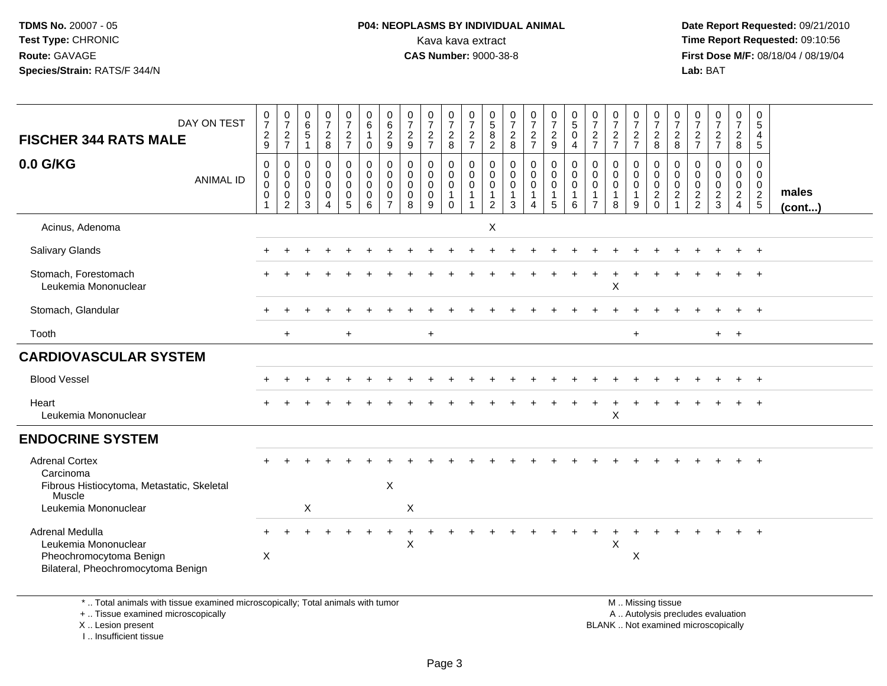**TDMS No.** 20007 - 05
**Test Type:** CHRONIC
**Route:** GAVAGE
**Species/Strain:** RATS/F 344/N

**P04: NEOPLASMS BY INDIVIDUAL ANIMAL**
Kava kava extract
**CAS Number:** 9000-38-8

**Date Report Requested:** 09/21/2010
**Time Report Requested:** 09:10:56
**First Dose M/F:** 08/18/04 / 08/19/04
**Lab:** BAT

| FISCHER 344 RATS MALE — DAY ON TEST | 0729 | 0727 | 0651 | 0728 | 0727 | 0610 | 0629 | 0729 | 0727 | 0728 | 0727 | 0582 | 0728 | 0727 | 0729 | 0504 | 0727 | 0727 | 0727 | 0728 | 0728 | 0727 | 0727 | 0728 | 0545 | |
|---|---|---|---|---|---|---|---|---|---|---|---|---|---|---|---|---|---|---|---|---|---|---|---|---|---|---|
| **0.0 G/KG** — ANIMAL ID | 00001 | 00002 | 00003 | 00004 | 00005 | 00006 | 00007 | 00008 | 00009 | 00010 | 00011 | 00012 | 00013 | 00014 | 00015 | 00016 | 00017 | 00018 | 00019 | 00020 | 00021 | 00022 | 00023 | 00024 | 00025 | **males (cont...)** |
| Acinus, Adenoma | | | | | | | | | | | | X | | | | | | | | | | | | | | |
| Salivary Glands | + | + | + | + | + | + | + | + | + | + | + | + | + | + | + | + | + | + | + | + | + | + | + | + | + | |
| Stomach, Forestomach | + | + | + | + | + | + | + | + | + | + | + | + | + | + | + | + | + | + | + | + | + | + | + | + | + | |
| Leukemia Mononuclear | | | | | | | | | | | | | | | | | | X | | | | | | | | |
| Stomach, Glandular | + | + | + | + | + | + | + | + | + | + | + | + | + | + | + | + | + | + | + | + | + | + | + | + | + | |
| Tooth | | + | | | + | | | | + | | | | | | | | | | + | | | | + | + | | |
| **CARDIOVASCULAR SYSTEM** | | | | | | | | | | | | | | | | | | | | | | | | | | |
| Blood Vessel | + | + | + | + | + | + | + | + | + | + | + | + | + | + | + | + | + | + | + | + | + | + | + | + | + | |
| Heart | + | + | + | + | + | + | + | + | + | + | + | + | + | + | + | + | + | + | + | + | + | + | + | + | + | |
| Leukemia Mononuclear | | | | | | | | | | | | | | | | | | X | | | | | | | | |
| **ENDOCRINE SYSTEM** | | | | | | | | | | | | | | | | | | | | | | | | | | |
| Adrenal Cortex | + | + | + | + | + | + | + | + | + | + | + | + | + | + | + | + | + | + | + | + | + | + | + | + | + | |
| Carcinoma | | | | | | | | | | | | | | | | | | | | | | | | | | |
| Fibrous Histiocytoma, Metastatic, Skeletal Muscle | | | | | | | X | | | | | | | | | | | | | | | | | | | |
| Leukemia Mononuclear | | | X | | | | | X | | | | | | | | | | | | | | | | | | |
| Adrenal Medulla | + | + | + | + | + | + | + | + | + | + | + | + | + | + | + | + | + | + | + | + | + | + | + | + | + | |
| Leukemia Mononuclear | | | | | | | | X | | | | | | | | | | X | | | | | | | | |
| Pheochromocytoma Benign | X | | | | | | | | | | | | | | | | | | X | | | | | | | |
| Bilateral, Pheochromocytoma Benign | | | | | | | | | | | | | | | | | | | | | | | | | | |

\* .. Total animals with tissue examined microscopically; Total animals with tumor
\+ .. Tissue examined microscopically
X .. Lesion present
I .. Insufficient tissue

M .. Missing tissue
A .. Autolysis precludes evaluation
BLANK .. Not examined microscopically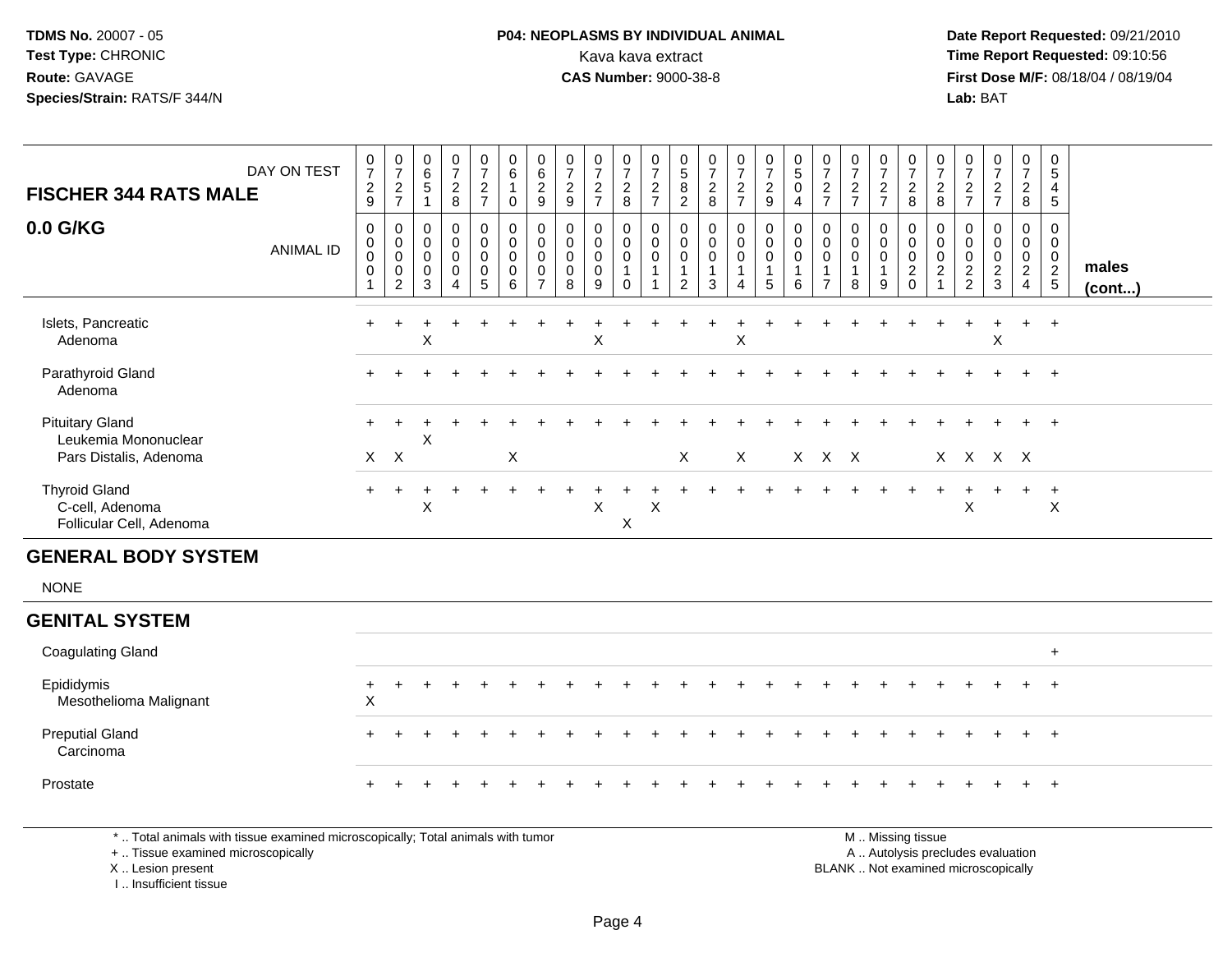**TDMS No.** 20007 - 05
**Test Type:** CHRONIC
**Route:** GAVAGE
**Species/Strain:** RATS/F 344/N

**P04: NEOPLASMS BY INDIVIDUAL ANIMAL**
Kava kava extract
**CAS Number:** 9000-38-8

**Date Report Requested:** 09/21/2010
**Time Report Requested:** 09:10:56
**First Dose M/F:** 08/18/04 / 08/19/04
**Lab:** BAT

## FISCHER 344 RATS MALE

## 0.0 G/KG

| DAY ON TEST | 0729 | 0727 | 0651 | 0728 | 0727 | 0610 | 0629 | 0729 | 0727 | 0728 | 0727 | 0582 | 0728 | 0727 | 0729 | 0504 | 0727 | 0727 | 0727 | 0728 | 0728 | 0727 | 0727 | 0728 | 0545 | |
|---|---|---|---|---|---|---|---|---|---|---|---|---|---|---|---|---|---|---|---|---|---|---|---|---|---|---|
| ANIMAL ID | 00001 | 00002 | 00003 | 00004 | 00005 | 00006 | 00007 | 00008 | 00009 | 00010 | 00011 | 00012 | 00013 | 00014 | 00015 | 00016 | 00017 | 00018 | 00019 | 00020 | 00021 | 00022 | 00023 | 00024 | 00025 | **males (cont...)** |
| Islets, Pancreatic | + | + | + | + | + | + | + | + | + | + | + | + | + | + | + | + | + | + | + | + | + | + | + | + | + | |
| Adenoma | | | X | | | | | | X | | | | | X | | | | | | | | | X | | | |
| Parathyroid Gland | + | + | + | + | + | + | + | + | + | + | + | + | + | + | + | + | + | + | + | + | + | + | + | + | + | |
| Adenoma | | | | | | | | | | | | | | | | | | | | | | | | | | |
| Pituitary Gland | + | + | + | + | + | + | + | + | + | + | + | + | + | + | + | + | + | + | + | + | + | + | + | + | + | |
| Leukemia Mononuclear | | | X | | | | | | | | | | | | | | | | | | | | | | | |
| Pars Distalis, Adenoma | X | X | | | | X | | | | | | X | | X | | X | X | X | | | X | X | X | X | | |
| Thyroid Gland | + | + | + | + | + | + | + | + | + | + | + | + | + | + | + | + | + | + | + | + | + | + | + | + | + | |
| C-cell, Adenoma | | | X | | | | | | X | | X | | | | | | | | | | | X | | | X | |
| Follicular Cell, Adenoma | | | | | | | | | | X | | | | | | | | | | | | | | | | |

## GENERAL BODY SYSTEM

NONE

## GENITAL SYSTEM

| | | | | | | | | | | | | | | | | | | | | | | | | | | |
|---|---|---|---|---|---|---|---|---|---|---|---|---|---|---|---|---|---|---|---|---|---|---|---|---|---|---|
| Coagulating Gland | | | | | | | | | | | | | | | | | | | | | | | | | + | |
| Epididymis | + | + | + | + | + | + | + | + | + | + | + | + | + | + | + | + | + | + | + | + | + | + | + | + | + | |
| Mesothelioma Malignant | X | | | | | | | | | | | | | | | | | | | | | | | | | |
| Preputial Gland | + | + | + | + | + | + | + | + | + | + | + | + | + | + | + | + | + | + | + | + | + | + | + | + | + | |
| Carcinoma | | | | | | | | | | | | | | | | | | | | | | | | | | |
| Prostate | + | + | + | + | + | + | + | + | + | + | + | + | + | + | + | + | + | + | + | + | + | + | + | + | + | |

\* .. Total animals with tissue examined microscopically; Total animals with tumor
\+ .. Tissue examined microscopically
X .. Lesion present
I .. Insufficient tissue

M .. Missing tissue
A .. Autolysis precludes evaluation
BLANK .. Not examined microscopically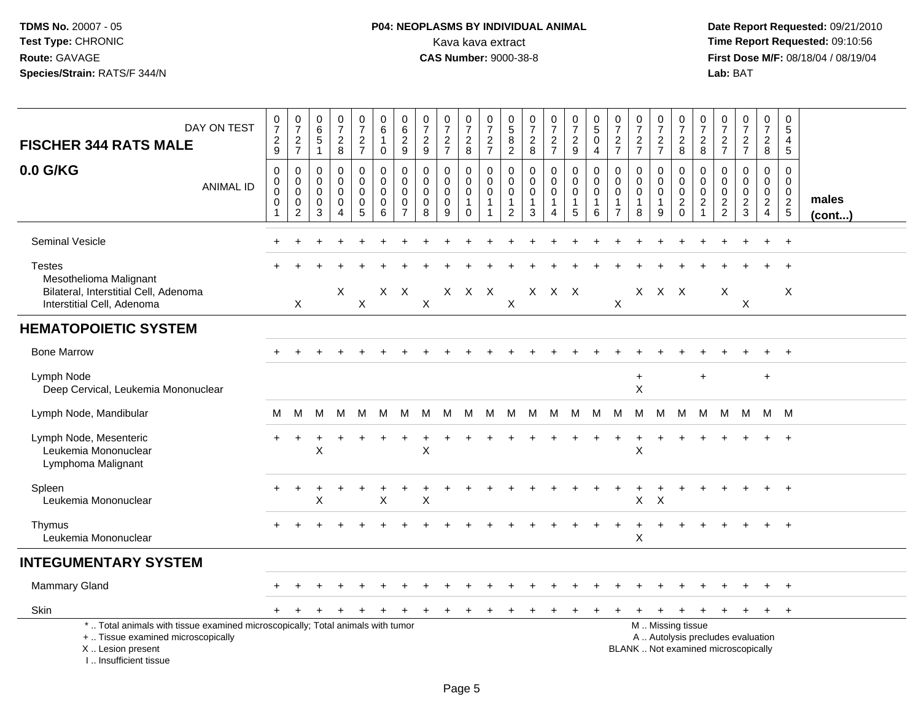**TDMS No.** 20007 - 05
**Test Type:** CHRONIC
**Route:** GAVAGE
**Species/Strain:** RATS/F 344/N

**P04: NEOPLASMS BY INDIVIDUAL ANIMAL**
Kava kava extract
**CAS Number:** 9000-38-8

**Date Report Requested:** 09/21/2010
**Time Report Requested:** 09:10:56
**First Dose M/F:** 08/18/04 / 08/19/04
**Lab:** BAT

## FISCHER 344 RATS MALE

## 0.0 G/KG

| DAY ON TEST | 0729 | 0727 | 0651 | 0728 | 0727 | 0610 | 0629 | 0729 | 0727 | 0728 | 0727 | 0582 | 0728 | 0727 | 0729 | 0504 | 0727 | 0727 | 0727 | 0728 | 0728 | 0727 | 0727 | 0728 | 0545 | |
|---|---|---|---|---|---|---|---|---|---|---|---|---|---|---|---|---|---|---|---|---|---|---|---|---|---|---|
| ANIMAL ID | 00001 | 00002 | 00003 | 00004 | 00005 | 00006 | 00007 | 00008 | 00009 | 00010 | 00011 | 00012 | 00013 | 00014 | 00015 | 00016 | 00017 | 00018 | 00019 | 00020 | 00021 | 00022 | 00023 | 00024 | 00025 | **males (cont...)** |
| Seminal Vesicle | + | + | + | + | + | + | + | + | + | + | + | + | + | + | + | + | + | + | + | + | + | + | + | + | + | |
| Testes | + | + | + | + | + | + | + | + | + | + | + | + | + | + | + | + | + | + | + | + | + | + | + | + | + | |
| Mesothelioma Malignant | | | | | | | | | | | | | | | | | | | | | | | | | | |
| Bilateral, Interstitial Cell, Adenoma | | | | X | | X | X | | X | X | X | | X | X | X | | | X | X | X | | X | | | X | |
| Interstitial Cell, Adenoma | | X | | | X | | | X | | | | X | | | | | X | | | | | | X | | | |
| **HEMATOPOIETIC SYSTEM** | | | | | | | | | | | | | | | | | | | | | | | | | | |
| Bone Marrow | + | + | + | + | + | + | + | + | + | + | + | + | + | + | + | + | + | + | + | + | + | + | + | + | + | |
| Lymph Node | | | | | | | | | | | | | | | | | | + | | | + | | | + | | |
| Deep Cervical, Leukemia Mononuclear | | | | | | | | | | | | | | | | | | X | | | | | | | | |
| Lymph Node, Mandibular | M | M | M | M | M | M | M | M | M | M | M | M | M | M | M | M | M | M | M | M | M | M | M | M | M | |
| Lymph Node, Mesenteric | + | + | + | + | + | + | + | + | + | + | + | + | + | + | + | + | + | + | + | + | + | + | + | + | + | |
| Leukemia Mononuclear | | | X | | | | | X | | | | | | | | | | X | | | | | | | | |
| Lymphoma Malignant | | | | | | | | | | | | | | | | | | | | | | | | | | |
| Spleen | + | + | + | + | + | + | + | + | + | + | + | + | + | + | + | + | + | + | + | + | + | + | + | + | + | |
| Leukemia Mononuclear | | | X | | | X | | X | | | | | | | | | | X | X | | | | | | | |
| Thymus | + | + | + | + | + | + | + | + | + | + | + | + | + | + | + | + | + | + | + | + | + | + | + | + | + | |
| Leukemia Mononuclear | | | | | | | | | | | | | | | | | | X | | | | | | | | |
| **INTEGUMENTARY SYSTEM** | | | | | | | | | | | | | | | | | | | | | | | | | | |
| Mammary Gland | + | + | + | + | + | + | + | + | + | + | + | + | + | + | + | + | + | + | + | + | + | + | + | + | + | |
| Skin | + | + | + | + | + | + | + | + | + | + | + | + | + | + | + | + | + | + | + | + | + | + | + | + | + | |

\* .. Total animals with tissue examined microscopically; Total animals with tumor
\+ .. Tissue examined microscopically
X .. Lesion present
I .. Insufficient tissue

M .. Missing tissue
A .. Autolysis precludes evaluation
BLANK .. Not examined microscopically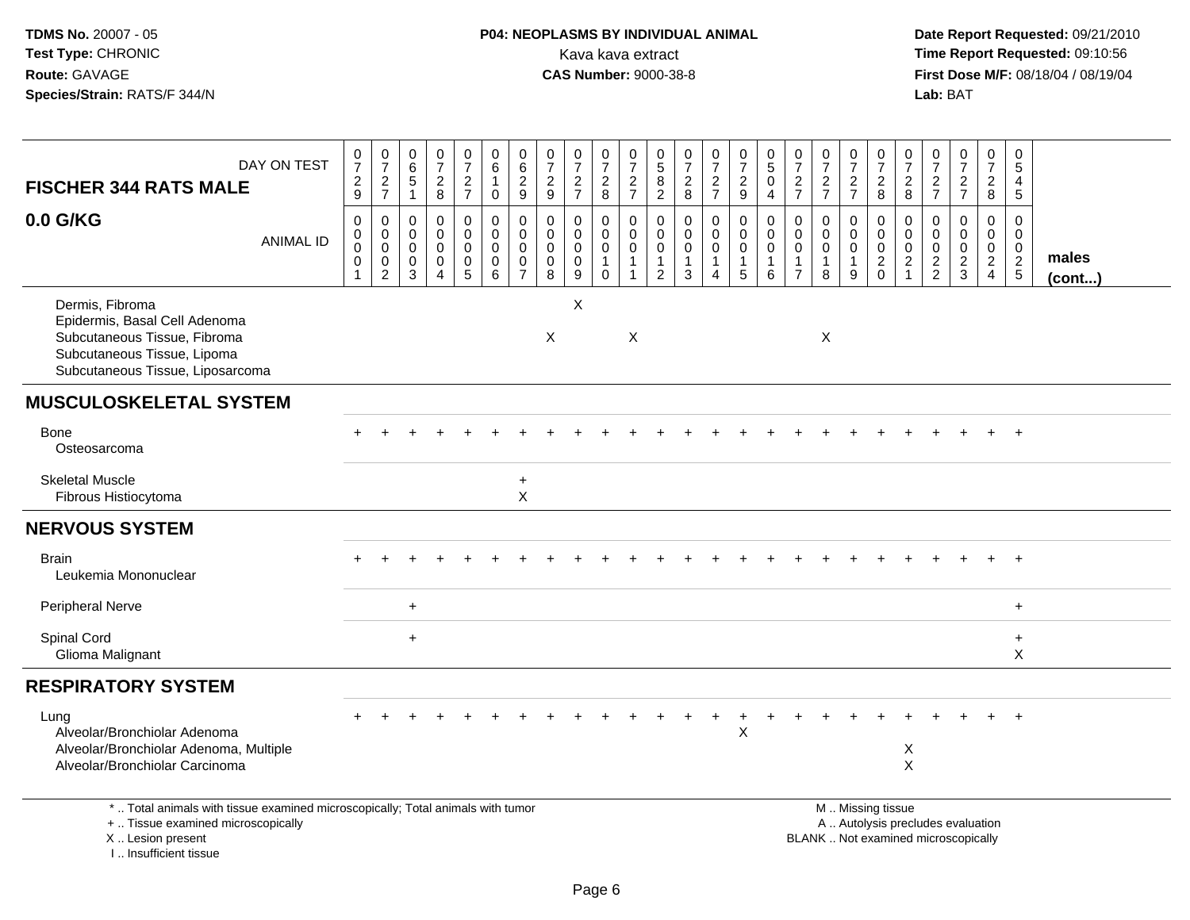TDMS No. 20007 - 05
Test Type: CHRONIC
Route: GAVAGE
Species/Strain: RATS/F 344/N

**P04: NEOPLASMS BY INDIVIDUAL ANIMAL**
Kava kava extract
**CAS Number:** 9000-38-8

Date Report Requested: 09/21/2010
Time Report Requested: 09:10:56
First Dose M/F: 08/18/04 / 08/19/04
Lab: BAT

## FISCHER 344 RATS MALE

## 0.0 G/KG

| DAY ON TEST | 0729 | 0727 | 0651 | 0728 | 0727 | 0610 | 0629 | 0729 | 0727 | 0728 | 0727 | 0582 | 0728 | 0727 | 0729 | 0504 | 0727 | 0727 | 0727 | 0728 | 0728 | 0727 | 0727 | 0728 | 0545 | |
|---|---|---|---|---|---|---|---|---|---|---|---|---|---|---|---|---|---|---|---|---|---|---|---|---|---|---|
| ANIMAL ID | 00001 | 00002 | 00003 | 00004 | 00005 | 00006 | 00007 | 00008 | 00009 | 00010 | 00011 | 00012 | 00013 | 00014 | 00015 | 00016 | 00017 | 00018 | 00019 | 00020 | 00021 | 00022 | 00023 | 00024 | 00025 | males (cont...) |
| Dermis, Fibroma | | | | | | | | | X | | | | | | | | | | | | | | | | | |
| Epidermis, Basal Cell Adenoma | | | | | | | | | | | | | | | | | | | | | | | | | | |
| Subcutaneous Tissue, Fibroma | | | | | | | | X | | | X | | | | | | | X | | | | | | | | |
| Subcutaneous Tissue, Lipoma | | | | | | | | | | | | | | | | | | | | | | | | | | |
| Subcutaneous Tissue, Liposarcoma | | | | | | | | | | | | | | | | | | | | | | | | | | |
| **MUSCULOSKELETAL SYSTEM** | | | | | | | | | | | | | | | | | | | | | | | | | | |
| Bone | + | + | + | + | + | + | + | + | + | + | + | + | + | + | + | + | + | + | + | + | + | + | + | + | + | |
| Osteosarcoma | | | | | | | | | | | | | | | | | | | | | | | | | | |
| Skeletal Muscle | | | | | | | + | | | | | | | | | | | | | | | | | | | |
| Fibrous Histiocytoma | | | | | | | X | | | | | | | | | | | | | | | | | | | |
| **NERVOUS SYSTEM** | | | | | | | | | | | | | | | | | | | | | | | | | | |
| Brain | + | + | + | + | + | + | + | + | + | + | + | + | + | + | + | + | + | + | + | + | + | + | + | + | + | |
| Leukemia Mononuclear | | | | | | | | | | | | | | | | | | | | | | | | | | |
| Peripheral Nerve | | | + | | | | | | | | | | | | | | | | | | | | | | + | |
| Spinal Cord | | | + | | | | | | | | | | | | | | | | | | | | | | + | |
| Glioma Malignant | | | | | | | | | | | | | | | | | | | | | | | | | X | |
| **RESPIRATORY SYSTEM** | | | | | | | | | | | | | | | | | | | | | | | | | | |
| Lung | + | + | + | + | + | + | + | + | + | + | + | + | + | + | + | + | + | + | + | + | + | + | + | + | + | |
| Alveolar/Bronchiolar Adenoma | | | | | | | | | | | | | | | X | | | | | | | | | | | |
| Alveolar/Bronchiolar Adenoma, Multiple | | | | | | | | | | | | | | | | | | | | | X | | | | | |
| Alveolar/Bronchiolar Carcinoma | | | | | | | | | | | | | | | | | | | | | X | | | | | |

\* .. Total animals with tissue examined microscopically; Total animals with tumor
\+ .. Tissue examined microscopically
X .. Lesion present
I .. Insufficient tissue

M .. Missing tissue
A .. Autolysis precludes evaluation
BLANK .. Not examined microscopically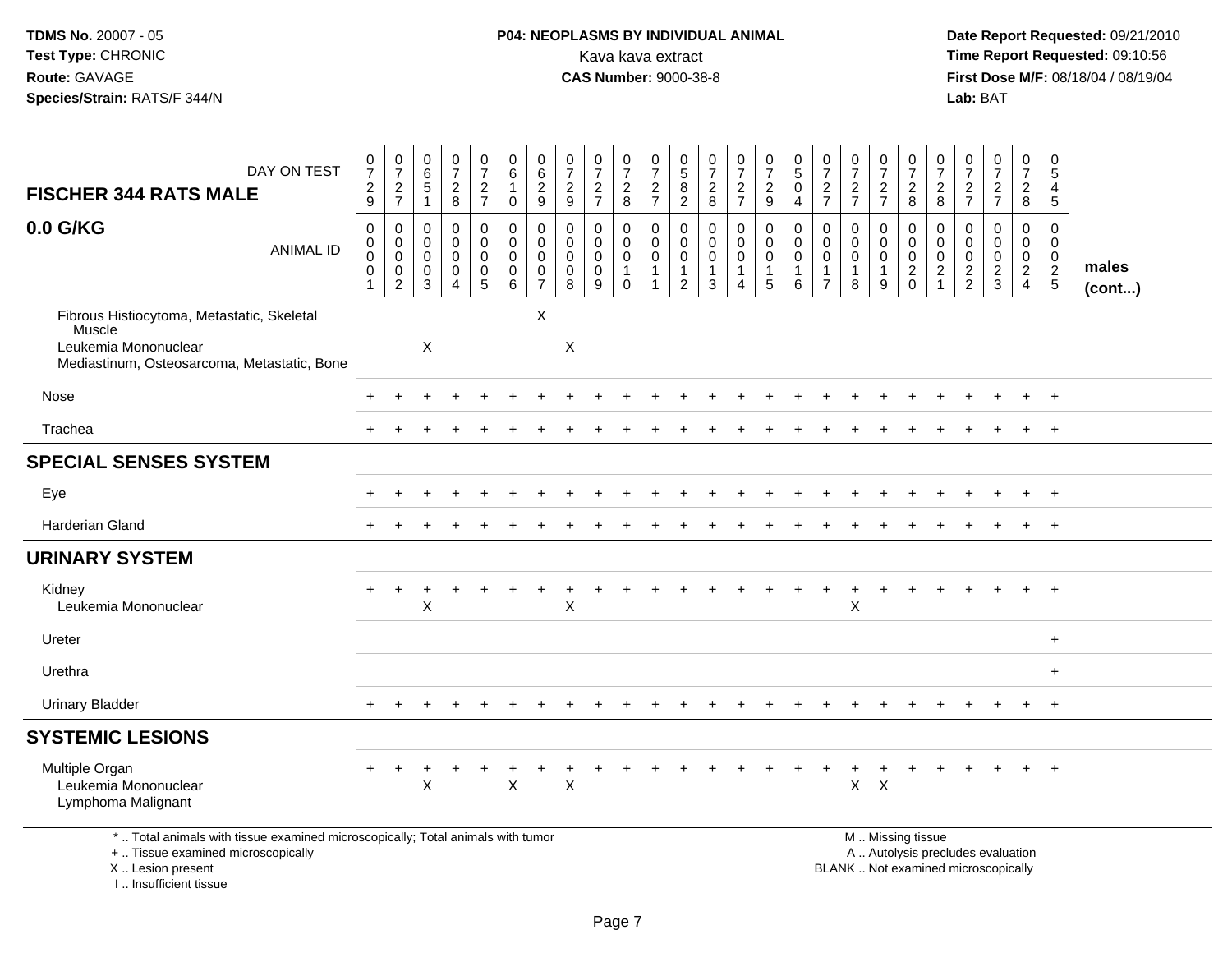**TDMS No.** 20007 - 05
**Test Type:** CHRONIC
**Route:** GAVAGE
**Species/Strain:** RATS/F 344/N

**P04: NEOPLASMS BY INDIVIDUAL ANIMAL**
Kava kava extract
**CAS Number:** 9000-38-8

**Date Report Requested:** 09/21/2010
**Time Report Requested:** 09:10:56
**First Dose M/F:** 08/18/04 / 08/19/04
**Lab:** BAT

| FISCHER 344 RATS MALE — DAY ON TEST | 0729 | 0727 | 0651 | 0728 | 0727 | 0610 | 0629 | 0729 | 0727 | 0728 | 0727 | 0582 | 0728 | 0727 | 0729 | 0504 | 0727 | 0727 | 0727 | 0728 | 0728 | 0727 | 0727 | 0728 | 0545 | |
|---|---|---|---|---|---|---|---|---|---|---|---|---|---|---|---|---|---|---|---|---|---|---|---|---|---|---|
| **0.0 G/KG** — ANIMAL ID | 00001 | 00002 | 00003 | 00004 | 00005 | 00006 | 00007 | 00008 | 00009 | 00010 | 00011 | 00012 | 00013 | 00014 | 00015 | 00016 | 00017 | 00018 | 00019 | 00020 | 00021 | 00022 | 00023 | 00024 | 00025 | **males (cont...)** |
| Fibrous Histiocytoma, Metastatic, Skeletal Muscle | | | | | | | X | | | | | | | | | | | | | | | | | | | |
| Leukemia Mononuclear | | | X | | | | | X | | | | | | | | | | | | | | | | | | |
| Mediastinum, Osteosarcoma, Metastatic, Bone | | | | | | | | | | | | | | | | | | | | | | | | | | |
| Nose | + | + | + | + | + | + | + | + | + | + | + | + | + | + | + | + | + | + | + | + | + | + | + | + | + | |
| Trachea | + | + | + | + | + | + | + | + | + | + | + | + | + | + | + | + | + | + | + | + | + | + | + | + | + | |
| **SPECIAL SENSES SYSTEM** | | | | | | | | | | | | | | | | | | | | | | | | | | |
| Eye | + | + | + | + | + | + | + | + | + | + | + | + | + | + | + | + | + | + | + | + | + | + | + | + | + | |
| Harderian Gland | + | + | + | + | + | + | + | + | + | + | + | + | + | + | + | + | + | + | + | + | + | + | + | + | + | |
| **URINARY SYSTEM** | | | | | | | | | | | | | | | | | | | | | | | | | | |
| Kidney | + | + | + | + | + | + | + | + | + | + | + | + | + | + | + | + | + | + | + | + | + | + | + | + | + | |
| Leukemia Mononuclear | | | X | | | | | X | | | | | | | | | | X | | | | | | | | |
| Ureter | | | | | | | | | | | | | | | | | | | | | | | | | + | |
| Urethra | | | | | | | | | | | | | | | | | | | | | | | | | + | |
| Urinary Bladder | + | + | + | + | + | + | + | + | + | + | + | + | + | + | + | + | + | + | + | + | + | + | + | + | + | |
| **SYSTEMIC LESIONS** | | | | | | | | | | | | | | | | | | | | | | | | | | |
| Multiple Organ | + | + | + | + | + | + | + | + | + | + | + | + | + | + | + | + | + | + | + | + | + | + | + | + | + | |
| Leukemia Mononuclear | | | X | | | X | | X | | | | | | | | | | X | X | | | | | | | |
| Lymphoma Malignant | | | | | | | | | | | | | | | | | | | | | | | | | | |

\* .. Total animals with tissue examined microscopically; Total animals with tumor
\+ .. Tissue examined microscopically
X .. Lesion present
I .. Insufficient tissue

M .. Missing tissue
A .. Autolysis precludes evaluation
BLANK .. Not examined microscopically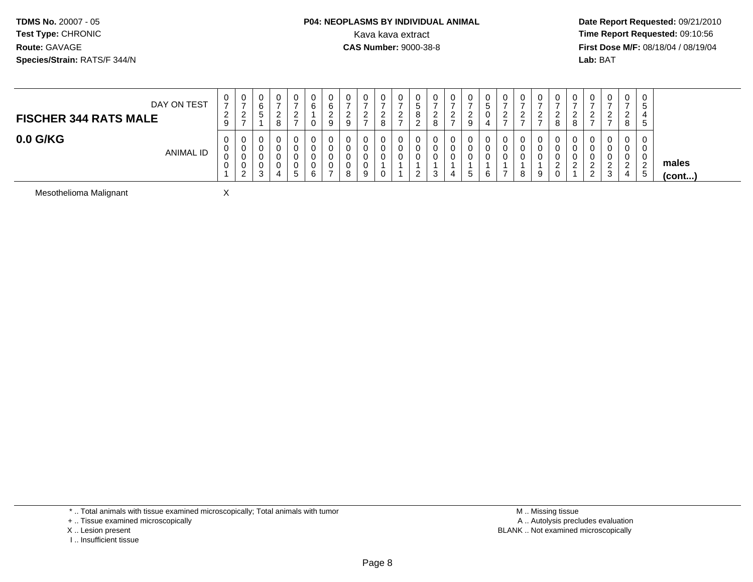TDMS No. 20007 - 05
Test Type: CHRONIC
Route: GAVAGE
Species/Strain: RATS/F 344/N

**P04: NEOPLASMS BY INDIVIDUAL ANIMAL**
Kava kava extract
**CAS Number:** 9000-38-8

**Date Report Requested:** 09/21/2010
**Time Report Requested:** 09:10:56
**First Dose M/F:** 08/18/04 / 08/19/04
**Lab:** BAT

| **FISCHER 344 RATS MALE** DAY ON TEST | 0729 | 0727 | 0651 | 0728 | 0727 | 0610 | 0629 | 0729 | 0727 | 0728 | 0727 | 0582 | 0728 | 0727 | 0729 | 0504 | 0727 | 0727 | 0727 | 0728 | 0728 | 0727 | 0727 | 0728 | 0545 | |
|---|---|---|---|---|---|---|---|---|---|---|---|---|---|---|---|---|---|---|---|---|---|---|---|---|---|---|
| **0.0 G/KG** ANIMAL ID | 00001 | 00002 | 00003 | 00004 | 00005 | 00006 | 00007 | 00008 | 00009 | 00010 | 00011 | 00012 | 00013 | 00014 | 00015 | 00016 | 00017 | 00018 | 00019 | 00020 | 00021 | 00022 | 00023 | 00024 | 00025 | **males (cont...)** |
| Mesothelioma Malignant | X | | | | | | | | | | | | | | | | | | | | | | | | | |

\* .. Total animals with tissue examined microscopically; Total animals with tumor
\+ .. Tissue examined microscopically
X .. Lesion present
I .. Insufficient tissue

M .. Missing tissue
A .. Autolysis precludes evaluation
BLANK .. Not examined microscopically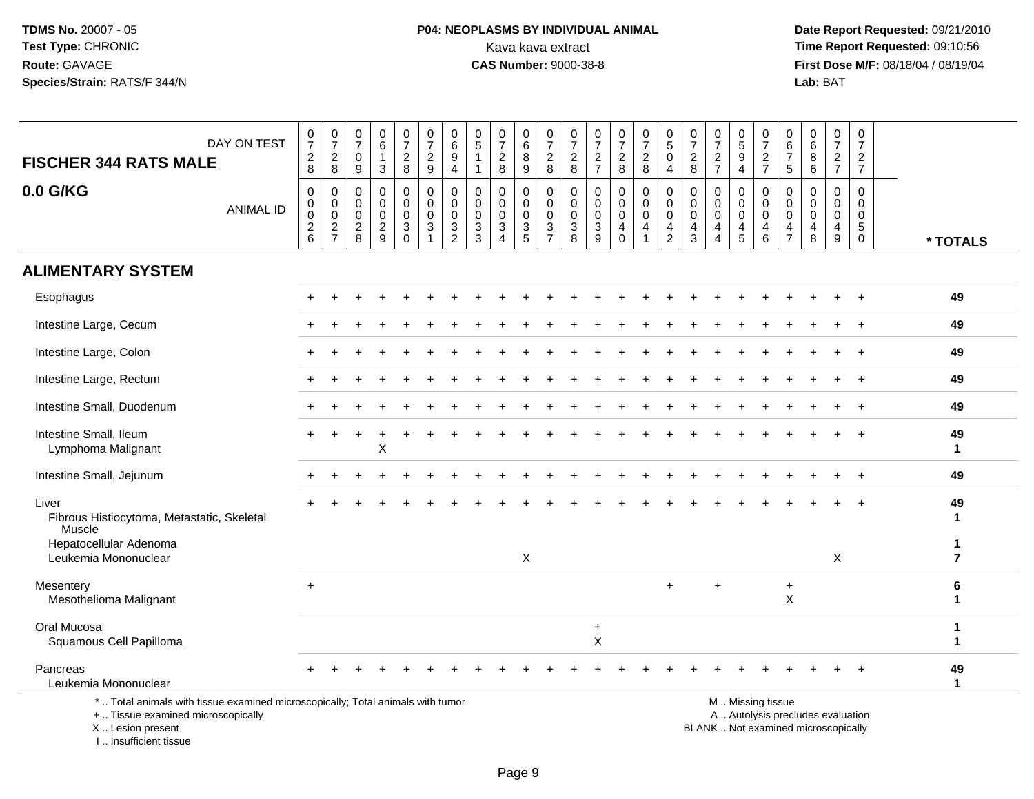**TDMS No.** 20007 - 05
**Test Type:** CHRONIC
**Route:** GAVAGE
**Species/Strain:** RATS/F 344/N

**P04: NEOPLASMS BY INDIVIDUAL ANIMAL**
Kava kava extract
**CAS Number:** 9000-38-8

**Date Report Requested:** 09/21/2010
**Time Report Requested:** 09:10:56
**First Dose M/F:** 08/18/04 / 08/19/04
**Lab:** BAT

## FISCHER 344 RATS MALE — 0.0 G/KG

| DAY ON TEST | 0728 | 0728 | 0709 | 0613 | 0728 | 0729 | 0694 | 0511 | 0728 | 0689 | 0728 | 0728 | 0727 | 0728 | 0728 | 0504 | 0728 | 0727 | 0594 | 0727 | 0675 | 0686 | 0727 | 0727 | |
|---|---|---|---|---|---|---|---|---|---|---|---|---|---|---|---|---|---|---|---|---|---|---|---|---|---|
| **ANIMAL ID** | 00026 | 00027 | 00028 | 00029 | 00030 | 00031 | 00032 | 00033 | 00034 | 00035 | 00037 | 00038 | 00039 | 00040 | 00041 | 00042 | 00043 | 00044 | 00045 | 00046 | 00047 | 00048 | 00049 | 00050 | *** TOTALS** |
| **ALIMENTARY SYSTEM** | | | | | | | | | | | | | | | | | | | | | | | | | |
| Esophagus | + | + | + | + | + | + | + | + | + | + | + | + | + | + | + | + | + | + | + | + | + | + | + | + | 49 |
| Intestine Large, Cecum | + | + | + | + | + | + | + | + | + | + | + | + | + | + | + | + | + | + | + | + | + | + | + | + | 49 |
| Intestine Large, Colon | + | + | + | + | + | + | + | + | + | + | + | + | + | + | + | + | + | + | + | + | + | + | + | + | 49 |
| Intestine Large, Rectum | + | + | + | + | + | + | + | + | + | + | + | + | + | + | + | + | + | + | + | + | + | + | + | + | 49 |
| Intestine Small, Duodenum | + | + | + | + | + | + | + | + | + | + | + | + | + | + | + | + | + | + | + | + | + | + | + | + | 49 |
| Intestine Small, Ileum | + | + | + | + | + | + | + | + | + | + | + | + | + | + | + | + | + | + | + | + | + | + | + | + | 49 |
| Lymphoma Malignant | | | | X | | | | | | | | | | | | | | | | | | | | | 1 |
| Intestine Small, Jejunum | + | + | + | + | + | + | + | + | + | + | + | + | + | + | + | + | + | + | + | + | + | + | + | + | 49 |
| Liver | + | + | + | + | + | + | + | + | + | + | + | + | + | + | + | + | + | + | + | + | + | + | + | + | 49 |
| Fibrous Histiocytoma, Metastatic, Skeletal Muscle | | | | | | | | | | | | | | | | | | | | | | | | | 1 |
| Hepatocellular Adenoma | | | | | | | | | | | | | | | | | | | | | | | | | 1 |
| Leukemia Mononuclear | | | | | | | | | | X | | | | | | | | | | | | | X | | 7 |
| Mesentery | + | | | | | | | | | | | | | | | + | | + | | | + | | | | 6 |
| Mesothelioma Malignant | | | | | | | | | | | | | | | | | | | | | X | | | | 1 |
| Oral Mucosa | | | | | | | | | | | | | + | | | | | | | | | | | | 1 |
| Squamous Cell Papilloma | | | | | | | | | | | | | X | | | | | | | | | | | | 1 |
| Pancreas | + | + | + | + | + | + | + | + | + | + | + | + | + | + | + | + | + | + | + | + | + | + | + | + | 49 |
| Leukemia Mononuclear | | | | | | | | | | | | | | | | | | | | | | | | | 1 |

\* .. Total animals with tissue examined microscopically; Total animals with tumor
\+ .. Tissue examined microscopically
X .. Lesion present
I .. Insufficient tissue

M .. Missing tissue
A .. Autolysis precludes evaluation
BLANK .. Not examined microscopically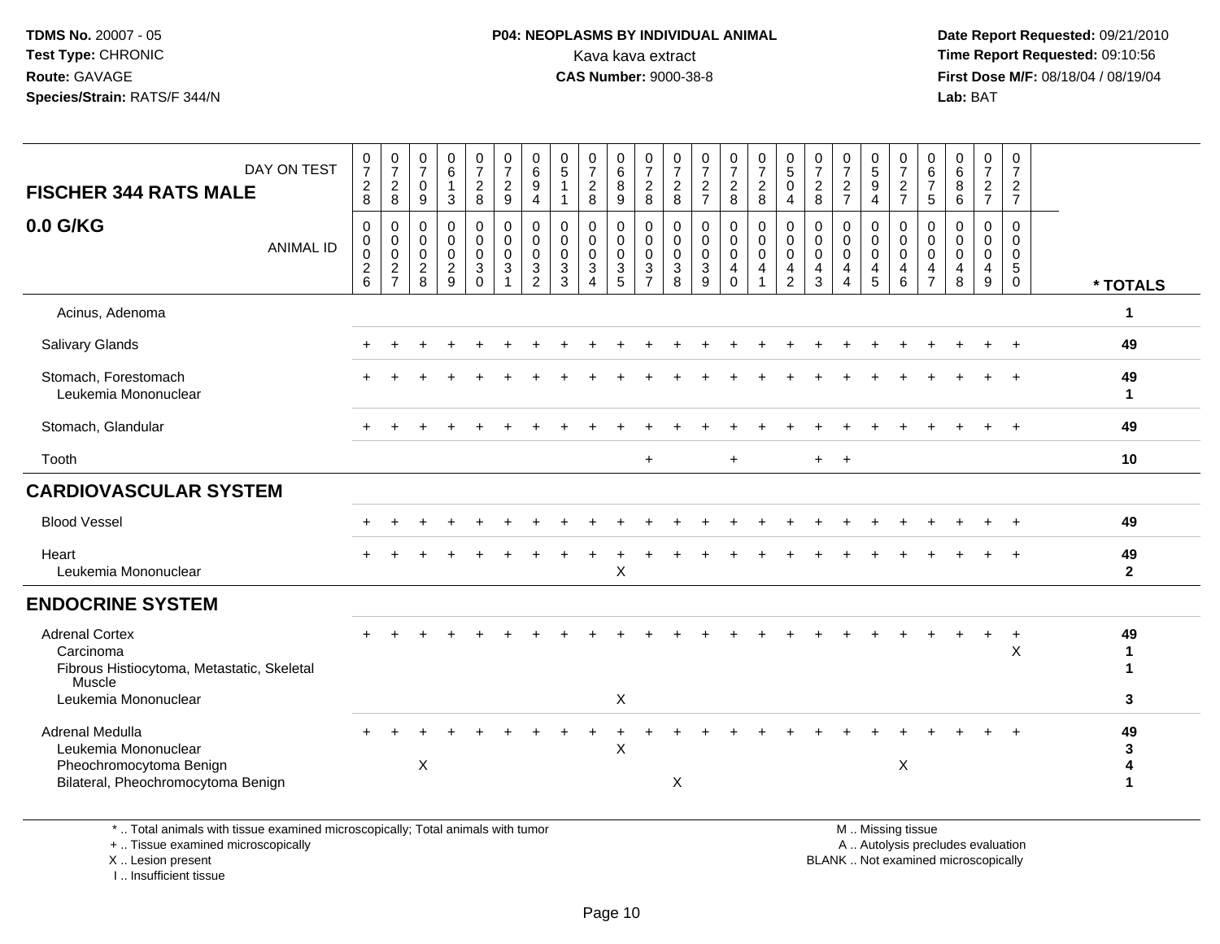**TDMS No.** 20007 - 05
**Test Type:** CHRONIC
**Route:** GAVAGE
**Species/Strain:** RATS/F 344/N

**P04: NEOPLASMS BY INDIVIDUAL ANIMAL**
Kava kava extract
**CAS Number:** 9000-38-8

**Date Report Requested:** 09/21/2010
**Time Report Requested:** 09:10:56
**First Dose M/F:** 08/18/04 / 08/19/04
**Lab:** BAT

| FISCHER 344 RATS MALE — DAY ON TEST | 0728 | 0728 | 0709 | 0613 | 0728 | 0729 | 0694 | 0511 | 0728 | 0689 | 0728 | 0728 | 0727 | 0728 | 0728 | 0504 | 0728 | 0727 | 0594 | 0727 | 0675 | 0686 | 0727 | 0727 | |
|---|---|---|---|---|---|---|---|---|---|---|---|---|---|---|---|---|---|---|---|---|---|---|---|---|---|
| **0.0 G/KG** — ANIMAL ID | 00026 | 00027 | 00028 | 00029 | 00030 | 00031 | 00032 | 00033 | 00034 | 00035 | 00037 | 00038 | 00039 | 00040 | 00041 | 00042 | 00043 | 00044 | 00045 | 00046 | 00047 | 00048 | 00049 | 00050 | *** TOTALS** |
| Acinus, Adenoma | | | | | | | | | | | | | | | | | | | | | | | | | **1** |
| Salivary Glands | + | + | + | + | + | + | + | + | + | + | + | + | + | + | + | + | + | + | + | + | + | + | + | + | **49** |
| Stomach, Forestomach | + | + | + | + | + | + | + | + | + | + | + | + | + | + | + | + | + | + | + | + | + | + | + | + | **49** |
| Leukemia Mononuclear | | | | | | | | | | | | | | | | | | | | | | | | | **1** |
| Stomach, Glandular | + | + | + | + | + | + | + | + | + | + | + | + | + | + | + | + | + | + | + | + | + | + | + | + | **49** |
| Tooth | | | | | | | | | | | + | | | + | | | + | + | | | | | | | **10** |
| **CARDIOVASCULAR SYSTEM** | | | | | | | | | | | | | | | | | | | | | | | | | |
| Blood Vessel | + | + | + | + | + | + | + | + | + | + | + | + | + | + | + | + | + | + | + | + | + | + | + | + | **49** |
| Heart | + | + | + | + | + | + | + | + | + | + | + | + | + | + | + | + | + | + | + | + | + | + | + | + | **49** |
| Leukemia Mononuclear | | | | | | | | | | X | | | | | | | | | | | | | | | **2** |
| **ENDOCRINE SYSTEM** | | | | | | | | | | | | | | | | | | | | | | | | | |
| Adrenal Cortex | + | + | + | + | + | + | + | + | + | + | + | + | + | + | + | + | + | + | + | + | + | + | + | + | **49** |
| Carcinoma | | | | | | | | | | | | | | | | | | | | | | | | X | **1** |
| Fibrous Histiocytoma, Metastatic, Skeletal Muscle | | | | | | | | | | | | | | | | | | | | | | | | | **1** |
| Leukemia Mononuclear | | | | | | | | | | X | | | | | | | | | | | | | | | **3** |
| Adrenal Medulla | + | + | + | + | + | + | + | + | + | + | + | + | + | + | + | + | + | + | + | + | + | + | + | + | **49** |
| Leukemia Mononuclear | | | | | | | | | | X | | | | | | | | | | | | | | | **3** |
| Pheochromocytoma Benign | | | X | | | | | | | | | | | | | | | | | X | | | | | **4** |
| Bilateral, Pheochromocytoma Benign | | | | | | | | | | | | X | | | | | | | | | | | | | **1** |

\* .. Total animals with tissue examined microscopically; Total animals with tumor
\+ .. Tissue examined microscopically
X .. Lesion present
I .. Insufficient tissue

M .. Missing tissue
A .. Autolysis precludes evaluation
BLANK .. Not examined microscopically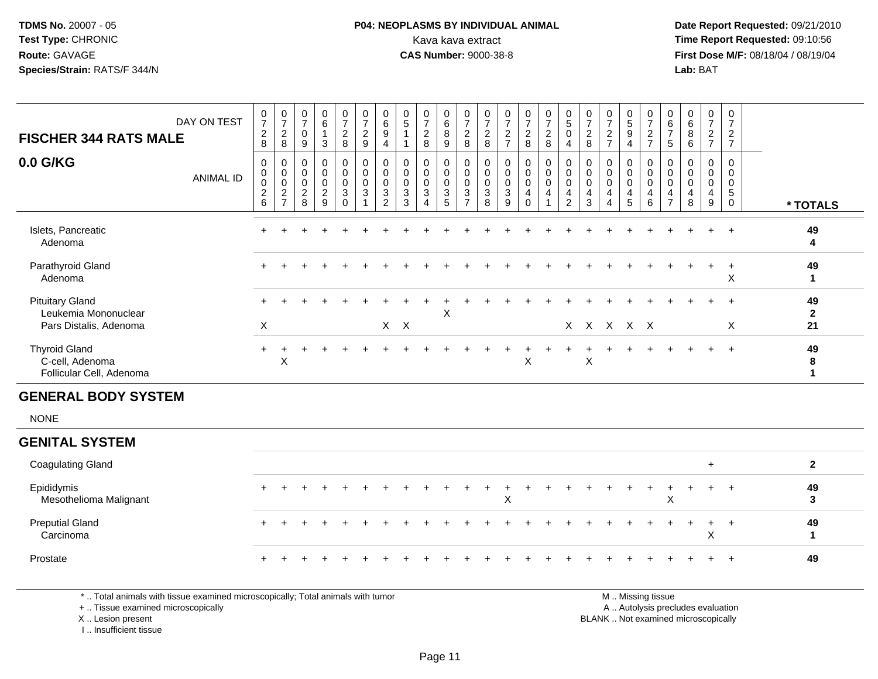**TDMS No.** 20007 - 05
**Test Type:** CHRONIC
**Route:** GAVAGE
**Species/Strain:** RATS/F 344/N

**P04: NEOPLASMS BY INDIVIDUAL ANIMAL**
Kava kava extract
**CAS Number:** 9000-38-8

**Date Report Requested:** 09/21/2010
**Time Report Requested:** 09:10:56
**First Dose M/F:** 08/18/04 / 08/19/04
**Lab:** BAT

## FISCHER 344 RATS MALE
## 0.0 G/KG

| DAY ON TEST | 0728 | 0728 | 0709 | 0613 | 0728 | 0729 | 0694 | 0511 | 0728 | 0689 | 0728 | 0728 | 0727 | 0728 | 0728 | 0504 | 0728 | 0727 | 0594 | 0727 | 0675 | 0686 | 0727 | 0727 | |
|---|---|---|---|---|---|---|---|---|---|---|---|---|---|---|---|---|---|---|---|---|---|---|---|---|---|
| ANIMAL ID | 00026 | 00027 | 00028 | 00029 | 00030 | 00031 | 00032 | 00033 | 00034 | 00035 | 00037 | 00038 | 00039 | 00040 | 00041 | 00042 | 00043 | 00044 | 00045 | 00046 | 00047 | 00048 | 00049 | 00050 | * TOTALS |
| Islets, Pancreatic | + | + | + | + | + | + | + | + | + | + | + | + | + | + | + | + | + | + | + | + | + | + | + | + | 49 |
| Adenoma | | | | | | | | | | | | | | | | | | | | | | | | | 4 |
| Parathyroid Gland | + | + | + | + | + | + | + | + | + | + | + | + | + | + | + | + | + | + | + | + | + | + | + | + | 49 |
| Adenoma | | | | | | | | | | | | | | | | | | | | | | | | X | 1 |
| Pituitary Gland | + | + | + | + | + | + | + | + | + | + | + | + | + | + | + | + | + | + | + | + | + | + | + | + | 49 |
| Leukemia Mononuclear | | | | | | | | | | X | | | | | | | | | | | | | | | 2 |
| Pars Distalis, Adenoma | X | | | | | | X | X | | | | | | | | X | X | X | X | X | | | | X | 21 |
| Thyroid Gland | + | + | + | + | + | + | + | + | + | + | + | + | + | + | + | + | + | + | + | + | + | + | + | + | 49 |
| C-cell, Adenoma | | X | | | | | | | | | | | | X | | | X | | | | | | | | 8 |
| Follicular Cell, Adenoma | | | | | | | | | | | | | | | | | | | | | | | | | 1 |

## GENERAL BODY SYSTEM

NONE

## GENITAL SYSTEM

| | | | | | | | | | | | | | | | | | | | | | | | | | |
|---|---|---|---|---|---|---|---|---|---|---|---|---|---|---|---|---|---|---|---|---|---|---|---|---|---|
| Coagulating Gland | | | | | | | | | | | | | | | | | | | | | | | + | | 2 |
| Epididymis | + | + | + | + | + | + | + | + | + | + | + | + | + | + | + | + | + | + | + | + | + | + | + | + | 49 |
| Mesothelioma Malignant | | | | | | | | | | | | | X | | | | | | | | X | | | | 3 |
| Preputial Gland | + | + | + | + | + | + | + | + | + | + | + | + | + | + | + | + | + | + | + | + | + | + | + | + | 49 |
| Carcinoma | | | | | | | | | | | | | | | | | | | | | | | X | | 1 |
| Prostate | + | + | + | + | + | + | + | + | + | + | + | + | + | + | + | + | + | + | + | + | + | + | + | + | 49 |

\* .. Total animals with tissue examined microscopically; Total animals with tumor
\+ .. Tissue examined microscopically
X .. Lesion present
I .. Insufficient tissue

M .. Missing tissue
A .. Autolysis precludes evaluation
BLANK .. Not examined microscopically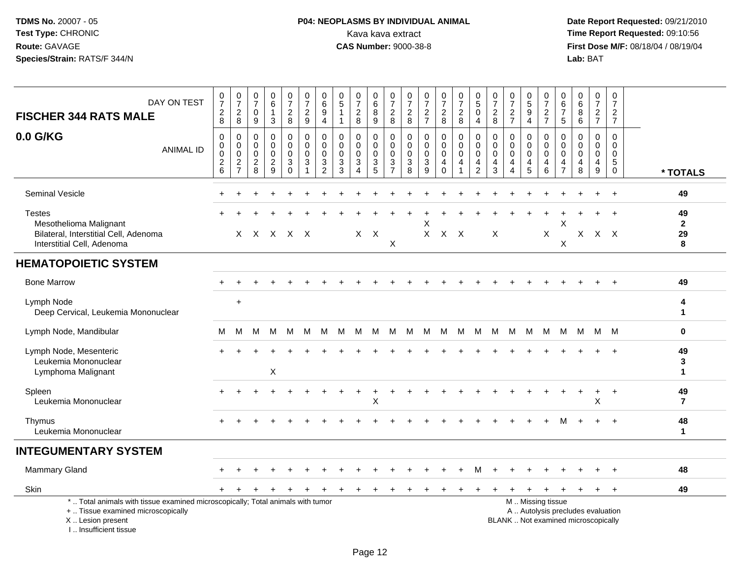TDMS No. 20007 - 05
Test Type: CHRONIC
Route: GAVAGE
Species/Strain: RATS/F 344/N

**P04: NEOPLASMS BY INDIVIDUAL ANIMAL**
Kava kava extract
**CAS Number:** 9000-38-8

Date Report Requested: 09/21/2010
Time Report Requested: 09:10:56
First Dose M/F: 08/18/04 / 08/19/04
Lab: BAT

| FISCHER 344 RATS MALE — DAY ON TEST | 0728 | 0728 | 0709 | 0613 | 0728 | 0729 | 0694 | 0511 | 0728 | 0689 | 0728 | 0728 | 0727 | 0728 | 0728 | 0504 | 0728 | 0727 | 0594 | 0727 | 0675 | 0686 | 0727 | 0727 | |
|---|---|---|---|---|---|---|---|---|---|---|---|---|---|---|---|---|---|---|---|---|---|---|---|---|---|
| **0.0 G/KG** — ANIMAL ID | 0026 | 0027 | 0028 | 0029 | 0030 | 0031 | 0032 | 0033 | 0034 | 0035 | 0037 | 0038 | 0039 | 0040 | 0041 | 0042 | 0043 | 0044 | 0045 | 0046 | 0047 | 0048 | 0049 | 0050 | *** TOTALS** |
| Seminal Vesicle | + | + | + | + | + | + | + | + | + | + | + | + | + | + | + | + | + | + | + | + | + | + | + | + | 49 |
| Testes | + | + | + | + | + | + | + | + | + | + | + | + | + | + | + | + | + | + | + | + | + | + | + | + | 49 |
| Mesothelioma Malignant | | | | | | | | | | | | | X | | | | | | | | X | | | | 2 |
| Bilateral, Interstitial Cell, Adenoma | | X | X | X | X | X | | | X | X | | | X | X | X | | X | | | X | | X | X | X | 29 |
| Interstitial Cell, Adenoma | | | | | | | | | | | X | | | | | | | | | | X | | | | 8 |
| **HEMATOPOIETIC SYSTEM** | | | | | | | | | | | | | | | | | | | | | | | | | |
| Bone Marrow | + | + | + | + | + | + | + | + | + | + | + | + | + | + | + | + | + | + | + | + | + | + | + | + | 49 |
| Lymph Node | | + | | | | | | | | | | | | | | | | | | | | | | | 4 |
| Deep Cervical, Leukemia Mononuclear | | | | | | | | | | | | | | | | | | | | | | | | | 1 |
| Lymph Node, Mandibular | M | M | M | M | M | M | M | M | M | M | M | M | M | M | M | M | M | M | M | M | M | M | M | M | 0 |
| Lymph Node, Mesenteric | + | + | + | + | + | + | + | + | + | + | + | + | + | + | + | + | + | + | + | + | + | + | + | + | 49 |
| Leukemia Mononuclear | | | | | | | | | | | | | | | | | | | | | | | | | 3 |
| Lymphoma Malignant | | | | X | | | | | | | | | | | | | | | | | | | | | 1 |
| Spleen | + | + | + | + | + | + | + | + | + | + | + | + | + | + | + | + | + | + | + | + | + | + | + | + | 49 |
| Leukemia Mononuclear | | | | | | | | | | X | | | | | | | | | | | | | X | | 7 |
| Thymus | + | + | + | + | + | + | + | + | + | + | + | + | + | + | + | + | + | + | + | + | M | + | + | + | 48 |
| Leukemia Mononuclear | | | | | | | | | | | | | | | | | | | | | | | | | 1 |
| **INTEGUMENTARY SYSTEM** | | | | | | | | | | | | | | | | | | | | | | | | | |
| Mammary Gland | + | + | + | + | + | + | + | + | + | + | + | + | + | + | + | M | + | + | + | + | + | + | + | + | 48 |
| Skin | + | + | + | + | + | + | + | + | + | + | + | + | + | + | + | + | + | + | + | + | + | + | + | + | 49 |

\* .. Total animals with tissue examined microscopically; Total animals with tumor
\+ .. Tissue examined microscopically
X .. Lesion present
I .. Insufficient tissue

M .. Missing tissue
A .. Autolysis precludes evaluation
BLANK .. Not examined microscopically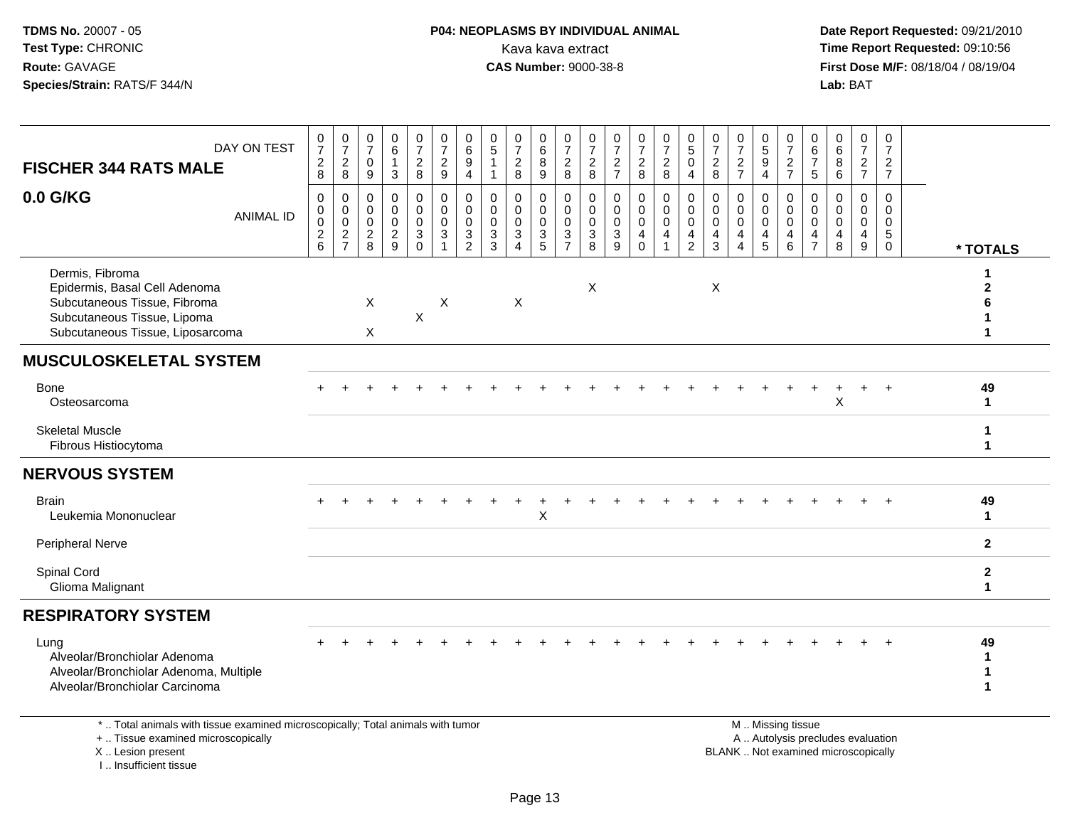**TDMS No.** 20007 - 05
**Test Type:** CHRONIC
**Route:** GAVAGE
**Species/Strain:** RATS/F 344/N

**P04: NEOPLASMS BY INDIVIDUAL ANIMAL**
Kava kava extract
**CAS Number:** 9000-38-8

**Date Report Requested:** 09/21/2010
**Time Report Requested:** 09:10:56
**First Dose M/F:** 08/18/04 / 08/19/04
**Lab:** BAT

## FISCHER 344 RATS MALE
## 0.0 G/KG

| DAY ON TEST | 0728 | 0728 | 0709 | 0613 | 0728 | 0729 | 0694 | 0511 | 0728 | 0689 | 0728 | 0728 | 0727 | 0728 | 0728 | 0504 | 0728 | 0727 | 0594 | 0727 | 0675 | 0686 | 0727 | 0727 | |
|---|---|---|---|---|---|---|---|---|---|---|---|---|---|---|---|---|---|---|---|---|---|---|---|---|---|
| **ANIMAL ID** | 00026 | 00027 | 00028 | 00029 | 00030 | 00031 | 00032 | 00033 | 00034 | 00035 | 00037 | 00038 | 00039 | 00040 | 00041 | 00042 | 00043 | 00044 | 00045 | 00046 | 00047 | 00048 | 00049 | 00050 | *** TOTALS** |
| Dermis, Fibroma | | | | | | | | | | | | | | | | | | | | | | | | | 1 |
| Epidermis, Basal Cell Adenoma | | | | | | | | | | | | X | | | | | X | | | | | | | | 2 |
| Subcutaneous Tissue, Fibroma | | | X | | | X | | | X | | | | | | | | | | | | | | | | 6 |
| Subcutaneous Tissue, Lipoma | | | | | X | | | | | | | | | | | | | | | | | | | | 1 |
| Subcutaneous Tissue, Liposarcoma | | | X | | | | | | | | | | | | | | | | | | | | | | 1 |
| **MUSCULOSKELETAL SYSTEM** | | | | | | | | | | | | | | | | | | | | | | | | | |
| Bone | + | + | + | + | + | + | + | + | + | + | + | + | + | + | + | + | + | + | + | + | + | + | + | + | 49 |
| Osteosarcoma | | | | | | | | | | | | | | | | | | | | | | X | | | 1 |
| Skeletal Muscle | | | | | | | | | | | | | | | | | | | | | | | | | 1 |
| Fibrous Histiocytoma | | | | | | | | | | | | | | | | | | | | | | | | | 1 |
| **NERVOUS SYSTEM** | | | | | | | | | | | | | | | | | | | | | | | | | |
| Brain | + | + | + | + | + | + | + | + | + | + | + | + | + | + | + | + | + | + | + | + | + | + | + | + | 49 |
| Leukemia Mononuclear | | | | | | | | | | X | | | | | | | | | | | | | | | 1 |
| Peripheral Nerve | | | | | | | | | | | | | | | | | | | | | | | | | 2 |
| Spinal Cord | | | | | | | | | | | | | | | | | | | | | | | | | 2 |
| Glioma Malignant | | | | | | | | | | | | | | | | | | | | | | | | | 1 |
| **RESPIRATORY SYSTEM** | | | | | | | | | | | | | | | | | | | | | | | | | |
| Lung | + | + | + | + | + | + | + | + | + | + | + | + | + | + | + | + | + | + | + | + | + | + | + | + | 49 |
| Alveolar/Bronchiolar Adenoma | | | | | | | | | | | | | | | | | | | | | | | | | 1 |
| Alveolar/Bronchiolar Adenoma, Multiple | | | | | | | | | | | | | | | | | | | | | | | | | 1 |
| Alveolar/Bronchiolar Carcinoma | | | | | | | | | | | | | | | | | | | | | | | | | 1 |

\* .. Total animals with tissue examined microscopically; Total animals with tumor
\+ .. Tissue examined microscopically
X .. Lesion present
I .. Insufficient tissue

M .. Missing tissue
A .. Autolysis precludes evaluation
BLANK .. Not examined microscopically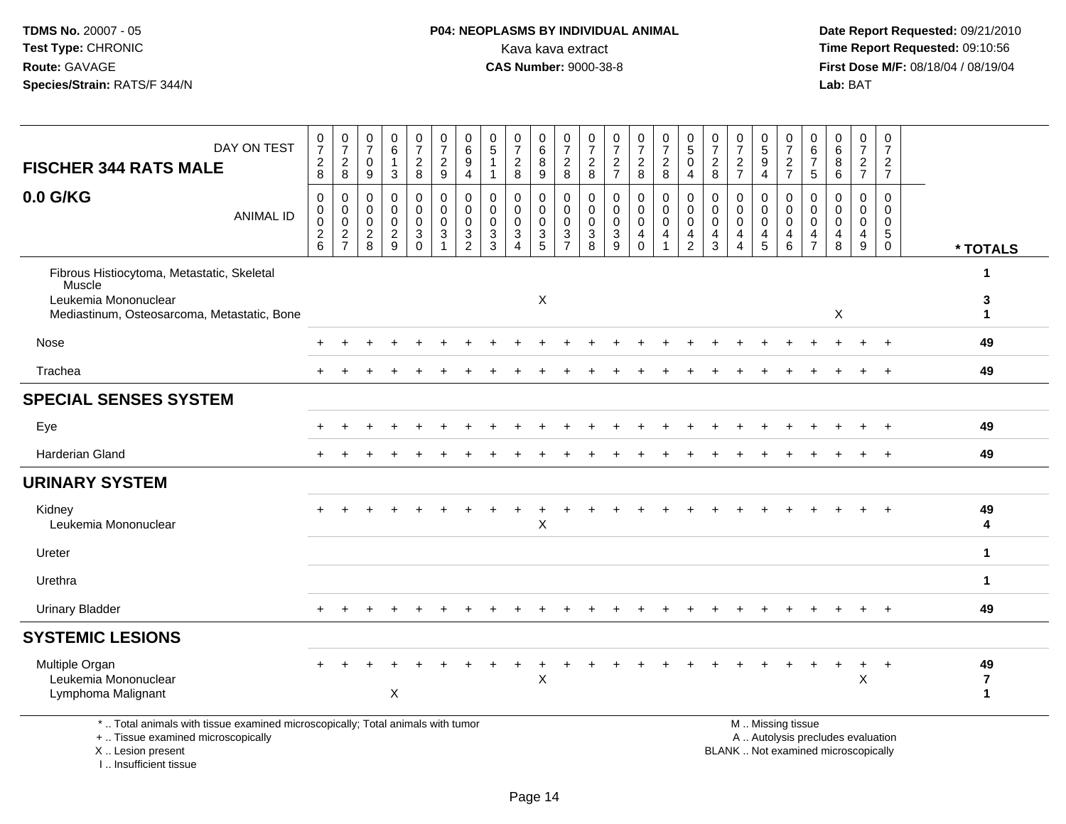TDMS No. 20007 - 05
Test Type: CHRONIC
Route: GAVAGE
Species/Strain: RATS/F 344/N

P04: NEOPLASMS BY INDIVIDUAL ANIMAL
Kava kava extract
CAS Number: 9000-38-8

Date Report Requested: 09/21/2010
Time Report Requested: 09:10:56
First Dose M/F: 08/18/04 / 08/19/04
Lab: BAT

| FISCHER 344 RATS MALE — DAY ON TEST | 0728 | 0728 | 0709 | 0613 | 0728 | 0729 | 0694 | 0511 | 0728 | 0689 | 0728 | 0728 | 0727 | 0728 | 0728 | 0504 | 0728 | 0727 | 0594 | 0727 | 0675 | 0686 | 0727 | 0727 | |
|---|---|---|---|---|---|---|---|---|---|---|---|---|---|---|---|---|---|---|---|---|---|---|---|---|---|
| **0.0 G/KG** — ANIMAL ID | 00026 | 00027 | 00028 | 00029 | 00030 | 00031 | 00032 | 00033 | 00034 | 00035 | 00037 | 00038 | 00039 | 00040 | 00041 | 00042 | 00043 | 00044 | 00045 | 00046 | 00047 | 00048 | 00049 | 00050 | * TOTALS |
| Fibrous Histiocytoma, Metastatic, Skeletal Muscle | | | | | | | | | | | | | | | | | | | | | | | | | 1 |
| Leukemia Mononuclear | | | | | | | | | | X | | | | | | | | | | | | | | | 3 |
| Mediastinum, Osteosarcoma, Metastatic, Bone | | | | | | | | | | | | | | | | | | | | | | X | | | 1 |
| Nose | + | + | + | + | + | + | + | + | + | + | + | + | + | + | + | + | + | + | + | + | + | + | + | + | 49 |
| Trachea | + | + | + | + | + | + | + | + | + | + | + | + | + | + | + | + | + | + | + | + | + | + | + | + | 49 |
| **SPECIAL SENSES SYSTEM** | | | | | | | | | | | | | | | | | | | | | | | | | |
| Eye | + | + | + | + | + | + | + | + | + | + | + | + | + | + | + | + | + | + | + | + | + | + | + | + | 49 |
| Harderian Gland | + | + | + | + | + | + | + | + | + | + | + | + | + | + | + | + | + | + | + | + | + | + | + | + | 49 |
| **URINARY SYSTEM** | | | | | | | | | | | | | | | | | | | | | | | | | |
| Kidney | + | + | + | + | + | + | + | + | + | + | + | + | + | + | + | + | + | + | + | + | + | + | + | + | 49 |
| Leukemia Mononuclear | | | | | | | | | | X | | | | | | | | | | | | | | | 4 |
| Ureter | | | | | | | | | | | | | | | | | | | | | | | | | 1 |
| Urethra | | | | | | | | | | | | | | | | | | | | | | | | | 1 |
| Urinary Bladder | + | + | + | + | + | + | + | + | + | + | + | + | + | + | + | + | + | + | + | + | + | + | + | + | 49 |
| **SYSTEMIC LESIONS** | | | | | | | | | | | | | | | | | | | | | | | | | |
| Multiple Organ | + | + | + | + | + | + | + | + | + | + | + | + | + | + | + | + | + | + | + | + | + | + | + | + | 49 |
| Leukemia Mononuclear | | | | | | | | | | X | | | | | | | | | | | | | X | | 7 |
| Lymphoma Malignant | | | | X | | | | | | | | | | | | | | | | | | | | | 1 |

\* .. Total animals with tissue examined microscopically; Total animals with tumor
+ .. Tissue examined microscopically
X .. Lesion present
I .. Insufficient tissue

M .. Missing tissue
A .. Autolysis precludes evaluation
BLANK .. Not examined microscopically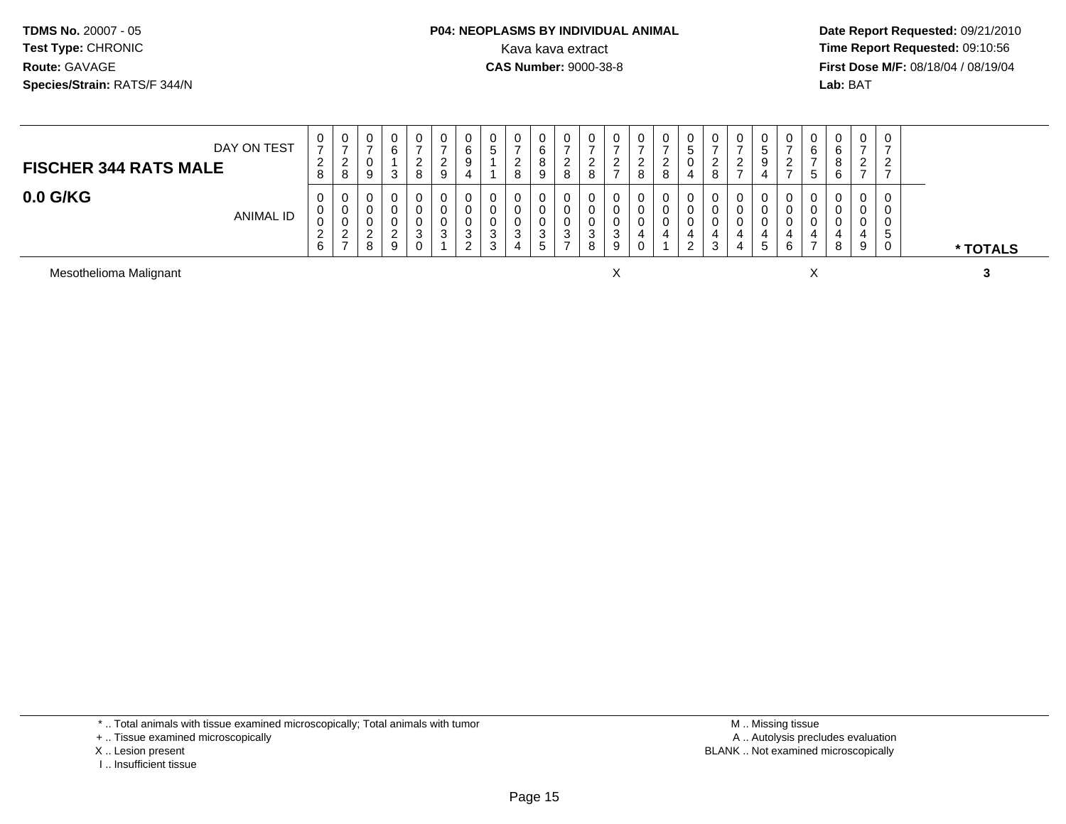**TDMS No.** 20007 - 05
**Test Type:** CHRONIC
**Route:** GAVAGE
**Species/Strain:** RATS/F 344/N

**P04: NEOPLASMS BY INDIVIDUAL ANIMAL**
Kava kava extract
**CAS Number:** 9000-38-8

**Date Report Requested:** 09/21/2010
**Time Report Requested:** 09:10:56
**First Dose M/F:** 08/18/04 / 08/19/04
**Lab:** BAT

| **FISCHER 344 RATS MALE** DAY ON TEST | 0728 | 0728 | 0709 | 0613 | 0728 | 0729 | 0694 | 0511 | 0728 | 0689 | 0728 | 0728 | 0727 | 0728 | 0728 | 0504 | 0728 | 0727 | 0594 | 0727 | 0675 | 0686 | 0727 | 0727 | |
|---|---|---|---|---|---|---|---|---|---|---|---|---|---|---|---|---|---|---|---|---|---|---|---|---|---|
| **0.0 G/KG** ANIMAL ID | 00026 | 00027 | 00028 | 00029 | 00030 | 00031 | 00032 | 00033 | 00034 | 00035 | 00037 | 00038 | 00039 | 00040 | 00041 | 00042 | 00043 | 00044 | 00045 | 00046 | 00047 | 00048 | 00049 | 00050 | *** TOTALS** |
| Mesothelioma Malignant | | | | | | | | | | | | | X | | | | | | | | X | | | | **3** |

* .. Total animals with tissue examined microscopically; Total animals with tumor
+ .. Tissue examined microscopically
X .. Lesion present
I .. Insufficient tissue

M .. Missing tissue
A .. Autolysis precludes evaluation
BLANK .. Not examined microscopically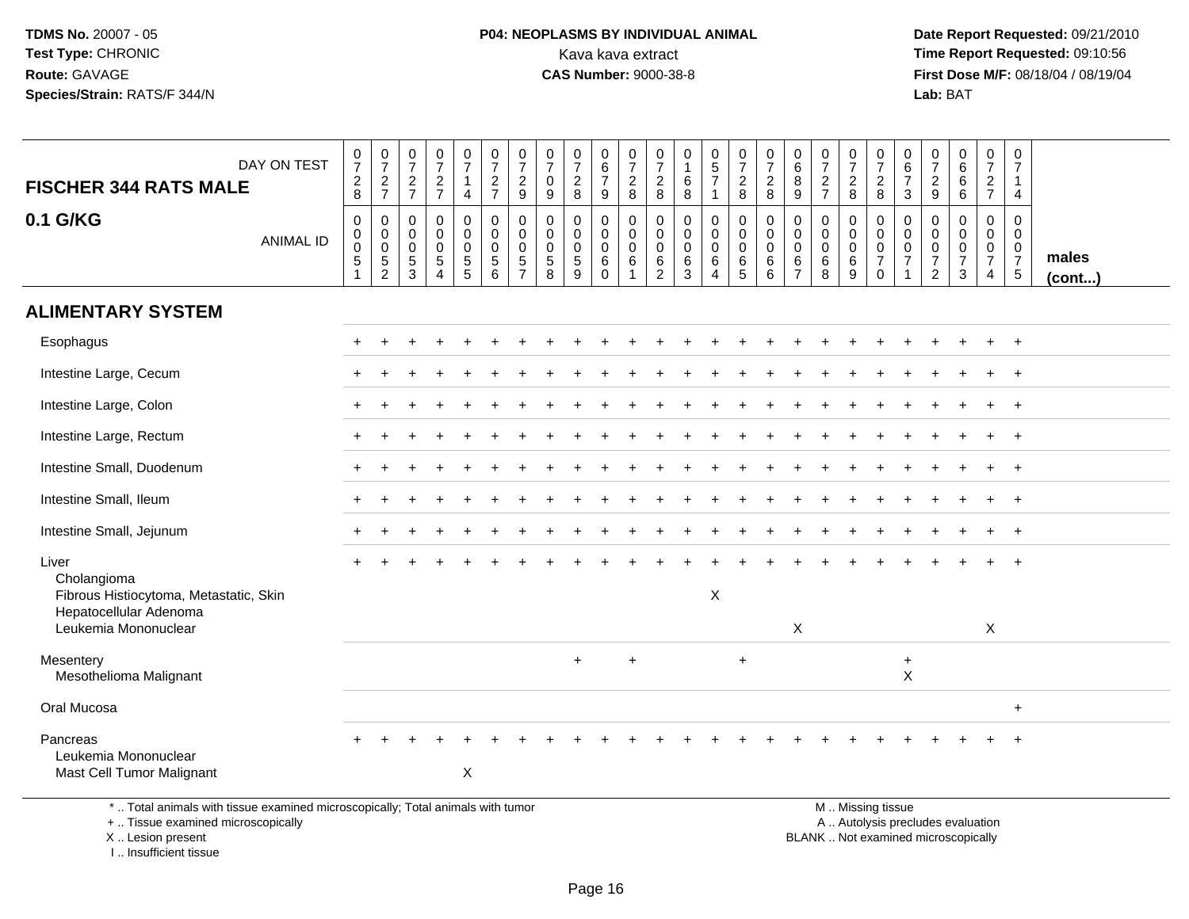**TDMS No.** 20007 - 05
**Test Type:** CHRONIC
**Route:** GAVAGE
**Species/Strain:** RATS/F 344/N

**P04: NEOPLASMS BY INDIVIDUAL ANIMAL**
Kava kava extract
**CAS Number:** 9000-38-8

**Date Report Requested:** 09/21/2010
**Time Report Requested:** 09:10:56
**First Dose M/F:** 08/18/04 / 08/19/04
**Lab:** BAT

## FISCHER 344 RATS MALE
## 0.1 G/KG

| DAY ON TEST | 0728 | 0727 | 0727 | 0727 | 0714 | 0727 | 0729 | 0709 | 0728 | 0679 | 0728 | 0728 | 0168 | 0571 | 0728 | 0728 | 0689 | 0727 | 0728 | 0728 | 0673 | 0729 | 0666 | 0727 | 0714 | |
|---|---|---|---|---|---|---|---|---|---|---|---|---|---|---|---|---|---|---|---|---|---|---|---|---|---|---|
| **ANIMAL ID** | 00051 | 00052 | 00053 | 00054 | 00055 | 00056 | 00057 | 00058 | 00059 | 00060 | 00061 | 00062 | 00063 | 00064 | 00065 | 00066 | 00067 | 00068 | 00069 | 00070 | 00071 | 00072 | 00073 | 00074 | 00075 | **males (cont...)** |
| **ALIMENTARY SYSTEM** | | | | | | | | | | | | | | | | | | | | | | | | | | |
| Esophagus | + | + | + | + | + | + | + | + | + | + | + | + | + | + | + | + | + | + | + | + | + | + | + | + | + | |
| Intestine Large, Cecum | + | + | + | + | + | + | + | + | + | + | + | + | + | + | + | + | + | + | + | + | + | + | + | + | + | |
| Intestine Large, Colon | + | + | + | + | + | + | + | + | + | + | + | + | + | + | + | + | + | + | + | + | + | + | + | + | + | |
| Intestine Large, Rectum | + | + | + | + | + | + | + | + | + | + | + | + | + | + | + | + | + | + | + | + | + | + | + | + | + | |
| Intestine Small, Duodenum | + | + | + | + | + | + | + | + | + | + | + | + | + | + | + | + | + | + | + | + | + | + | + | + | + | |
| Intestine Small, Ileum | + | + | + | + | + | + | + | + | + | + | + | + | + | + | + | + | + | + | + | + | + | + | + | + | + | |
| Intestine Small, Jejunum | + | + | + | + | + | + | + | + | + | + | + | + | + | + | + | + | + | + | + | + | + | + | + | + | + | |
| Liver | + | + | + | + | + | + | + | + | + | + | + | + | + | + | + | + | + | + | + | + | + | + | + | + | + | |
| Cholangioma | | | | | | | | | | | | | | | | | | | | | | | | | | |
| Fibrous Histiocytoma, Metastatic, Skin | | | | | | | | | | | | | | X | | | | | | | | | | | | |
| Hepatocellular Adenoma | | | | | | | | | | | | | | | | | | | | | | | | | | |
| Leukemia Mononuclear | | | | | | | | | | | | | | | | | X | | | | | | | X | | |
| Mesentery | | | | | | | | | + | | + | | | | + | | | | | | + | | | | | |
| Mesothelioma Malignant | | | | | | | | | | | | | | | | | | | | | X | | | | | |
| Oral Mucosa | | | | | | | | | | | | | | | | | | | | | | | | | + | |
| Pancreas | + | + | + | + | + | + | + | + | + | + | + | + | + | + | + | + | + | + | + | + | + | + | + | + | + | |
| Leukemia Mononuclear | | | | | | | | | | | | | | | | | | | | | | | | | | |
| Mast Cell Tumor Malignant | | | | | X | | | | | | | | | | | | | | | | | | | | | |

\* .. Total animals with tissue examined microscopically; Total animals with tumor
\+ .. Tissue examined microscopically
X .. Lesion present
I .. Insufficient tissue

M .. Missing tissue
A .. Autolysis precludes evaluation
BLANK .. Not examined microscopically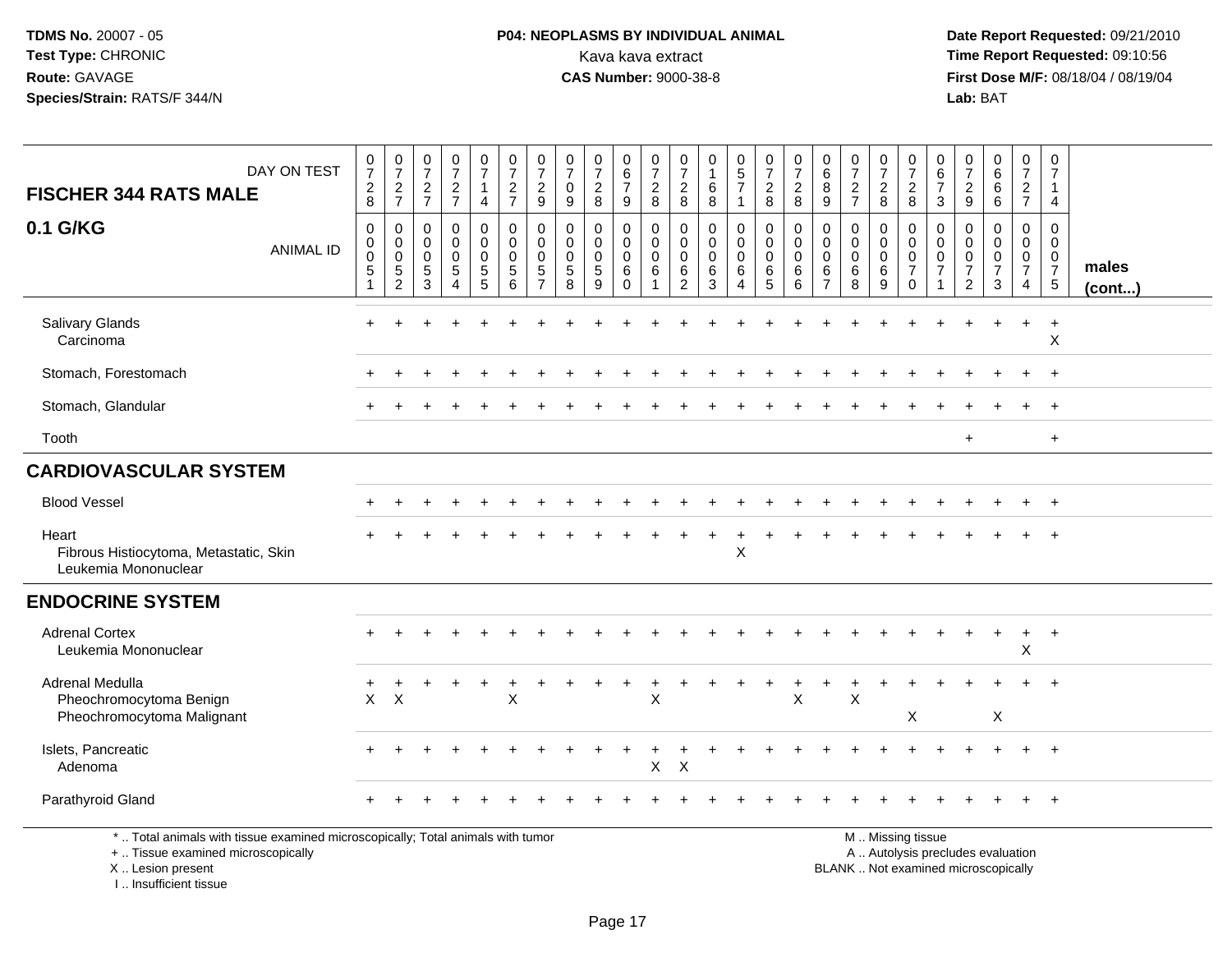TDMS No. 20007 - 05
Test Type: CHRONIC
Route: GAVAGE
Species/Strain: RATS/F 344/N

**P04: NEOPLASMS BY INDIVIDUAL ANIMAL**
Kava kava extract
**CAS Number:** 9000-38-8

Date Report Requested: 09/21/2010
Time Report Requested: 09:10:56
First Dose M/F: 08/18/04 / 08/19/04
Lab: BAT

| FISCHER 344 RATS MALE — DAY ON TEST | 0728 | 0727 | 0727 | 0727 | 0714 | 0727 | 0729 | 0709 | 0728 | 0679 | 0728 | 0728 | 0168 | 0571 | 0728 | 0728 | 0689 | 0727 | 0728 | 0728 | 0673 | 0729 | 0666 | 0727 | 0714 | |
|---|---|---|---|---|---|---|---|---|---|---|---|---|---|---|---|---|---|---|---|---|---|---|---|---|---|---|
| **0.1 G/KG** — ANIMAL ID | 0005 1 | 0005 2 | 0005 3 | 0005 4 | 0005 5 | 0005 6 | 0005 7 | 0005 8 | 0005 9 | 0006 0 | 0006 1 | 0006 2 | 0006 3 | 0006 4 | 0006 5 | 0006 6 | 0006 7 | 0006 8 | 0006 9 | 0007 0 | 0007 1 | 0007 2 | 0007 3 | 0007 4 | 0007 5 | **males (cont...)** |
| Salivary Glands | + | + | + | + | + | + | + | + | + | + | + | + | + | + | + | + | + | + | + | + | + | + | + | + | + | |
| Carcinoma | | | | | | | | | | | | | | | | | | | | | | | | | X | |
| Stomach, Forestomach | + | + | + | + | + | + | + | + | + | + | + | + | + | + | + | + | + | + | + | + | + | + | + | + | + | |
| Stomach, Glandular | + | + | + | + | + | + | + | + | + | + | + | + | + | + | + | + | + | + | + | + | + | + | + | + | + | |
| Tooth | | | | | | | | | | | | | | | | | | | | | | + | | | + | |
| **CARDIOVASCULAR SYSTEM** | | | | | | | | | | | | | | | | | | | | | | | | | | |
| Blood Vessel | + | + | + | + | + | + | + | + | + | + | + | + | + | + | + | + | + | + | + | + | + | + | + | + | + | |
| Heart | + | + | + | + | + | + | + | + | + | + | + | + | + | + | + | + | + | + | + | + | + | + | + | + | + | |
| Fibrous Histiocytoma, Metastatic, Skin | | | | | | | | | | | | | | X | | | | | | | | | | | | |
| Leukemia Mononuclear | | | | | | | | | | | | | | | | | | | | | | | | | | |
| **ENDOCRINE SYSTEM** | | | | | | | | | | | | | | | | | | | | | | | | | | |
| Adrenal Cortex | + | + | + | + | + | + | + | + | + | + | + | + | + | + | + | + | + | + | + | + | + | + | + | + | + | |
| Leukemia Mononuclear | | | | | | | | | | | | | | | | | | | | | | | | X | | |
| Adrenal Medulla | + | + | + | + | + | + | + | + | + | + | + | + | + | + | + | + | + | + | + | + | + | + | + | + | + | |
| Pheochromocytoma Benign | X | X | | | | X | | | | | X | | | | | X | | X | | | | | | | | |
| Pheochromocytoma Malignant | | | | | | | | | | | | | | | | | | | | X | | | X | | | |
| Islets, Pancreatic | + | + | + | + | + | + | + | + | + | + | + | + | + | + | + | + | + | + | + | + | + | + | + | + | + | |
| Adenoma | | | | | | | | | | | X | X | | | | | | | | | | | | | | |
| Parathyroid Gland | + | + | + | + | + | + | + | + | + | + | + | + | + | + | + | + | + | + | + | + | + | + | + | + | + | |

\* .. Total animals with tissue examined microscopically; Total animals with tumor
\+ .. Tissue examined microscopically
X .. Lesion present
I .. Insufficient tissue

M .. Missing tissue
A .. Autolysis precludes evaluation
BLANK .. Not examined microscopically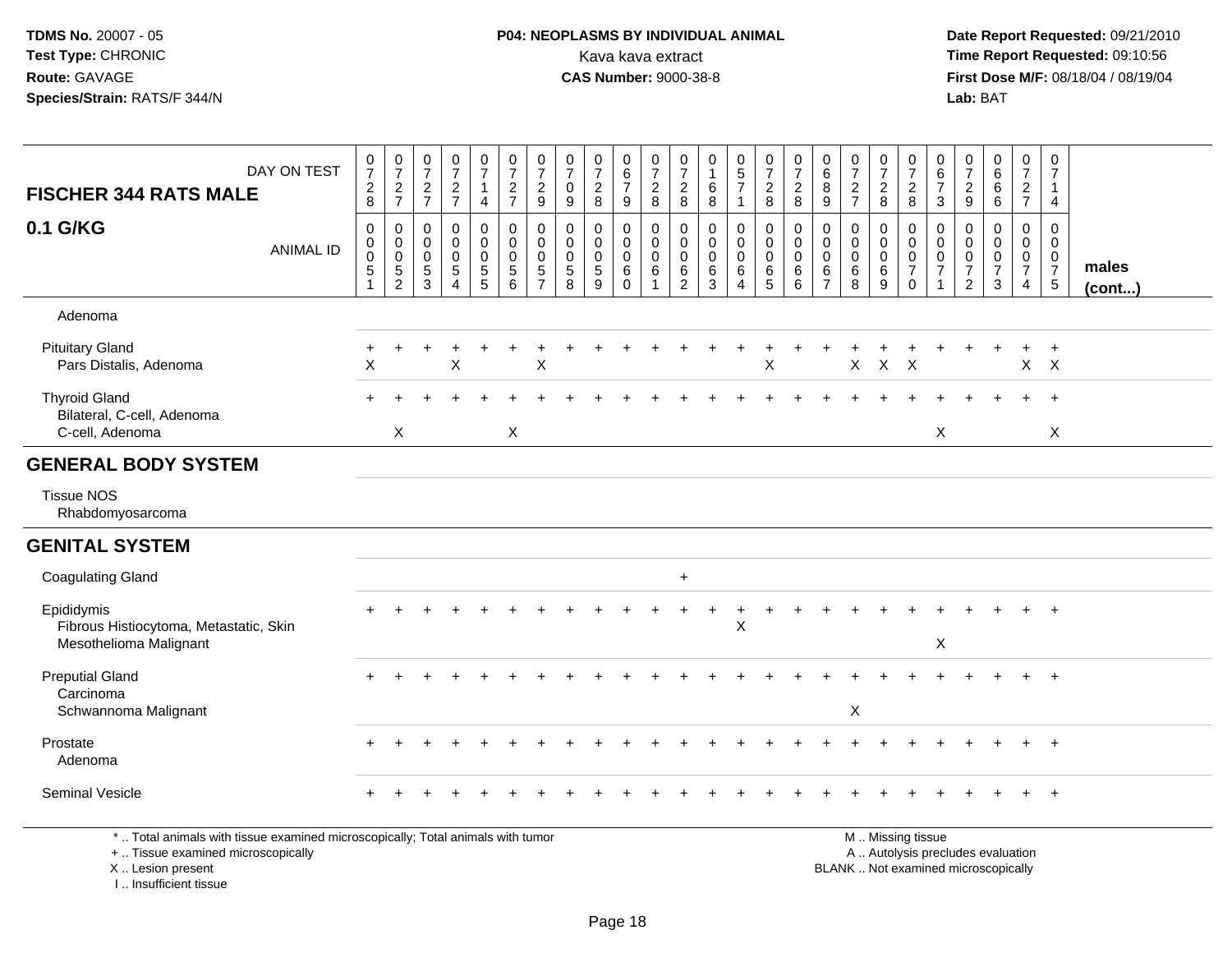TDMS No. 20007 - 05
Test Type: CHRONIC
Route: GAVAGE
Species/Strain: RATS/F 344/N

**P04: NEOPLASMS BY INDIVIDUAL ANIMAL**
Kava kava extract
**CAS Number:** 9000-38-8

Date Report Requested: 09/21/2010
Time Report Requested: 09:10:56
First Dose M/F: 08/18/04 / 08/19/04
Lab: BAT

| FISCHER 344 RATS MALE — DAY ON TEST | 0728 | 0727 | 0727 | 0727 | 0714 | 0727 | 0729 | 0709 | 0728 | 0679 | 0728 | 0728 | 0168 | 0571 | 0728 | 0728 | 0689 | 0727 | 0728 | 0728 | 0673 | 0729 | 0666 | 0727 | 0714 | |
|---|---|---|---|---|---|---|---|---|---|---|---|---|---|---|---|---|---|---|---|---|---|---|---|---|---|---|
| **0.1 G/KG** — ANIMAL ID | 00051 | 00052 | 00053 | 00054 | 00055 | 00056 | 00057 | 00058 | 00059 | 00060 | 00061 | 00062 | 00063 | 00064 | 00065 | 00066 | 00067 | 00068 | 00069 | 00070 | 00071 | 00072 | 00073 | 00074 | 00075 | **males (cont...)** |
| Adenoma | | | | | | | | | | | | | | | | | | | | | | | | | | |
| Pituitary Gland | + | + | + | + | + | + | + | + | + | + | + | + | + | + | + | + | + | + | + | + | + | + | + | + | + | |
| Pars Distalis, Adenoma | X | | | X | | | X | | | | | | | | X | | | X | X | X | | | | X | X | |
| Thyroid Gland | + | + | + | + | + | + | + | + | + | + | + | + | + | + | + | + | + | + | + | + | + | + | + | + | + | |
| Bilateral, C-cell, Adenoma | | | | | | | | | | | | | | | | | | | | | | | | | | |
| C-cell, Adenoma | | X | | | | X | | | | | | | | | | | | | | | X | | | | X | |
| **GENERAL BODY SYSTEM** | | | | | | | | | | | | | | | | | | | | | | | | | | |
| Tissue NOS | | | | | | | | | | | | | | | | | | | | | | | | | | |
| Rhabdomyosarcoma | | | | | | | | | | | | | | | | | | | | | | | | | | |
| **GENITAL SYSTEM** | | | | | | | | | | | | | | | | | | | | | | | | | | |
| Coagulating Gland | | | | | | | | | | | | + | | | | | | | | | | | | | | |
| Epididymis | + | + | + | + | + | + | + | + | + | + | + | + | + | + | + | + | + | + | + | + | + | + | + | + | + | |
| Fibrous Histiocytoma, Metastatic, Skin | | | | | | | | | | | | | | X | | | | | | | | | | | | |
| Mesothelioma Malignant | | | | | | | | | | | | | | | | | | | | | X | | | | | |
| Preputial Gland | + | + | + | + | + | + | + | + | + | + | + | + | + | + | + | + | + | + | + | + | + | + | + | + | + | |
| Carcinoma | | | | | | | | | | | | | | | | | | | | | | | | | | |
| Schwannoma Malignant | | | | | | | | | | | | | | | | | | X | | | | | | | | |
| Prostate | + | + | + | + | + | + | + | + | + | + | + | + | + | + | + | + | + | + | + | + | + | + | + | + | + | |
| Adenoma | | | | | | | | | | | | | | | | | | | | | | | | | | |
| Seminal Vesicle | + | + | + | + | + | + | + | + | + | + | + | + | + | + | + | + | + | + | + | + | + | + | + | + | + | |

\* .. Total animals with tissue examined microscopically; Total animals with tumor
+ .. Tissue examined microscopically
X .. Lesion present
I .. Insufficient tissue

M .. Missing tissue
A .. Autolysis precludes evaluation
BLANK .. Not examined microscopically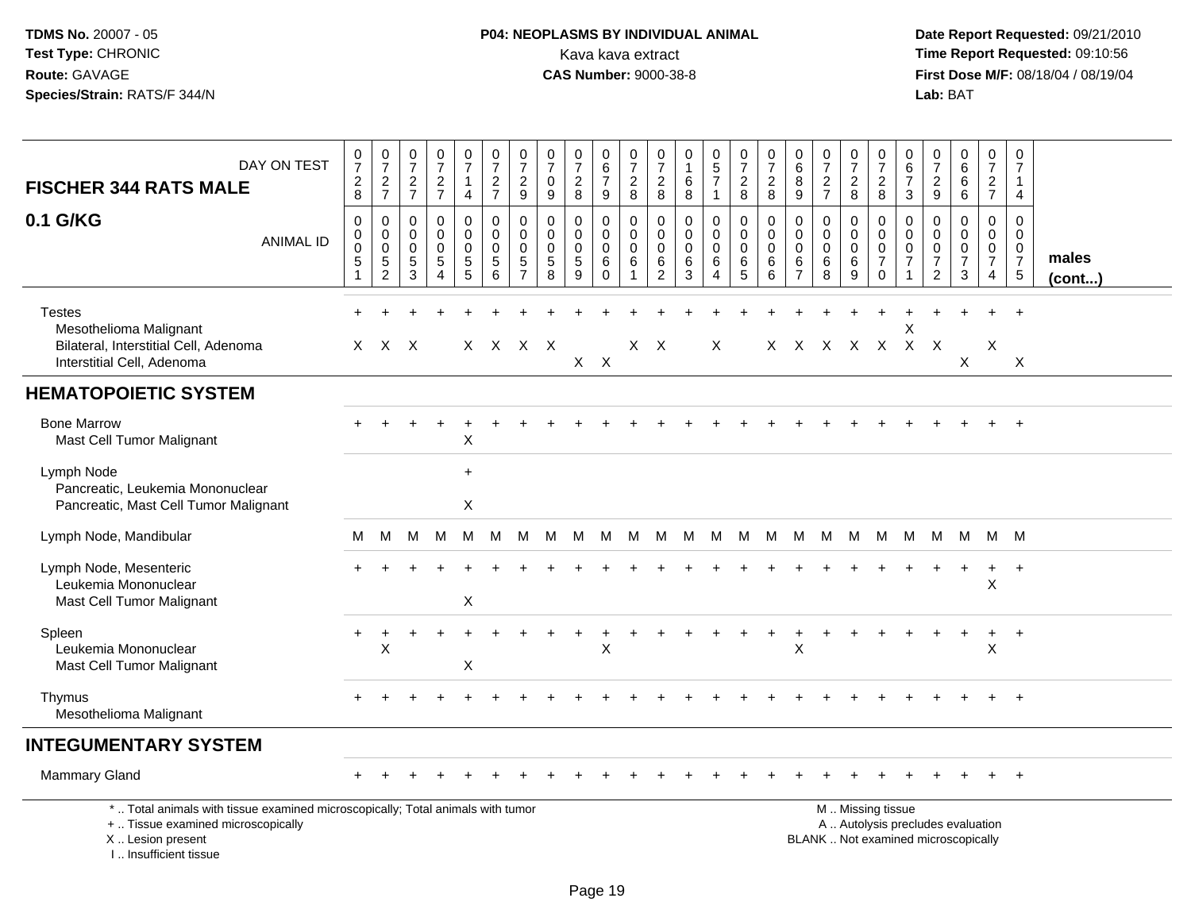**TDMS No.** 20007 - 05
**Test Type:** CHRONIC
**Route:** GAVAGE
**Species/Strain:** RATS/F 344/N

**P04: NEOPLASMS BY INDIVIDUAL ANIMAL**
Kava kava extract
**CAS Number:** 9000-38-8

**Date Report Requested:** 09/21/2010
**Time Report Requested:** 09:10:56
**First Dose M/F:** 08/18/04 / 08/19/04
**Lab:** BAT

## FISCHER 344 RATS MALE

## 0.1 G/KG

| DAY ON TEST | 0728 | 0727 | 0727 | 0727 | 0714 | 0727 | 0729 | 0709 | 0728 | 0679 | 0728 | 0728 | 0168 | 0571 | 0728 | 0728 | 0689 | 0727 | 0728 | 0728 | 0673 | 0729 | 0666 | 0727 | 0714 | |
|---|---|---|---|---|---|---|---|---|---|---|---|---|---|---|---|---|---|---|---|---|---|---|---|---|---|---|
| **ANIMAL ID** | 0051 | 0052 | 0053 | 0054 | 0055 | 0056 | 0057 | 0058 | 0059 | 0060 | 0061 | 0062 | 0063 | 0064 | 0065 | 0066 | 0067 | 0068 | 0069 | 0070 | 0071 | 0072 | 0073 | 0074 | 0075 | **males (cont...)** |
| Testes | + | + | + | + | + | + | + | + | + | + | + | + | + | + | + | + | + | + | + | + | + | + | + | + | + | |
| Mesothelioma Malignant | | | | | | | | | | | | | | | | | | | | | X | | | | | |
| Bilateral, Interstitial Cell, Adenoma | X | X | X | | X | X | X | X | | | X | X | | X | | X | X | X | X | X | X | X | | X | | |
| Interstitial Cell, Adenoma | | | | | | | | | X | X | | | | | | | | | | | | | X | | X | |
| **HEMATOPOIETIC SYSTEM** | | | | | | | | | | | | | | | | | | | | | | | | | | |
| Bone Marrow | + | + | + | + | + | + | + | + | + | + | + | + | + | + | + | + | + | + | + | + | + | + | + | + | + | |
| Mast Cell Tumor Malignant | | | | | X | | | | | | | | | | | | | | | | | | | | | |
| Lymph Node | | | | | + | | | | | | | | | | | | | | | | | | | | | |
| Pancreatic, Leukemia Mononuclear | | | | | | | | | | | | | | | | | | | | | | | | | | |
| Pancreatic, Mast Cell Tumor Malignant | | | | | X | | | | | | | | | | | | | | | | | | | | | |
| Lymph Node, Mandibular | M | M | M | M | M | M | M | M | M | M | M | M | M | M | M | M | M | M | M | M | M | M | M | M | M | |
| Lymph Node, Mesenteric | + | + | + | + | + | + | + | + | + | + | + | + | + | + | + | + | + | + | + | + | + | + | + | + | + | |
| Leukemia Mononuclear | | | | | | | | | | | | | | | | | | | | | | | | X | | |
| Mast Cell Tumor Malignant | | | | | X | | | | | | | | | | | | | | | | | | | | | |
| Spleen | + | + | + | + | + | + | + | + | + | + | + | + | + | + | + | + | + | + | + | + | + | + | + | + | + | |
| Leukemia Mononuclear | | X | | | | | | | | X | | | | | | | X | | | | | | | X | | |
| Mast Cell Tumor Malignant | | | | | X | | | | | | | | | | | | | | | | | | | | | |
| Thymus | + | + | + | + | + | + | + | + | + | + | + | + | + | + | + | + | + | + | + | + | + | + | + | + | + | |
| Mesothelioma Malignant | | | | | | | | | | | | | | | | | | | | | | | | | | |
| **INTEGUMENTARY SYSTEM** | | | | | | | | | | | | | | | | | | | | | | | | | | |
| Mammary Gland | + | + | + | + | + | + | + | + | + | + | + | + | + | + | + | + | + | + | + | + | + | + | + | + | + | |

\* .. Total animals with tissue examined microscopically; Total animals with tumor
\+ .. Tissue examined microscopically
X .. Lesion present
I .. Insufficient tissue

M .. Missing tissue
A .. Autolysis precludes evaluation
BLANK .. Not examined microscopically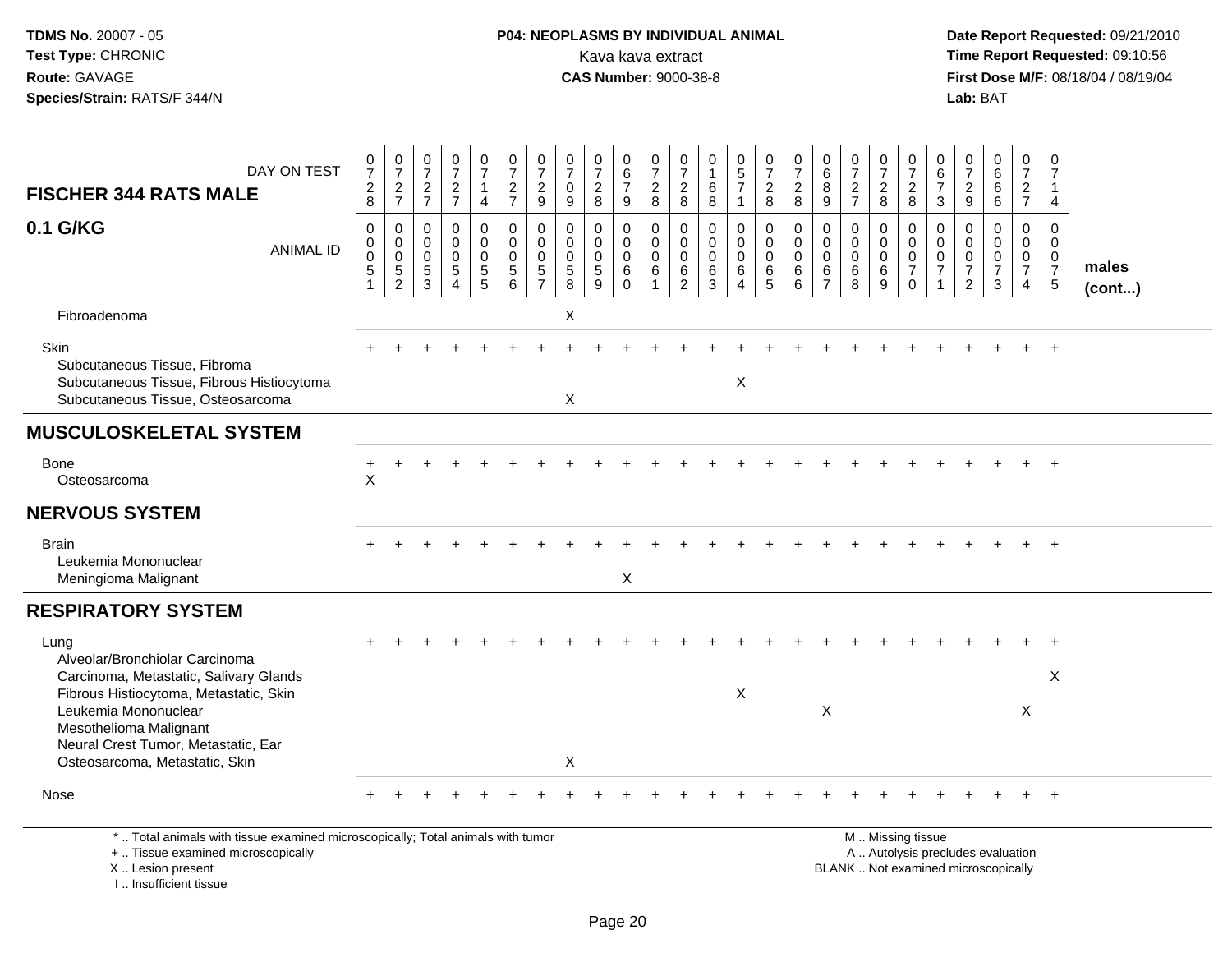**TDMS No.** 20007 - 05
**Test Type:** CHRONIC
**Route:** GAVAGE
**Species/Strain:** RATS/F 344/N

**P04: NEOPLASMS BY INDIVIDUAL ANIMAL**
Kava kava extract
**CAS Number:** 9000-38-8

**Date Report Requested:** 09/21/2010
**Time Report Requested:** 09:10:56
**First Dose M/F:** 08/18/04 / 08/19/04
**Lab:** BAT

| FISCHER 344 RATS MALE — DAY ON TEST | 0728 | 0727 | 0727 | 0727 | 0714 | 0727 | 0729 | 0709 | 0728 | 0679 | 0728 | 0728 | 0168 | 0571 | 0728 | 0728 | 0689 | 0727 | 0728 | 0728 | 0673 | 0729 | 0666 | 0727 | 0714 | |
|---|---|---|---|---|---|---|---|---|---|---|---|---|---|---|---|---|---|---|---|---|---|---|---|---|---|---|
| **0.1 G/KG** — ANIMAL ID | 0005 1 | 0005 2 | 0005 3 | 0005 4 | 0005 5 | 0005 6 | 0005 7 | 0005 8 | 0005 9 | 0006 0 | 0006 1 | 0006 2 | 0006 3 | 0006 4 | 0006 5 | 0006 6 | 0006 7 | 0006 8 | 0006 9 | 0007 0 | 0007 1 | 0007 2 | 0007 3 | 0007 4 | 0007 5 | **males (cont...)** |
| Fibroadenoma | | | | | | | | X | | | | | | | | | | | | | | | | | | |
| Skin | + | + | + | + | + | + | + | + | + | + | + | + | + | + | + | + | + | + | + | + | + | + | + | + | + | |
| Subcutaneous Tissue, Fibroma | | | | | | | | | | | | | | | | | | | | | | | | | | |
| Subcutaneous Tissue, Fibrous Histiocytoma | | | | | | | | | | | | | | X | | | | | | | | | | | | |
| Subcutaneous Tissue, Osteosarcoma | | | | | | | | X | | | | | | | | | | | | | | | | | | |
| **MUSCULOSKELETAL SYSTEM** | | | | | | | | | | | | | | | | | | | | | | | | | | |
| Bone | + | + | + | + | + | + | + | + | + | + | + | + | + | + | + | + | + | + | + | + | + | + | + | + | + | |
| Osteosarcoma | X | | | | | | | | | | | | | | | | | | | | | | | | | |
| **NERVOUS SYSTEM** | | | | | | | | | | | | | | | | | | | | | | | | | | |
| Brain | + | + | + | + | + | + | + | + | + | + | + | + | + | + | + | + | + | + | + | + | + | + | + | + | + | |
| Leukemia Mononuclear | | | | | | | | | | | | | | | | | | | | | | | | | | |
| Meningioma Malignant | | | | | | | | | | X | | | | | | | | | | | | | | | | |
| **RESPIRATORY SYSTEM** | | | | | | | | | | | | | | | | | | | | | | | | | | |
| Lung | + | + | + | + | + | + | + | + | + | + | + | + | + | + | + | + | + | + | + | + | + | + | + | + | + | |
| Alveolar/Bronchiolar Carcinoma | | | | | | | | | | | | | | | | | | | | | | | | | | |
| Carcinoma, Metastatic, Salivary Glands | | | | | | | | | | | | | | | | | | | | | | | | | X | |
| Fibrous Histiocytoma, Metastatic, Skin | | | | | | | | | | | | | | X | | | | | | | | | | | | |
| Leukemia Mononuclear | | | | | | | | | | | | | | | | | X | | | | | | | X | | |
| Mesothelioma Malignant | | | | | | | | | | | | | | | | | | | | | | | | | | |
| Neural Crest Tumor, Metastatic, Ear | | | | | | | | | | | | | | | | | | | | | | | | | | |
| Osteosarcoma, Metastatic, Skin | | | | | | | | X | | | | | | | | | | | | | | | | | | |
| Nose | + | + | + | + | + | + | + | + | + | + | + | + | + | + | + | + | + | + | + | + | + | + | + | + | + | |

\* .. Total animals with tissue examined microscopically; Total animals with tumor
+ .. Tissue examined microscopically
X .. Lesion present
I .. Insufficient tissue

M .. Missing tissue
A .. Autolysis precludes evaluation
BLANK .. Not examined microscopically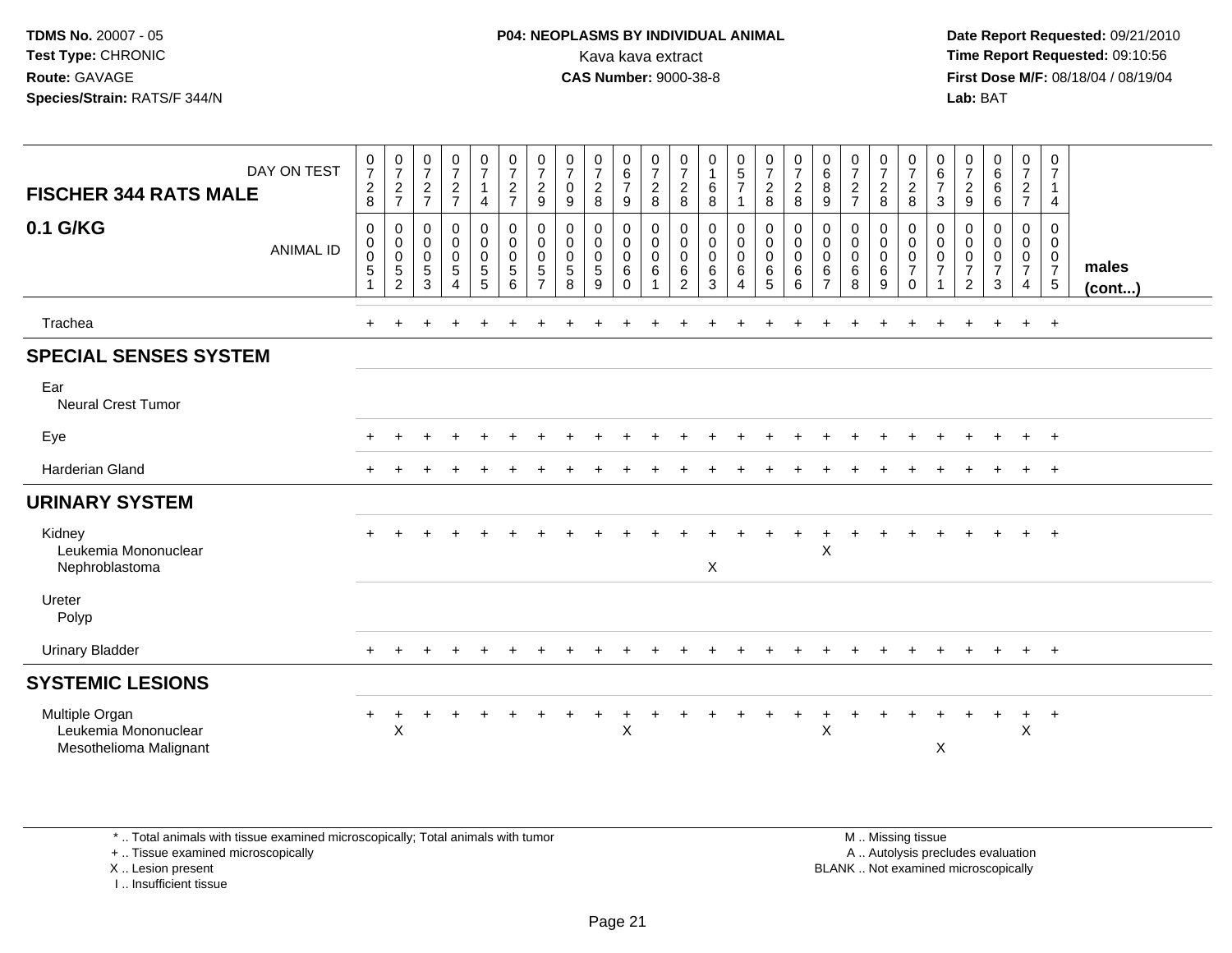**TDMS No.** 20007 - 05
**Test Type:** CHRONIC
**Route:** GAVAGE
**Species/Strain:** RATS/F 344/N

**P04: NEOPLASMS BY INDIVIDUAL ANIMAL**
Kava kava extract
**CAS Number:** 9000-38-8

**Date Report Requested:** 09/21/2010
**Time Report Requested:** 09:10:56
**First Dose M/F:** 08/18/04 / 08/19/04
**Lab:** BAT

| FISCHER 344 RATS MALE 0.1 G/KG — DAY ON TEST | 0728 | 0727 | 0727 | 0727 | 0714 | 0727 | 0729 | 0709 | 0728 | 0679 | 0728 | 0728 | 0168 | 0571 | 0728 | 0728 | 0689 | 0727 | 0728 | 0728 | 0673 | 0729 | 0666 | 0727 | 0714 | |
|---|---|---|---|---|---|---|---|---|---|---|---|---|---|---|---|---|---|---|---|---|---|---|---|---|---|---|
| ANIMAL ID | 00051 | 00052 | 00053 | 00054 | 00055 | 00056 | 00057 | 00058 | 00059 | 00060 | 00061 | 00062 | 00063 | 00064 | 00065 | 00066 | 00067 | 00068 | 00069 | 00070 | 00071 | 00072 | 00073 | 00074 | 00075 | **males (cont...)** |
| Trachea | + | + | + | + | + | + | + | + | + | + | + | + | + | + | + | + | + | + | + | + | + | + | + | + | + | |
| **SPECIAL SENSES SYSTEM** | | | | | | | | | | | | | | | | | | | | | | | | | | |
| Ear | | | | | | | | | | | | | | | | | | | | | | | | | | |
| Neural Crest Tumor | | | | | | | | | | | | | | | | | | | | | | | | | | |
| Eye | + | + | + | + | + | + | + | + | + | + | + | + | + | + | + | + | + | + | + | + | + | + | + | + | + | |
| Harderian Gland | + | + | + | + | + | + | + | + | + | + | + | + | + | + | + | + | + | + | + | + | + | + | + | + | + | |
| **URINARY SYSTEM** | | | | | | | | | | | | | | | | | | | | | | | | | | |
| Kidney | + | + | + | + | + | + | + | + | + | + | + | + | + | + | + | + | + | + | + | + | + | + | + | + | + | |
| Leukemia Mononuclear | | | | | | | | | | | | | | | | | X | | | | | | | | | |
| Nephroblastoma | | | | | | | | | | | | | X | | | | | | | | | | | | | |
| Ureter | | | | | | | | | | | | | | | | | | | | | | | | | | |
| Polyp | | | | | | | | | | | | | | | | | | | | | | | | | | |
| Urinary Bladder | + | + | + | + | + | + | + | + | + | + | + | + | + | + | + | + | + | + | + | + | + | + | + | + | + | |
| **SYSTEMIC LESIONS** | | | | | | | | | | | | | | | | | | | | | | | | | | |
| Multiple Organ | + | + | + | + | + | + | + | + | + | + | + | + | + | + | + | + | + | + | + | + | + | + | + | + | + | |
| Leukemia Mononuclear | | X | | | | | | | | X | | | | | | | X | | | | | | | X | | |
| Mesothelioma Malignant | | | | | | | | | | | | | | | | | | | | | X | | | | | |

\* .. Total animals with tissue examined microscopically; Total animals with tumor
\+ .. Tissue examined microscopically
X .. Lesion present
I .. Insufficient tissue

M .. Missing tissue
A .. Autolysis precludes evaluation
BLANK .. Not examined microscopically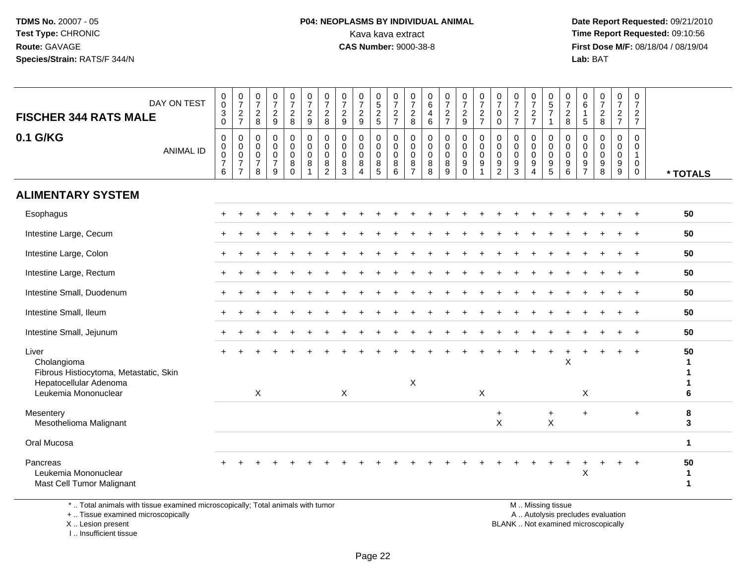**TDMS No.** 20007 - 05
**Test Type:** CHRONIC
**Route:** GAVAGE
**Species/Strain:** RATS/F 344/N

**P04: NEOPLASMS BY INDIVIDUAL ANIMAL**
Kava kava extract
**CAS Number:** 9000-38-8

**Date Report Requested:** 09/21/2010
**Time Report Requested:** 09:10:56
**First Dose M/F:** 08/18/04 / 08/19/04
**Lab:** BAT

## FISCHER 344 RATS MALE
## 0.1 G/KG

| DAY ON TEST | 0030 | 0727 | 0728 | 0729 | 0728 | 0729 | 0728 | 0729 | 0729 | 0525 | 0727 | 0728 | 0646 | 0727 | 0729 | 0727 | 0700 | 0727 | 0727 | 0571 | 0728 | 0615 | 0728 | 0727 | 0727 | |
|---|---|---|---|---|---|---|---|---|---|---|---|---|---|---|---|---|---|---|---|---|---|---|---|---|---|---|
| **ANIMAL ID** | 0076 | 0077 | 0078 | 0079 | 0080 | 0081 | 0082 | 0083 | 0084 | 0085 | 0086 | 0087 | 0088 | 0089 | 0090 | 0091 | 0092 | 0093 | 0094 | 0095 | 0096 | 0097 | 0098 | 0099 | 0100 | *** TOTALS** |
| **ALIMENTARY SYSTEM** | | | | | | | | | | | | | | | | | | | | | | | | | | |
| Esophagus | + | + | + | + | + | + | + | + | + | + | + | + | + | + | + | + | + | + | + | + | + | + | + | + | + | 50 |
| Intestine Large, Cecum | + | + | + | + | + | + | + | + | + | + | + | + | + | + | + | + | + | + | + | + | + | + | + | + | + | 50 |
| Intestine Large, Colon | + | + | + | + | + | + | + | + | + | + | + | + | + | + | + | + | + | + | + | + | + | + | + | + | + | 50 |
| Intestine Large, Rectum | + | + | + | + | + | + | + | + | + | + | + | + | + | + | + | + | + | + | + | + | + | + | + | + | + | 50 |
| Intestine Small, Duodenum | + | + | + | + | + | + | + | + | + | + | + | + | + | + | + | + | + | + | + | + | + | + | + | + | + | 50 |
| Intestine Small, Ileum | + | + | + | + | + | + | + | + | + | + | + | + | + | + | + | + | + | + | + | + | + | + | + | + | + | 50 |
| Intestine Small, Jejunum | + | + | + | + | + | + | + | + | + | + | + | + | + | + | + | + | + | + | + | + | + | + | + | + | + | 50 |
| Liver | + | + | + | + | + | + | + | + | + | + | + | + | + | + | + | + | + | + | + | + | + | + | + | + | + | 50 |
| Cholangioma | | | | | | | | | | | | | | | | | | | | | X | | | | | 1 |
| Fibrous Histiocytoma, Metastatic, Skin | | | | | | | | | | | | | | | | | | | | | | | | | | 1 |
| Hepatocellular Adenoma | | | | | | | | | | | | X | | | | | | | | | | | | | | 1 |
| Leukemia Mononuclear | | | X | | | | | X | | | | | | | | X | | | | | | X | | | | 6 |
| Mesentery | | | | | | | | | | | | | | | | | + | | | + | | + | | | + | 8 |
| Mesothelioma Malignant | | | | | | | | | | | | | | | | | X | | | X | | | | | | 3 |
| Oral Mucosa | | | | | | | | | | | | | | | | | | | | | | | | | | 1 |
| Pancreas | + | + | + | + | + | + | + | + | + | + | + | + | + | + | + | + | + | + | + | + | + | + | + | + | + | 50 |
| Leukemia Mononuclear | | | | | | | | | | | | | | | | | | | | | | X | | | | 1 |
| Mast Cell Tumor Malignant | | | | | | | | | | | | | | | | | | | | | | | | | | 1 |

\* .. Total animals with tissue examined microscopically; Total animals with tumor
\+ .. Tissue examined microscopically
X .. Lesion present
I .. Insufficient tissue

M .. Missing tissue
A .. Autolysis precludes evaluation
BLANK .. Not examined microscopically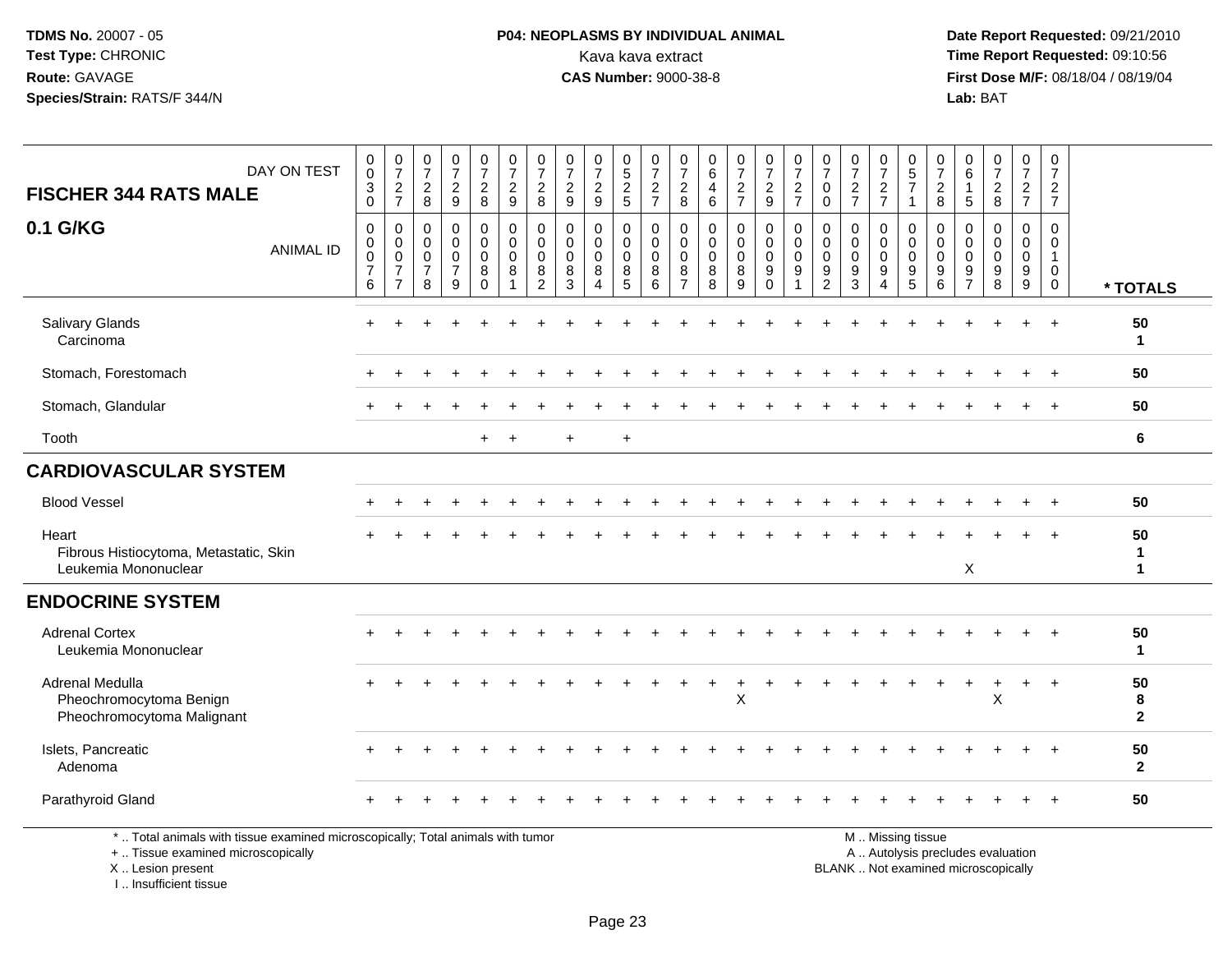**TDMS No.** 20007 - 05
**Test Type:** CHRONIC
**Route:** GAVAGE
**Species/Strain:** RATS/F 344/N

**P04: NEOPLASMS BY INDIVIDUAL ANIMAL**
Kava kava extract
**CAS Number:** 9000-38-8

**Date Report Requested:** 09/21/2010
**Time Report Requested:** 09:10:56
**First Dose M/F:** 08/18/04 / 08/19/04
**Lab:** BAT

| FISCHER 344 RATS MALE — DAY ON TEST | 0030 | 0727 | 0728 | 0729 | 0728 | 0729 | 0728 | 0729 | 0729 | 0525 | 0727 | 0728 | 0646 | 0727 | 0729 | 0727 | 0700 | 0727 | 0727 | 0571 | 0728 | 0615 | 0728 | 0727 | 0727 | |
|---|---|---|---|---|---|---|---|---|---|---|---|---|---|---|---|---|---|---|---|---|---|---|---|---|---|---|
| **0.1 G/KG** — ANIMAL ID | 0076 | 0077 | 0078 | 0079 | 0080 | 0081 | 0082 | 0083 | 0084 | 0085 | 0086 | 0087 | 0088 | 0089 | 0090 | 0091 | 0092 | 0093 | 0094 | 0095 | 0096 | 0097 | 0098 | 0099 | 0100 | *** TOTALS** |
| Salivary Glands | + | + | + | + | + | + | + | + | + | + | + | + | + | + | + | + | + | + | + | + | + | + | + | + | + | 50 |
| Carcinoma | | | | | | | | | | | | | | | | | | | | | | | | | | 1 |
| Stomach, Forestomach | + | + | + | + | + | + | + | + | + | + | + | + | + | + | + | + | + | + | + | + | + | + | + | + | + | 50 |
| Stomach, Glandular | + | + | + | + | + | + | + | + | + | + | + | + | + | + | + | + | + | + | + | + | + | + | + | + | + | 50 |
| Tooth | | | | | + | + | | + | | + | | | | | | | | | | | | | | | | 6 |
| **CARDIOVASCULAR SYSTEM** | | | | | | | | | | | | | | | | | | | | | | | | | | |
| Blood Vessel | + | + | + | + | + | + | + | + | + | + | + | + | + | + | + | + | + | + | + | + | + | + | + | + | + | 50 |
| Heart | + | + | + | + | + | + | + | + | + | + | + | + | + | + | + | + | + | + | + | + | + | + | + | + | + | 50 |
| Fibrous Histiocytoma, Metastatic, Skin | | | | | | | | | | | | | | | | | | | | | | | | | | 1 |
| Leukemia Mononuclear | | | | | | | | | | | | | | | | | | | | | | X | | | | 1 |
| **ENDOCRINE SYSTEM** | | | | | | | | | | | | | | | | | | | | | | | | | | |
| Adrenal Cortex | + | + | + | + | + | + | + | + | + | + | + | + | + | + | + | + | + | + | + | + | + | + | + | + | + | 50 |
| Leukemia Mononuclear | | | | | | | | | | | | | | | | | | | | | | | | | | 1 |
| Adrenal Medulla | + | + | + | + | + | + | + | + | + | + | + | + | + | + | + | + | + | + | + | + | + | + | + | + | + | 50 |
| Pheochromocytoma Benign | | | | | | | | | | | | | | X | | | | | | | | | X | | | 8 |
| Pheochromocytoma Malignant | | | | | | | | | | | | | | | | | | | | | | | | | | 2 |
| Islets, Pancreatic | + | + | + | + | + | + | + | + | + | + | + | + | + | + | + | + | + | + | + | + | + | + | + | + | + | 50 |
| Adenoma | | | | | | | | | | | | | | | | | | | | | | | | | | 2 |
| Parathyroid Gland | + | + | + | + | + | + | + | + | + | + | + | + | + | + | + | + | + | + | + | + | + | + | + | + | + | 50 |

\* .. Total animals with tissue examined microscopically; Total animals with tumor
\+ .. Tissue examined microscopically
X .. Lesion present
I .. Insufficient tissue

M .. Missing tissue
A .. Autolysis precludes evaluation
BLANK .. Not examined microscopically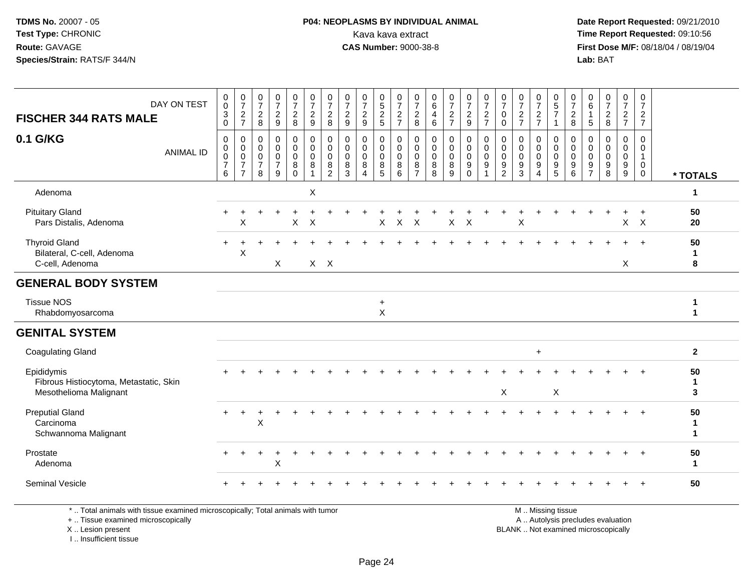**TDMS No.** 20007 - 05
**Test Type:** CHRONIC
**Route:** GAVAGE
**Species/Strain:** RATS/F 344/N

**P04: NEOPLASMS BY INDIVIDUAL ANIMAL**
Kava kava extract
**CAS Number:** 9000-38-8

**Date Report Requested:** 09/21/2010
**Time Report Requested:** 09:10:56
**First Dose M/F:** 08/18/04 / 08/19/04
**Lab:** BAT

| FISCHER 344 RATS MALE — DAY ON TEST | 0030 | 0727 | 0728 | 0729 | 0728 | 0729 | 0728 | 0729 | 0729 | 0525 | 0727 | 0728 | 0646 | 0727 | 0729 | 0727 | 0700 | 0727 | 0727 | 0571 | 0728 | 0615 | 0728 | 0727 | 0727 | |
|---|---|---|---|---|---|---|---|---|---|---|---|---|---|---|---|---|---|---|---|---|---|---|---|---|---|---|
| **0.1 G/KG** — ANIMAL ID | 0076 | 0077 | 0078 | 0079 | 0080 | 0081 | 0082 | 0083 | 0084 | 0085 | 0086 | 0087 | 0088 | 0089 | 0090 | 0091 | 0092 | 0093 | 0094 | 0095 | 0096 | 0097 | 0098 | 0099 | 0100 | *** TOTALS** |
| Adenoma | | | | | | X | | | | | | | | | | | | | | | | | | | | 1 |
| Pituitary Gland | + | + | + | + | + | + | + | + | + | + | + | + | + | + | + | + | + | + | + | + | + | + | + | + | + | 50 |
| Pars Distalis, Adenoma | | X | | | X | X | | | | X | X | X | | X | X | | | X | | | | | | X | X | 20 |
| Thyroid Gland | + | + | + | + | + | + | + | + | + | + | + | + | + | + | + | + | + | + | + | + | + | + | + | + | + | 50 |
| Bilateral, C-cell, Adenoma | | X | | | | | | | | | | | | | | | | | | | | | | | | 1 |
| C-cell, Adenoma | | | | X | | X | X | | | | | | | | | | | | | | | | | X | | 8 |
| **GENERAL BODY SYSTEM** | | | | | | | | | | | | | | | | | | | | | | | | | | |
| Tissue NOS | | | | | | | | | | + | | | | | | | | | | | | | | | | 1 |
| Rhabdomyosarcoma | | | | | | | | | | X | | | | | | | | | | | | | | | | 1 |
| **GENITAL SYSTEM** | | | | | | | | | | | | | | | | | | | | | | | | | | |
| Coagulating Gland | | | | | | | | | | | | | | | | | | | + | | | | | | | 2 |
| Epididymis | + | + | + | + | + | + | + | + | + | + | + | + | + | + | + | + | + | + | + | + | + | + | + | + | + | 50 |
| Fibrous Histiocytoma, Metastatic, Skin | | | | | | | | | | | | | | | | | | | | | | | | | | 1 |
| Mesothelioma Malignant | | | | | | | | | | | | | | | | | X | | | X | | | | | | 3 |
| Preputial Gland | + | + | + | + | + | + | + | + | + | + | + | + | + | + | + | + | + | + | + | + | + | + | + | + | + | 50 |
| Carcinoma | | | X | | | | | | | | | | | | | | | | | | | | | | | 1 |
| Schwannoma Malignant | | | | | | | | | | | | | | | | | | | | | | | | | | 1 |
| Prostate | + | + | + | + | + | + | + | + | + | + | + | + | + | + | + | + | + | + | + | + | + | + | + | + | + | 50 |
| Adenoma | | | | X | | | | | | | | | | | | | | | | | | | | | | 1 |
| Seminal Vesicle | + | + | + | + | + | + | + | + | + | + | + | + | + | + | + | + | + | + | + | + | + | + | + | + | + | 50 |

* .. Total animals with tissue examined microscopically; Total animals with tumor
+ .. Tissue examined microscopically
X .. Lesion present
I .. Insufficient tissue

M .. Missing tissue
A .. Autolysis precludes evaluation
BLANK .. Not examined microscopically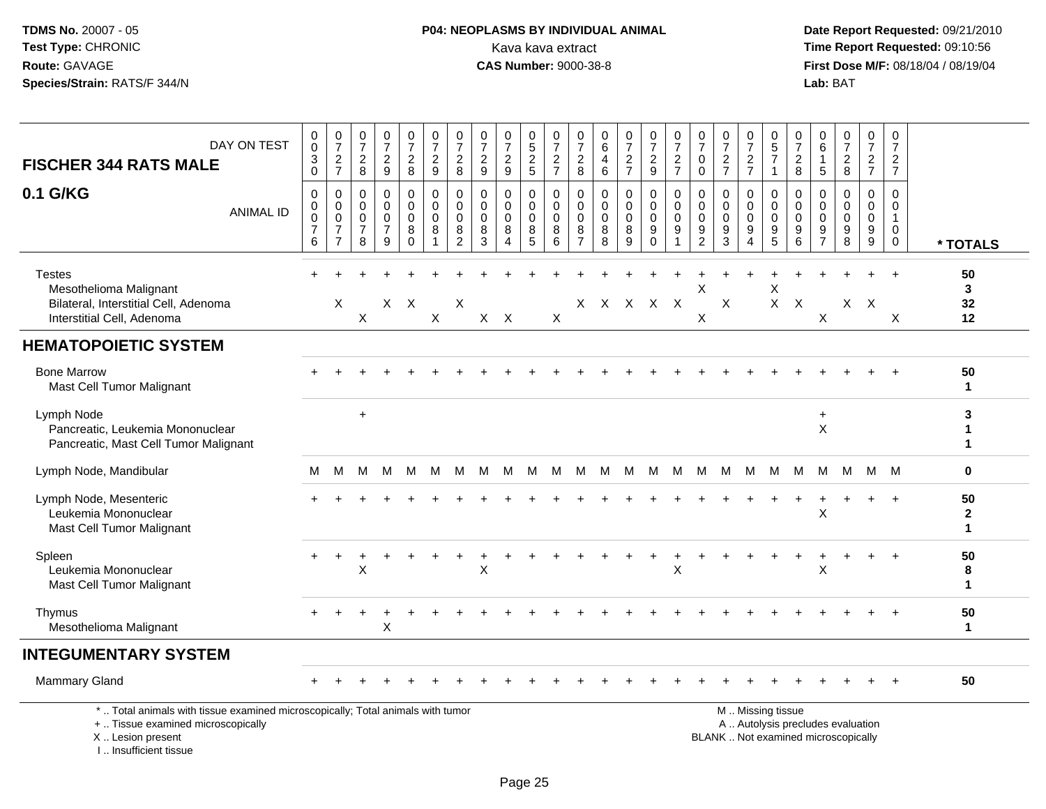**TDMS No.** 20007 - 05
**Test Type:** CHRONIC
**Route:** GAVAGE
**Species/Strain:** RATS/F 344/N

**P04: NEOPLASMS BY INDIVIDUAL ANIMAL**
Kava kava extract
**CAS Number:** 9000-38-8

**Date Report Requested:** 09/21/2010
**Time Report Requested:** 09:10:56
**First Dose M/F:** 08/18/04 / 08/19/04
**Lab:** BAT

## FISCHER 344 RATS MALE
## 0.1 G/KG

| DAY ON TEST | 0030 | 0727 | 0728 | 0729 | 0728 | 0729 | 0728 | 0729 | 0729 | 0525 | 0727 | 0728 | 0646 | 0727 | 0729 | 0727 | 0700 | 0727 | 0727 | 0571 | 0728 | 0615 | 0728 | 0727 | 0727 | |
|---|---|---|---|---|---|---|---|---|---|---|---|---|---|---|---|---|---|---|---|---|---|---|---|---|---|---|
| **ANIMAL ID** | 0076 | 0077 | 0078 | 0079 | 0080 | 0081 | 0082 | 0083 | 0084 | 0085 | 0086 | 0087 | 0088 | 0089 | 0090 | 0091 | 0092 | 0093 | 0094 | 0095 | 0096 | 0097 | 0098 | 0099 | 0100 | **\* TOTALS** |
| Testes | + | + | + | + | + | + | + | + | + | + | + | + | + | + | + | + | + | + | + | + | + | + | + | + | + | **50** |
| Mesothelioma Malignant | | | | | | | | | | | | | | | | | X | | | X | | | | | | **3** |
| Bilateral, Interstitial Cell, Adenoma | | X | | X | X | | X | | | | | X | X | X | X | X | | X | | X | X | | X | X | | **32** |
| Interstitial Cell, Adenoma | | | X | | | X | | X | X | | X | | | | | | X | | | | | X | | | X | **12** |
| **HEMATOPOIETIC SYSTEM** | | | | | | | | | | | | | | | | | | | | | | | | | | |
| Bone Marrow | + | + | + | + | + | + | + | + | + | + | + | + | + | + | + | + | + | + | + | + | + | + | + | + | + | **50** |
| Mast Cell Tumor Malignant | | | | | | | | | | | | | | | | | | | | | | | | | | **1** |
| Lymph Node | | | + | | | | | | | | | | | | | | | | | | | + | | | | **3** |
| Pancreatic, Leukemia Mononuclear | | | | | | | | | | | | | | | | | | | | | | X | | | | **1** |
| Pancreatic, Mast Cell Tumor Malignant | | | | | | | | | | | | | | | | | | | | | | | | | | **1** |
| Lymph Node, Mandibular | M | M | M | M | M | M | M | M | M | M | M | M | M | M | M | M | M | M | M | M | M | M | M | M | M | **0** |
| Lymph Node, Mesenteric | + | + | + | + | + | + | + | + | + | + | + | + | + | + | + | + | + | + | + | + | + | + | + | + | + | **50** |
| Leukemia Mononuclear | | | | | | | | | | | | | | | | | | | | | | X | | | | **2** |
| Mast Cell Tumor Malignant | | | | | | | | | | | | | | | | | | | | | | | | | | **1** |
| Spleen | + | + | + | + | + | + | + | + | + | + | + | + | + | + | + | + | + | + | + | + | + | + | + | + | + | **50** |
| Leukemia Mononuclear | | | X | | | | | X | | | | | | | | X | | | | | | X | | | | **8** |
| Mast Cell Tumor Malignant | | | | | | | | | | | | | | | | | | | | | | | | | | **1** |
| Thymus | + | + | + | + | + | + | + | + | + | + | + | + | + | + | + | + | + | + | + | + | + | + | + | + | + | **50** |
| Mesothelioma Malignant | | | | X | | | | | | | | | | | | | | | | | | | | | | **1** |
| **INTEGUMENTARY SYSTEM** | | | | | | | | | | | | | | | | | | | | | | | | | | |
| Mammary Gland | + | + | + | + | + | + | + | + | + | + | + | + | + | + | + | + | + | + | + | + | + | + | + | + | + | **50** |

\* .. Total animals with tissue examined microscopically; Total animals with tumor
\+ .. Tissue examined microscopically
X .. Lesion present
I .. Insufficient tissue

M .. Missing tissue
A .. Autolysis precludes evaluation
BLANK .. Not examined microscopically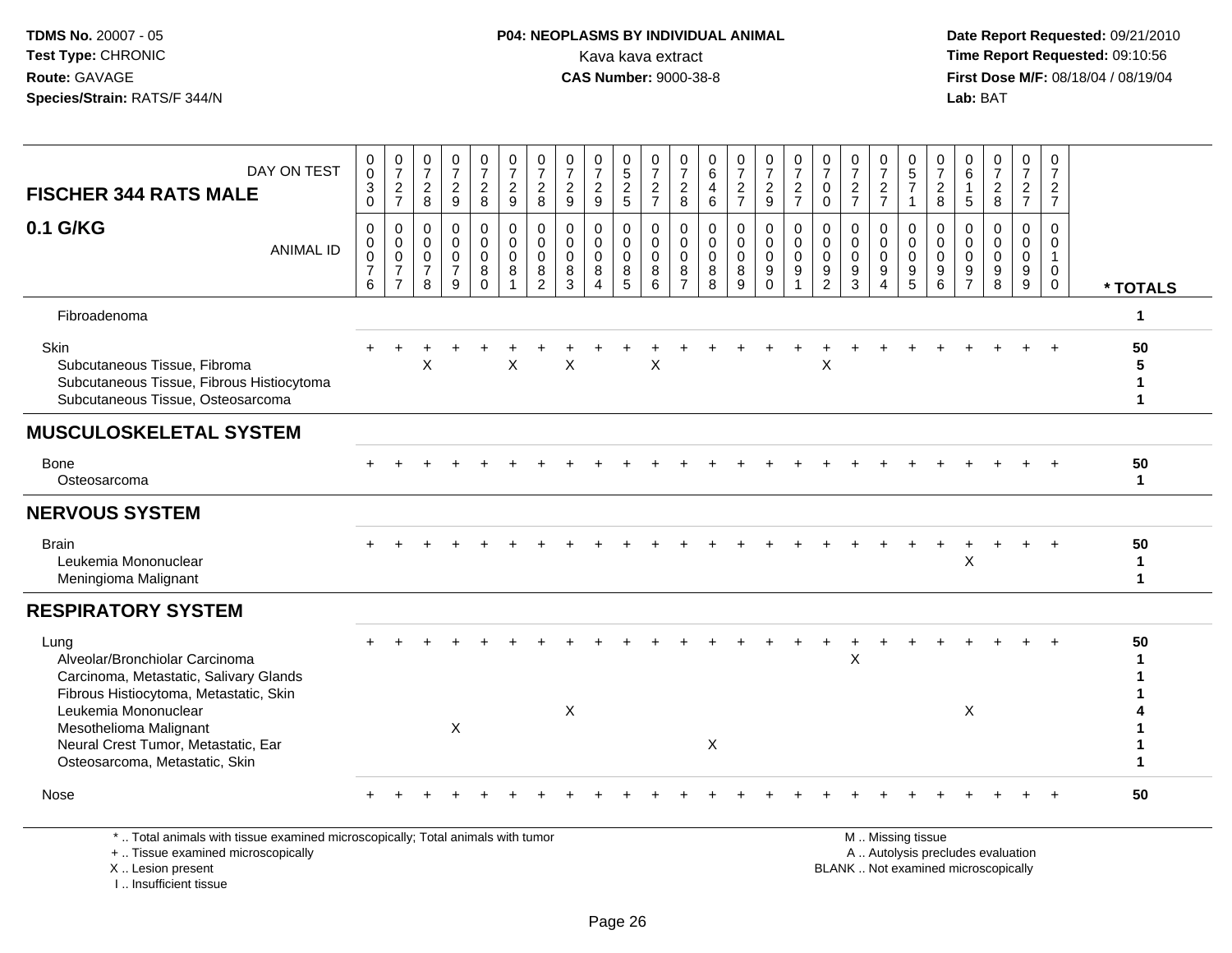**TDMS No.** 20007 - 05
**Test Type:** CHRONIC
**Route:** GAVAGE
**Species/Strain:** RATS/F 344/N

**P04: NEOPLASMS BY INDIVIDUAL ANIMAL**
Kava kava extract
**CAS Number:** 9000-38-8

**Date Report Requested:** 09/21/2010
**Time Report Requested:** 09:10:56
**First Dose M/F:** 08/18/04 / 08/19/04
**Lab:** BAT

| FISCHER 344 RATS MALE 0.1 G/KG | | | | | | | | | | | | | | | | | | | | | | | | | | |
|---|---|---|---|---|---|---|---|---|---|---|---|---|---|---|---|---|---|---|---|---|---|---|---|---|---|---|
| DAY ON TEST | 0030 | 0727 | 0728 | 0729 | 0728 | 0729 | 0728 | 0729 | 0729 | 0525 | 0727 | 0728 | 0646 | 0727 | 0729 | 0727 | 0700 | 0727 | 0727 | 0571 | 0728 | 0615 | 0728 | 0727 | 0727 | |
| ANIMAL ID | 0076 | 0077 | 0078 | 0079 | 0080 | 0081 | 0082 | 0083 | 0084 | 0085 | 0086 | 0087 | 0088 | 0089 | 0090 | 0091 | 0092 | 0093 | 0094 | 0095 | 0096 | 0097 | 0098 | 0099 | 0100 | * TOTALS |
| Fibroadenoma | | | | | | | | | | | | | | | | | | | | | | | | | | 1 |
| Skin | + | + | + | + | + | + | + | + | + | + | + | + | + | + | + | + | + | + | + | + | + | + | + | + | + | 50 |
| Subcutaneous Tissue, Fibroma | | | X | | | X | | X | | | X | | | | | | X | | | | | | | | | 5 |
| Subcutaneous Tissue, Fibrous Histiocytoma | | | | | | | | | | | | | | | | | | | | | | | | | | 1 |
| Subcutaneous Tissue, Osteosarcoma | | | | | | | | | | | | | | | | | | | | | | | | | | 1 |
| **MUSCULOSKELETAL SYSTEM** | | | | | | | | | | | | | | | | | | | | | | | | | | |
| Bone | + | + | + | + | + | + | + | + | + | + | + | + | + | + | + | + | + | + | + | + | + | + | + | + | + | 50 |
| Osteosarcoma | | | | | | | | | | | | | | | | | | | | | | | | | | 1 |
| **NERVOUS SYSTEM** | | | | | | | | | | | | | | | | | | | | | | | | | | |
| Brain | + | + | + | + | + | + | + | + | + | + | + | + | + | + | + | + | + | + | + | + | + | + | + | + | + | 50 |
| Leukemia Mononuclear | | | | | | | | | | | | | | | | | | | | | | X | | | | 1 |
| Meningioma Malignant | | | | | | | | | | | | | | | | | | | | | | | | | | 1 |
| **RESPIRATORY SYSTEM** | | | | | | | | | | | | | | | | | | | | | | | | | | |
| Lung | + | + | + | + | + | + | + | + | + | + | + | + | + | + | + | + | + | + | + | + | + | + | + | + | + | 50 |
| Alveolar/Bronchiolar Carcinoma | | | | | | | | | | | | | | | | | | X | | | | | | | | 1 |
| Carcinoma, Metastatic, Salivary Glands | | | | | | | | | | | | | | | | | | | | | | | | | | 1 |
| Fibrous Histiocytoma, Metastatic, Skin | | | | | | | | | | | | | | | | | | | | | | | | | | 1 |
| Leukemia Mononuclear | | | | | | | | X | | | | | | | | | | | | | | X | | | | 4 |
| Mesothelioma Malignant | | | | X | | | | | | | | | | | | | | | | | | | | | | 1 |
| Neural Crest Tumor, Metastatic, Ear | | | | | | | | | | | | | X | | | | | | | | | | | | | 1 |
| Osteosarcoma, Metastatic, Skin | | | | | | | | | | | | | | | | | | | | | | | | | | 1 |
| Nose | + | + | + | + | + | + | + | + | + | + | + | + | + | + | + | + | + | + | + | + | + | + | + | + | + | 50 |

\* .. Total animals with tissue examined microscopically; Total animals with tumor
\+ .. Tissue examined microscopically
X .. Lesion present
I .. Insufficient tissue

M .. Missing tissue
A .. Autolysis precludes evaluation
BLANK .. Not examined microscopically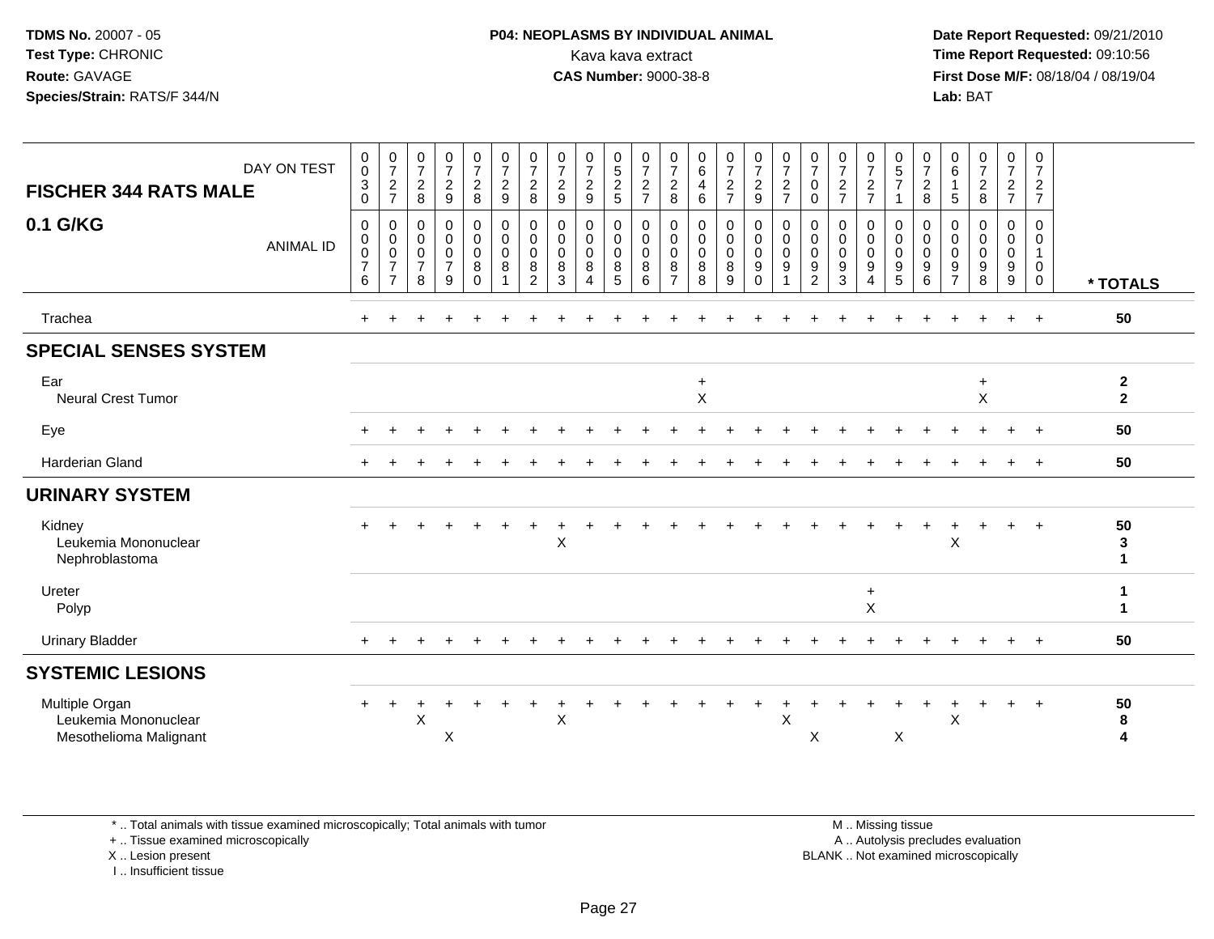TDMS No. 20007 - 05
Test Type: CHRONIC
Route: GAVAGE
Species/Strain: RATS/F 344/N

**P04: NEOPLASMS BY INDIVIDUAL ANIMAL**
Kava kava extract
**CAS Number:** 9000-38-8

Date Report Requested: 09/21/2010
Time Report Requested: 09:10:56
First Dose M/F: 08/18/04 / 08/19/04
Lab: BAT

| FISCHER 344 RATS MALE — DAY ON TEST | 0030 | 0727 | 0728 | 0729 | 0728 | 0729 | 0728 | 0729 | 0729 | 0525 | 0727 | 0728 | 0646 | 0727 | 0729 | 0727 | 0700 | 0727 | 0727 | 0571 | 0728 | 0615 | 0728 | 0727 | 0727 | |
|---|---|---|---|---|---|---|---|---|---|---|---|---|---|---|---|---|---|---|---|---|---|---|---|---|---|---|
| **0.1 G/KG** — ANIMAL ID | 0076 | 0077 | 0078 | 0079 | 0080 | 0081 | 0082 | 0083 | 0084 | 0085 | 0086 | 0087 | 0088 | 0089 | 0090 | 0091 | 0092 | 0093 | 0094 | 0095 | 0096 | 0097 | 0098 | 0099 | 0100 | *** TOTALS** |
| Trachea | + | + | + | + | + | + | + | + | + | + | + | + | + | + | + | + | + | + | + | + | + | + | + | + | + | **50** |
| **SPECIAL SENSES SYSTEM** | | | | | | | | | | | | | | | | | | | | | | | | | | |
| Ear | | | | | | | | | | | | | + | | | | | | | | | | + | | | **2** |
| Neural Crest Tumor | | | | | | | | | | | | | X | | | | | | | | | | X | | | **2** |
| Eye | + | + | + | + | + | + | + | + | + | + | + | + | + | + | + | + | + | + | + | + | + | + | + | + | + | **50** |
| Harderian Gland | + | + | + | + | + | + | + | + | + | + | + | + | + | + | + | + | + | + | + | + | + | + | + | + | + | **50** |
| **URINARY SYSTEM** | | | | | | | | | | | | | | | | | | | | | | | | | | |
| Kidney | + | + | + | + | + | + | + | + | + | + | + | + | + | + | + | + | + | + | + | + | + | + | + | + | + | **50** |
| Leukemia Mononuclear | | | | | | | | X | | | | | | | | | | | | | | X | | | | **3** |
| Nephroblastoma | | | | | | | | | | | | | | | | | | | | | | | | | | **1** |
| Ureter | | | | | | | | | | | | | | | | | | | + | | | | | | | **1** |
| Polyp | | | | | | | | | | | | | | | | | | | X | | | | | | | **1** |
| Urinary Bladder | + | + | + | + | + | + | + | + | + | + | + | + | + | + | + | + | + | + | + | + | + | + | + | + | + | **50** |
| **SYSTEMIC LESIONS** | | | | | | | | | | | | | | | | | | | | | | | | | | |
| Multiple Organ | + | + | + | + | + | + | + | + | + | + | + | + | + | + | + | + | + | + | + | + | + | + | + | + | + | **50** |
| Leukemia Mononuclear | | | X | | | | | X | | | | | | | | X | | | | | | X | | | | **8** |
| Mesothelioma Malignant | | | | X | | | | | | | | | | | | | X | | | X | | | | | | **4** |

\* .. Total animals with tissue examined microscopically; Total animals with tumor
\+ .. Tissue examined microscopically
X .. Lesion present
I .. Insufficient tissue

M .. Missing tissue
A .. Autolysis precludes evaluation
BLANK .. Not examined microscopically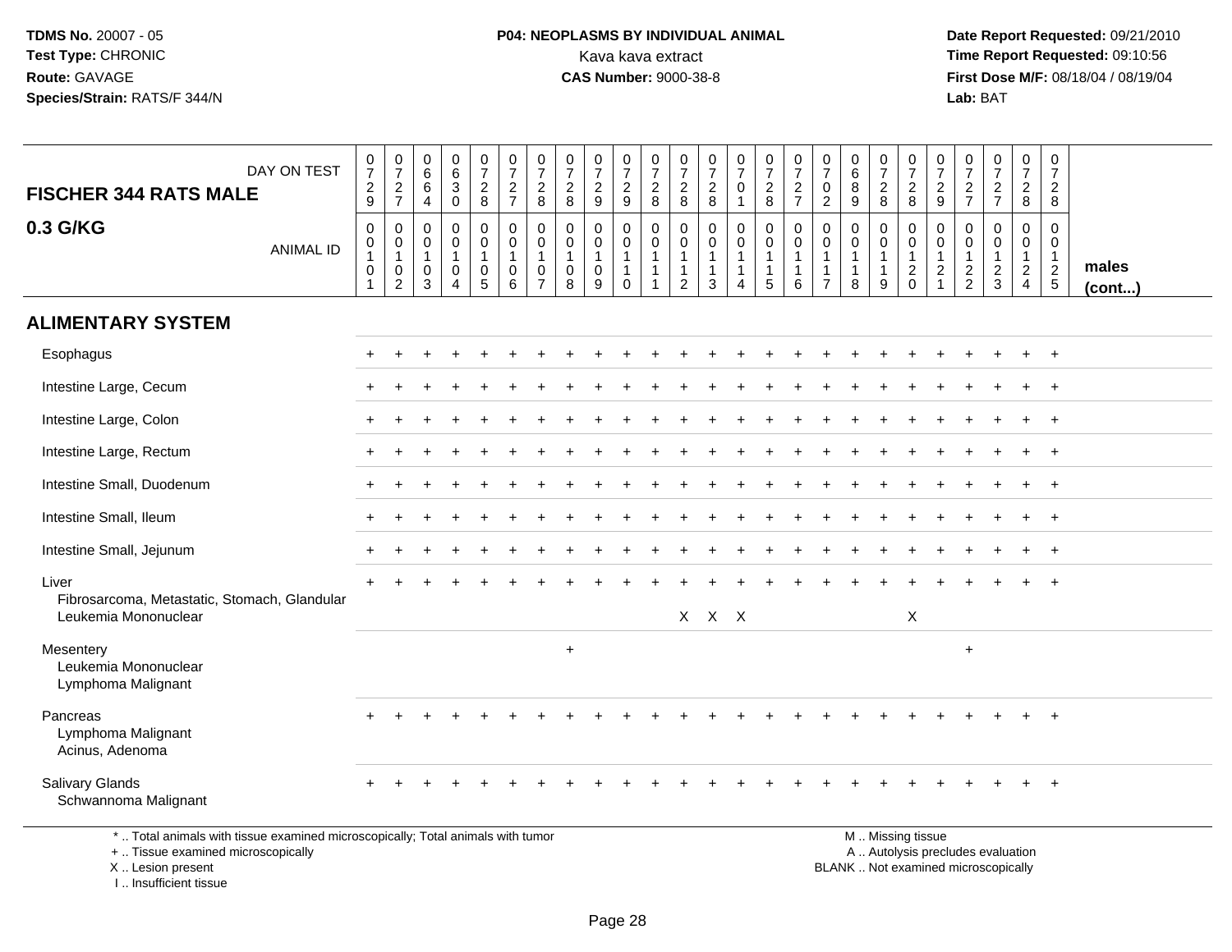**TDMS No.** 20007 - 05
**Test Type:** CHRONIC
**Route:** GAVAGE
**Species/Strain:** RATS/F 344/N

**P04: NEOPLASMS BY INDIVIDUAL ANIMAL**
Kava kava extract
**CAS Number:** 9000-38-8

**Date Report Requested:** 09/21/2010
**Time Report Requested:** 09:10:56
**First Dose M/F:** 08/18/04 / 08/19/04
**Lab:** BAT

| **FISCHER 344 RATS MALE** DAY ON TEST | 0729 | 0727 | 0664 | 0630 | 0728 | 0727 | 0728 | 0728 | 0729 | 0729 | 0728 | 0728 | 0728 | 0701 | 0728 | 0727 | 0702 | 0689 | 0728 | 0728 | 0729 | 0727 | 0727 | 0728 | 0728 | |
|---|---|---|---|---|---|---|---|---|---|---|---|---|---|---|---|---|---|---|---|---|---|---|---|---|---|---|
| **0.3 G/KG** ANIMAL ID | 00101 | 00102 | 00103 | 00104 | 00105 | 00106 | 00107 | 00108 | 00109 | 00110 | 00111 | 00112 | 00113 | 00114 | 00115 | 00116 | 00117 | 00118 | 00119 | 00120 | 00121 | 00122 | 00123 | 00124 | 00125 | **males (cont...)** |
| **ALIMENTARY SYSTEM** | | | | | | | | | | | | | | | | | | | | | | | | | | |
| Esophagus | + | + | + | + | + | + | + | + | + | + | + | + | + | + | + | + | + | + | + | + | + | + | + | + | + | |
| Intestine Large, Cecum | + | + | + | + | + | + | + | + | + | + | + | + | + | + | + | + | + | + | + | + | + | + | + | + | + | |
| Intestine Large, Colon | + | + | + | + | + | + | + | + | + | + | + | + | + | + | + | + | + | + | + | + | + | + | + | + | + | |
| Intestine Large, Rectum | + | + | + | + | + | + | + | + | + | + | + | + | + | + | + | + | + | + | + | + | + | + | + | + | + | |
| Intestine Small, Duodenum | + | + | + | + | + | + | + | + | + | + | + | + | + | + | + | + | + | + | + | + | + | + | + | + | + | |
| Intestine Small, Ileum | + | + | + | + | + | + | + | + | + | + | + | + | + | + | + | + | + | + | + | + | + | + | + | + | + | |
| Intestine Small, Jejunum | + | + | + | + | + | + | + | + | + | + | + | + | + | + | + | + | + | + | + | + | + | + | + | + | + | |
| Liver | + | + | + | + | + | + | + | + | + | + | + | + | + | + | + | + | + | + | + | + | + | + | + | + | + | |
| Fibrosarcoma, Metastatic, Stomach, Glandular | | | | | | | | | | | | | | | | | | | | | | | | | | |
| Leukemia Mononuclear | | | | | | | | | | | | X | X | X | | | | | | X | | | | | | |
| Mesentery | | | | | | | | + | | | | | | | | | | | | | | + | | | | |
| Leukemia Mononuclear | | | | | | | | | | | | | | | | | | | | | | | | | | |
| Lymphoma Malignant | | | | | | | | | | | | | | | | | | | | | | | | | | |
| Pancreas | + | + | + | + | + | + | + | + | + | + | + | + | + | + | + | + | + | + | + | + | + | + | + | + | + | |
| Lymphoma Malignant | | | | | | | | | | | | | | | | | | | | | | | | | | |
| Acinus, Adenoma | | | | | | | | | | | | | | | | | | | | | | | | | | |
| Salivary Glands | + | + | + | + | + | + | + | + | + | + | + | + | + | + | + | + | + | + | + | + | + | + | + | + | + | |
| Schwannoma Malignant | | | | | | | | | | | | | | | | | | | | | | | | | | |

\* .. Total animals with tissue examined microscopically; Total animals with tumor
\+ .. Tissue examined microscopically
X .. Lesion present
I .. Insufficient tissue

M .. Missing tissue
A .. Autolysis precludes evaluation
BLANK .. Not examined microscopically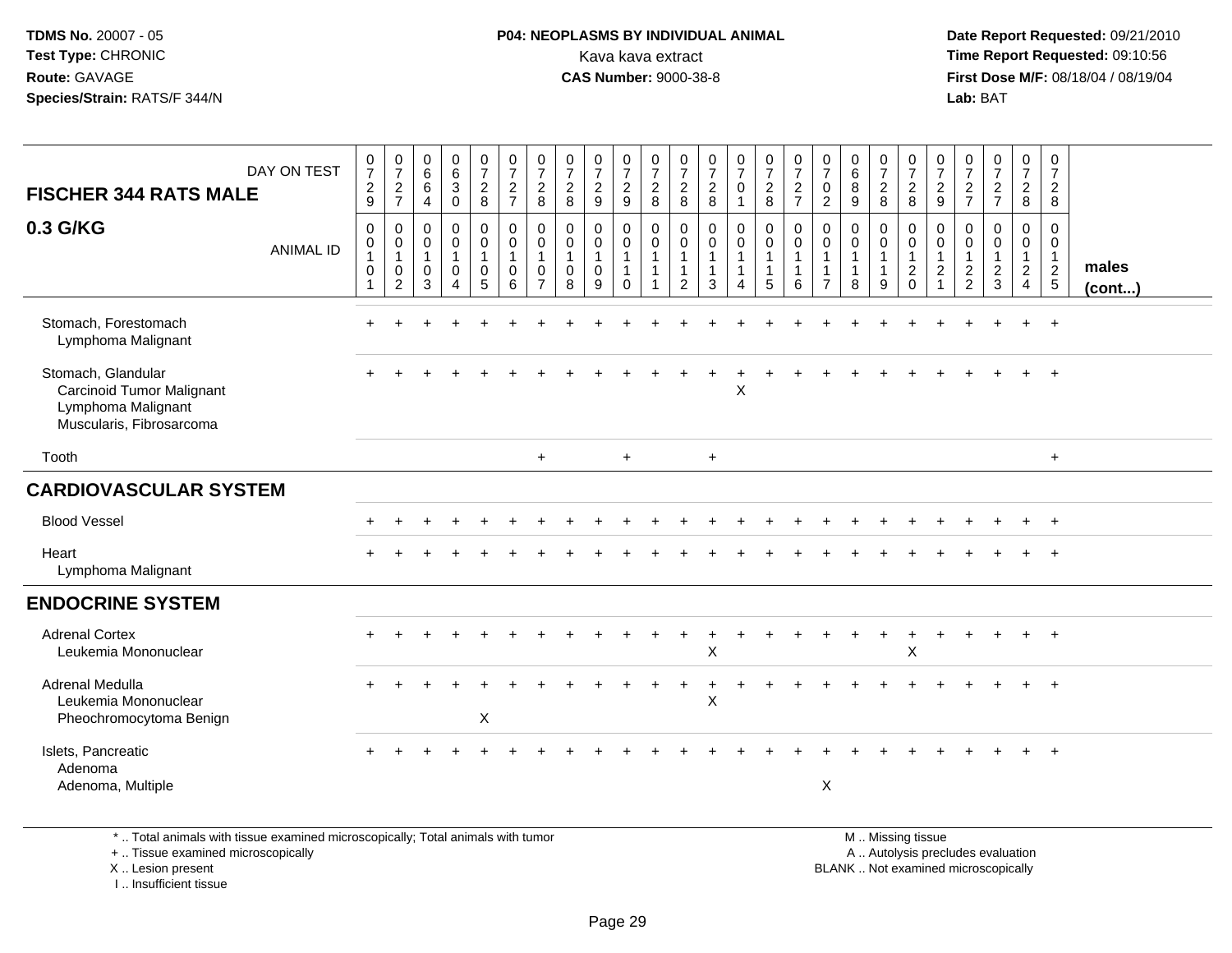**TDMS No.** 20007 - 05
**Test Type:** CHRONIC
**Route:** GAVAGE
**Species/Strain:** RATS/F 344/N

**P04: NEOPLASMS BY INDIVIDUAL ANIMAL**
Kava kava extract
**CAS Number:** 9000-38-8

**Date Report Requested:** 09/21/2010
**Time Report Requested:** 09:10:56
**First Dose M/F:** 08/18/04 / 08/19/04
**Lab:** BAT

| FISCHER 344 RATS MALE — DAY ON TEST | 0729 | 0727 | 0664 | 0630 | 0728 | 0727 | 0728 | 0728 | 0729 | 0729 | 0728 | 0728 | 0728 | 0701 | 0728 | 0727 | 0702 | 0689 | 0728 | 0728 | 0729 | 0727 | 0727 | 0728 | 0728 | |
|---|---|---|---|---|---|---|---|---|---|---|---|---|---|---|---|---|---|---|---|---|---|---|---|---|---|---|
| **0.3 G/KG** — ANIMAL ID | 00101 | 00102 | 00103 | 00104 | 00105 | 00106 | 00107 | 00108 | 00109 | 00110 | 00111 | 00112 | 00113 | 00114 | 00115 | 00116 | 00117 | 00118 | 00119 | 00120 | 00121 | 00122 | 00123 | 00124 | 00125 | **males (cont...)** |
| Stomach, Forestomach | + | + | + | + | + | + | + | + | + | + | + | + | + | + | + | + | + | + | + | + | + | + | + | + | + | |
| Lymphoma Malignant | | | | | | | | | | | | | | | | | | | | | | | | | | |
| Stomach, Glandular | + | + | + | + | + | + | + | + | + | + | + | + | + | + | + | + | + | + | + | + | + | + | + | + | + | |
| Carcinoid Tumor Malignant | | | | | | | | | | | | | | X | | | | | | | | | | | | |
| Lymphoma Malignant | | | | | | | | | | | | | | | | | | | | | | | | | | |
| Muscularis, Fibrosarcoma | | | | | | | | | | | | | | | | | | | | | | | | | | |
| Tooth | | | | | | | + | | | + | | | + | | | | | | | | | | | | + | |
| **CARDIOVASCULAR SYSTEM** | | | | | | | | | | | | | | | | | | | | | | | | | | |
| Blood Vessel | + | + | + | + | + | + | + | + | + | + | + | + | + | + | + | + | + | + | + | + | + | + | + | + | + | |
| Heart | + | + | + | + | + | + | + | + | + | + | + | + | + | + | + | + | + | + | + | + | + | + | + | + | + | |
| Lymphoma Malignant | | | | | | | | | | | | | | | | | | | | | | | | | | |
| **ENDOCRINE SYSTEM** | | | | | | | | | | | | | | | | | | | | | | | | | | |
| Adrenal Cortex | + | + | + | + | + | + | + | + | + | + | + | + | + | + | + | + | + | + | + | + | + | + | + | + | + | |
| Leukemia Mononuclear | | | | | | | | | | | | | X | | | | | | | X | | | | | | |
| Adrenal Medulla | + | + | + | + | + | + | + | + | + | + | + | + | + | + | + | + | + | + | + | + | + | + | + | + | + | |
| Leukemia Mononuclear | | | | | | | | | | | | | X | | | | | | | | | | | | | |
| Pheochromocytoma Benign | | | | | X | | | | | | | | | | | | | | | | | | | | | |
| Islets, Pancreatic | + | + | + | + | + | + | + | + | + | + | + | + | + | + | + | + | + | + | + | + | + | + | + | + | + | |
| Adenoma | | | | | | | | | | | | | | | | | | | | | | | | | | |
| Adenoma, Multiple | | | | | | | | | | | | | | | | | X | | | | | | | | | |

\* .. Total animals with tissue examined microscopically; Total animals with tumor
\+ .. Tissue examined microscopically
X .. Lesion present
I .. Insufficient tissue

M .. Missing tissue
A .. Autolysis precludes evaluation
BLANK .. Not examined microscopically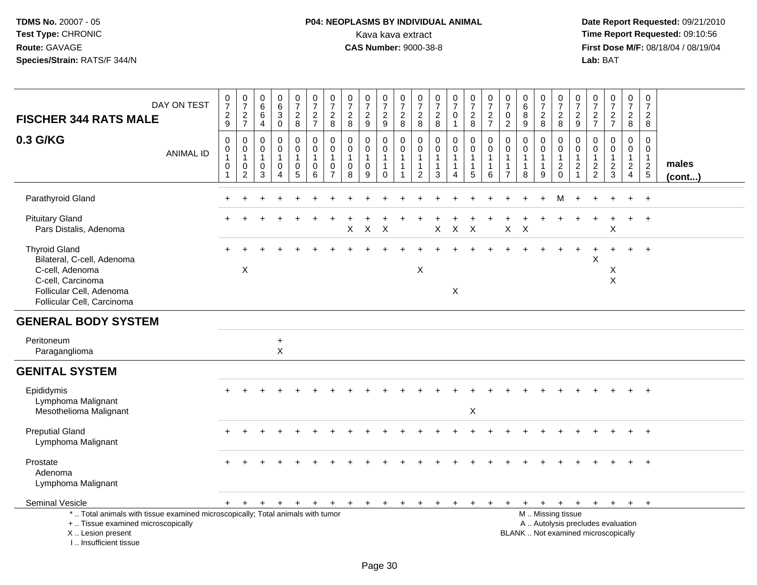**TDMS No.** 20007 - 05
**Test Type:** CHRONIC
**Route:** GAVAGE
**Species/Strain:** RATS/F 344/N

**P04: NEOPLASMS BY INDIVIDUAL ANIMAL**
Kava kava extract
**CAS Number:** 9000-38-8

**Date Report Requested:** 09/21/2010
**Time Report Requested:** 09:10:56
**First Dose M/F:** 08/18/04 / 08/19/04
**Lab:** BAT

| FISCHER 344 RATS MALE — DAY ON TEST | 0729 | 0727 | 0664 | 0630 | 0728 | 0727 | 0728 | 0728 | 0729 | 0729 | 0728 | 0728 | 0728 | 0701 | 0728 | 0727 | 0702 | 0689 | 0728 | 0728 | 0729 | 0727 | 0727 | 0728 | 0728 | |
|---|---|---|---|---|---|---|---|---|---|---|---|---|---|---|---|---|---|---|---|---|---|---|---|---|---|---|
| **0.3 G/KG** — ANIMAL ID | 00101 | 00102 | 00103 | 00104 | 00105 | 00106 | 00107 | 00108 | 00109 | 00110 | 00111 | 00112 | 00113 | 00114 | 00115 | 00116 | 00117 | 00118 | 00119 | 00120 | 00121 | 00122 | 00123 | 00124 | 00125 | **males (cont...)** |
| Parathyroid Gland | + | + | + | + | + | + | + | + | + | + | + | + | + | + | + | + | + | + | + | M | + | + | + | + | + | |
| Pituitary Gland | + | + | + | + | + | + | + | + | + | + | + | + | + | + | + | + | + | + | + | + | + | + | + | + | + | |
| Pars Distalis, Adenoma | | | | | | | | X | X | X | | | X | X | X | | X | X | | | | | X | | | |
| Thyroid Gland | + | + | + | + | + | + | + | + | + | + | + | + | + | + | + | + | + | + | + | + | + | + | + | + | + | |
| Bilateral, C-cell, Adenoma | | | | | | | | | | | | | | | | | | | | | | X | | | | |
| C-cell, Adenoma | | X | | | | | | | | | | X | | | | | | | | | | | X | | | |
| C-cell, Carcinoma | | | | | | | | | | | | | | | | | | | | | | | X | | | |
| Follicular Cell, Adenoma | | | | | | | | | | | | | | X | | | | | | | | | | | | |
| Follicular Cell, Carcinoma | | | | | | | | | | | | | | | | | | | | | | | | | | |
| **GENERAL BODY SYSTEM** | | | | | | | | | | | | | | | | | | | | | | | | | | |
| Peritoneum | | | | + | | | | | | | | | | | | | | | | | | | | | | |
| Paraganglioma | | | | X | | | | | | | | | | | | | | | | | | | | | | |
| **GENITAL SYSTEM** | | | | | | | | | | | | | | | | | | | | | | | | | | |
| Epididymis | + | + | + | + | + | + | + | + | + | + | + | + | + | + | + | + | + | + | + | + | + | + | + | + | + | |
| Lymphoma Malignant | | | | | | | | | | | | | | | | | | | | | | | | | | |
| Mesothelioma Malignant | | | | | | | | | | | | | | | X | | | | | | | | | | | |
| Preputial Gland | + | + | + | + | + | + | + | + | + | + | + | + | + | + | + | + | + | + | + | + | + | + | + | + | + | |
| Lymphoma Malignant | | | | | | | | | | | | | | | | | | | | | | | | | | |
| Prostate | + | + | + | + | + | + | + | + | + | + | + | + | + | + | + | + | + | + | + | + | + | + | + | + | + | |
| Adenoma | | | | | | | | | | | | | | | | | | | | | | | | | | |
| Lymphoma Malignant | | | | | | | | | | | | | | | | | | | | | | | | | | |
| Seminal Vesicle | + | + | + | + | + | + | + | + | + | + | + | + | + | + | + | + | + | + | + | + | + | + | + | + | + | |

\* .. Total animals with tissue examined microscopically; Total animals with tumor
\+ .. Tissue examined microscopically
X .. Lesion present
I .. Insufficient tissue

M .. Missing tissue
A .. Autolysis precludes evaluation
BLANK .. Not examined microscopically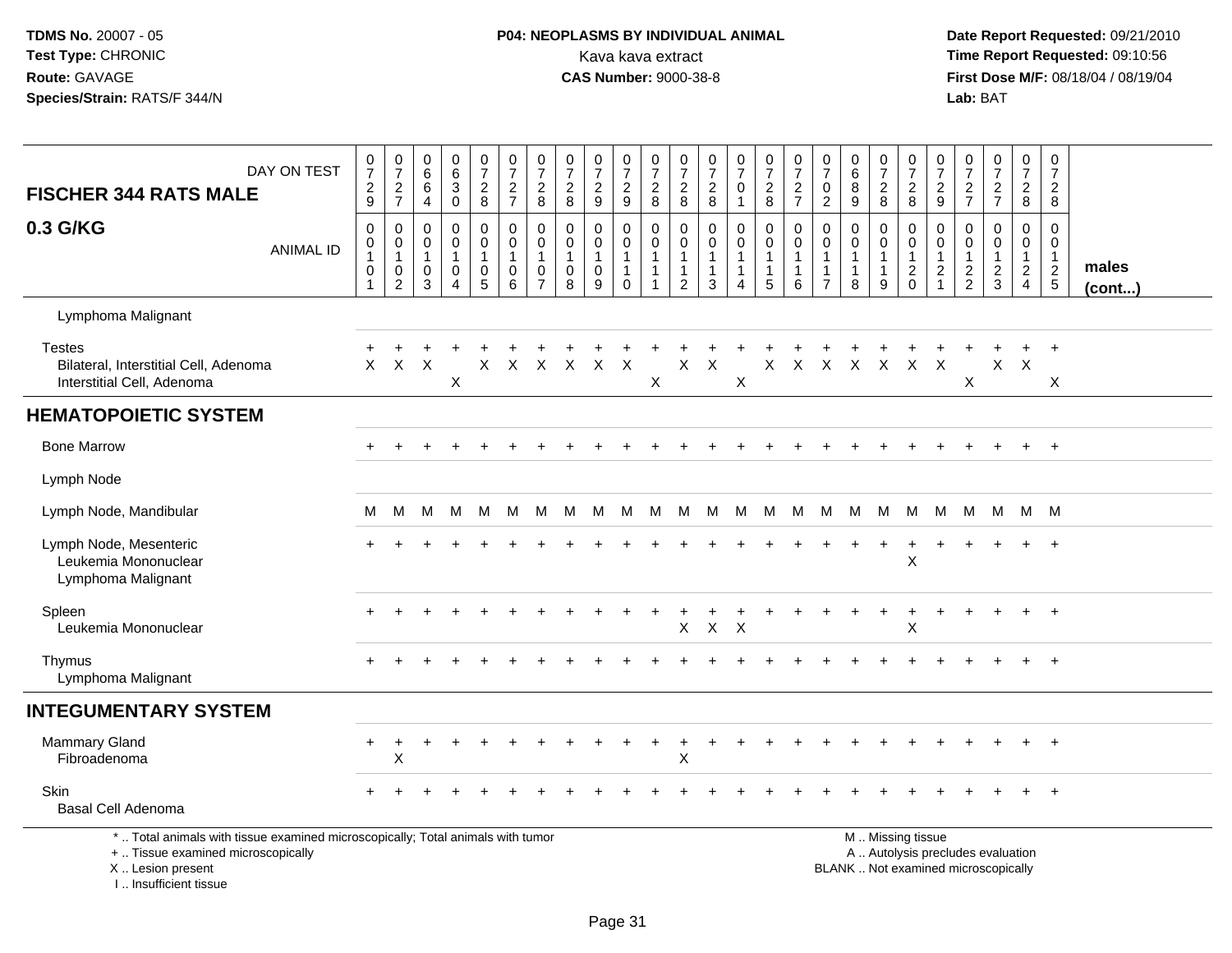**TDMS No.** 20007 - 05
**Test Type:** CHRONIC
**Route:** GAVAGE
**Species/Strain:** RATS/F 344/N

**P04: NEOPLASMS BY INDIVIDUAL ANIMAL**
Kava kava extract
**CAS Number:** 9000-38-8

**Date Report Requested:** 09/21/2010
**Time Report Requested:** 09:10:56
**First Dose M/F:** 08/18/04 / 08/19/04
**Lab:** BAT

| FISCHER 344 RATS MALE 0.3 G/KG | DAY ON TEST | 0729 | 0727 | 0664 | 0630 | 0728 | 0727 | 0728 | 0728 | 0729 | 0729 | 0728 | 0728 | 0728 | 0701 | 0728 | 0727 | 0702 | 0689 | 0728 | 0728 | 0729 | 0727 | 0727 | 0728 | 0728 | |
|---|---|---|---|---|---|---|---|---|---|---|---|---|---|---|---|---|---|---|---|---|---|---|---|---|---|---|---|
| | ANIMAL ID | 00101 | 00102 | 00103 | 00104 | 00105 | 00106 | 00107 | 00108 | 00109 | 00110 | 00111 | 00112 | 00113 | 00114 | 00115 | 00116 | 00117 | 00118 | 00119 | 00120 | 00121 | 00122 | 00123 | 00124 | 00125 | **males (cont...)** |
| Lymphoma Malignant | | | | | | | | | | | | | | | | | | | | | | | | | | | |
| Testes | | + | + | + | + | + | + | + | + | + | + | + | + | + | + | + | + | + | + | + | + | + | + | + | + | + | |
| Bilateral, Interstitial Cell, Adenoma | | X | X | X | | X | X | X | X | X | X | | X | X | | X | X | X | X | X | X | X | | X | X | | |
| Interstitial Cell, Adenoma | | | | | X | | | | | | | X | | | X | | | | | | | | X | | | X | |
| **HEMATOPOIETIC SYSTEM** | | | | | | | | | | | | | | | | | | | | | | | | | | | |
| Bone Marrow | | + | + | + | + | + | + | + | + | + | + | + | + | + | + | + | + | + | + | + | + | + | + | + | + | + | |
| Lymph Node | | | | | | | | | | | | | | | | | | | | | | | | | | | |
| Lymph Node, Mandibular | | M | M | M | M | M | M | M | M | M | M | M | M | M | M | M | M | M | M | M | M | M | M | M | M | M | |
| Lymph Node, Mesenteric | | + | + | + | + | + | + | + | + | + | + | + | + | + | + | + | + | + | + | + | + | + | + | + | + | + | |
| Leukemia Mononuclear | | | | | | | | | | | | | | | | | | | | | X | | | | | | |
| Lymphoma Malignant | | | | | | | | | | | | | | | | | | | | | | | | | | | |
| Spleen | | + | + | + | + | + | + | + | + | + | + | + | + | + | + | + | + | + | + | + | + | + | + | + | + | + | |
| Leukemia Mononuclear | | | | | | | | | | | | | X | X | X | | | | | | X | | | | | | |
| Thymus | | + | + | + | + | + | + | + | + | + | + | + | + | + | + | + | + | + | + | + | + | + | + | + | + | + | |
| Lymphoma Malignant | | | | | | | | | | | | | | | | | | | | | | | | | | | |
| **INTEGUMENTARY SYSTEM** | | | | | | | | | | | | | | | | | | | | | | | | | | | |
| Mammary Gland | | + | + | + | + | + | + | + | + | + | + | + | + | + | + | + | + | + | + | + | + | + | + | + | + | + | |
| Fibroadenoma | | | X | | | | | | | | | | X | | | | | | | | | | | | | | |
| Skin | | + | + | + | + | + | + | + | + | + | + | + | + | + | + | + | + | + | + | + | + | + | + | + | + | + | |
| Basal Cell Adenoma | | | | | | | | | | | | | | | | | | | | | | | | | | | |

\* .. Total animals with tissue examined microscopically; Total animals with tumor
\+ .. Tissue examined microscopically
X .. Lesion present
I .. Insufficient tissue

M .. Missing tissue
A .. Autolysis precludes evaluation
BLANK .. Not examined microscopically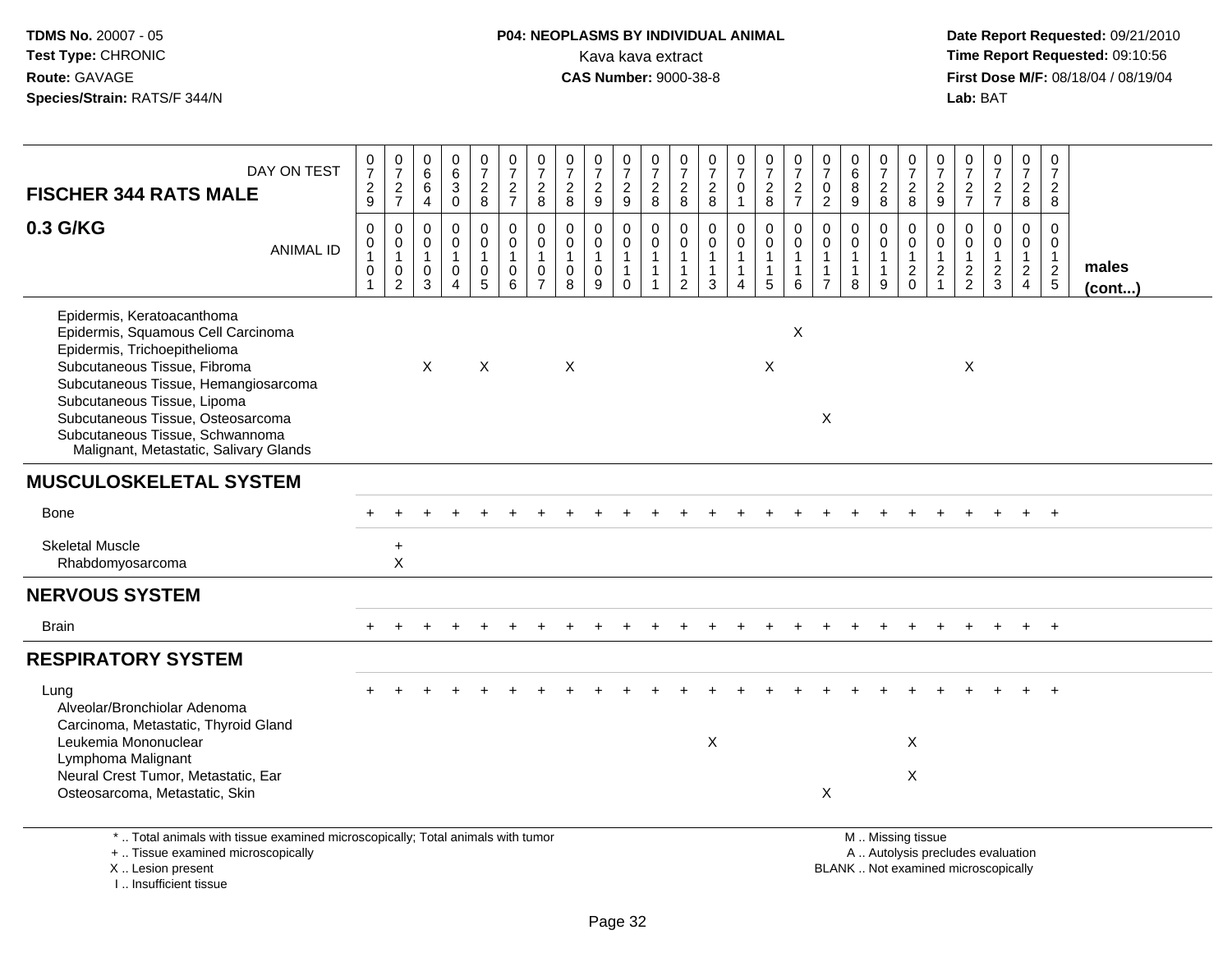**TDMS No.** 20007 - 05
**Test Type:** CHRONIC
**Route:** GAVAGE
**Species/Strain:** RATS/F 344/N

**P04: NEOPLASMS BY INDIVIDUAL ANIMAL**
Kava kava extract
**CAS Number:** 9000-38-8

**Date Report Requested:** 09/21/2010
**Time Report Requested:** 09:10:56
**First Dose M/F:** 08/18/04 / 08/19/04
**Lab:** BAT

## FISCHER 344 RATS MALE
## 0.3 G/KG

| DAY ON TEST | 0729 | 0727 | 0664 | 0630 | 0728 | 0727 | 0728 | 0728 | 0729 | 0729 | 0728 | 0728 | 0728 | 0701 | 0728 | 0727 | 0702 | 0689 | 0728 | 0728 | 0729 | 0727 | 0727 | 0728 | 0728 | |
|---|---|---|---|---|---|---|---|---|---|---|---|---|---|---|---|---|---|---|---|---|---|---|---|---|---|---|
| **ANIMAL ID** | 0101 | 0102 | 0103 | 0104 | 0105 | 0106 | 0107 | 0108 | 0109 | 0110 | 0111 | 0112 | 0113 | 0114 | 0115 | 0116 | 0117 | 0118 | 0119 | 0120 | 0121 | 0122 | 0123 | 0124 | 0125 | **males (cont...)** |
| Epidermis, Keratoacanthoma | | | | | | | | | | | | | | | | | | | | | | | | | | |
| Epidermis, Squamous Cell Carcinoma | | | | | | | | | | | | | | | | X | | | | | | | | | | |
| Epidermis, Trichoepithelioma | | | | | | | | | | | | | | | | | | | | | | | | | | |
| Subcutaneous Tissue, Fibroma | | | X | | X | | | X | | | | | | | X | | | | | | | X | | | | |
| Subcutaneous Tissue, Hemangiosarcoma | | | | | | | | | | | | | | | | | | | | | | | | | | |
| Subcutaneous Tissue, Lipoma | | | | | | | | | | | | | | | | | | | | | | | | | | |
| Subcutaneous Tissue, Osteosarcoma | | | | | | | | | | | | | | | | | X | | | | | | | | | |
| Subcutaneous Tissue, Schwannoma Malignant, Metastatic, Salivary Glands | | | | | | | | | | | | | | | | | | | | | | | | | | |
| **MUSCULOSKELETAL SYSTEM** | | | | | | | | | | | | | | | | | | | | | | | | | | |
| Bone | + | + | + | + | + | + | + | + | + | + | + | + | + | + | + | + | + | + | + | + | + | + | + | + | + | |
| Skeletal Muscle | | + | | | | | | | | | | | | | | | | | | | | | | | | |
| Rhabdomyosarcoma | | X | | | | | | | | | | | | | | | | | | | | | | | | |
| **NERVOUS SYSTEM** | | | | | | | | | | | | | | | | | | | | | | | | | | |
| Brain | + | + | + | + | + | + | + | + | + | + | + | + | + | + | + | + | + | + | + | + | + | + | + | + | + | |
| **RESPIRATORY SYSTEM** | | | | | | | | | | | | | | | | | | | | | | | | | | |
| Lung | + | + | + | + | + | + | + | + | + | + | + | + | + | + | + | + | + | + | + | + | + | + | + | + | + | |
| Alveolar/Bronchiolar Adenoma | | | | | | | | | | | | | | | | | | | | | | | | | | |
| Carcinoma, Metastatic, Thyroid Gland | | | | | | | | | | | | | | | | | | | | | | | | | | |
| Leukemia Mononuclear | | | | | | | | | | | | | X | | | | | | | X | | | | | | |
| Lymphoma Malignant | | | | | | | | | | | | | | | | | | | | | | | | | | |
| Neural Crest Tumor, Metastatic, Ear | | | | | | | | | | | | | | | | | | | | X | | | | | | |
| Osteosarcoma, Metastatic, Skin | | | | | | | | | | | | | | | | | X | | | | | | | | | |

\* .. Total animals with tissue examined microscopically; Total animals with tumor
\+ .. Tissue examined microscopically
X .. Lesion present
I .. Insufficient tissue

M .. Missing tissue
A .. Autolysis precludes evaluation
BLANK .. Not examined microscopically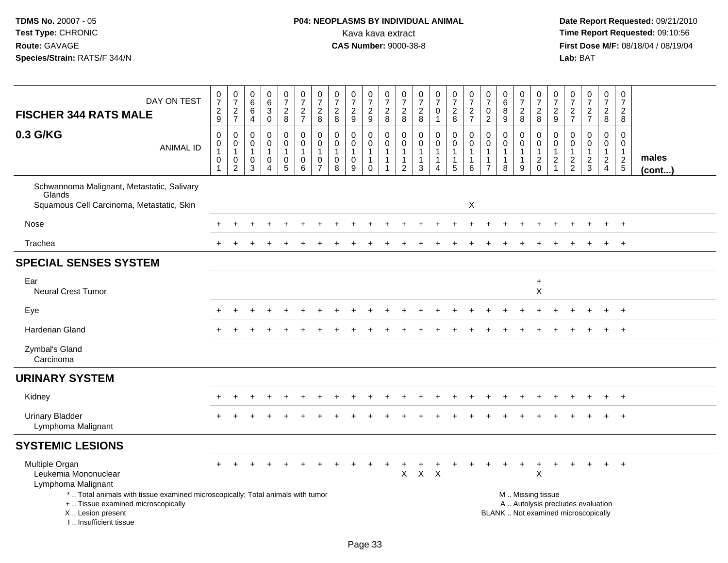TDMS No. 20007 - 05
Test Type: CHRONIC
Route: GAVAGE
Species/Strain: RATS/F 344/N

**P04: NEOPLASMS BY INDIVIDUAL ANIMAL**
Kava kava extract
**CAS Number:** 9000-38-8

Date Report Requested: 09/21/2010
Time Report Requested: 09:10:56
First Dose M/F: 08/18/04 / 08/19/04
Lab: BAT

| FISCHER 344 RATS MALE — DAY ON TEST | 0729 | 0727 | 0664 | 0630 | 0728 | 0727 | 0728 | 0728 | 0729 | 0729 | 0728 | 0728 | 0728 | 0701 | 0728 | 0727 | 0702 | 0689 | 0728 | 0728 | 0729 | 0727 | 0727 | 0728 | 0728 | |
|---|---|---|---|---|---|---|---|---|---|---|---|---|---|---|---|---|---|---|---|---|---|---|---|---|---|---|
| **0.3 G/KG** — ANIMAL ID | 00101 | 00102 | 00103 | 00104 | 00105 | 00106 | 00107 | 00108 | 00109 | 00110 | 00111 | 00112 | 00113 | 00114 | 00115 | 00116 | 00117 | 00118 | 00119 | 00120 | 00121 | 00122 | 00123 | 00124 | 00125 | **males (cont...)** |
| Schwannoma Malignant, Metastatic, Salivary Glands | | | | | | | | | | | | | | | | | | | | | | | | | | |
| Squamous Cell Carcinoma, Metastatic, Skin | | | | | | | | | | | | | | | | X | | | | | | | | | | |
| Nose | + | + | + | + | + | + | + | + | + | + | + | + | + | + | + | + | + | + | + | + | + | + | + | + | + | |
| Trachea | + | + | + | + | + | + | + | + | + | + | + | + | + | + | + | + | + | + | + | + | + | + | + | + | + | |
| **SPECIAL SENSES SYSTEM** | | | | | | | | | | | | | | | | | | | | | | | | | | |
| Ear | | | | | | | | | | | | | | | | | | | | + | | | | | | |
| Neural Crest Tumor | | | | | | | | | | | | | | | | | | | | X | | | | | | |
| Eye | + | + | + | + | + | + | + | + | + | + | + | + | + | + | + | + | + | + | + | + | + | + | + | + | + | |
| Harderian Gland | + | + | + | + | + | + | + | + | + | + | + | + | + | + | + | + | + | + | + | + | + | + | + | + | + | |
| Zymbal's Gland | | | | | | | | | | | | | | | | | | | | | | | | | | |
| Carcinoma | | | | | | | | | | | | | | | | | | | | | | | | | | |
| **URINARY SYSTEM** | | | | | | | | | | | | | | | | | | | | | | | | | | |
| Kidney | + | + | + | + | + | + | + | + | + | + | + | + | + | + | + | + | + | + | + | + | + | + | + | + | + | |
| Urinary Bladder | + | + | + | + | + | + | + | + | + | + | + | + | + | + | + | + | + | + | + | + | + | + | + | + | + | |
| Lymphoma Malignant | | | | | | | | | | | | | | | | | | | | | | | | | | |
| **SYSTEMIC LESIONS** | | | | | | | | | | | | | | | | | | | | | | | | | | |
| Multiple Organ | + | + | + | + | + | + | + | + | + | + | + | + | + | + | + | + | + | + | + | + | + | + | + | + | + | |
| Leukemia Mononuclear | | | | | | | | | | | | X | X | X | | | | | | X | | | | | | |
| Lymphoma Malignant | | | | | | | | | | | | | | | | | | | | | | | | | | |

\* .. Total animals with tissue examined microscopically; Total animals with tumor
\+ .. Tissue examined microscopically
X .. Lesion present
I .. Insufficient tissue

M .. Missing tissue
A .. Autolysis precludes evaluation
BLANK .. Not examined microscopically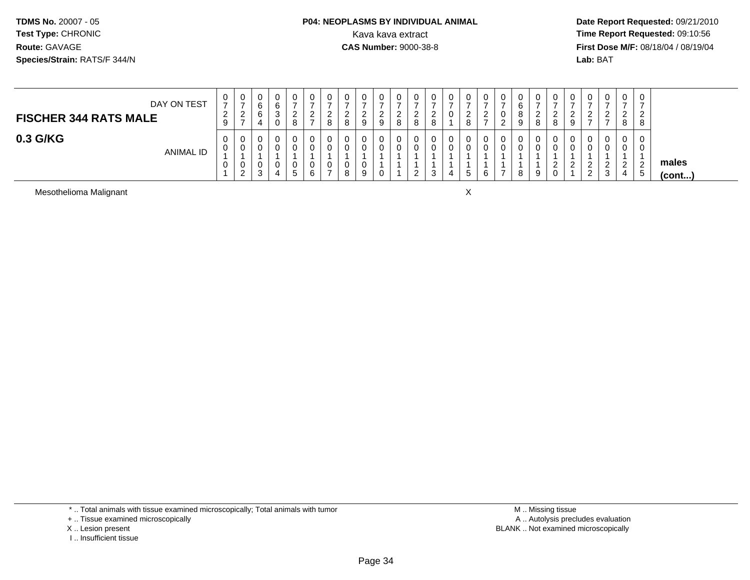**TDMS No.** 20007 - 05
**Test Type:** CHRONIC
**Route:** GAVAGE
**Species/Strain:** RATS/F 344/N

**P04: NEOPLASMS BY INDIVIDUAL ANIMAL**
Kava kava extract
**CAS Number:** 9000-38-8

**Date Report Requested:** 09/21/2010
**Time Report Requested:** 09:10:56
**First Dose M/F:** 08/18/04 / 08/19/04
**Lab:** BAT

| FISCHER 344 RATS MALE 0.3 G/KG | | | | | | | | | | | | | | | | | | | | | | | | | | |
|---|---|---|---|---|---|---|---|---|---|---|---|---|---|---|---|---|---|---|---|---|---|---|---|---|---|---|
| DAY ON TEST | 0729 | 0727 | 0664 | 0630 | 0728 | 0727 | 0728 | 0728 | 0729 | 0729 | 0728 | 0728 | 0728 | 0701 | 0728 | 0727 | 0702 | 0689 | 0728 | 0728 | 0729 | 0727 | 0727 | 0728 | 0728 | |
| ANIMAL ID | 0101 | 0102 | 0103 | 0104 | 0105 | 0106 | 0107 | 0108 | 0109 | 0110 | 0111 | 0112 | 0113 | 0114 | 0115 | 0116 | 0117 | 0118 | 0119 | 0120 | 0121 | 0122 | 0123 | 0124 | 0125 | males (cont...) |
| Mesothelioma Malignant | | | | | | | | | | | | | | | X | | | | | | | | | | | |

\* .. Total animals with tissue examined microscopically; Total animals with tumor
\+ .. Tissue examined microscopically
X .. Lesion present
I .. Insufficient tissue

M .. Missing tissue
A .. Autolysis precludes evaluation
BLANK .. Not examined microscopically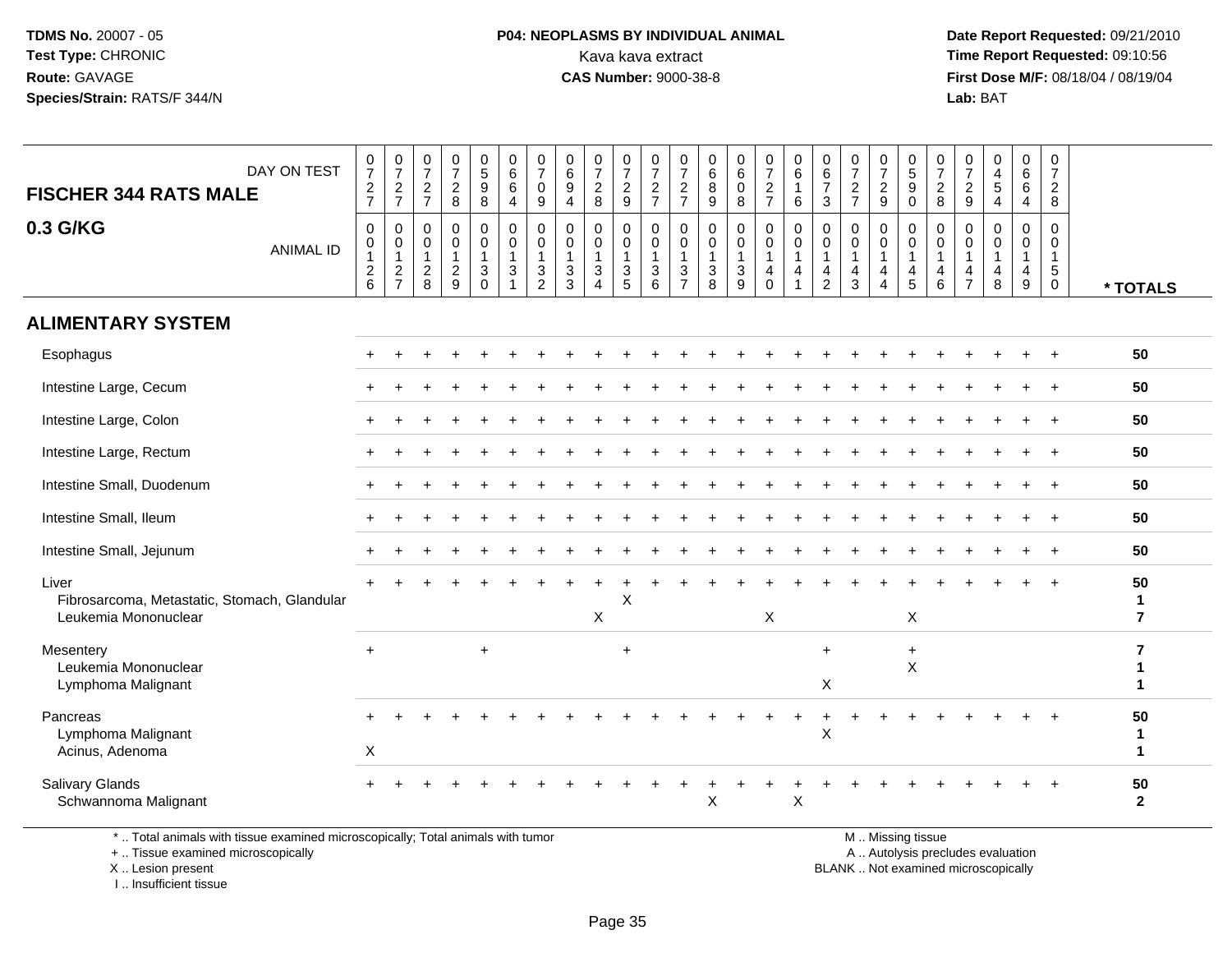**TDMS No.** 20007 - 05
**Test Type:** CHRONIC
**Route:** GAVAGE
**Species/Strain:** RATS/F 344/N

**P04: NEOPLASMS BY INDIVIDUAL ANIMAL**
Kava kava extract
**CAS Number:** 9000-38-8

**Date Report Requested:** 09/21/2010
**Time Report Requested:** 09:10:56
**First Dose M/F:** 08/18/04 / 08/19/04
**Lab:** BAT

## FISCHER 344 RATS MALE

## 0.3 G/KG

| DAY ON TEST | 0727 | 0727 | 0727 | 0728 | 0598 | 0664 | 0709 | 0694 | 0728 | 0729 | 0727 | 0727 | 0689 | 0608 | 0727 | 0616 | 0673 | 0727 | 0729 | 0590 | 0728 | 0729 | 0454 | 0664 | 0728 | |
|---|---|---|---|---|---|---|---|---|---|---|---|---|---|---|---|---|---|---|---|---|---|---|---|---|---|---|
| ANIMAL ID | 00126 | 00127 | 00128 | 00129 | 00130 | 00131 | 00132 | 00133 | 00134 | 00135 | 00136 | 00137 | 00138 | 00139 | 00140 | 00141 | 00142 | 00143 | 00144 | 00145 | 00146 | 00147 | 00148 | 00149 | 00150 | * TOTALS |
| **ALIMENTARY SYSTEM** | | | | | | | | | | | | | | | | | | | | | | | | | | |
| Esophagus | + | + | + | + | + | + | + | + | + | + | + | + | + | + | + | + | + | + | + | + | + | + | + | + | + | 50 |
| Intestine Large, Cecum | + | + | + | + | + | + | + | + | + | + | + | + | + | + | + | + | + | + | + | + | + | + | + | + | + | 50 |
| Intestine Large, Colon | + | + | + | + | + | + | + | + | + | + | + | + | + | + | + | + | + | + | + | + | + | + | + | + | + | 50 |
| Intestine Large, Rectum | + | + | + | + | + | + | + | + | + | + | + | + | + | + | + | + | + | + | + | + | + | + | + | + | + | 50 |
| Intestine Small, Duodenum | + | + | + | + | + | + | + | + | + | + | + | + | + | + | + | + | + | + | + | + | + | + | + | + | + | 50 |
| Intestine Small, Ileum | + | + | + | + | + | + | + | + | + | + | + | + | + | + | + | + | + | + | + | + | + | + | + | + | + | 50 |
| Intestine Small, Jejunum | + | + | + | + | + | + | + | + | + | + | + | + | + | + | + | + | + | + | + | + | + | + | + | + | + | 50 |
| Liver | + | + | + | + | + | + | + | + | + | + | + | + | + | + | + | + | + | + | + | + | + | + | + | + | + | 50 |
| Fibrosarcoma, Metastatic, Stomach, Glandular | | | | | | | | | | X | | | | | | | | | | | | | | | | 1 |
| Leukemia Mononuclear | | | | | | | | | X | | | | | | X | | | | | X | | | | | | 7 |
| Mesentery | + | | | | + | | | | | + | | | | | | | + | | | + | | | | | | 7 |
| Leukemia Mononuclear | | | | | | | | | | | | | | | | | | | | X | | | | | | 1 |
| Lymphoma Malignant | | | | | | | | | | | | | | | | | X | | | | | | | | | 1 |
| Pancreas | + | + | + | + | + | + | + | + | + | + | + | + | + | + | + | + | + | + | + | + | + | + | + | + | + | 50 |
| Lymphoma Malignant | | | | | | | | | | | | | | | | | X | | | | | | | | | 1 |
| Acinus, Adenoma | X | | | | | | | | | | | | | | | | | | | | | | | | | 1 |
| Salivary Glands | + | + | + | + | + | + | + | + | + | + | + | + | + | + | + | + | + | + | + | + | + | + | + | + | + | 50 |
| Schwannoma Malignant | | | | | | | | | | | | | X | | | X | | | | | | | | | | 2 |

\* .. Total animals with tissue examined microscopically; Total animals with tumor
+ .. Tissue examined microscopically
X .. Lesion present
I .. Insufficient tissue

M .. Missing tissue
A .. Autolysis precludes evaluation
BLANK .. Not examined microscopically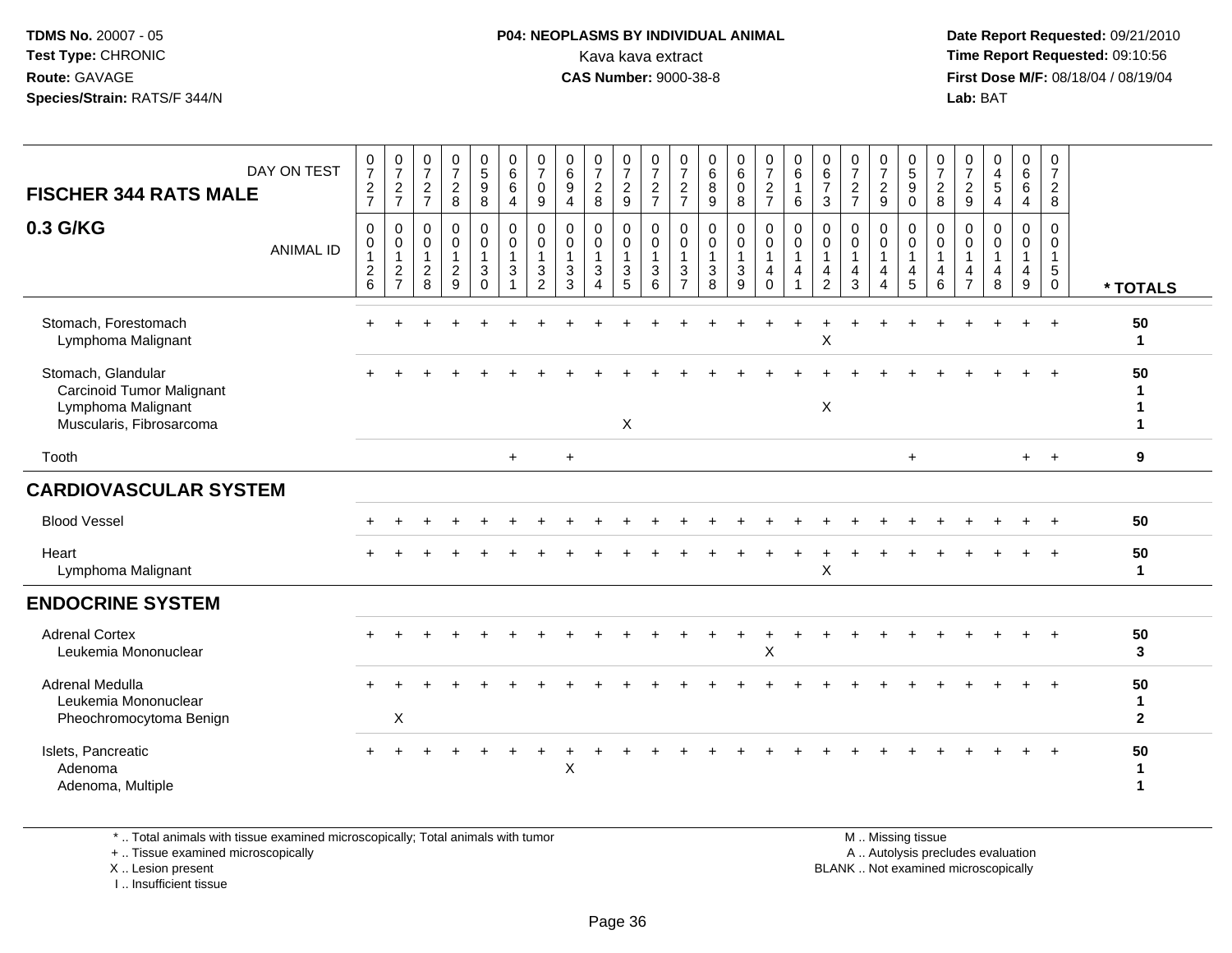**TDMS No.** 20007 - 05
**Test Type:** CHRONIC
**Route:** GAVAGE
**Species/Strain:** RATS/F 344/N

**P04: NEOPLASMS BY INDIVIDUAL ANIMAL**
Kava kava extract
**CAS Number:** 9000-38-8

**Date Report Requested:** 09/21/2010
**Time Report Requested:** 09:10:56
**First Dose M/F:** 08/18/04 / 08/19/04
**Lab:** BAT

## FISCHER 344 RATS MALE

## 0.3 G/KG

| DAY ON TEST | 0727 | 0727 | 0727 | 0728 | 0598 | 0664 | 0709 | 0694 | 0728 | 0729 | 0727 | 0727 | 0689 | 0608 | 0727 | 0616 | 0673 | 0727 | 0729 | 0590 | 0728 | 0729 | 0454 | 0664 | 0728 | |
|---|---|---|---|---|---|---|---|---|---|---|---|---|---|---|---|---|---|---|---|---|---|---|---|---|---|---|
| ANIMAL ID | 00126 | 00127 | 00128 | 00129 | 00130 | 00131 | 00132 | 00133 | 00134 | 00135 | 00136 | 00137 | 00138 | 00139 | 00140 | 00141 | 00142 | 00143 | 00144 | 00145 | 00146 | 00147 | 00148 | 00149 | 00150 | * TOTALS |
| Stomach, Forestomach | + | + | + | + | + | + | + | + | + | + | + | + | + | + | + | + | + | + | + | + | + | + | + | + | + | 50 |
| Lymphoma Malignant | | | | | | | | | | | | | | | | | X | | | | | | | | | 1 |
| Stomach, Glandular | + | + | + | + | + | + | + | + | + | + | + | + | + | + | + | + | + | + | + | + | + | + | + | + | + | 50 |
| Carcinoid Tumor Malignant | | | | | | | | | | | | | | | | | | | | | | | | | | 1 |
| Lymphoma Malignant | | | | | | | | | | | | | | | | | X | | | | | | | | | 1 |
| Muscularis, Fibrosarcoma | | | | | | | | | | X | | | | | | | | | | | | | | | | 1 |
| Tooth | | | | | | + | | + | | | | | | | | | | | | + | | | | + | + | 9 |
| **CARDIOVASCULAR SYSTEM** | | | | | | | | | | | | | | | | | | | | | | | | | | |
| Blood Vessel | + | + | + | + | + | + | + | + | + | + | + | + | + | + | + | + | + | + | + | + | + | + | + | + | + | 50 |
| Heart | + | + | + | + | + | + | + | + | + | + | + | + | + | + | + | + | + | + | + | + | + | + | + | + | + | 50 |
| Lymphoma Malignant | | | | | | | | | | | | | | | | | X | | | | | | | | | 1 |
| **ENDOCRINE SYSTEM** | | | | | | | | | | | | | | | | | | | | | | | | | | |
| Adrenal Cortex | + | + | + | + | + | + | + | + | + | + | + | + | + | + | + | + | + | + | + | + | + | + | + | + | + | 50 |
| Leukemia Mononuclear | | | | | | | | | | | | | | | X | | | | | | | | | | | 3 |
| Adrenal Medulla | + | + | + | + | + | + | + | + | + | + | + | + | + | + | + | + | + | + | + | + | + | + | + | + | + | 50 |
| Leukemia Mononuclear | | | | | | | | | | | | | | | | | | | | | | | | | | 1 |
| Pheochromocytoma Benign | | X | | | | | | | | | | | | | | | | | | | | | | | | 2 |
| Islets, Pancreatic | + | + | + | + | + | + | + | + | + | + | + | + | + | + | + | + | + | + | + | + | + | + | + | + | + | 50 |
| Adenoma | | | | | | | | X | | | | | | | | | | | | | | | | | | 1 |
| Adenoma, Multiple | | | | | | | | | | | | | | | | | | | | | | | | | | 1 |

\* .. Total animals with tissue examined microscopically; Total animals with tumor
\+ .. Tissue examined microscopically
X .. Lesion present
I .. Insufficient tissue

M .. Missing tissue
A .. Autolysis precludes evaluation
BLANK .. Not examined microscopically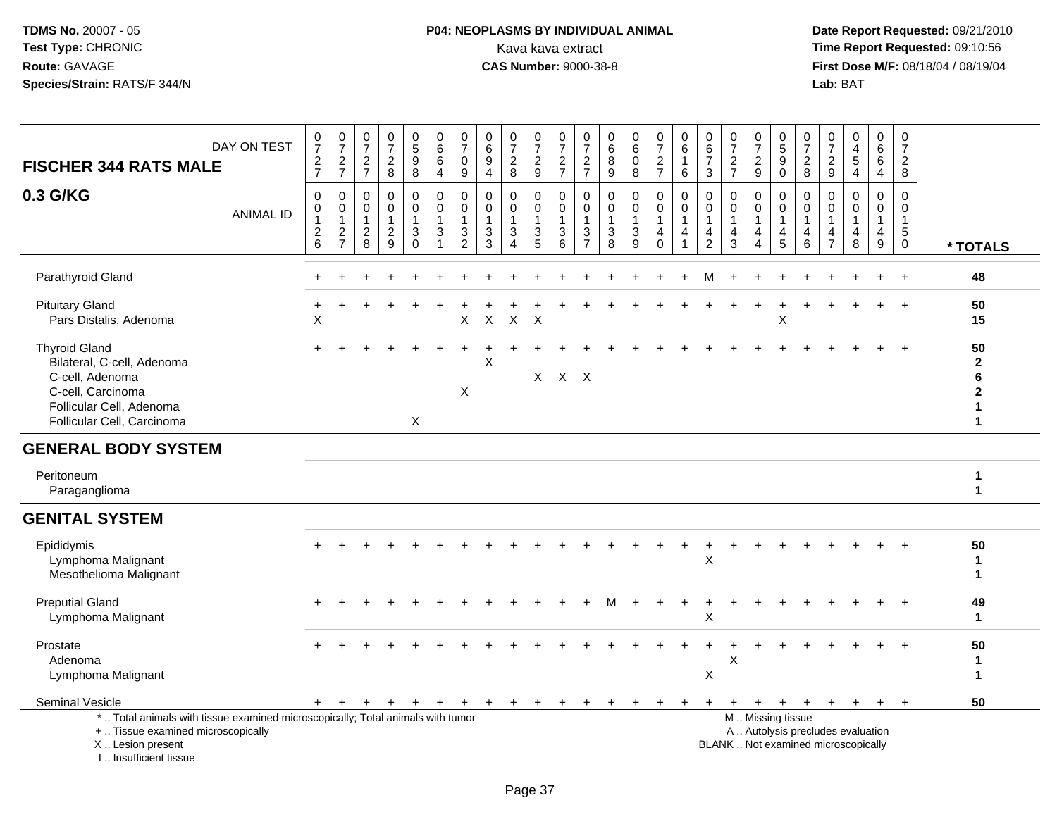**TDMS No.** 20007 - 05
**Test Type:** CHRONIC
**Route:** GAVAGE
**Species/Strain:** RATS/F 344/N

**P04: NEOPLASMS BY INDIVIDUAL ANIMAL**
Kava kava extract
**CAS Number:** 9000-38-8

**Date Report Requested:** 09/21/2010
**Time Report Requested:** 09:10:56
**First Dose M/F:** 08/18/04 / 08/19/04
**Lab:** BAT

## FISCHER 344 RATS MALE

## 0.3 G/KG

| DAY ON TEST | 0727 | 0727 | 0727 | 0728 | 0598 | 0664 | 0709 | 0694 | 0728 | 0729 | 0727 | 0727 | 0689 | 0608 | 0727 | 0616 | 0673 | 0727 | 0729 | 0590 | 0728 | 0729 | 0454 | 0664 | 0728 | |
|---|---|---|---|---|---|---|---|---|---|---|---|---|---|---|---|---|---|---|---|---|---|---|---|---|---|---|
| **ANIMAL ID** | 00126 | 00127 | 00128 | 00129 | 00130 | 00131 | 00132 | 00133 | 00134 | 00135 | 00136 | 00137 | 00138 | 00139 | 00140 | 00141 | 00142 | 00143 | 00144 | 00145 | 00146 | 00147 | 00148 | 00149 | 00150 | *** TOTALS** |
| Parathyroid Gland | + | + | + | + | + | + | + | + | + | + | + | + | + | + | + | + | M | + | + | + | + | + | + | + | + | 48 |
| Pituitary Gland | + | + | + | + | + | + | + | + | + | + | + | + | + | + | + | + | + | + | + | + | + | + | + | + | + | 50 |
| Pars Distalis, Adenoma | X | | | | | | X | X | X | X | | | | | | | | | | X | | | | | | 15 |
| Thyroid Gland | + | + | + | + | + | + | + | + | + | + | + | + | + | + | + | + | + | + | + | + | + | + | + | + | + | 50 |
| Bilateral, C-cell, Adenoma | | | | | | | | X | | | | | | | | | | | | | | | | | | 2 |
| C-cell, Adenoma | | | | | | | | | | X | X | X | | | | | | | | | | | | | | 6 |
| C-cell, Carcinoma | | | | | | | X | | | | | | | | | | | | | | | | | | | 2 |
| Follicular Cell, Adenoma | | | | | | | | | | | | | | | | | | | | | | | | | | 1 |
| Follicular Cell, Carcinoma | | | | | X | | | | | | | | | | | | | | | | | | | | | 1 |
| **GENERAL BODY SYSTEM** | | | | | | | | | | | | | | | | | | | | | | | | | | |
| Peritoneum | | | | | | | | | | | | | | | | | | | | | | | | | | 1 |
| Paraganglioma | | | | | | | | | | | | | | | | | | | | | | | | | | 1 |
| **GENITAL SYSTEM** | | | | | | | | | | | | | | | | | | | | | | | | | | |
| Epididymis | + | + | + | + | + | + | + | + | + | + | + | + | + | + | + | + | + | + | + | + | + | + | + | + | + | 50 |
| Lymphoma Malignant | | | | | | | | | | | | | | | | | X | | | | | | | | | 1 |
| Mesothelioma Malignant | | | | | | | | | | | | | | | | | | | | | | | | | | 1 |
| Preputial Gland | + | + | + | + | + | + | + | + | + | + | + | + | M | + | + | + | + | + | + | + | + | + | + | + | + | 49 |
| Lymphoma Malignant | | | | | | | | | | | | | | | | | X | | | | | | | | | 1 |
| Prostate | + | + | + | + | + | + | + | + | + | + | + | + | + | + | + | + | + | + | + | + | + | + | + | + | + | 50 |
| Adenoma | | | | | | | | | | | | | | | | | | X | | | | | | | | 1 |
| Lymphoma Malignant | | | | | | | | | | | | | | | | | X | | | | | | | | | 1 |
| Seminal Vesicle | + | + | + | + | + | + | + | + | + | + | + | + | + | + | + | + | + | + | + | + | + | + | + | + | + | 50 |

\* .. Total animals with tissue examined microscopically; Total animals with tumor
\+ .. Tissue examined microscopically
X .. Lesion present
I .. Insufficient tissue

M .. Missing tissue
A .. Autolysis precludes evaluation
BLANK .. Not examined microscopically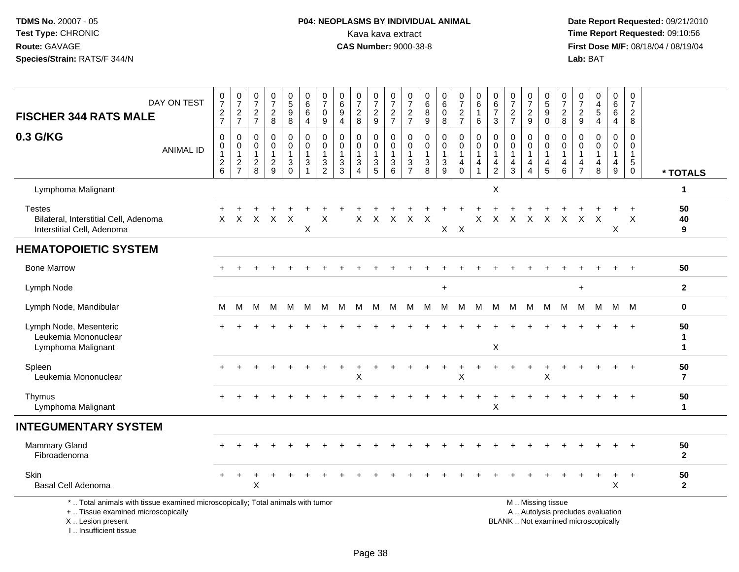TDMS No. 20007 - 05
Test Type: CHRONIC
Route: GAVAGE
Species/Strain: RATS/F 344/N

**P04: NEOPLASMS BY INDIVIDUAL ANIMAL**
Kava kava extract
**CAS Number:** 9000-38-8

Date Report Requested: 09/21/2010
Time Report Requested: 09:10:56
First Dose M/F: 08/18/04 / 08/19/04
Lab: BAT

| FISCHER 344 RATS MALE — DAY ON TEST | 0727 | 0727 | 0727 | 0728 | 0598 | 0664 | 0709 | 0694 | 0728 | 0729 | 0727 | 0727 | 0689 | 0608 | 0727 | 0616 | 0673 | 0727 | 0729 | 0590 | 0728 | 0729 | 0454 | 0664 | 0728 | |
|---|---|---|---|---|---|---|---|---|---|---|---|---|---|---|---|---|---|---|---|---|---|---|---|---|---|---|
| **0.3 G/KG** — ANIMAL ID | 00126 | 00127 | 00128 | 00129 | 00130 | 00131 | 00132 | 00133 | 00134 | 00135 | 00136 | 00137 | 00138 | 00139 | 00140 | 00141 | 00142 | 00143 | 00144 | 00145 | 00146 | 00147 | 00148 | 00149 | 00150 | * TOTALS |
| Lymphoma Malignant | | | | | | | | | | | | | | | | | X | | | | | | | | | 1 |
| Testes | + | + | + | + | + | + | + | + | + | + | + | + | + | + | + | + | + | + | + | + | + | + | + | + | + | 50 |
| Bilateral, Interstitial Cell, Adenoma | X | X | X | X | X | | X | | X | X | X | X | X | | | X | X | X | X | X | X | X | X | | X | 40 |
| Interstitial Cell, Adenoma | | | | | | X | | | | | | | | X | X | | | | | | | | | X | | 9 |
| **HEMATOPOIETIC SYSTEM** | | | | | | | | | | | | | | | | | | | | | | | | | | |
| Bone Marrow | + | + | + | + | + | + | + | + | + | + | + | + | + | + | + | + | + | + | + | + | + | + | + | + | + | 50 |
| Lymph Node | | | | | | | | | | | | | | + | | | | | | | | + | | | | 2 |
| Lymph Node, Mandibular | M | M | M | M | M | M | M | M | M | M | M | M | M | M | M | M | M | M | M | M | M | M | M | M | M | 0 |
| Lymph Node, Mesenteric | + | + | + | + | + | + | + | + | + | + | + | + | + | + | + | + | + | + | + | + | + | + | + | + | + | 50 |
| Leukemia Mononuclear | | | | | | | | | | | | | | | | | | | | | | | | | | 1 |
| Lymphoma Malignant | | | | | | | | | | | | | | | | | X | | | | | | | | | 1 |
| Spleen | + | + | + | + | + | + | + | + | + | + | + | + | + | + | + | + | + | + | + | + | + | + | + | + | + | 50 |
| Leukemia Mononuclear | | | | | | | | | X | | | | | | X | | | | | X | | | | | | 7 |
| Thymus | + | + | + | + | + | + | + | + | + | + | + | + | + | + | + | + | + | + | + | + | + | + | + | + | + | 50 |
| Lymphoma Malignant | | | | | | | | | | | | | | | | | X | | | | | | | | | 1 |
| **INTEGUMENTARY SYSTEM** | | | | | | | | | | | | | | | | | | | | | | | | | | |
| Mammary Gland | + | + | + | + | + | + | + | + | + | + | + | + | + | + | + | + | + | + | + | + | + | + | + | + | + | 50 |
| Fibroadenoma | | | | | | | | | | | | | | | | | | | | | | | | | | 2 |
| Skin | + | + | + | + | + | + | + | + | + | + | + | + | + | + | + | + | + | + | + | + | + | + | + | + | + | 50 |
| Basal Cell Adenoma | | | X | | | | | | | | | | | | | | | | | | | | | X | | 2 |

\* .. Total animals with tissue examined microscopically; Total animals with tumor
\+ .. Tissue examined microscopically
X .. Lesion present
I .. Insufficient tissue

M .. Missing tissue
A .. Autolysis precludes evaluation
BLANK .. Not examined microscopically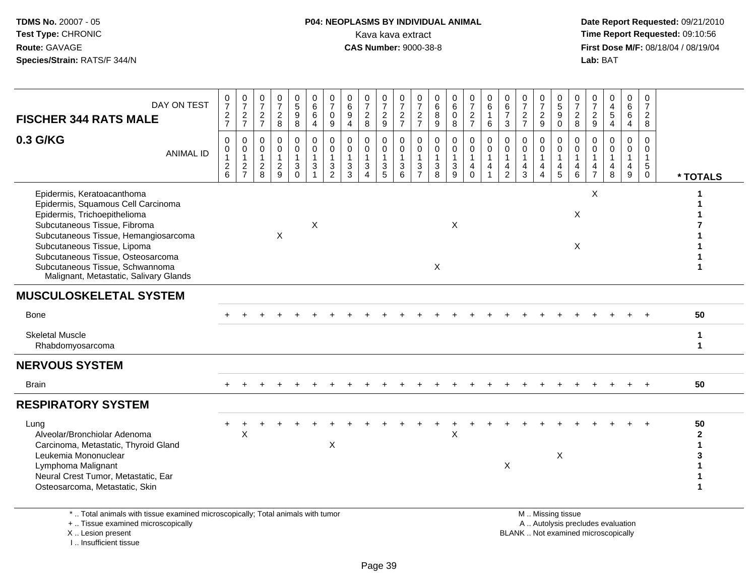TDMS No. 20007 - 05
Test Type: CHRONIC
Route: GAVAGE
Species/Strain: RATS/F 344/N

**P04: NEOPLASMS BY INDIVIDUAL ANIMAL**
Kava kava extract
**CAS Number:** 9000-38-8

Date Report Requested: 09/21/2010
Time Report Requested: 09:10:56
First Dose M/F: 08/18/04 / 08/19/04
Lab: BAT

## FISCHER 344 RATS MALE
## 0.3 G/KG

| DAY ON TEST | 0727 | 0727 | 0727 | 0728 | 0598 | 0664 | 0709 | 0694 | 0728 | 0729 | 0727 | 0727 | 0689 | 0608 | 0727 | 0616 | 0673 | 0727 | 0729 | 0590 | 0728 | 0729 | 0454 | 0664 | 0728 | |
|---|---|---|---|---|---|---|---|---|---|---|---|---|---|---|---|---|---|---|---|---|---|---|---|---|---|---|
| **ANIMAL ID** | 0126 | 0127 | 0128 | 0129 | 0130 | 0131 | 0132 | 0133 | 0134 | 0135 | 0136 | 0137 | 0138 | 0139 | 0140 | 0141 | 0142 | 0143 | 0144 | 0145 | 0146 | 0147 | 0148 | 0149 | 0150 | *** TOTALS** |
| Epidermis, Keratoacanthoma | | | | | | | | | | | | | | | | | | | | | | X | | | | 1 |
| Epidermis, Squamous Cell Carcinoma | | | | | | | | | | | | | | | | | | | | | | | | | | 1 |
| Epidermis, Trichoepithelioma | | | | | | | | | | | | | | | | | | | | | X | | | | | 1 |
| Subcutaneous Tissue, Fibroma | | | | | | X | | | | | | | | X | | | | | | | | | | | | 7 |
| Subcutaneous Tissue, Hemangiosarcoma | | | | X | | | | | | | | | | | | | | | | | | | | | | 1 |
| Subcutaneous Tissue, Lipoma | | | | | | | | | | | | | | | | | | | | | X | | | | | 1 |
| Subcutaneous Tissue, Osteosarcoma | | | | | | | | | | | | | | | | | | | | | | | | | | 1 |
| Subcutaneous Tissue, Schwannoma Malignant, Metastatic, Salivary Glands | | | | | | | | | | | | | X | | | | | | | | | | | | | 1 |
| **MUSCULOSKELETAL SYSTEM** | | | | | | | | | | | | | | | | | | | | | | | | | | |
| Bone | + | + | + | + | + | + | + | + | + | + | + | + | + | + | + | + | + | + | + | + | + | + | + | + | + | 50 |
| Skeletal Muscle | | | | | | | | | | | | | | | | | | | | | | | | | | 1 |
| Rhabdomyosarcoma | | | | | | | | | | | | | | | | | | | | | | | | | | 1 |
| **NERVOUS SYSTEM** | | | | | | | | | | | | | | | | | | | | | | | | | | |
| Brain | + | + | + | + | + | + | + | + | + | + | + | + | + | + | + | + | + | + | + | + | + | + | + | + | + | 50 |
| **RESPIRATORY SYSTEM** | | | | | | | | | | | | | | | | | | | | | | | | | | |
| Lung | + | + | + | + | + | + | + | + | + | + | + | + | + | + | + | + | + | + | + | + | + | + | + | + | + | 50 |
| Alveolar/Bronchiolar Adenoma | | X | | | | | | | | | | | | X | | | | | | | | | | | | 2 |
| Carcinoma, Metastatic, Thyroid Gland | | | | | | | X | | | | | | | | | | | | | | | | | | | 1 |
| Leukemia Mononuclear | | | | | | | | | | | | | | | | | | | | X | | | | | | 3 |
| Lymphoma Malignant | | | | | | | | | | | | | | | | | X | | | | | | | | | 1 |
| Neural Crest Tumor, Metastatic, Ear | | | | | | | | | | | | | | | | | | | | | | | | | | 1 |
| Osteosarcoma, Metastatic, Skin | | | | | | | | | | | | | | | | | | | | | | | | | | 1 |

\* .. Total animals with tissue examined microscopically; Total animals with tumor
\+ .. Tissue examined microscopically
X .. Lesion present
I .. Insufficient tissue

M .. Missing tissue
A .. Autolysis precludes evaluation
BLANK .. Not examined microscopically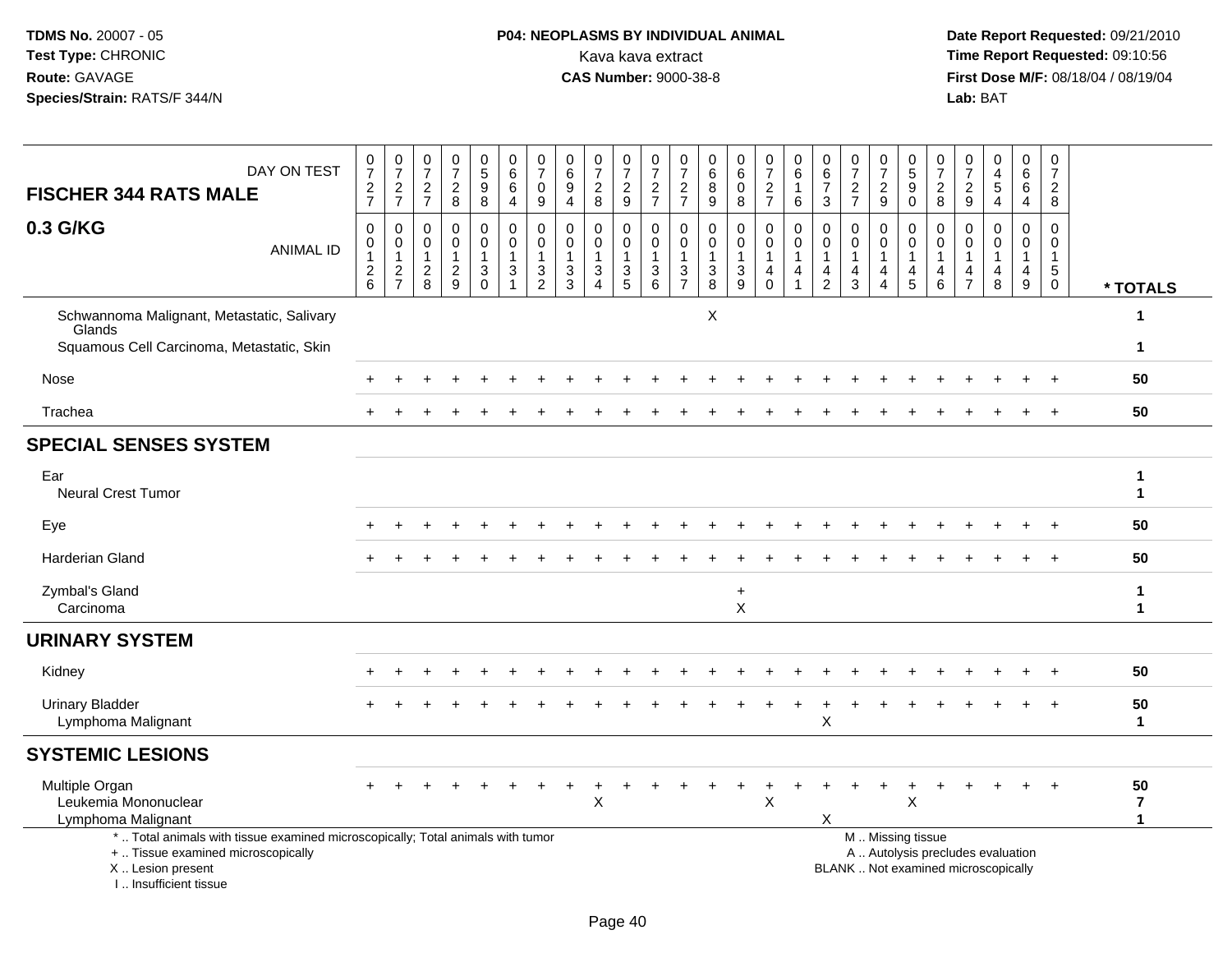**TDMS No.** 20007 - 05
**Test Type:** CHRONIC
**Route:** GAVAGE
**Species/Strain:** RATS/F 344/N

**P04: NEOPLASMS BY INDIVIDUAL ANIMAL**
Kava kava extract
**CAS Number:** 9000-38-8

**Date Report Requested:** 09/21/2010
**Time Report Requested:** 09:10:56
**First Dose M/F:** 08/18/04 / 08/19/04
**Lab:** BAT

| FISCHER 344 RATS MALE 0.3 G/KG | DAY ON TEST | 0727 | 0727 | 0727 | 0728 | 0598 | 0664 | 0709 | 0694 | 0728 | 0729 | 0727 | 0727 | 0689 | 0608 | 0727 | 0616 | 0673 | 0727 | 0729 | 0590 | 0728 | 0729 | 0454 | 0664 | 0728 | |
|---|---|---|---|---|---|---|---|---|---|---|---|---|---|---|---|---|---|---|---|---|---|---|---|---|---|---|---|
| | ANIMAL ID | 00126 | 00127 | 00128 | 00129 | 00130 | 00131 | 00132 | 00133 | 00134 | 00135 | 00136 | 00137 | 00138 | 00139 | 00140 | 00141 | 00142 | 00143 | 00144 | 00145 | 00146 | 00147 | 00148 | 00149 | 00150 | * TOTALS |
| Schwannoma Malignant, Metastatic, Salivary Glands | | | | | | | | | | | | | | X | | | | | | | | | | | | | 1 |
| Squamous Cell Carcinoma, Metastatic, Skin | | | | | | | | | | | | | | | | | | | | | | | | | | | 1 |
| Nose | | + | + | + | + | + | + | + | + | + | + | + | + | + | + | + | + | + | + | + | + | + | + | + | + | + | 50 |
| Trachea | | + | + | + | + | + | + | + | + | + | + | + | + | + | + | + | + | + | + | + | + | + | + | + | + | + | 50 |
| **SPECIAL SENSES SYSTEM** | | | | | | | | | | | | | | | | | | | | | | | | | | | |
| Ear | | | | | | | | | | | | | | | | | | | | | | | | | | | 1 |
| Neural Crest Tumor | | | | | | | | | | | | | | | | | | | | | | | | | | | 1 |
| Eye | | + | + | + | + | + | + | + | + | + | + | + | + | + | + | + | + | + | + | + | + | + | + | + | + | + | 50 |
| Harderian Gland | | + | + | + | + | + | + | + | + | + | + | + | + | + | + | + | + | + | + | + | + | + | + | + | + | + | 50 |
| Zymbal's Gland | | | | | | | | | | | | | | | + | | | | | | | | | | | | 1 |
| Carcinoma | | | | | | | | | | | | | | | X | | | | | | | | | | | | 1 |
| **URINARY SYSTEM** | | | | | | | | | | | | | | | | | | | | | | | | | | | |
| Kidney | | + | + | + | + | + | + | + | + | + | + | + | + | + | + | + | + | + | + | + | + | + | + | + | + | + | 50 |
| Urinary Bladder | | + | + | + | + | + | + | + | + | + | + | + | + | + | + | + | + | + | + | + | + | + | + | + | + | + | 50 |
| Lymphoma Malignant | | | | | | | | | | | | | | | | | | X | | | | | | | | | 1 |
| **SYSTEMIC LESIONS** | | | | | | | | | | | | | | | | | | | | | | | | | | | |
| Multiple Organ | | + | + | + | + | + | + | + | + | + | + | + | + | + | + | + | + | + | + | + | + | + | + | + | + | + | 50 |
| Leukemia Mononuclear | | | | | | | | | | X | | | | | | X | | | | | X | | | | | | 7 |
| Lymphoma Malignant | | | | | | | | | | | | | | | | | | X | | | | | | | | | 1 |

\* .. Total animals with tissue examined microscopically; Total animals with tumor
\+ .. Tissue examined microscopically
X .. Lesion present
I .. Insufficient tissue

M .. Missing tissue
A .. Autolysis precludes evaluation
BLANK .. Not examined microscopically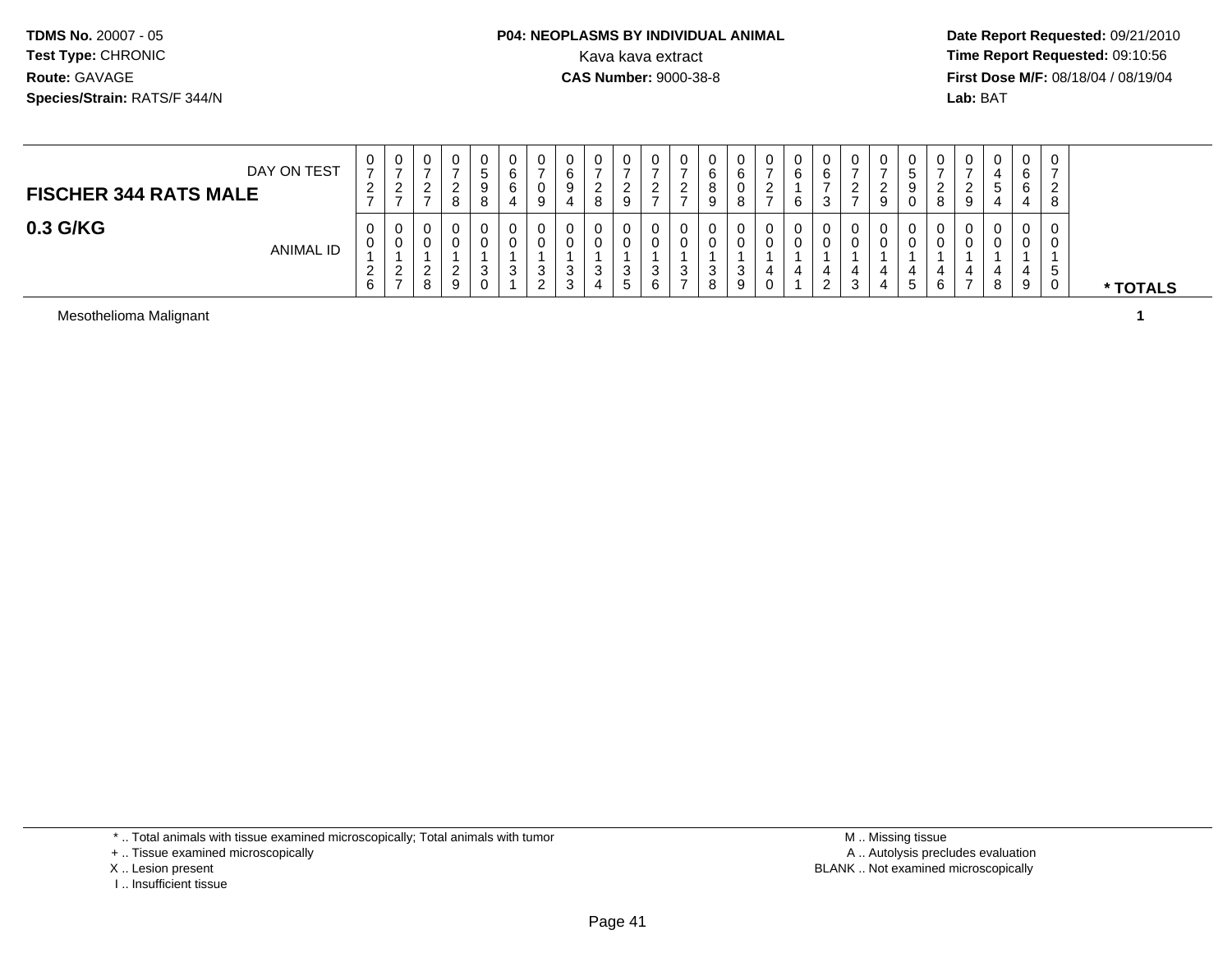**TDMS No.** 20007 - 05
**Test Type:** CHRONIC
**Route:** GAVAGE
**Species/Strain:** RATS/F 344/N

**P04: NEOPLASMS BY INDIVIDUAL ANIMAL**
Kava kava extract
**CAS Number:** 9000-38-8

**Date Report Requested:** 09/21/2010
**Time Report Requested:** 09:10:56
**First Dose M/F:** 08/18/04 / 08/19/04
**Lab:** BAT

| **FISCHER 344 RATS MALE** DAY ON TEST | 0727 | 0727 | 0727 | 0728 | 0598 | 0664 | 0709 | 0694 | 0728 | 0729 | 0727 | 0727 | 0689 | 0608 | 0727 | 0616 | 0673 | 0727 | 0729 | 0590 | 0728 | 0729 | 0454 | 0664 | 0728 | |
|---|---|---|---|---|---|---|---|---|---|---|---|---|---|---|---|---|---|---|---|---|---|---|---|---|---|---|
| **0.3 G/KG** ANIMAL ID | 00126 | 00127 | 00128 | 00129 | 00130 | 00131 | 00132 | 00133 | 00134 | 00135 | 00136 | 00137 | 00138 | 00139 | 00140 | 00141 | 00142 | 00143 | 00144 | 00145 | 00146 | 00147 | 00148 | 00149 | 00150 | *** TOTALS** |
| Mesothelioma Malignant | | | | | | | | | | | | | | | | | | | | | | | | | | **1** |

\* .. Total animals with tissue examined microscopically; Total animals with tumor
\+ .. Tissue examined microscopically
X .. Lesion present
I .. Insufficient tissue

M .. Missing tissue
A .. Autolysis precludes evaluation
BLANK .. Not examined microscopically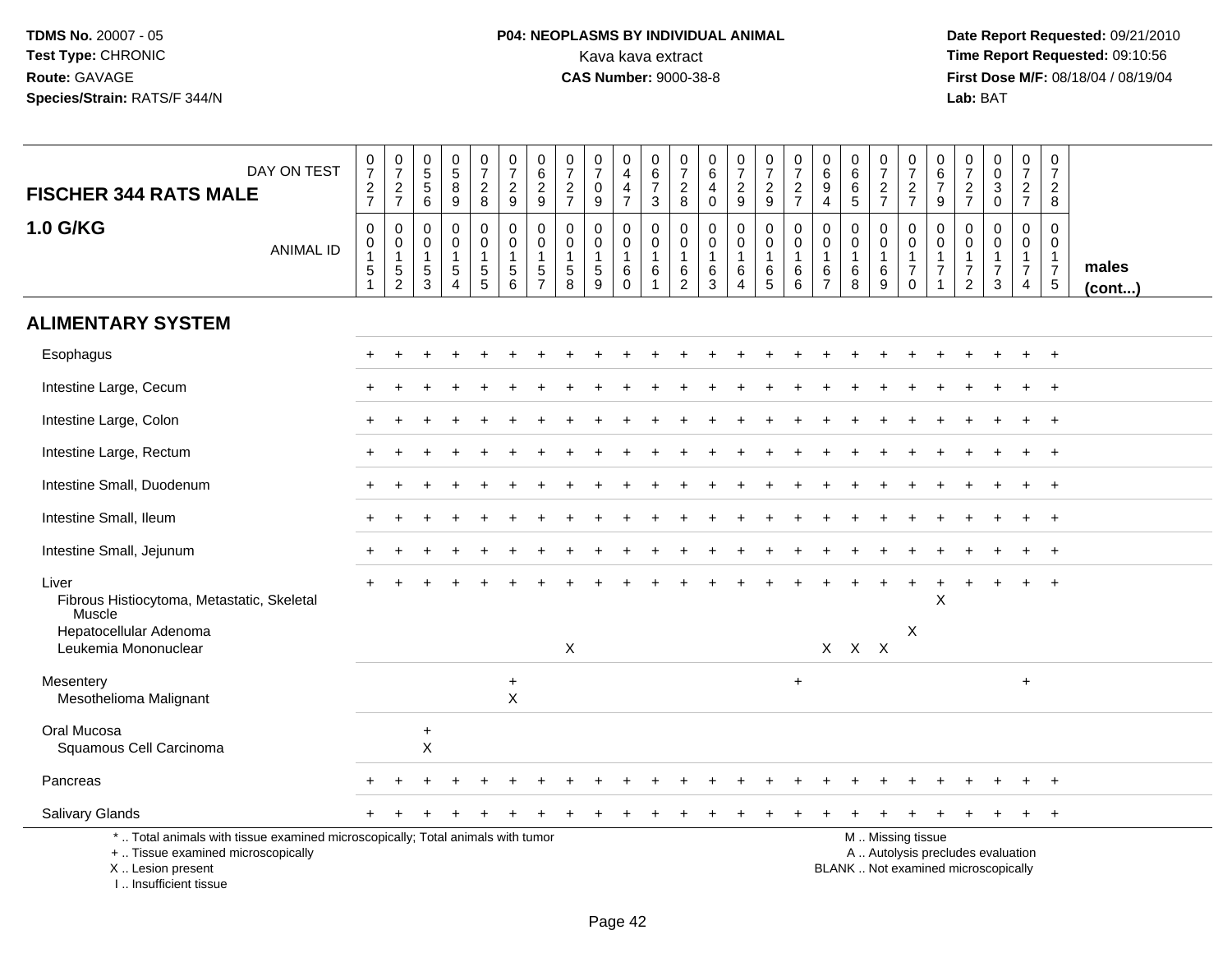TDMS No. 20007 - 05
Test Type: CHRONIC
Route: GAVAGE
Species/Strain: RATS/F 344/N

**P04: NEOPLASMS BY INDIVIDUAL ANIMAL**
Kava kava extract
**CAS Number:** 9000-38-8

Date Report Requested: 09/21/2010
Time Report Requested: 09:10:56
First Dose M/F: 08/18/04 / 08/19/04
Lab: BAT

| FISCHER 344 RATS MALE — DAY ON TEST | 0727 | 0727 | 0556 | 0589 | 0728 | 0729 | 0629 | 0727 | 0709 | 0447 | 0673 | 0728 | 0640 | 0729 | 0729 | 0727 | 0694 | 0665 | 0727 | 0727 | 0679 | 0727 | 0030 | 0727 | 0728 | |
|---|---|---|---|---|---|---|---|---|---|---|---|---|---|---|---|---|---|---|---|---|---|---|---|---|---|---|
| **1.0 G/KG** — ANIMAL ID | 00151 | 00152 | 00153 | 00154 | 00155 | 00156 | 00157 | 00158 | 00159 | 00160 | 00161 | 00162 | 00163 | 00164 | 00165 | 00166 | 00167 | 00168 | 00169 | 00170 | 00171 | 00172 | 00173 | 00174 | 00175 | males (cont...) |
| **ALIMENTARY SYSTEM** | | | | | | | | | | | | | | | | | | | | | | | | | | |
| Esophagus | + | + | + | + | + | + | + | + | + | + | + | + | + | + | + | + | + | + | + | + | + | + | + | + | + | |
| Intestine Large, Cecum | + | + | + | + | + | + | + | + | + | + | + | + | + | + | + | + | + | + | + | + | + | + | + | + | + | |
| Intestine Large, Colon | + | + | + | + | + | + | + | + | + | + | + | + | + | + | + | + | + | + | + | + | + | + | + | + | + | |
| Intestine Large, Rectum | + | + | + | + | + | + | + | + | + | + | + | + | + | + | + | + | + | + | + | + | + | + | + | + | + | |
| Intestine Small, Duodenum | + | + | + | + | + | + | + | + | + | + | + | + | + | + | + | + | + | + | + | + | + | + | + | + | + | |
| Intestine Small, Ileum | + | + | + | + | + | + | + | + | + | + | + | + | + | + | + | + | + | + | + | + | + | + | + | + | + | |
| Intestine Small, Jejunum | + | + | + | + | + | + | + | + | + | + | + | + | + | + | + | + | + | + | + | + | + | + | + | + | + | |
| Liver | + | + | + | + | + | + | + | + | + | + | + | + | + | + | + | + | + | + | + | + | + | + | + | + | + | |
| Fibrous Histiocytoma, Metastatic, Skeletal Muscle | | | | | | | | | | | | | | | | | | | | | X | | | | | |
| Hepatocellular Adenoma | | | | | | | | | | | | | | | | | | | | X | | | | | | |
| Leukemia Mononuclear | | | | | | | | X | | | | | | | | | X | X | X | | | | | | | |
| Mesentery | | | | | | + | | | | | | | | | | + | | | | | | | | + | | |
| Mesothelioma Malignant | | | | | | X | | | | | | | | | | | | | | | | | | | | |
| Oral Mucosa | | | + | | | | | | | | | | | | | | | | | | | | | | | |
| Squamous Cell Carcinoma | | | X | | | | | | | | | | | | | | | | | | | | | | | |
| Pancreas | + | + | + | + | + | + | + | + | + | + | + | + | + | + | + | + | + | + | + | + | + | + | + | + | + | |
| Salivary Glands | + | + | + | + | + | + | + | + | + | + | + | + | + | + | + | + | + | + | + | + | + | + | + | + | + | |

\* .. Total animals with tissue examined microscopically; Total animals with tumor
+ .. Tissue examined microscopically
X .. Lesion present
I .. Insufficient tissue

M .. Missing tissue
A .. Autolysis precludes evaluation
BLANK .. Not examined microscopically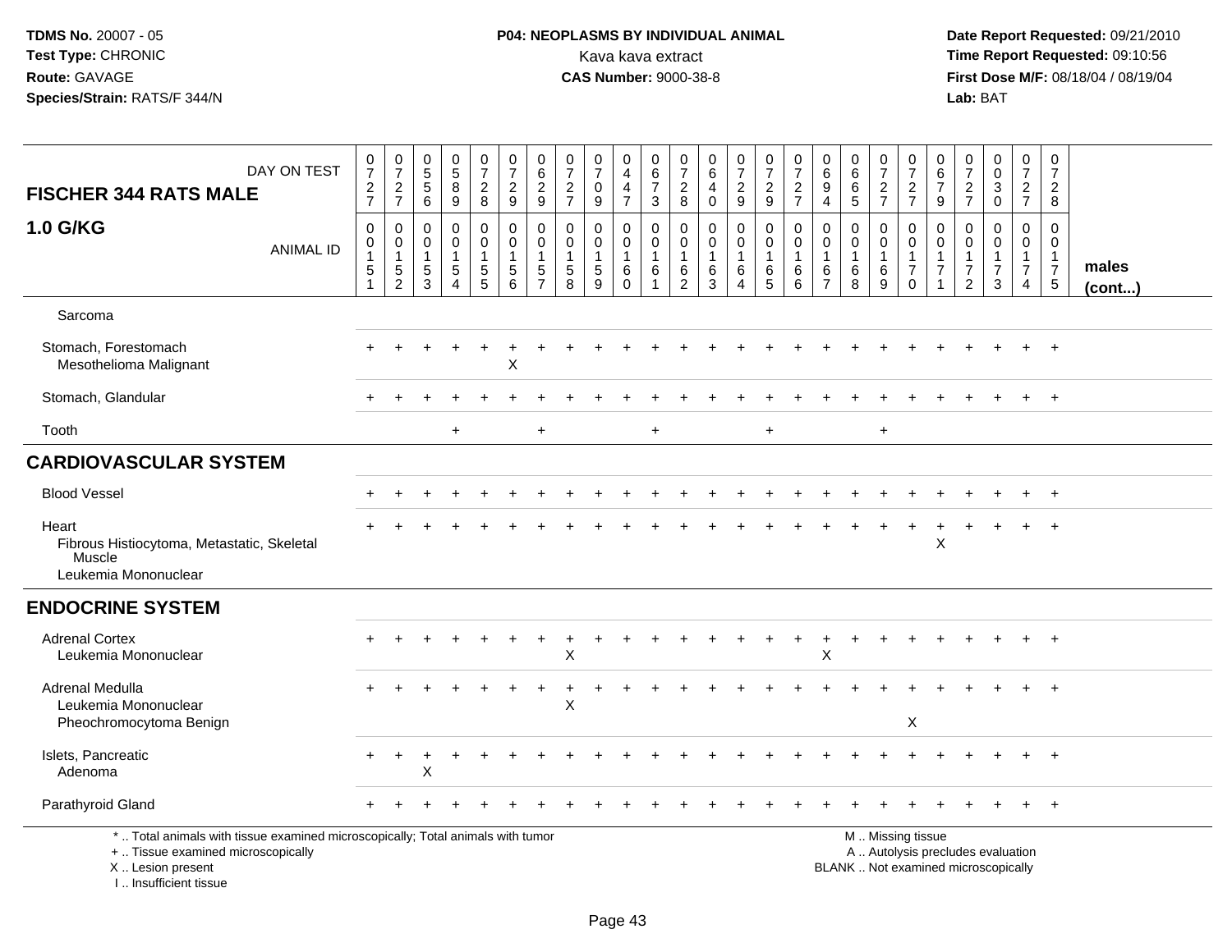**TDMS No.** 20007 - 05
**Test Type:** CHRONIC
**Route:** GAVAGE
**Species/Strain:** RATS/F 344/N

**P04: NEOPLASMS BY INDIVIDUAL ANIMAL**
Kava kava extract
**CAS Number:** 9000-38-8

**Date Report Requested:** 09/21/2010
**Time Report Requested:** 09:10:56
**First Dose M/F:** 08/18/04 / 08/19/04
**Lab:** BAT

| FISCHER 344 RATS MALE — DAY ON TEST | 0727 | 0727 | 0556 | 0589 | 0728 | 0729 | 0629 | 0727 | 0709 | 0447 | 0673 | 0728 | 0640 | 0729 | 0729 | 0727 | 0694 | 0665 | 0727 | 0727 | 0679 | 0727 | 0030 | 0727 | 0728 | |
|---|---|---|---|---|---|---|---|---|---|---|---|---|---|---|---|---|---|---|---|---|---|---|---|---|---|---|
| **1.0 G/KG** — ANIMAL ID | 00151 | 00152 | 00153 | 00154 | 00155 | 00156 | 00157 | 00158 | 00159 | 00160 | 00161 | 00162 | 00163 | 00164 | 00165 | 00166 | 00167 | 00168 | 00169 | 00170 | 00171 | 00172 | 00173 | 00174 | 00175 | **males (cont...)** |
| Sarcoma | | | | | | | | | | | | | | | | | | | | | | | | | | |
| Stomach, Forestomach | + | + | + | + | + | + | + | + | + | + | + | + | + | + | + | + | + | + | + | + | + | + | + | + | + | |
| Mesothelioma Malignant | | | | | | X | | | | | | | | | | | | | | | | | | | | |
| Stomach, Glandular | + | + | + | + | + | + | + | + | + | + | + | + | + | + | + | + | + | + | + | + | + | + | + | + | + | |
| Tooth | | | | + | | | + | | | | + | | | | + | | | | + | | | | | | | |
| **CARDIOVASCULAR SYSTEM** | | | | | | | | | | | | | | | | | | | | | | | | | | |
| Blood Vessel | + | + | + | + | + | + | + | + | + | + | + | + | + | + | + | + | + | + | + | + | + | + | + | + | + | |
| Heart | + | + | + | + | + | + | + | + | + | + | + | + | + | + | + | + | + | + | + | + | + | + | + | + | + | |
| Fibrous Histiocytoma, Metastatic, Skeletal Muscle | | | | | | | | | | | | | | | | | | | | | X | | | | | |
| Leukemia Mononuclear | | | | | | | | | | | | | | | | | | | | | | | | | | |
| **ENDOCRINE SYSTEM** | | | | | | | | | | | | | | | | | | | | | | | | | | |
| Adrenal Cortex | + | + | + | + | + | + | + | + | + | + | + | + | + | + | + | + | + | + | + | + | + | + | + | + | + | |
| Leukemia Mononuclear | | | | | | | | X | | | | | | | | | X | | | | | | | | | |
| Adrenal Medulla | + | + | + | + | + | + | + | + | + | + | + | + | + | + | + | + | + | + | + | + | + | + | + | + | + | |
| Leukemia Mononuclear | | | | | | | | X | | | | | | | | | | | | | | | | | | |
| Pheochromocytoma Benign | | | | | | | | | | | | | | | | | | | | X | | | | | | |
| Islets, Pancreatic | + | + | + | + | + | + | + | + | + | + | + | + | + | + | + | + | + | + | + | + | + | + | + | + | + | |
| Adenoma | | | X | | | | | | | | | | | | | | | | | | | | | | | |
| Parathyroid Gland | + | + | + | + | + | + | + | + | + | + | + | + | + | + | + | + | + | + | + | + | + | + | + | + | + | |

\* .. Total animals with tissue examined microscopically; Total animals with tumor
+ .. Tissue examined microscopically
X .. Lesion present
I .. Insufficient tissue

M .. Missing tissue
A .. Autolysis precludes evaluation
BLANK .. Not examined microscopically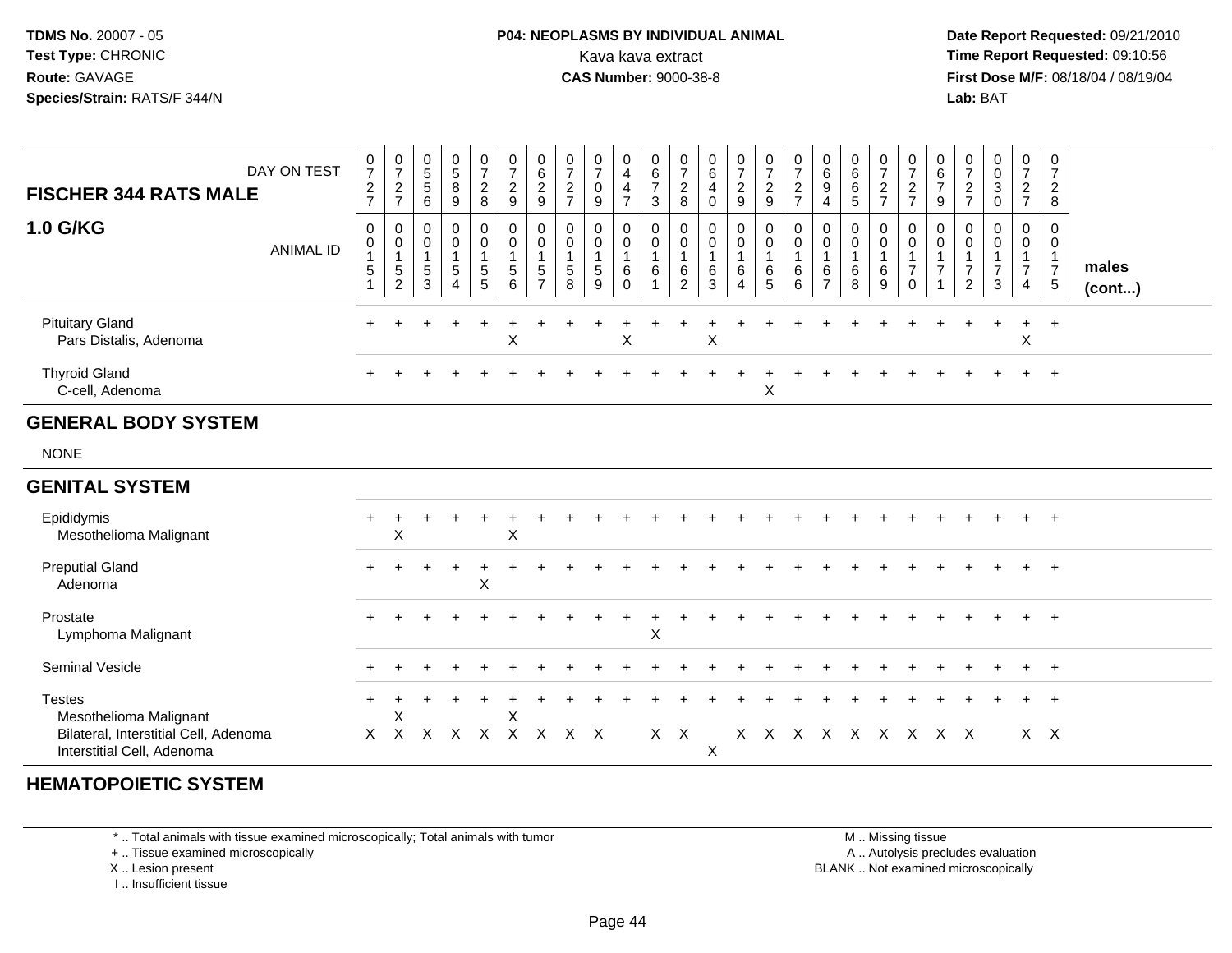TDMS No. 20007 - 05
Test Type: CHRONIC
Route: GAVAGE
Species/Strain: RATS/F 344/N

**P04: NEOPLASMS BY INDIVIDUAL ANIMAL**
Kava kava extract
**CAS Number:** 9000-38-8

Date Report Requested: 09/21/2010
Time Report Requested: 09:10:56
First Dose M/F: 08/18/04 / 08/19/04
Lab: BAT

| FISCHER 344 RATS MALE — DAY ON TEST | 0727 | 0727 | 0556 | 0589 | 0728 | 0729 | 0629 | 0727 | 0709 | 0447 | 0673 | 0728 | 0640 | 0729 | 0729 | 0727 | 0694 | 0665 | 0727 | 0727 | 0679 | 0727 | 0030 | 0727 | 0728 | |
|---|---|---|---|---|---|---|---|---|---|---|---|---|---|---|---|---|---|---|---|---|---|---|---|---|---|---|
| **1.0 G/KG** — ANIMAL ID | 00151 | 00152 | 00153 | 00154 | 00155 | 00156 | 00157 | 00158 | 00159 | 00160 | 00161 | 00162 | 00163 | 00164 | 00165 | 00166 | 00167 | 00168 | 00169 | 00170 | 00171 | 00172 | 00173 | 00174 | 00175 | **males (cont...)** |
| Pituitary Gland | + | + | + | + | + | + | + | + | + | + | + | + | + | + | + | + | + | + | + | + | + | + | + | + | + | |
| Pars Distalis, Adenoma | | | | | | X | | | | X | | | X | | | | | | | | | | | X | | |
| Thyroid Gland | + | + | + | + | + | + | + | + | + | + | + | + | + | + | + | + | + | + | + | + | + | + | + | + | + | |
| C-cell, Adenoma | | | | | | | | | | | | | | | X | | | | | | | | | | | |
| **GENERAL BODY SYSTEM** | | | | | | | | | | | | | | | | | | | | | | | | | | |
| NONE | | | | | | | | | | | | | | | | | | | | | | | | | | |
| **GENITAL SYSTEM** | | | | | | | | | | | | | | | | | | | | | | | | | | |
| Epididymis | + | + | + | + | + | + | + | + | + | + | + | + | + | + | + | + | + | + | + | + | + | + | + | + | + | |
| Mesothelioma Malignant | | X | | | | X | | | | | | | | | | | | | | | | | | | | |
| Preputial Gland | + | + | + | + | + | + | + | + | + | + | + | + | + | + | + | + | + | + | + | + | + | + | + | + | + | |
| Adenoma | | | | | X | | | | | | | | | | | | | | | | | | | | | |
| Prostate | + | + | + | + | + | + | + | + | + | + | + | + | + | + | + | + | + | + | + | + | + | + | + | + | + | |
| Lymphoma Malignant | | | | | | | | | | | X | | | | | | | | | | | | | | | |
| Seminal Vesicle | + | + | + | + | + | + | + | + | + | + | + | + | + | + | + | + | + | + | + | + | + | + | + | + | + | |
| Testes | + | + | + | + | + | + | + | + | + | + | + | + | + | + | + | + | + | + | + | + | + | + | + | + | + | |
| Mesothelioma Malignant | | X | | | | X | | | | | | | | | | | | | | | | | | | | |
| Bilateral, Interstitial Cell, Adenoma | X | X | X | X | X | X | X | X | X | | X | X | | X | X | X | X | X | X | X | X | X | | X | X | |
| Interstitial Cell, Adenoma | | | | | | | | | | | | | X | | | | | | | | | | | | | |
| **HEMATOPOIETIC SYSTEM** | | | | | | | | | | | | | | | | | | | | | | | | | | |

\* .. Total animals with tissue examined microscopically; Total animals with tumor
+ .. Tissue examined microscopically
X .. Lesion present
I .. Insufficient tissue

M .. Missing tissue
A .. Autolysis precludes evaluation
BLANK .. Not examined microscopically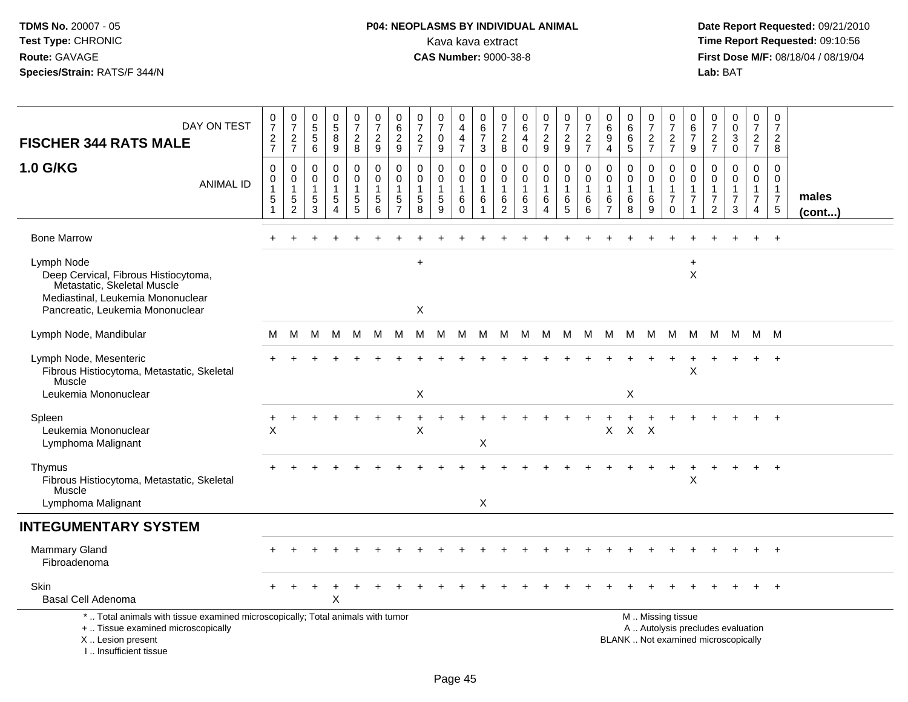TDMS No. 20007 - 05
Test Type: CHRONIC
Route: GAVAGE
Species/Strain: RATS/F 344/N

**P04: NEOPLASMS BY INDIVIDUAL ANIMAL**
Kava kava extract
**CAS Number:** 9000-38-8

Date Report Requested: 09/21/2010
Time Report Requested: 09:10:56
First Dose M/F: 08/18/04 / 08/19/04
Lab: BAT

| FISCHER 344 RATS MALE — DAY ON TEST | 0727 | 0727 | 0556 | 0589 | 0728 | 0729 | 0629 | 0727 | 0709 | 0447 | 0673 | 0728 | 0640 | 0729 | 0729 | 0727 | 0694 | 0665 | 0727 | 0727 | 0679 | 0727 | 0030 | 0727 | 0728 | |
|---|---|---|---|---|---|---|---|---|---|---|---|---|---|---|---|---|---|---|---|---|---|---|---|---|---|---|
| **1.0 G/KG** — ANIMAL ID | 00151 | 00152 | 00153 | 00154 | 00155 | 00156 | 00157 | 00158 | 00159 | 00160 | 00161 | 00162 | 00163 | 00164 | 00165 | 00166 | 00167 | 00168 | 00169 | 00170 | 00171 | 00172 | 00173 | 00174 | 00175 | males (cont...) |
| Bone Marrow | + | + | + | + | + | + | + | + | + | + | + | + | + | + | + | + | + | + | + | + | + | + | + | + | + | |
| Lymph Node | | | | | | | | + | | | | | | | | | | | | | + | | | | | |
| Deep Cervical, Fibrous Histiocytoma, Metastatic, Skeletal Muscle | | | | | | | | | | | | | | | | | | | | | X | | | | | |
| Mediastinal, Leukemia Mononuclear | | | | | | | | | | | | | | | | | | | | | | | | | | |
| Pancreatic, Leukemia Mononuclear | | | | | | | | X | | | | | | | | | | | | | | | | | | |
| Lymph Node, Mandibular | M | M | M | M | M | M | M | M | M | M | M | M | M | M | M | M | M | M | M | M | M | M | M | M | M | |
| Lymph Node, Mesenteric | + | + | + | + | + | + | + | + | + | + | + | + | + | + | + | + | + | + | + | + | + | + | + | + | + | |
| Fibrous Histiocytoma, Metastatic, Skeletal Muscle | | | | | | | | | | | | | | | | | | | | | X | | | | | |
| Leukemia Mononuclear | | | | | | | | X | | | | | | | | | | X | | | | | | | | |
| Spleen | + | + | + | + | + | + | + | + | + | + | + | + | + | + | + | + | + | + | + | + | + | + | + | + | + | |
| Leukemia Mononuclear | X | | | | | | | X | | | | | | | | | X | X | X | | | | | | | |
| Lymphoma Malignant | | | | | | | | | | | X | | | | | | | | | | | | | | | |
| Thymus | + | + | + | + | + | + | + | + | + | + | + | + | + | + | + | + | + | + | + | + | + | + | + | + | + | |
| Fibrous Histiocytoma, Metastatic, Skeletal Muscle | | | | | | | | | | | | | | | | | | | | | X | | | | | |
| Lymphoma Malignant | | | | | | | | | | | X | | | | | | | | | | | | | | | |
| **INTEGUMENTARY SYSTEM** | | | | | | | | | | | | | | | | | | | | | | | | | | |
| Mammary Gland | + | + | + | + | + | + | + | + | + | + | + | + | + | + | + | + | + | + | + | + | + | + | + | + | + | |
| Fibroadenoma | | | | | | | | | | | | | | | | | | | | | | | | | | |
| Skin | + | + | + | + | + | + | + | + | + | + | + | + | + | + | + | + | + | + | + | + | + | + | + | + | + | |
| Basal Cell Adenoma | | | | X | | | | | | | | | | | | | | | | | | | | | | |

\* .. Total animals with tissue examined microscopically; Total animals with tumor
\+ .. Tissue examined microscopically
X .. Lesion present
I .. Insufficient tissue

M .. Missing tissue
A .. Autolysis precludes evaluation
BLANK .. Not examined microscopically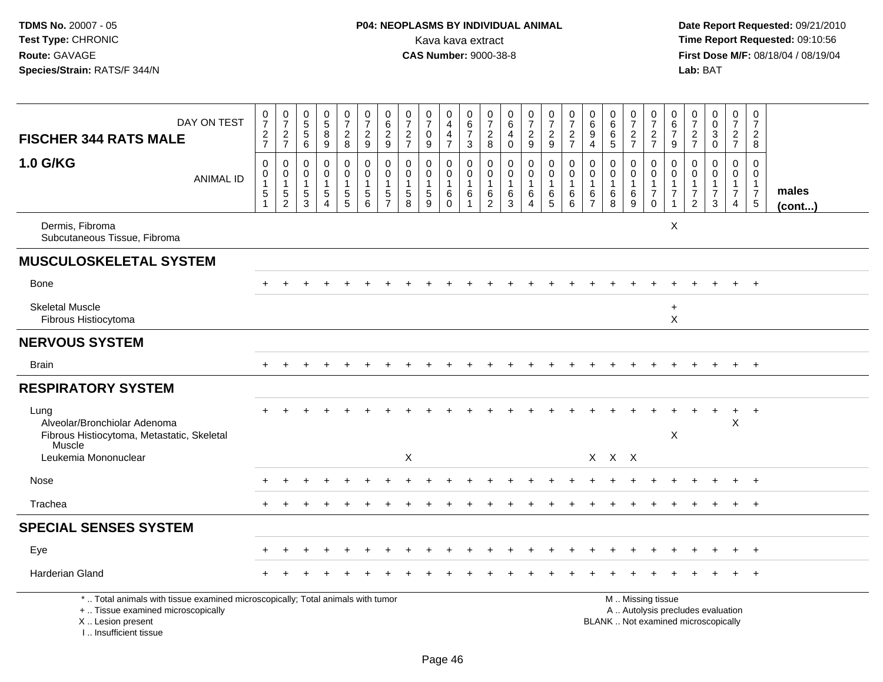**TDMS No.** 20007 - 05
**Test Type:** CHRONIC
**Route:** GAVAGE
**Species/Strain:** RATS/F 344/N

**P04: NEOPLASMS BY INDIVIDUAL ANIMAL**
Kava kava extract
**CAS Number:** 9000-38-8

**Date Report Requested:** 09/21/2010
**Time Report Requested:** 09:10:56
**First Dose M/F:** 08/18/04 / 08/19/04
**Lab:** BAT

| FISCHER 344 RATS MALE 1.0 G/KG — DAY ON TEST | 0727 | 0727 | 0556 | 0589 | 0728 | 0729 | 0629 | 0727 | 0709 | 0447 | 0673 | 0728 | 0640 | 0729 | 0729 | 0727 | 0694 | 0665 | 0727 | 0727 | 0679 | 0727 | 0030 | 0727 | 0728 | |
|---|---|---|---|---|---|---|---|---|---|---|---|---|---|---|---|---|---|---|---|---|---|---|---|---|---|---|
| ANIMAL ID | 00151 | 00152 | 00153 | 00154 | 00155 | 00156 | 00157 | 00158 | 00159 | 00160 | 00161 | 00162 | 00163 | 00164 | 00165 | 00166 | 00167 | 00168 | 00169 | 00170 | 00171 | 00172 | 00173 | 00174 | 00175 | males (cont...) |
| Dermis, Fibroma | | | | | | | | | | | | | | | | | | | | | X | | | | | |
| Subcutaneous Tissue, Fibroma | | | | | | | | | | | | | | | | | | | | | | | | | | |
| **MUSCULOSKELETAL SYSTEM** | | | | | | | | | | | | | | | | | | | | | | | | | | |
| Bone | + | + | + | + | + | + | + | + | + | + | + | + | + | + | + | + | + | + | + | + | + | + | + | + | + | |
| Skeletal Muscle | | | | | | | | | | | | | | | | | | | | | + | | | | | |
| Fibrous Histiocytoma | | | | | | | | | | | | | | | | | | | | | X | | | | | |
| **NERVOUS SYSTEM** | | | | | | | | | | | | | | | | | | | | | | | | | | |
| Brain | + | + | + | + | + | + | + | + | + | + | + | + | + | + | + | + | + | + | + | + | + | + | + | + | + | |
| **RESPIRATORY SYSTEM** | | | | | | | | | | | | | | | | | | | | | | | | | | |
| Lung | + | + | + | + | + | + | + | + | + | + | + | + | + | + | + | + | + | + | + | + | + | + | + | + | + | |
| Alveolar/Bronchiolar Adenoma | | | | | | | | | | | | | | | | | | | | | | | | X | | |
| Fibrous Histiocytoma, Metastatic, Skeletal Muscle | | | | | | | | | | | | | | | | | | | | | X | | | | | |
| Leukemia Mononuclear | | | | | | | | X | | | | | | | | | X | X | X | | | | | | | |
| Nose | + | + | + | + | + | + | + | + | + | + | + | + | + | + | + | + | + | + | + | + | + | + | + | + | + | |
| Trachea | + | + | + | + | + | + | + | + | + | + | + | + | + | + | + | + | + | + | + | + | + | + | + | + | + | |
| **SPECIAL SENSES SYSTEM** | | | | | | | | | | | | | | | | | | | | | | | | | | |
| Eye | + | + | + | + | + | + | + | + | + | + | + | + | + | + | + | + | + | + | + | + | + | + | + | + | + | |
| Harderian Gland | + | + | + | + | + | + | + | + | + | + | + | + | + | + | + | + | + | + | + | + | + | + | + | + | + | |

\* .. Total animals with tissue examined microscopically; Total animals with tumor
\+ .. Tissue examined microscopically
X .. Lesion present
I .. Insufficient tissue

M .. Missing tissue
A .. Autolysis precludes evaluation
BLANK .. Not examined microscopically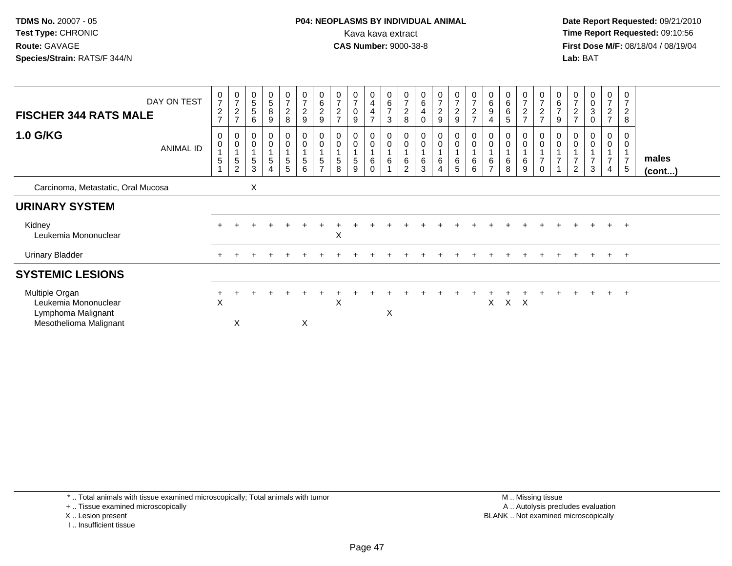TDMS No. 20007 - 05
Test Type: CHRONIC
Route: GAVAGE
Species/Strain: RATS/F 344/N

**P04: NEOPLASMS BY INDIVIDUAL ANIMAL**
Kava kava extract
**CAS Number:** 9000-38-8

Date Report Requested: 09/21/2010
Time Report Requested: 09:10:56
First Dose M/F: 08/18/04 / 08/19/04
Lab: BAT

| FISCHER 344 RATS MALE — DAY ON TEST | 0727 | 0727 | 0556 | 0589 | 0728 | 0729 | 0629 | 0727 | 0709 | 0447 | 0673 | 0728 | 0640 | 0729 | 0729 | 0727 | 0694 | 0665 | 0727 | 0727 | 0679 | 0727 | 0030 | 0727 | 0728 | |
|---|---|---|---|---|---|---|---|---|---|---|---|---|---|---|---|---|---|---|---|---|---|---|---|---|---|---|
| **1.0 G/KG** — ANIMAL ID | 00151 | 00152 | 00153 | 00154 | 00155 | 00156 | 00157 | 00158 | 00159 | 00160 | 00161 | 00162 | 00163 | 00164 | 00165 | 00166 | 00167 | 00168 | 00169 | 00170 | 00171 | 00172 | 00173 | 00174 | 00175 | **males (cont...)** |
| Carcinoma, Metastatic, Oral Mucosa | | | X | | | | | | | | | | | | | | | | | | | | | | | |
| **URINARY SYSTEM** | | | | | | | | | | | | | | | | | | | | | | | | | | |
| Kidney | + | + | + | + | + | + | + | + | + | + | + | + | + | + | + | + | + | + | + | + | + | + | + | + | + | |
| Leukemia Mononuclear | | | | | | | | X | | | | | | | | | | | | | | | | | | |
| Urinary Bladder | + | + | + | + | + | + | + | + | + | + | + | + | + | + | + | + | + | + | + | + | + | + | + | + | + | |
| **SYSTEMIC LESIONS** | | | | | | | | | | | | | | | | | | | | | | | | | | |
| Multiple Organ | + | + | + | + | + | + | + | + | + | + | + | + | + | + | + | + | + | + | + | + | + | + | + | + | + | |
| Leukemia Mononuclear | X | | | | | | | X | | | | | | | | | X | X | X | | | | | | | |
| Lymphoma Malignant | | | | | | | | | | | X | | | | | | | | | | | | | | | |
| Mesothelioma Malignant | | X | | | | X | | | | | | | | | | | | | | | | | | | | |

\* .. Total animals with tissue examined microscopically; Total animals with tumor
\+ .. Tissue examined microscopically
X .. Lesion present
I .. Insufficient tissue

M .. Missing tissue
A .. Autolysis precludes evaluation
BLANK .. Not examined microscopically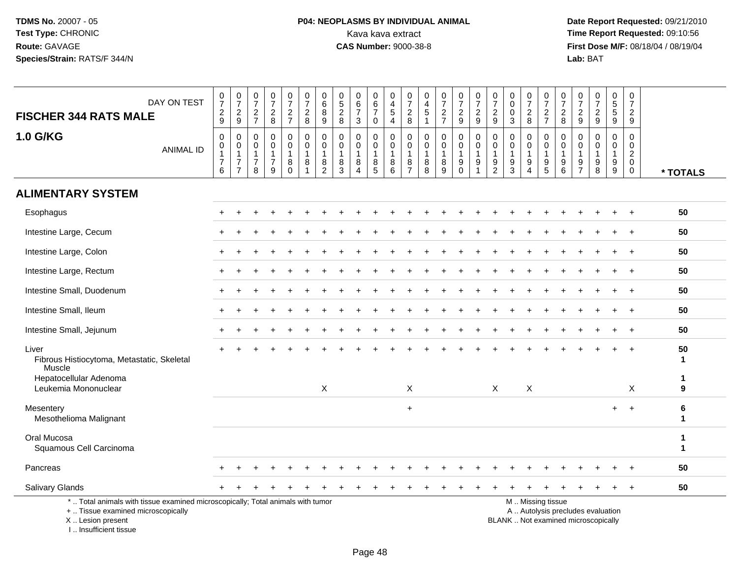**TDMS No.** 20007 - 05
**Test Type:** CHRONIC
**Route:** GAVAGE
**Species/Strain:** RATS/F 344/N

**P04: NEOPLASMS BY INDIVIDUAL ANIMAL**
Kava kava extract
**CAS Number:** 9000-38-8

**Date Report Requested:** 09/21/2010
**Time Report Requested:** 09:10:56
**First Dose M/F:** 08/18/04 / 08/19/04
**Lab:** BAT

| FISCHER 344 RATS MALE — DAY ON TEST | 0729 | 0729 | 0727 | 0728 | 0727 | 0728 | 0689 | 0528 | 0673 | 0670 | 0454 | 0728 | 0451 | 0727 | 0729 | 0729 | 0729 | 0003 | 0728 | 0727 | 0728 | 0729 | 0729 | 0559 | 0729 | |
|---|---|---|---|---|---|---|---|---|---|---|---|---|---|---|---|---|---|---|---|---|---|---|---|---|---|---|
| **1.0 G/KG** — ANIMAL ID | 00176 | 00177 | 00178 | 00179 | 00180 | 00181 | 00182 | 00183 | 00184 | 00185 | 00186 | 00187 | 00188 | 00189 | 00190 | 00191 | 00192 | 00193 | 00194 | 00195 | 00196 | 00197 | 00198 | 00199 | 00200 | *** TOTALS** |
| **ALIMENTARY SYSTEM** | | | | | | | | | | | | | | | | | | | | | | | | | | |
| Esophagus | + | + | + | + | + | + | + | + | + | + | + | + | + | + | + | + | + | + | + | + | + | + | + | + | + | 50 |
| Intestine Large, Cecum | + | + | + | + | + | + | + | + | + | + | + | + | + | + | + | + | + | + | + | + | + | + | + | + | + | 50 |
| Intestine Large, Colon | + | + | + | + | + | + | + | + | + | + | + | + | + | + | + | + | + | + | + | + | + | + | + | + | + | 50 |
| Intestine Large, Rectum | + | + | + | + | + | + | + | + | + | + | + | + | + | + | + | + | + | + | + | + | + | + | + | + | + | 50 |
| Intestine Small, Duodenum | + | + | + | + | + | + | + | + | + | + | + | + | + | + | + | + | + | + | + | + | + | + | + | + | + | 50 |
| Intestine Small, Ileum | + | + | + | + | + | + | + | + | + | + | + | + | + | + | + | + | + | + | + | + | + | + | + | + | + | 50 |
| Intestine Small, Jejunum | + | + | + | + | + | + | + | + | + | + | + | + | + | + | + | + | + | + | + | + | + | + | + | + | + | 50 |
| Liver | + | + | + | + | + | + | + | + | + | + | + | + | + | + | + | + | + | + | + | + | + | + | + | + | + | 50 |
| Fibrous Histiocytoma, Metastatic, Skeletal Muscle | | | | | | | | | | | | | | | | | | | | | | | | | | 1 |
| Hepatocellular Adenoma | | | | | | | | | | | | | | | | | | | | | | | | | | 1 |
| Leukemia Mononuclear | | | | | | | X | | | | | X | | | | | X | | X | | | | | | X | 9 |
| Mesentery | | | | | | | | | | | | + | | | | | | | | | | | | + | + | 6 |
| Mesothelioma Malignant | | | | | | | | | | | | | | | | | | | | | | | | | | 1 |
| Oral Mucosa | | | | | | | | | | | | | | | | | | | | | | | | | | 1 |
| Squamous Cell Carcinoma | | | | | | | | | | | | | | | | | | | | | | | | | | 1 |
| Pancreas | + | + | + | + | + | + | + | + | + | + | + | + | + | + | + | + | + | + | + | + | + | + | + | + | + | 50 |
| Salivary Glands | + | + | + | + | + | + | + | + | + | + | + | + | + | + | + | + | + | + | + | + | + | + | + | + | + | 50 |

\* .. Total animals with tissue examined microscopically; Total animals with tumor
\+ .. Tissue examined microscopically
X .. Lesion present
I .. Insufficient tissue

M .. Missing tissue
A .. Autolysis precludes evaluation
BLANK .. Not examined microscopically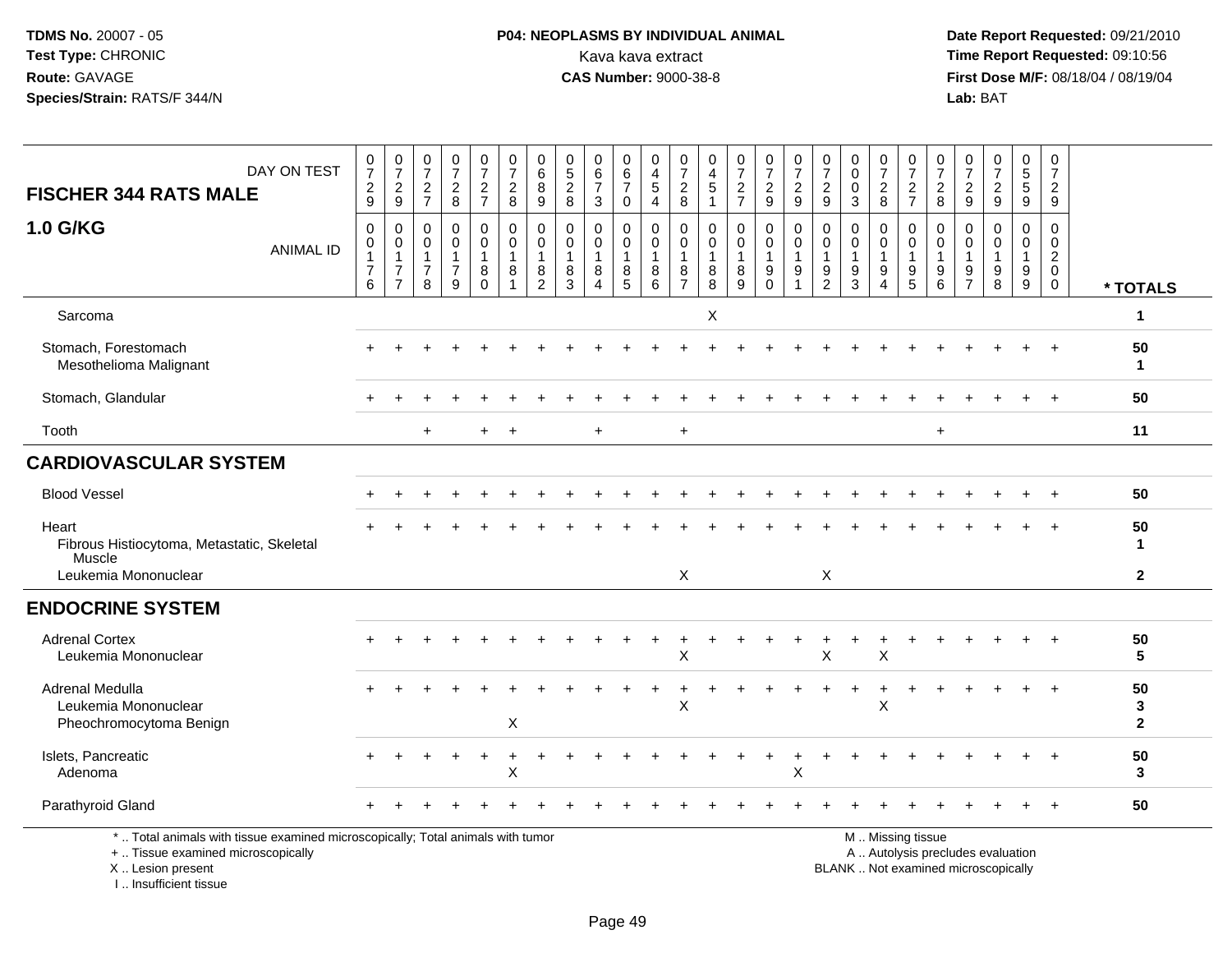TDMS No. 20007 - 05
Test Type: CHRONIC
Route: GAVAGE
Species/Strain: RATS/F 344/N

**P04: NEOPLASMS BY INDIVIDUAL ANIMAL**
Kava kava extract
**CAS Number:** 9000-38-8

Date Report Requested: 09/21/2010
Time Report Requested: 09:10:56
First Dose M/F: 08/18/04 / 08/19/04
Lab: BAT

## FISCHER 344 RATS MALE

## 1.0 G/KG

| DAY ON TEST | 0729 | 0729 | 0727 | 0728 | 0727 | 0728 | 0689 | 0528 | 0673 | 0670 | 0454 | 0728 | 0451 | 0727 | 0729 | 0729 | 0729 | 0003 | 0728 | 0727 | 0728 | 0729 | 0729 | 0559 | 0729 | |
|---|---|---|---|---|---|---|---|---|---|---|---|---|---|---|---|---|---|---|---|---|---|---|---|---|---|---|
| ANIMAL ID | 00176 | 00177 | 00178 | 00179 | 00180 | 00181 | 00182 | 00183 | 00184 | 00185 | 00186 | 00187 | 00188 | 00189 | 00190 | 00191 | 00192 | 00193 | 00194 | 00195 | 00196 | 00197 | 00198 | 00199 | 00200 | * TOTALS |
| Sarcoma | | | | | | | | | | | | | X | | | | | | | | | | | | | 1 |
| Stomach, Forestomach | + | + | + | + | + | + | + | + | + | + | + | + | + | + | + | + | + | + | + | + | + | + | + | + | + | 50 |
| Mesothelioma Malignant | | | | | | | | | | | | | | | | | | | | | | | | | | 1 |
| Stomach, Glandular | + | + | + | + | + | + | + | + | + | + | + | + | + | + | + | + | + | + | + | + | + | + | + | + | + | 50 |
| Tooth | | | + | | + | + | | | + | | | + | | | | | | | | | + | | | | | 11 |
| **CARDIOVASCULAR SYSTEM** | | | | | | | | | | | | | | | | | | | | | | | | | | |
| Blood Vessel | + | + | + | + | + | + | + | + | + | + | + | + | + | + | + | + | + | + | + | + | + | + | + | + | + | 50 |
| Heart | + | + | + | + | + | + | + | + | + | + | + | + | + | + | + | + | + | + | + | + | + | + | + | + | + | 50 |
| Fibrous Histiocytoma, Metastatic, Skeletal Muscle | | | | | | | | | | | | | | | | | | | | | | | | | | 1 |
| Leukemia Mononuclear | | | | | | | | | | | | X | | | | | X | | | | | | | | | 2 |
| **ENDOCRINE SYSTEM** | | | | | | | | | | | | | | | | | | | | | | | | | | |
| Adrenal Cortex | + | + | + | + | + | + | + | + | + | + | + | + | + | + | + | + | + | + | + | + | + | + | + | + | + | 50 |
| Leukemia Mononuclear | | | | | | | | | | | | X | | | | | X | | X | | | | | | | 5 |
| Adrenal Medulla | + | + | + | + | + | + | + | + | + | + | + | + | + | + | + | + | + | + | + | + | + | + | + | + | + | 50 |
| Leukemia Mononuclear | | | | | | | | | | | | X | | | | | | | X | | | | | | | 3 |
| Pheochromocytoma Benign | | | | | | X | | | | | | | | | | | | | | | | | | | | 2 |
| Islets, Pancreatic | + | + | + | + | + | + | + | + | + | + | + | + | + | + | + | + | + | + | + | + | + | + | + | + | + | 50 |
| Adenoma | | | | | | X | | | | | | | | | | X | | | | | | | | | | 3 |
| Parathyroid Gland | + | + | + | + | + | + | + | + | + | + | + | + | + | + | + | + | + | + | + | + | + | + | + | + | + | 50 |

\* .. Total animals with tissue examined microscopically; Total animals with tumor
\+ .. Tissue examined microscopically
X .. Lesion present
I .. Insufficient tissue

M .. Missing tissue
A .. Autolysis precludes evaluation
BLANK .. Not examined microscopically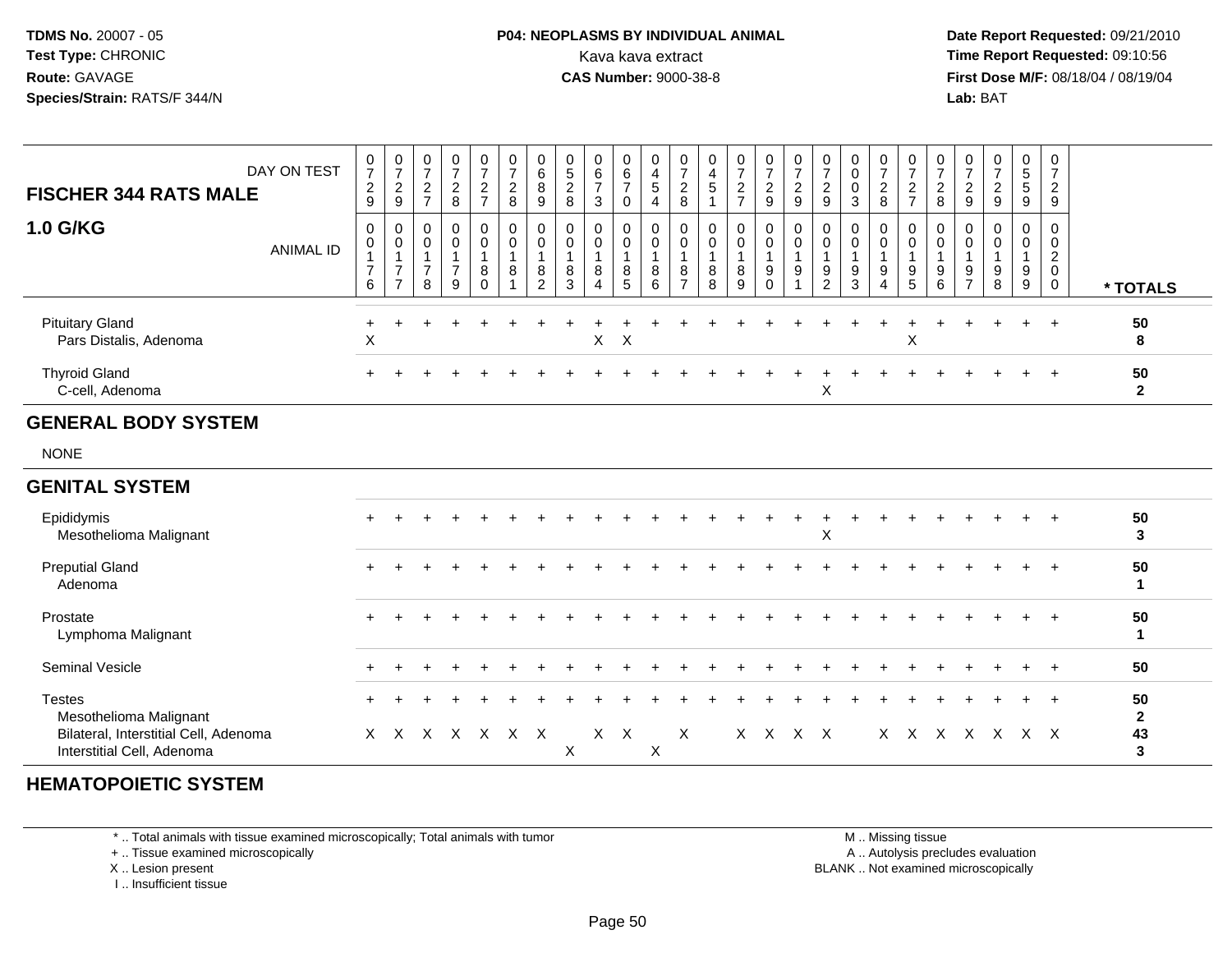**TDMS No.** 20007 - 05
**Test Type:** CHRONIC
**Route:** GAVAGE
**Species/Strain:** RATS/F 344/N

**P04: NEOPLASMS BY INDIVIDUAL ANIMAL**
Kava kava extract
**CAS Number:** 9000-38-8

**Date Report Requested:** 09/21/2010
**Time Report Requested:** 09:10:56
**First Dose M/F:** 08/18/04 / 08/19/04
**Lab:** BAT

| FISCHER 344 RATS MALE — DAY ON TEST | 0729 | 0729 | 0727 | 0728 | 0727 | 0728 | 0689 | 0528 | 0673 | 0670 | 0454 | 0728 | 0451 | 0727 | 0729 | 0729 | 0729 | 0003 | 0728 | 0727 | 0728 | 0729 | 0729 | 0559 | 0729 | |
|---|---|---|---|---|---|---|---|---|---|---|---|---|---|---|---|---|---|---|---|---|---|---|---|---|---|---|
| **1.0 G/KG** — ANIMAL ID | 00176 | 00177 | 00178 | 00179 | 00180 | 00181 | 00182 | 00183 | 00184 | 00185 | 00186 | 00187 | 00188 | 00189 | 00190 | 00191 | 00192 | 00193 | 00194 | 00195 | 00196 | 00197 | 00198 | 00199 | 00200 | *** TOTALS** |
| Pituitary Gland | + | + | + | + | + | + | + | + | + | + | + | + | + | + | + | + | + | + | + | + | + | + | + | + | + | **50** |
| Pars Distalis, Adenoma | X | | | | | | | | X | X | | | | | | | | | | X | | | | | | **8** |
| Thyroid Gland | + | + | + | + | + | + | + | + | + | + | + | + | + | + | + | + | + | + | + | + | + | + | + | + | + | **50** |
| C-cell, Adenoma | | | | | | | | | | | | | | | | | X | | | | | | | | | **2** |
| **GENERAL BODY SYSTEM** | | | | | | | | | | | | | | | | | | | | | | | | | | |
| NONE | | | | | | | | | | | | | | | | | | | | | | | | | | |
| **GENITAL SYSTEM** | | | | | | | | | | | | | | | | | | | | | | | | | | |
| Epididymis | + | + | + | + | + | + | + | + | + | + | + | + | + | + | + | + | + | + | + | + | + | + | + | + | + | **50** |
| Mesothelioma Malignant | | | | | | | | | | | | | | | | | X | | | | | | | | | **3** |
| Preputial Gland | + | + | + | + | + | + | + | + | + | + | + | + | + | + | + | + | + | + | + | + | + | + | + | + | + | **50** |
| Adenoma | | | | | | | | | | | | | | | | | | | | | | | | | | **1** |
| Prostate | + | + | + | + | + | + | + | + | + | + | + | + | + | + | + | + | + | + | + | + | + | + | + | + | + | **50** |
| Lymphoma Malignant | | | | | | | | | | | | | | | | | | | | | | | | | | **1** |
| Seminal Vesicle | + | + | + | + | + | + | + | + | + | + | + | + | + | + | + | + | + | + | + | + | + | + | + | + | + | **50** |
| Testes | + | + | + | + | + | + | + | + | + | + | + | + | + | + | + | + | + | + | + | + | + | + | + | + | + | **50** |
| Mesothelioma Malignant | | | | | | | | | | | | | | | | | | | | | | | | | | **2** |
| Bilateral, Interstitial Cell, Adenoma | X | X | X | X | X | X | X | | X | X | | X | | X | X | X | X | | X | X | X | X | X | X | X | **43** |
| Interstitial Cell, Adenoma | | | | | | | | X | | | X | | | | | | | | | | | | | | | **3** |
| **HEMATOPOIETIC SYSTEM** | | | | | | | | | | | | | | | | | | | | | | | | | | |

\* .. Total animals with tissue examined microscopically; Total animals with tumor
\+ .. Tissue examined microscopically
X .. Lesion present
I .. Insufficient tissue

M .. Missing tissue
A .. Autolysis precludes evaluation
BLANK .. Not examined microscopically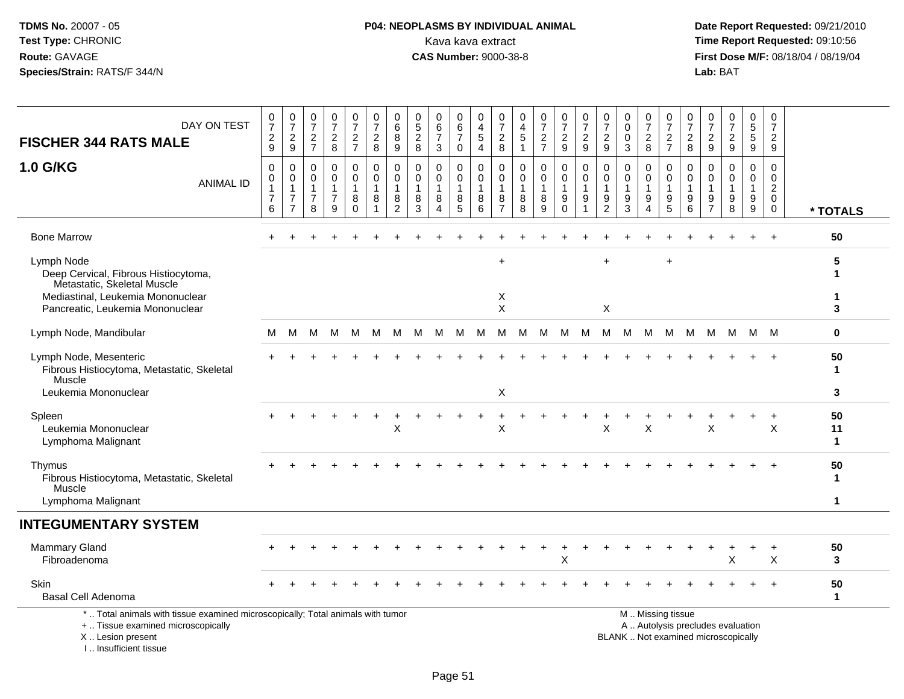**TDMS No.** 20007 - 05
**Test Type:** CHRONIC
**Route:** GAVAGE
**Species/Strain:** RATS/F 344/N

**P04: NEOPLASMS BY INDIVIDUAL ANIMAL**
Kava kava extract
**CAS Number:** 9000-38-8

**Date Report Requested:** 09/21/2010
**Time Report Requested:** 09:10:56
**First Dose M/F:** 08/18/04 / 08/19/04
**Lab:** BAT

## FISCHER 344 RATS MALE

## 1.0 G/KG

| DAY ON TEST | 0729 | 0729 | 0727 | 0728 | 0727 | 0728 | 0689 | 0528 | 0673 | 0670 | 0454 | 0728 | 0451 | 0727 | 0729 | 0729 | 0729 | 0003 | 0728 | 0727 | 0728 | 0729 | 0729 | 0559 | 0729 | |
|---|---|---|---|---|---|---|---|---|---|---|---|---|---|---|---|---|---|---|---|---|---|---|---|---|---|---|
| ANIMAL ID | 00176 | 00177 | 00178 | 00179 | 00180 | 00181 | 00182 | 00183 | 00184 | 00185 | 00186 | 00187 | 00188 | 00189 | 00190 | 00191 | 00192 | 00193 | 00194 | 00195 | 00196 | 00197 | 00198 | 00199 | 00200 | * TOTALS |
| Bone Marrow | + | + | + | + | + | + | + | + | + | + | + | + | + | + | + | + | + | + | + | + | + | + | + | + | + | 50 |
| Lymph Node | | | | | | | | | | | | + | | | | | + | | | + | | | | | | 5 |
| Deep Cervical, Fibrous Histiocytoma, Metastatic, Skeletal Muscle | | | | | | | | | | | | | | | | | | | | | | | | | | 1 |
| Mediastinal, Leukemia Mononuclear | | | | | | | | | | | | X | | | | | | | | | | | | | | 1 |
| Pancreatic, Leukemia Mononuclear | | | | | | | | | | | | X | | | | | X | | | | | | | | | 3 |
| Lymph Node, Mandibular | M | M | M | M | M | M | M | M | M | M | M | M | M | M | M | M | M | M | M | M | M | M | M | M | M | 0 |
| Lymph Node, Mesenteric | + | + | + | + | + | + | + | + | + | + | + | + | + | + | + | + | + | + | + | + | + | + | + | + | + | 50 |
| Fibrous Histiocytoma, Metastatic, Skeletal Muscle | | | | | | | | | | | | | | | | | | | | | | | | | | 1 |
| Leukemia Mononuclear | | | | | | | | | | | | X | | | | | | | | | | | | | | 3 |
| Spleen | + | + | + | + | + | + | + | + | + | + | + | + | + | + | + | + | + | + | + | + | + | + | + | + | + | 50 |
| Leukemia Mononuclear | | | | | | | X | | | | | X | | | | | X | | X | | | X | | | X | 11 |
| Lymphoma Malignant | | | | | | | | | | | | | | | | | | | | | | | | | | 1 |
| Thymus | + | + | + | + | + | + | + | + | + | + | + | + | + | + | + | + | + | + | + | + | + | + | + | + | + | 50 |
| Fibrous Histiocytoma, Metastatic, Skeletal Muscle | | | | | | | | | | | | | | | | | | | | | | | | | | 1 |
| Lymphoma Malignant | | | | | | | | | | | | | | | | | | | | | | | | | | 1 |
| **INTEGUMENTARY SYSTEM** | | | | | | | | | | | | | | | | | | | | | | | | | | |
| Mammary Gland | + | + | + | + | + | + | + | + | + | + | + | + | + | + | + | + | + | + | + | + | + | + | + | + | + | 50 |
| Fibroadenoma | | | | | | | | | | | | | | | X | | | | | | | | X | | X | 3 |
| Skin | + | + | + | + | + | + | + | + | + | + | + | + | + | + | + | + | + | + | + | + | + | + | + | + | + | 50 |
| Basal Cell Adenoma | | | | | | | | | | | | | | | | | | | | | | | | | | 1 |

\* .. Total animals with tissue examined microscopically; Total animals with tumor
\+ .. Tissue examined microscopically
X .. Lesion present
I .. Insufficient tissue

M .. Missing tissue
A .. Autolysis precludes evaluation
BLANK .. Not examined microscopically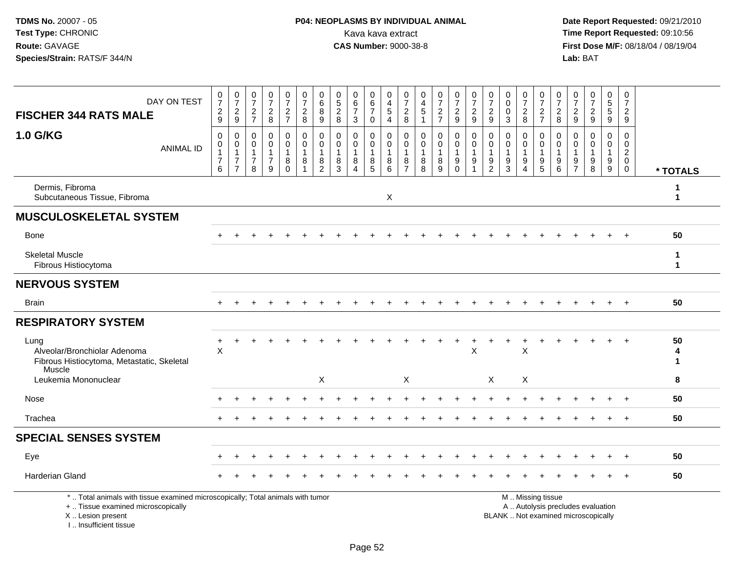**TDMS No.** 20007 - 05
**Test Type:** CHRONIC
**Route:** GAVAGE
**Species/Strain:** RATS/F 344/N

**P04: NEOPLASMS BY INDIVIDUAL ANIMAL**
Kava kava extract
**CAS Number:** 9000-38-8

**Date Report Requested:** 09/21/2010
**Time Report Requested:** 09:10:56
**First Dose M/F:** 08/18/04 / 08/19/04
**Lab:** BAT

## FISCHER 344 RATS MALE
## 1.0 G/KG

| DAY ON TEST | 0729 | 0729 | 0727 | 0728 | 0727 | 0728 | 0689 | 0528 | 0673 | 0670 | 0454 | 0728 | 0451 | 0727 | 0729 | 0729 | 0729 | 0003 | 0728 | 0727 | 0728 | 0729 | 0729 | 0559 | 0729 | |
|---|---|---|---|---|---|---|---|---|---|---|---|---|---|---|---|---|---|---|---|---|---|---|---|---|---|---|
| **ANIMAL ID** | 00176 | 00177 | 00178 | 00179 | 00180 | 00181 | 00182 | 00183 | 00184 | 00185 | 00186 | 00187 | 00188 | 00189 | 00190 | 00191 | 00192 | 00193 | 00194 | 00195 | 00196 | 00197 | 00198 | 00199 | 00200 | *** TOTALS** |
| Dermis, Fibroma | | | | | | | | | | | | | | | | | | | | | | | | | | 1 |
| Subcutaneous Tissue, Fibroma | | | | | | | | | | | X | | | | | | | | | | | | | | | 1 |
| **MUSCULOSKELETAL SYSTEM** | | | | | | | | | | | | | | | | | | | | | | | | | | |
| Bone | + | + | + | + | + | + | + | + | + | + | + | + | + | + | + | + | + | + | + | + | + | + | + | + | + | 50 |
| Skeletal Muscle | | | | | | | | | | | | | | | | | | | | | | | | | | 1 |
| Fibrous Histiocytoma | | | | | | | | | | | | | | | | | | | | | | | | | | 1 |
| **NERVOUS SYSTEM** | | | | | | | | | | | | | | | | | | | | | | | | | | |
| Brain | + | + | + | + | + | + | + | + | + | + | + | + | + | + | + | + | + | + | + | + | + | + | + | + | + | 50 |
| **RESPIRATORY SYSTEM** | | | | | | | | | | | | | | | | | | | | | | | | | | |
| Lung | + | + | + | + | + | + | + | + | + | + | + | + | + | + | + | + | + | + | + | + | + | + | + | + | + | 50 |
| Alveolar/Bronchiolar Adenoma | X | | | | | | | | | | | | | | | X | | | X | | | | | | | 4 |
| Fibrous Histiocytoma, Metastatic, Skeletal Muscle | | | | | | | | | | | | | | | | | | | | | | | | | | 1 |
| Leukemia Mononuclear | | | | | | | X | | | | | X | | | | | X | | X | | | | | | | 8 |
| Nose | + | + | + | + | + | + | + | + | + | + | + | + | + | + | + | + | + | + | + | + | + | + | + | + | + | 50 |
| Trachea | + | + | + | + | + | + | + | + | + | + | + | + | + | + | + | + | + | + | + | + | + | + | + | + | + | 50 |
| **SPECIAL SENSES SYSTEM** | | | | | | | | | | | | | | | | | | | | | | | | | | |
| Eye | + | + | + | + | + | + | + | + | + | + | + | + | + | + | + | + | + | + | + | + | + | + | + | + | + | 50 |
| Harderian Gland | + | + | + | + | + | + | + | + | + | + | + | + | + | + | + | + | + | + | + | + | + | + | + | + | + | 50 |

\* .. Total animals with tissue examined microscopically; Total animals with tumor
\+ .. Tissue examined microscopically
X .. Lesion present
I .. Insufficient tissue

M .. Missing tissue
A .. Autolysis precludes evaluation
BLANK .. Not examined microscopically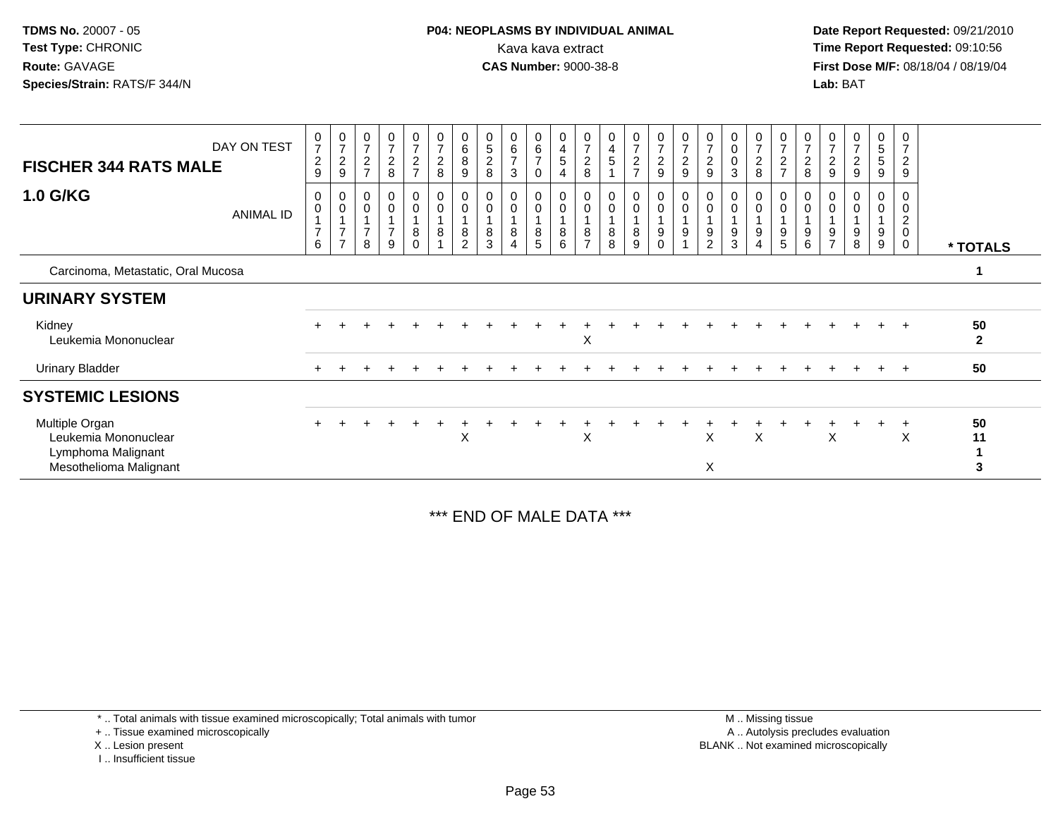**TDMS No.** 20007 - 05
**Test Type:** CHRONIC
**Route:** GAVAGE
**Species/Strain:** RATS/F 344/N

**P04: NEOPLASMS BY INDIVIDUAL ANIMAL**
Kava kava extract
**CAS Number:** 9000-38-8

**Date Report Requested:** 09/21/2010
**Time Report Requested:** 09:10:56
**First Dose M/F:** 08/18/04 / 08/19/04
**Lab:** BAT

| FISCHER 344 RATS MALE — DAY ON TEST | 0729 | 0729 | 0727 | 0728 | 0727 | 0728 | 0689 | 0528 | 0673 | 0670 | 0454 | 0728 | 0451 | 0727 | 0729 | 0729 | 0729 | 0003 | 0728 | 0727 | 0728 | 0729 | 0729 | 0559 | 0729 | |
|---|---|---|---|---|---|---|---|---|---|---|---|---|---|---|---|---|---|---|---|---|---|---|---|---|---|---|
| **1.0 G/KG** — ANIMAL ID | 00176 | 00177 | 00178 | 00179 | 00180 | 00181 | 00182 | 00183 | 00184 | 00185 | 00186 | 00187 | 00188 | 00189 | 00190 | 00191 | 00192 | 00193 | 00194 | 00195 | 00196 | 00197 | 00198 | 00199 | 00200 | *** TOTALS** |
| Carcinoma, Metastatic, Oral Mucosa | | | | | | | | | | | | | | | | | | | | | | | | | | 1 |
| **URINARY SYSTEM** | | | | | | | | | | | | | | | | | | | | | | | | | | |
| Kidney | + | + | + | + | + | + | + | + | + | + | + | + | + | + | + | + | + | + | + | + | + | + | + | + | + | 50 |
| Leukemia Mononuclear | | | | | | | | | | | | X | | | | | | | | | | | | | | 2 |
| Urinary Bladder | + | + | + | + | + | + | + | + | + | + | + | + | + | + | + | + | + | + | + | + | + | + | + | + | + | 50 |
| **SYSTEMIC LESIONS** | | | | | | | | | | | | | | | | | | | | | | | | | | |
| Multiple Organ | + | + | + | + | + | + | + | + | + | + | + | + | + | + | + | + | + | + | + | + | + | + | + | + | + | 50 |
| Leukemia Mononuclear | | | | | | | X | | | | | X | | | | | X | | X | | | X | | | X | 11 |
| Lymphoma Malignant | | | | | | | | | | | | | | | | | | | | | | | | | | 1 |
| Mesothelioma Malignant | | | | | | | | | | | | | | | | | X | | | | | | | | | 3 |

*** END OF MALE DATA ***

* .. Total animals with tissue examined microscopically; Total animals with tumor
+ .. Tissue examined microscopically
X .. Lesion present
I .. Insufficient tissue

M .. Missing tissue
A .. Autolysis precludes evaluation
BLANK .. Not examined microscopically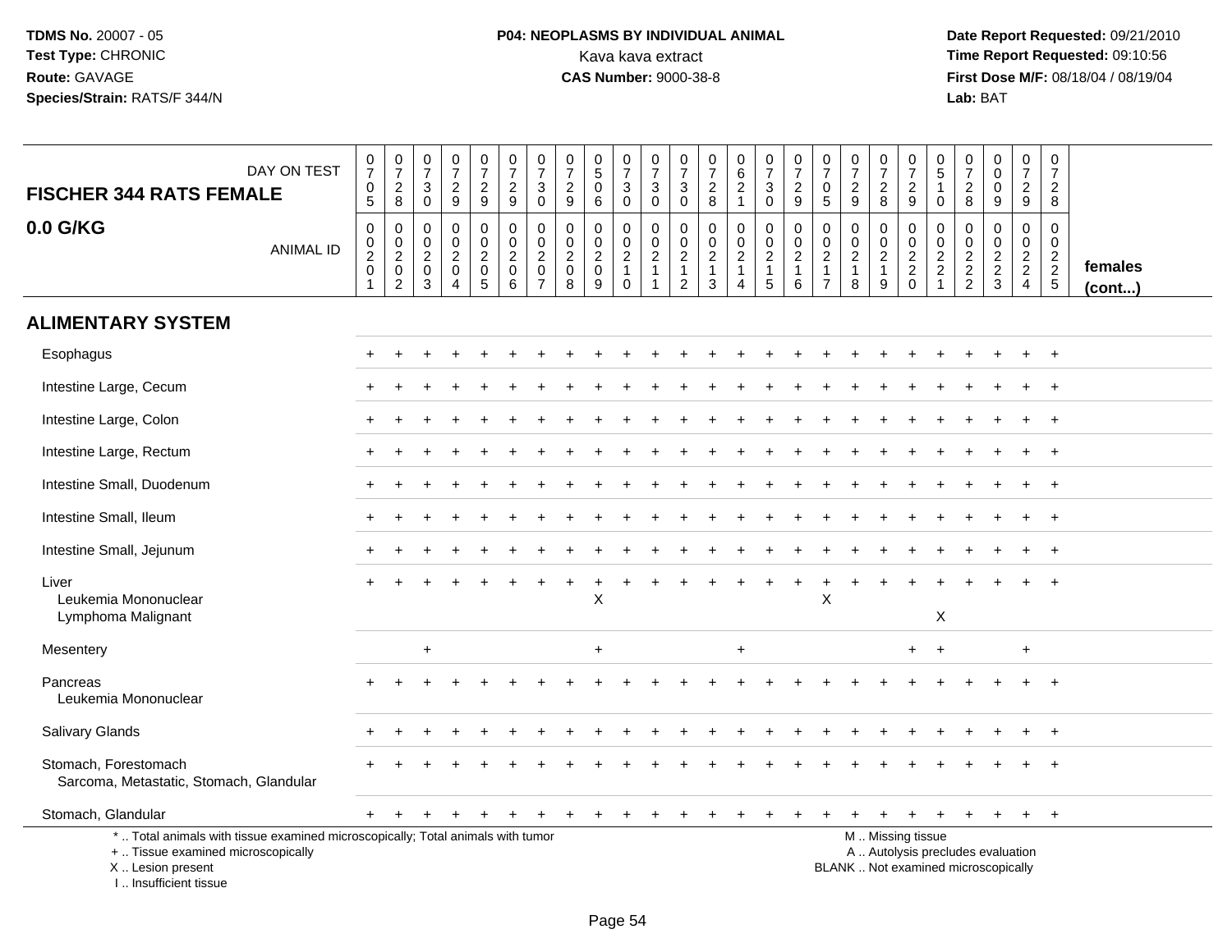**TDMS No.** 20007 - 05
**Test Type:** CHRONIC
**Route:** GAVAGE
**Species/Strain:** RATS/F 344/N

**P04: NEOPLASMS BY INDIVIDUAL ANIMAL**
Kava kava extract
**CAS Number:** 9000-38-8

**Date Report Requested:** 09/21/2010
**Time Report Requested:** 09:10:56
**First Dose M/F:** 08/18/04 / 08/19/04
**Lab:** BAT

| FISCHER 344 RATS FEMALE — 0.0 G/KG — DAY ON TEST | 0705 | 0728 | 0730 | 0729 | 0729 | 0729 | 0730 | 0729 | 0506 | 0730 | 0730 | 0730 | 0728 | 0621 | 0730 | 0729 | 0705 | 0729 | 0728 | 0729 | 0510 | 0728 | 0009 | 0729 | 0728 | |
|---|---|---|---|---|---|---|---|---|---|---|---|---|---|---|---|---|---|---|---|---|---|---|---|---|---|---|
| ANIMAL ID | 00201 | 00202 | 00203 | 00204 | 00205 | 00206 | 00207 | 00208 | 00209 | 00210 | 00211 | 00212 | 00213 | 00214 | 00215 | 00216 | 00217 | 00218 | 00219 | 00220 | 00221 | 00222 | 00223 | 00224 | 00225 | females (cont...) |
| **ALIMENTARY SYSTEM** | | | | | | | | | | | | | | | | | | | | | | | | | | |
| Esophagus | + | + | + | + | + | + | + | + | + | + | + | + | + | + | + | + | + | + | + | + | + | + | + | + | + | |
| Intestine Large, Cecum | + | + | + | + | + | + | + | + | + | + | + | + | + | + | + | + | + | + | + | + | + | + | + | + | + | |
| Intestine Large, Colon | + | + | + | + | + | + | + | + | + | + | + | + | + | + | + | + | + | + | + | + | + | + | + | + | + | |
| Intestine Large, Rectum | + | + | + | + | + | + | + | + | + | + | + | + | + | + | + | + | + | + | + | + | + | + | + | + | + | |
| Intestine Small, Duodenum | + | + | + | + | + | + | + | + | + | + | + | + | + | + | + | + | + | + | + | + | + | + | + | + | + | |
| Intestine Small, Ileum | + | + | + | + | + | + | + | + | + | + | + | + | + | + | + | + | + | + | + | + | + | + | + | + | + | |
| Intestine Small, Jejunum | + | + | + | + | + | + | + | + | + | + | + | + | + | + | + | + | + | + | + | + | + | + | + | + | + | |
| Liver | + | + | + | + | + | + | + | + | + | + | + | + | + | + | + | + | + | + | + | + | + | + | + | + | + | |
| Leukemia Mononuclear | | | | | | | | | X | | | | | | | | X | | | | | | | | | |
| Lymphoma Malignant | | | | | | | | | | | | | | | | | | | | | X | | | | | |
| Mesentery | | | + | | | | | | + | | | | | + | | | | | | + | + | | | + | | |
| Pancreas | + | + | + | + | + | + | + | + | + | + | + | + | + | + | + | + | + | + | + | + | + | + | + | + | + | |
| Leukemia Mononuclear | | | | | | | | | | | | | | | | | | | | | | | | | | |
| Salivary Glands | + | + | + | + | + | + | + | + | + | + | + | + | + | + | + | + | + | + | + | + | + | + | + | + | + | |
| Stomach, Forestomach | + | + | + | + | + | + | + | + | + | + | + | + | + | + | + | + | + | + | + | + | + | + | + | + | + | |
| Sarcoma, Metastatic, Stomach, Glandular | | | | | | | | | | | | | | | | | | | | | | | | | | |
| Stomach, Glandular | + | + | + | + | + | + | + | + | + | + | + | + | + | + | + | + | + | + | + | + | + | + | + | + | + | |

\* .. Total animals with tissue examined microscopically; Total animals with tumor
\+ .. Tissue examined microscopically
X .. Lesion present
I .. Insufficient tissue

M .. Missing tissue
A .. Autolysis precludes evaluation
BLANK .. Not examined microscopically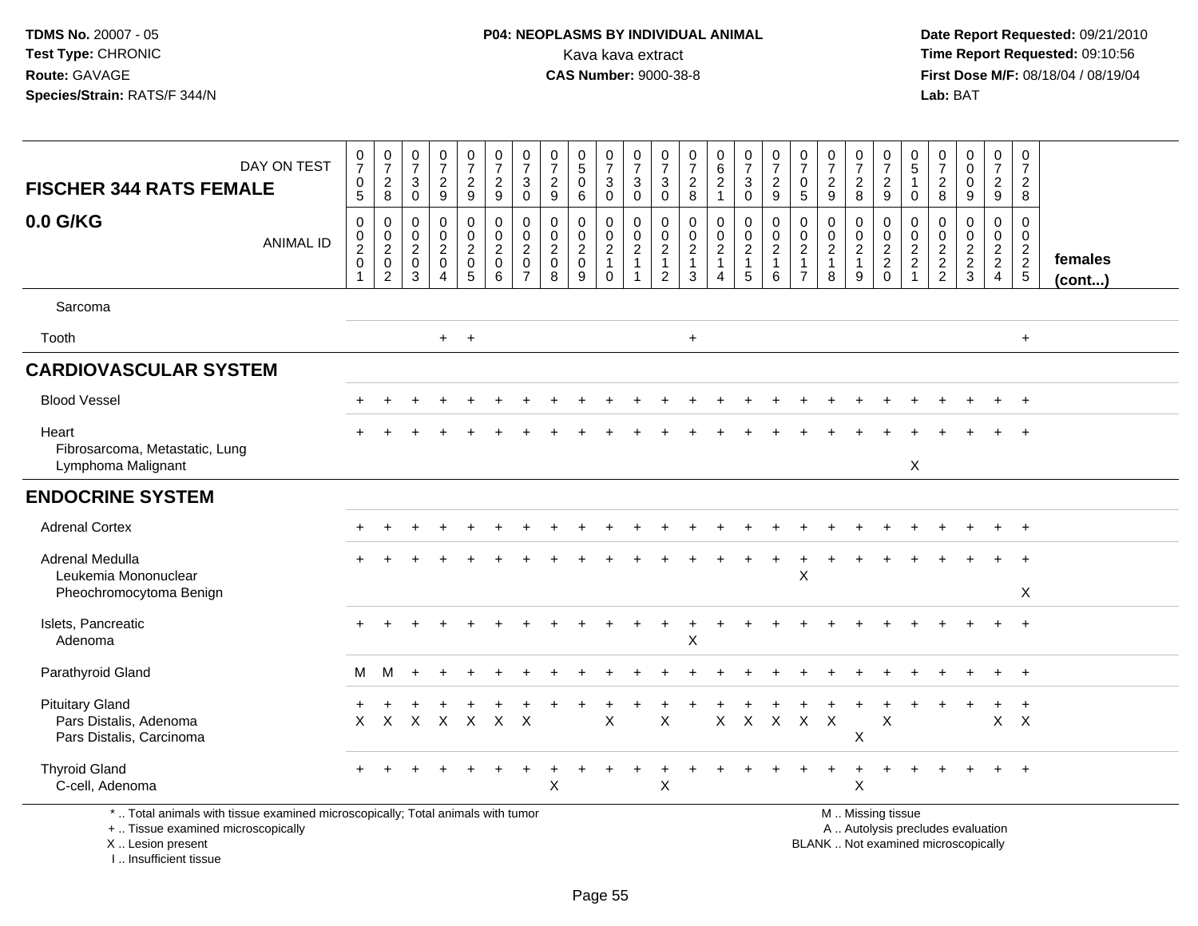**TDMS No.** 20007 - 05
**Test Type:** CHRONIC
**Route:** GAVAGE
**Species/Strain:** RATS/F 344/N

**P04: NEOPLASMS BY INDIVIDUAL ANIMAL**
Kava kava extract
**CAS Number:** 9000-38-8

**Date Report Requested:** 09/21/2010
**Time Report Requested:** 09:10:56
**First Dose M/F:** 08/18/04 / 08/19/04
**Lab:** BAT

| FISCHER 344 RATS FEMALE — DAY ON TEST | 0705 | 0728 | 0730 | 0729 | 0729 | 0729 | 0730 | 0729 | 0506 | 0730 | 0730 | 0730 | 0728 | 0621 | 0730 | 0729 | 0705 | 0729 | 0728 | 0729 | 0510 | 0728 | 0009 | 0729 | 0728 | |
|---|---|---|---|---|---|---|---|---|---|---|---|---|---|---|---|---|---|---|---|---|---|---|---|---|---|---|
| **0.0 G/KG** — ANIMAL ID | 00201 | 00202 | 00203 | 00204 | 00205 | 00206 | 00207 | 00208 | 00209 | 00210 | 00211 | 00212 | 00213 | 00214 | 00215 | 00216 | 00217 | 00218 | 00219 | 00220 | 00221 | 00222 | 00223 | 00224 | 00225 | **females (cont...)** |
| Sarcoma | | | | | | | | | | | | | | | | | | | | | | | | | | |
| Tooth | | | | + | + | | | | | | | | + | | | | | | | | | | | | + | |
| **CARDIOVASCULAR SYSTEM** | | | | | | | | | | | | | | | | | | | | | | | | | | |
| Blood Vessel | + | + | + | + | + | + | + | + | + | + | + | + | + | + | + | + | + | + | + | + | + | + | + | + | + | |
| Heart | + | + | + | + | + | + | + | + | + | + | + | + | + | + | + | + | + | + | + | + | + | + | + | + | + | |
| Fibrosarcoma, Metastatic, Lung | | | | | | | | | | | | | | | | | | | | | | | | | | |
| Lymphoma Malignant | | | | | | | | | | | | | | | | | | | | | X | | | | | |
| **ENDOCRINE SYSTEM** | | | | | | | | | | | | | | | | | | | | | | | | | | |
| Adrenal Cortex | + | + | + | + | + | + | + | + | + | + | + | + | + | + | + | + | + | + | + | + | + | + | + | + | + | |
| Adrenal Medulla | + | + | + | + | + | + | + | + | + | + | + | + | + | + | + | + | + | + | + | + | + | + | + | + | + | |
| Leukemia Mononuclear | | | | | | | | | | | | | | | | | X | | | | | | | | | |
| Pheochromocytoma Benign | | | | | | | | | | | | | | | | | | | | | | | | | X | |
| Islets, Pancreatic | + | + | + | + | + | + | + | + | + | + | + | + | + | + | + | + | + | + | + | + | + | + | + | + | + | |
| Adenoma | | | | | | | | | | | | | X | | | | | | | | | | | | | |
| Parathyroid Gland | M | M | + | + | + | + | + | + | + | + | + | + | + | + | + | + | + | + | + | + | + | + | + | + | + | |
| Pituitary Gland | + | + | + | + | + | + | + | + | + | + | + | + | + | + | + | + | + | + | + | + | + | + | + | + | + | |
| Pars Distalis, Adenoma | X | X | X | X | X | X | X | | | X | | X | | X | X | X | X | X | | X | | | | X | X | |
| Pars Distalis, Carcinoma | | | | | | | | | | | | | | | | | | | X | | | | | | | |
| Thyroid Gland | + | + | + | + | + | + | + | + | + | + | + | + | + | + | + | + | + | + | + | + | + | + | + | + | + | |
| C-cell, Adenoma | | | | | | | | X | | | | X | | | | | | | X | | | | | | | |

\* .. Total animals with tissue examined microscopically; Total animals with tumor
\+ .. Tissue examined microscopically
X .. Lesion present
I .. Insufficient tissue

M .. Missing tissue
A .. Autolysis precludes evaluation
BLANK .. Not examined microscopically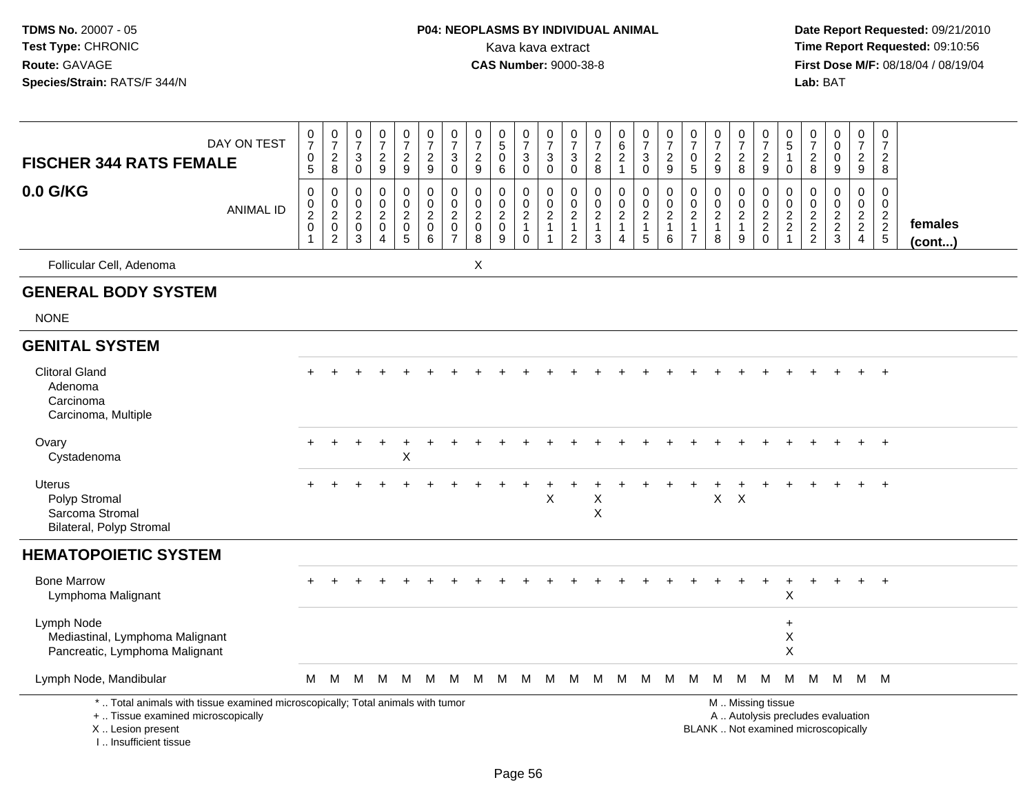TDMS No. 20007 - 05
Test Type: CHRONIC
Route: GAVAGE
Species/Strain: RATS/F 344/N

**P04: NEOPLASMS BY INDIVIDUAL ANIMAL**
Kava kava extract
**CAS Number:** 9000-38-8

Date Report Requested: 09/21/2010
Time Report Requested: 09:10:56
First Dose M/F: 08/18/04 / 08/19/04
Lab: BAT

| FISCHER 344 RATS FEMALE 0.0 G/KG | 0 7 0 5 | 0 7 2 8 | 0 7 3 0 | 0 7 2 9 | 0 7 2 9 | 0 7 2 9 | 0 7 3 0 | 0 7 2 9 | 0 5 0 6 | 0 7 3 0 | 0 7 3 0 | 0 7 3 0 | 0 7 2 8 | 0 6 2 1 | 0 7 3 0 | 0 7 2 9 | 0 7 0 5 | 0 7 2 9 | 0 7 2 8 | 0 7 2 9 | 0 5 1 0 | 0 7 2 8 | 0 0 0 9 | 0 7 2 9 | 0 7 2 8 | |
|---|---|---|---|---|---|---|---|---|---|---|---|---|---|---|---|---|---|---|---|---|---|---|---|---|---|---|
| ANIMAL ID | 0 0 2 0 1 | 0 0 2 0 2 | 0 0 2 0 3 | 0 0 2 0 4 | 0 0 2 0 5 | 0 0 2 0 6 | 0 0 2 0 7 | 0 0 2 0 8 | 0 0 2 0 9 | 0 0 2 1 0 | 0 0 2 1 1 | 0 0 2 1 2 | 0 0 2 1 3 | 0 0 2 1 4 | 0 0 2 1 5 | 0 0 2 1 6 | 0 0 2 1 7 | 0 0 2 1 8 | 0 0 2 1 9 | 0 0 2 2 0 | 0 0 2 2 1 | 0 0 2 2 2 | 0 0 2 2 3 | 0 0 2 2 4 | 0 0 2 2 5 | females (cont...) |
| Follicular Cell, Adenoma | | | | | | | | X | | | | | | | | | | | | | | | | | | |
| **GENERAL BODY SYSTEM** | | | | | | | | | | | | | | | | | | | | | | | | | | |
| NONE | | | | | | | | | | | | | | | | | | | | | | | | | | |
| **GENITAL SYSTEM** | | | | | | | | | | | | | | | | | | | | | | | | | | |
| Clitoral Gland | + | + | + | + | + | + | + | + | + | + | + | + | + | + | + | + | + | + | + | + | + | + | + | + | + | |
| Adenoma | | | | | | | | | | | | | | | | | | | | | | | | | | |
| Carcinoma | | | | | | | | | | | | | | | | | | | | | | | | | | |
| Carcinoma, Multiple | | | | | | | | | | | | | | | | | | | | | | | | | | |
| Ovary | + | + | + | + | + | + | + | + | + | + | + | + | + | + | + | + | + | + | + | + | + | + | + | + | + | |
| Cystadenoma | | | | | X | | | | | | | | | | | | | | | | | | | | | |
| Uterus | + | + | + | + | + | + | + | + | + | + | + | + | + | + | + | + | + | + | + | + | + | + | + | + | + | |
| Polyp Stromal | | | | | | | | | | | X | | X | | | | | X | X | | | | | | | |
| Sarcoma Stromal | | | | | | | | | | | | | X | | | | | | | | | | | | | |
| Bilateral, Polyp Stromal | | | | | | | | | | | | | | | | | | | | | | | | | | |
| **HEMATOPOIETIC SYSTEM** | | | | | | | | | | | | | | | | | | | | | | | | | | |
| Bone Marrow | + | + | + | + | + | + | + | + | + | + | + | + | + | + | + | + | + | + | + | + | + | + | + | + | + | |
| Lymphoma Malignant | | | | | | | | | | | | | | | | | | | | | X | | | | | |
| Lymph Node | | | | | | | | | | | | | | | | | | | | | + | | | | | |
| Mediastinal, Lymphoma Malignant | | | | | | | | | | | | | | | | | | | | | X | | | | | |
| Pancreatic, Lymphoma Malignant | | | | | | | | | | | | | | | | | | | | | X | | | | | |
| Lymph Node, Mandibular | M | M | M | M | M | M | M | M | M | M | M | M | M | M | M | M | M | M | M | M | M | M | M | M | M | |

\* .. Total animals with tissue examined microscopically; Total animals with tumor
\+ .. Tissue examined microscopically
X .. Lesion present
I .. Insufficient tissue

M .. Missing tissue
A .. Autolysis precludes evaluation
BLANK .. Not examined microscopically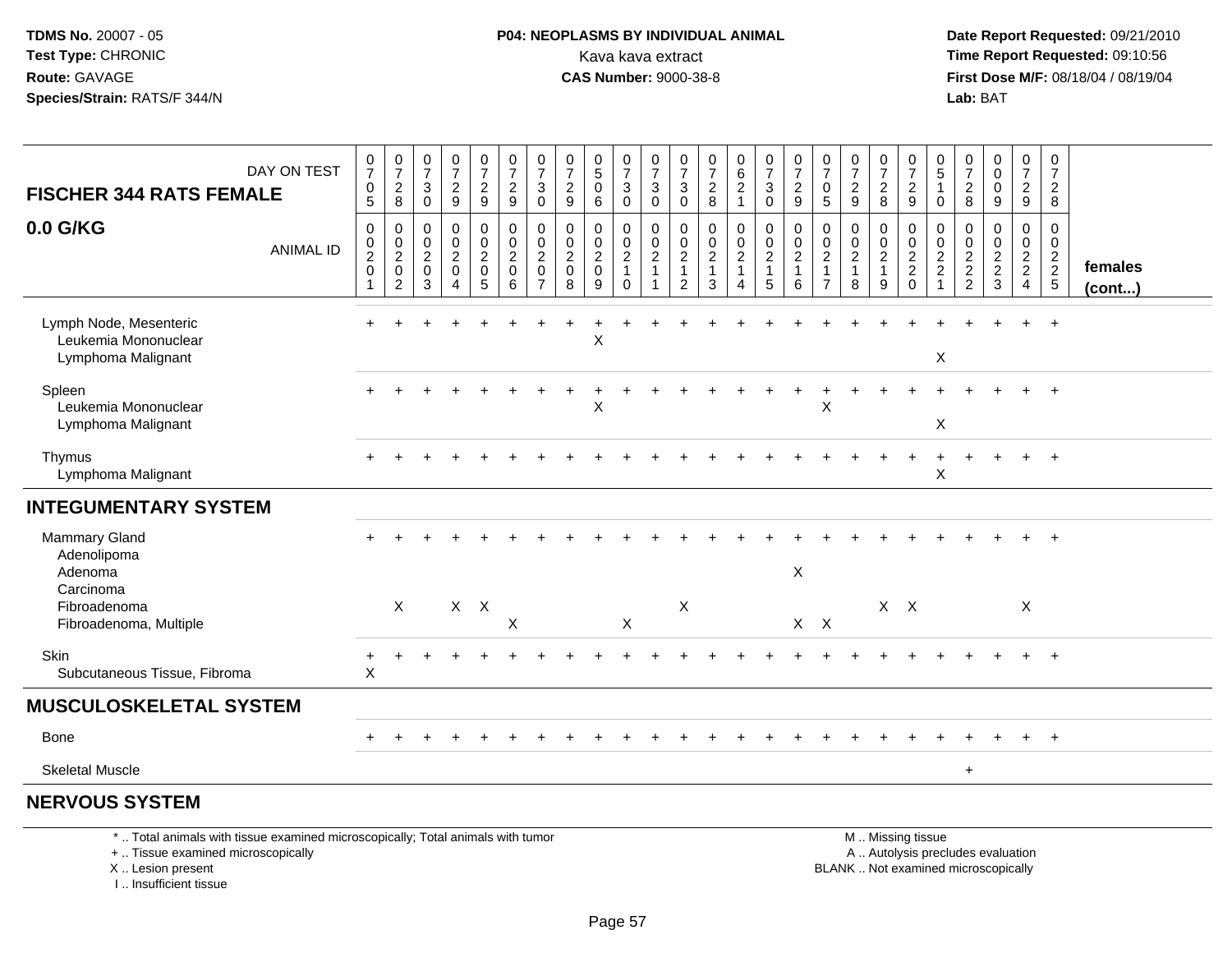**TDMS No.** 20007 - 05
**Test Type:** CHRONIC
**Route:** GAVAGE
**Species/Strain:** RATS/F 344/N

**P04: NEOPLASMS BY INDIVIDUAL ANIMAL**
Kava kava extract
**CAS Number:** 9000-38-8

**Date Report Requested:** 09/21/2010
**Time Report Requested:** 09:10:56
**First Dose M/F:** 08/18/04 / 08/19/04
**Lab:** BAT

| FISCHER 344 RATS FEMALE — DAY ON TEST | 0705 | 0728 | 0730 | 0729 | 0729 | 0729 | 0730 | 0729 | 0506 | 0730 | 0730 | 0730 | 0728 | 0621 | 0730 | 0729 | 0705 | 0729 | 0728 | 0729 | 0510 | 0728 | 0009 | 0729 | 0728 | |
|---|---|---|---|---|---|---|---|---|---|---|---|---|---|---|---|---|---|---|---|---|---|---|---|---|---|---|
| **0.0 G/KG** — ANIMAL ID | 00201 | 00202 | 00203 | 00204 | 00205 | 00206 | 00207 | 00208 | 00209 | 00210 | 00211 | 00212 | 00213 | 00214 | 00215 | 00216 | 00217 | 00218 | 00219 | 00220 | 00221 | 00222 | 00223 | 00224 | 00225 | **females (cont...)** |
| Lymph Node, Mesenteric | + | + | + | + | + | + | + | + | + | + | + | + | + | + | + | + | + | + | + | + | + | + | + | + | + | |
| Leukemia Mononuclear | | | | | | | | | X | | | | | | | | | | | | | | | | | |
| Lymphoma Malignant | | | | | | | | | | | | | | | | | | | | | X | | | | | |
| Spleen | + | + | + | + | + | + | + | + | + | + | + | + | + | + | + | + | + | + | + | + | + | + | + | + | + | |
| Leukemia Mononuclear | | | | | | | | | X | | | | | | | | X | | | | | | | | | |
| Lymphoma Malignant | | | | | | | | | | | | | | | | | | | | | X | | | | | |
| Thymus | + | + | + | + | + | + | + | + | + | + | + | + | + | + | + | + | + | + | + | + | + | + | + | + | + | |
| Lymphoma Malignant | | | | | | | | | | | | | | | | | | | | | X | | | | | |
| **INTEGUMENTARY SYSTEM** | | | | | | | | | | | | | | | | | | | | | | | | | | |
| Mammary Gland | + | + | + | + | + | + | + | + | + | + | + | + | + | + | + | + | + | + | + | + | + | + | + | + | + | |
| Adenolipoma | | | | | | | | | | | | | | | | | | | | | | | | | | |
| Adenoma | | | | | | | | | | | | | | | | X | | | | | | | | | | |
| Carcinoma | | | | | | | | | | | | | | | | | | | | | | | | | | |
| Fibroadenoma | | X | | X | X | | | | | | | X | | | | | | | X | X | | | | X | | |
| Fibroadenoma, Multiple | | | | | | X | | | | X | | | | | | X | X | | | | | | | | | |
| Skin | + | + | + | + | + | + | + | + | + | + | + | + | + | + | + | + | + | + | + | + | + | + | + | + | + | |
| Subcutaneous Tissue, Fibroma | X | | | | | | | | | | | | | | | | | | | | | | | | | |
| **MUSCULOSKELETAL SYSTEM** | | | | | | | | | | | | | | | | | | | | | | | | | | |
| Bone | + | + | + | + | + | + | + | + | + | + | + | + | + | + | + | + | + | + | + | + | + | + | + | + | + | |
| Skeletal Muscle | | | | | | | | | | | | | | | | | | | | | | + | | | | |
| **NERVOUS SYSTEM** | | | | | | | | | | | | | | | | | | | | | | | | | | |

\* .. Total animals with tissue examined microscopically; Total animals with tumor
\+ .. Tissue examined microscopically
X .. Lesion present
I .. Insufficient tissue

M .. Missing tissue
A .. Autolysis precludes evaluation
BLANK .. Not examined microscopically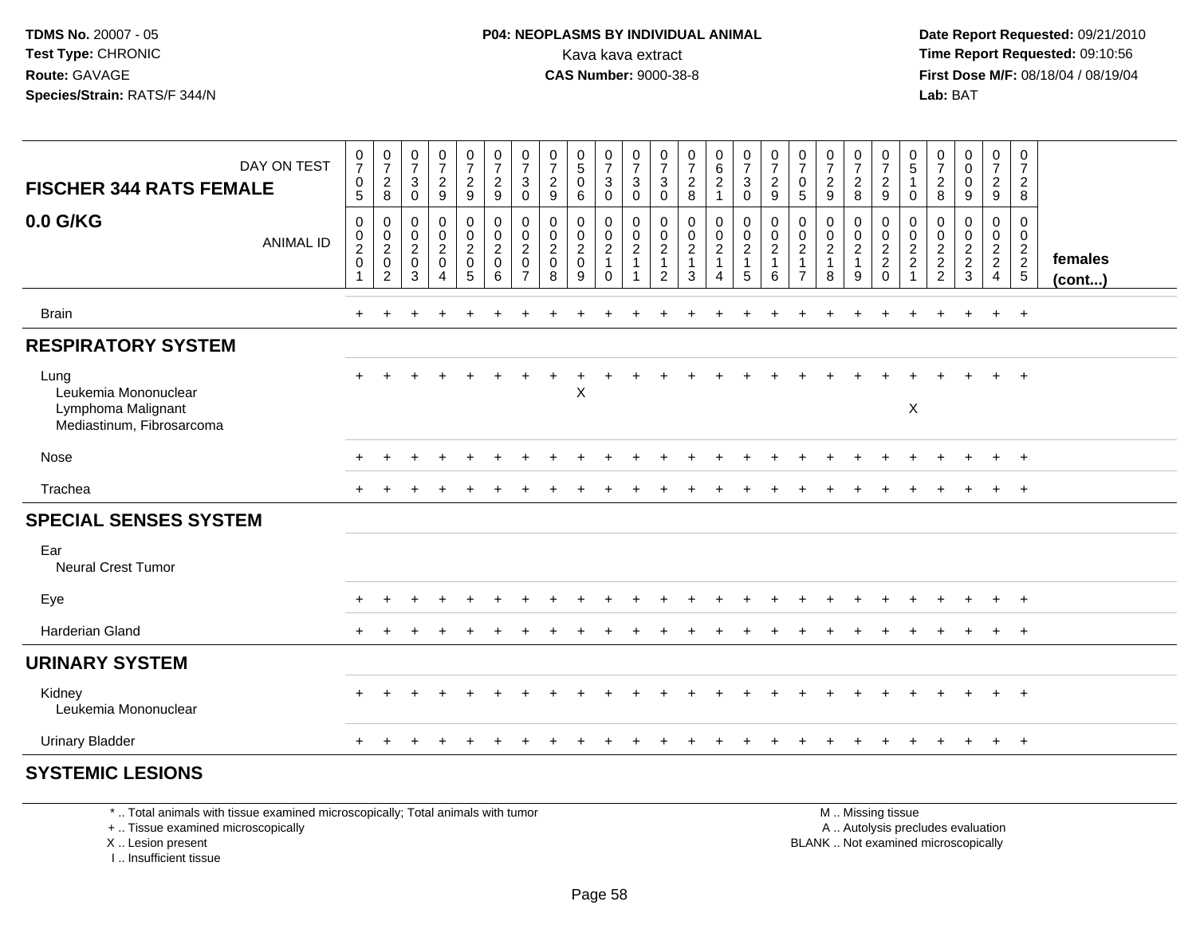**TDMS No.** 20007 - 05
**Test Type:** CHRONIC
**Route:** GAVAGE
**Species/Strain:** RATS/F 344/N

**P04: NEOPLASMS BY INDIVIDUAL ANIMAL**
Kava kava extract
**CAS Number:** 9000-38-8

**Date Report Requested:** 09/21/2010
**Time Report Requested:** 09:10:56
**First Dose M/F:** 08/18/04 / 08/19/04
**Lab:** BAT

| FISCHER 344 RATS FEMALE 0.0 G/KG | DAY ON TEST | 0705 | 0728 | 0730 | 0729 | 0729 | 0729 | 0730 | 0729 | 0506 | 0730 | 0730 | 0730 | 0728 | 0621 | 0730 | 0729 | 0705 | 0729 | 0728 | 0729 | 0510 | 0728 | 0009 | 0729 | 0728 | |
|---|---|---|---|---|---|---|---|---|---|---|---|---|---|---|---|---|---|---|---|---|---|---|---|---|---|---|---|
| | ANIMAL ID | 00201 | 00202 | 00203 | 00204 | 00205 | 00206 | 00207 | 00208 | 00209 | 00210 | 00211 | 00212 | 00213 | 00214 | 00215 | 00216 | 00217 | 00218 | 00219 | 00220 | 00221 | 00222 | 00223 | 00224 | 00225 | females (cont...) |
| Brain | | + | + | + | + | + | + | + | + | + | + | + | + | + | + | + | + | + | + | + | + | + | + | + | + | + | |
| **RESPIRATORY SYSTEM** | | | | | | | | | | | | | | | | | | | | | | | | | | | |
| Lung | | + | + | + | + | + | + | + | + | + | + | + | + | + | + | + | + | + | + | + | + | + | + | + | + | + | |
| Leukemia Mononuclear | | | | | | | | | | X | | | | | | | | | | | | | | | | | |
| Lymphoma Malignant | | | | | | | | | | | | | | | | | | | | | | X | | | | | |
| Mediastinum, Fibrosarcoma | | | | | | | | | | | | | | | | | | | | | | | | | | | |
| Nose | | + | + | + | + | + | + | + | + | + | + | + | + | + | + | + | + | + | + | + | + | + | + | + | + | + | |
| Trachea | | + | + | + | + | + | + | + | + | + | + | + | + | + | + | + | + | + | + | + | + | + | + | + | + | + | |
| **SPECIAL SENSES SYSTEM** | | | | | | | | | | | | | | | | | | | | | | | | | | | |
| Ear | | | | | | | | | | | | | | | | | | | | | | | | | | | |
| Neural Crest Tumor | | | | | | | | | | | | | | | | | | | | | | | | | | | |
| Eye | | + | + | + | + | + | + | + | + | + | + | + | + | + | + | + | + | + | + | + | + | + | + | + | + | + | |
| Harderian Gland | | + | + | + | + | + | + | + | + | + | + | + | + | + | + | + | + | + | + | + | + | + | + | + | + | + | |
| **URINARY SYSTEM** | | | | | | | | | | | | | | | | | | | | | | | | | | | |
| Kidney | | + | + | + | + | + | + | + | + | + | + | + | + | + | + | + | + | + | + | + | + | + | + | + | + | + | |
| Leukemia Mononuclear | | | | | | | | | | | | | | | | | | | | | | | | | | | |
| Urinary Bladder | | + | + | + | + | + | + | + | + | + | + | + | + | + | + | + | + | + | + | + | + | + | + | + | + | + | |
| **SYSTEMIC LESIONS** | | | | | | | | | | | | | | | | | | | | | | | | | | | |

\* .. Total animals with tissue examined microscopically; Total animals with tumor
\+ .. Tissue examined microscopically
X .. Lesion present
I .. Insufficient tissue

M .. Missing tissue
A .. Autolysis precludes evaluation
BLANK .. Not examined microscopically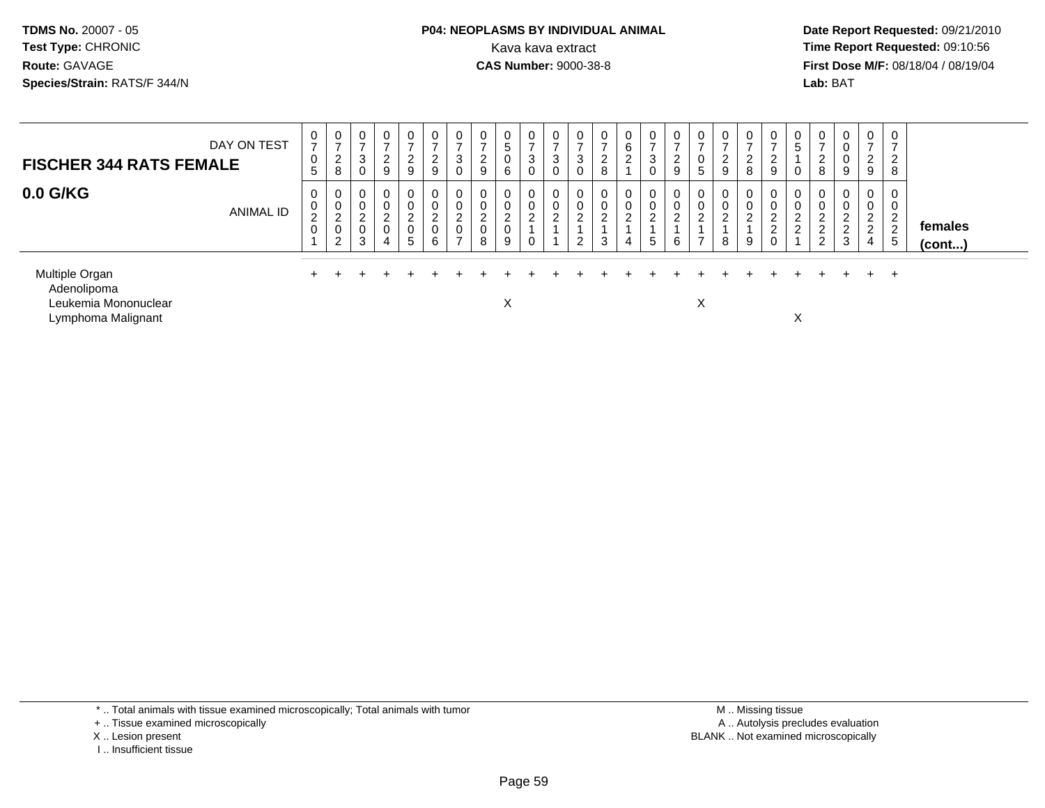**TDMS No.** 20007 - 05
**Test Type:** CHRONIC
**Route:** GAVAGE
**Species/Strain:** RATS/F 344/N

**P04: NEOPLASMS BY INDIVIDUAL ANIMAL**
Kava kava extract
**CAS Number:** 9000-38-8

**Date Report Requested:** 09/21/2010
**Time Report Requested:** 09:10:56
**First Dose M/F:** 08/18/04 / 08/19/04
**Lab:** BAT

## FISCHER 344 RATS FEMALE

## 0.0 G/KG

| DAY ON TEST | 0705 | 0728 | 0730 | 0729 | 0729 | 0729 | 0730 | 0729 | 0506 | 0730 | 0730 | 0730 | 0728 | 0621 | 0730 | 0729 | 0705 | 0729 | 0728 | 0729 | 0510 | 0728 | 0009 | 0729 | 0728 | |
|---|---|---|---|---|---|---|---|---|---|---|---|---|---|---|---|---|---|---|---|---|---|---|---|---|---|---|
| **ANIMAL ID** | 00201 | 00202 | 00203 | 00204 | 00205 | 00206 | 00207 | 00208 | 00209 | 00210 | 00211 | 00212 | 00213 | 00214 | 00215 | 00216 | 00217 | 00218 | 00219 | 00220 | 00221 | 00222 | 00223 | 00224 | 00225 | **females (cont...)** |
| Multiple Organ | + | + | + | + | + | + | + | + | + | + | + | + | + | + | + | + | + | + | + | + | + | + | + | + | + | |
| Adenolipoma | | | | | | | | | | | | | | | | | | | | | | | | | | |
| Leukemia Mononuclear | | | | | | | | | X | | | | | | | | X | | | | | | | | | |
| Lymphoma Malignant | | | | | | | | | | | | | | | | | | | | | X | | | | | |

\* .. Total animals with tissue examined microscopically; Total animals with tumor
\+ .. Tissue examined microscopically
X .. Lesion present
I .. Insufficient tissue

M .. Missing tissue
A .. Autolysis precludes evaluation
BLANK .. Not examined microscopically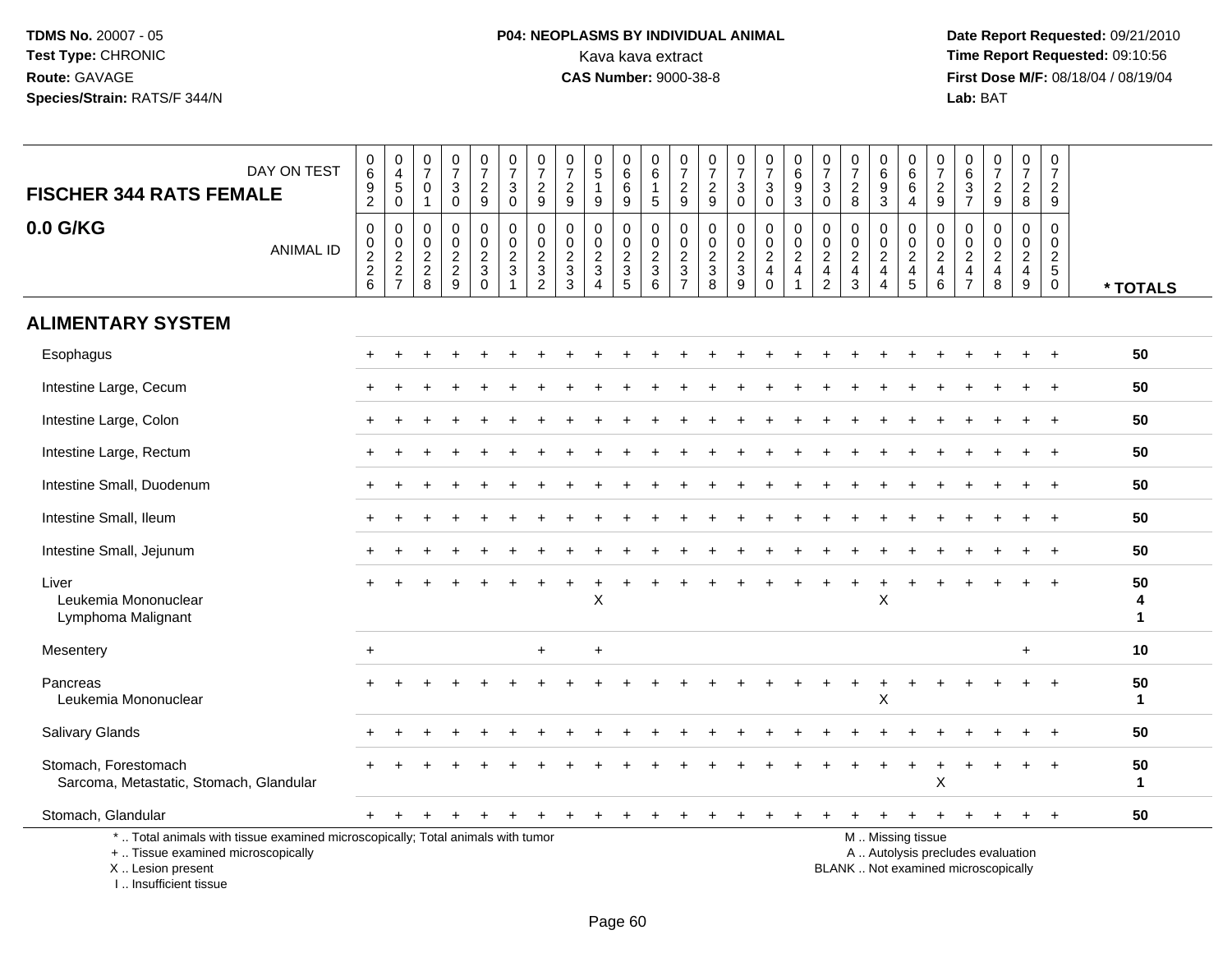**TDMS No.** 20007 - 05
**Test Type:** CHRONIC
**Route:** GAVAGE
**Species/Strain:** RATS/F 344/N

**P04: NEOPLASMS BY INDIVIDUAL ANIMAL**
Kava kava extract
**CAS Number:** 9000-38-8

**Date Report Requested:** 09/21/2010
**Time Report Requested:** 09:10:56
**First Dose M/F:** 08/18/04 / 08/19/04
**Lab:** BAT

| FISCHER 344 RATS FEMALE — DAY ON TEST | 0692 | 0450 | 0701 | 0730 | 0729 | 0730 | 0729 | 0729 | 0519 | 0669 | 0615 | 0729 | 0729 | 0730 | 0730 | 0693 | 0730 | 0728 | 0693 | 0664 | 0729 | 0637 | 0729 | 0728 | 0729 | |
|---|---|---|---|---|---|---|---|---|---|---|---|---|---|---|---|---|---|---|---|---|---|---|---|---|---|---|
| **0.0 G/KG** — ANIMAL ID | 0226 | 0227 | 0228 | 0229 | 0230 | 0231 | 0232 | 0233 | 0234 | 0235 | 0236 | 0237 | 0238 | 0239 | 0240 | 0241 | 0242 | 0243 | 0244 | 0245 | 0246 | 0247 | 0248 | 0249 | 0250 | *** TOTALS** |
| **ALIMENTARY SYSTEM** | | | | | | | | | | | | | | | | | | | | | | | | | | |
| Esophagus | + | + | + | + | + | + | + | + | + | + | + | + | + | + | + | + | + | + | + | + | + | + | + | + | + | 50 |
| Intestine Large, Cecum | + | + | + | + | + | + | + | + | + | + | + | + | + | + | + | + | + | + | + | + | + | + | + | + | + | 50 |
| Intestine Large, Colon | + | + | + | + | + | + | + | + | + | + | + | + | + | + | + | + | + | + | + | + | + | + | + | + | + | 50 |
| Intestine Large, Rectum | + | + | + | + | + | + | + | + | + | + | + | + | + | + | + | + | + | + | + | + | + | + | + | + | + | 50 |
| Intestine Small, Duodenum | + | + | + | + | + | + | + | + | + | + | + | + | + | + | + | + | + | + | + | + | + | + | + | + | + | 50 |
| Intestine Small, Ileum | + | + | + | + | + | + | + | + | + | + | + | + | + | + | + | + | + | + | + | + | + | + | + | + | + | 50 |
| Intestine Small, Jejunum | + | + | + | + | + | + | + | + | + | + | + | + | + | + | + | + | + | + | + | + | + | + | + | + | + | 50 |
| Liver | + | + | + | + | + | + | + | + | + | + | + | + | + | + | + | + | + | + | + | + | + | + | + | + | + | 50 |
| Leukemia Mononuclear | | | | | | | | | X | | | | | | | | | | X | | | | | | | 4 |
| Lymphoma Malignant | | | | | | | | | | | | | | | | | | | | | | | | | | 1 |
| Mesentery | + | | | | | | + | | + | | | | | | | | | | | | | | | + | | 10 |
| Pancreas | + | + | + | + | + | + | + | + | + | + | + | + | + | + | + | + | + | + | + | + | + | + | + | + | + | 50 |
| Leukemia Mononuclear | | | | | | | | | | | | | | | | | | | X | | | | | | | 1 |
| Salivary Glands | + | + | + | + | + | + | + | + | + | + | + | + | + | + | + | + | + | + | + | + | + | + | + | + | + | 50 |
| Stomach, Forestomach | + | + | + | + | + | + | + | + | + | + | + | + | + | + | + | + | + | + | + | + | + | + | + | + | + | 50 |
| Sarcoma, Metastatic, Stomach, Glandular | | | | | | | | | | | | | | | | | | | | | X | | | | | 1 |
| Stomach, Glandular | + | + | + | + | + | + | + | + | + | + | + | + | + | + | + | + | + | + | + | + | + | + | + | + | + | 50 |

\* .. Total animals with tissue examined microscopically; Total animals with tumor
\+ .. Tissue examined microscopically
X .. Lesion present
I .. Insufficient tissue

M .. Missing tissue
A .. Autolysis precludes evaluation
BLANK .. Not examined microscopically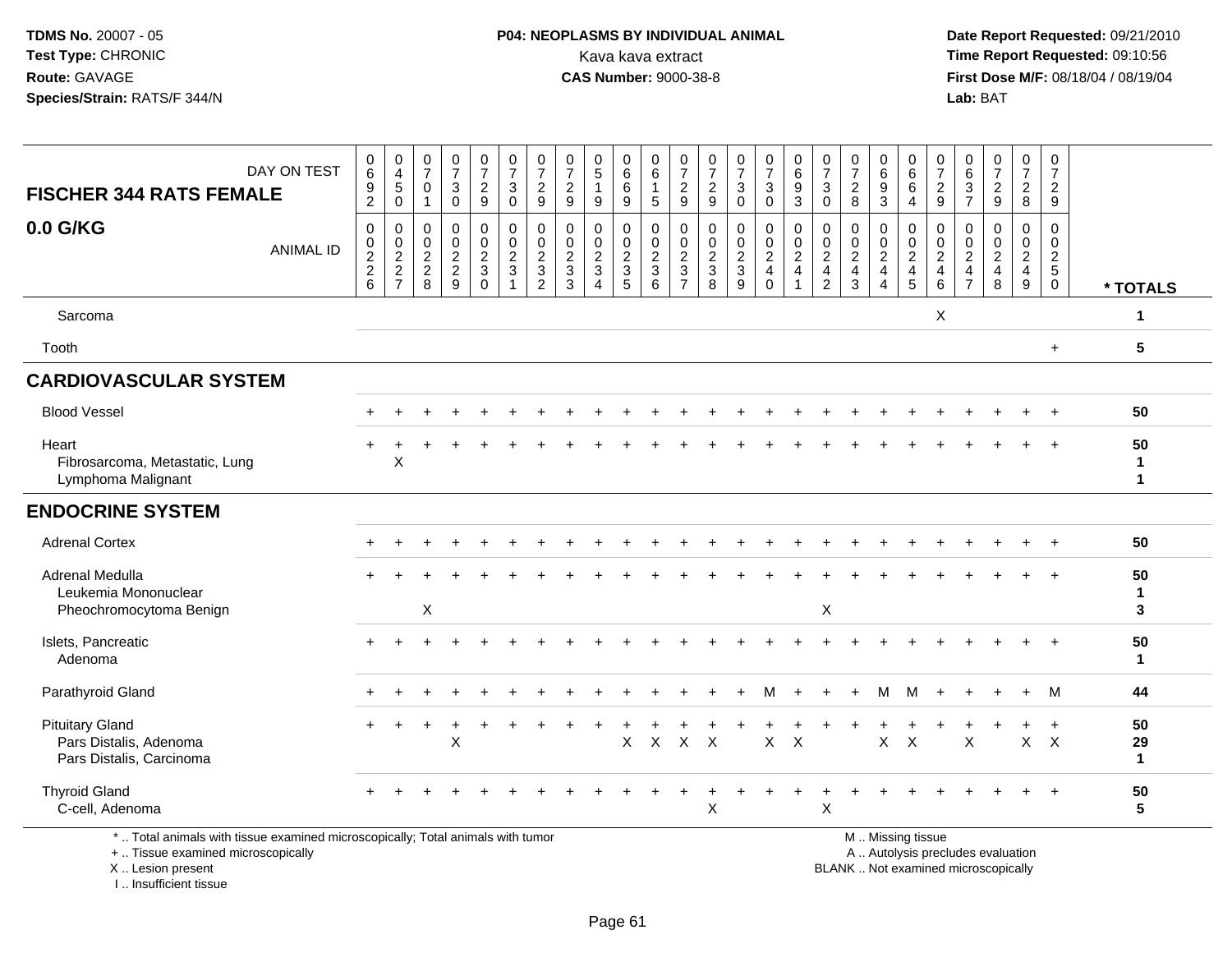TDMS No. 20007 - 05
Test Type: CHRONIC
Route: GAVAGE
Species/Strain: RATS/F 344/N

**P04: NEOPLASMS BY INDIVIDUAL ANIMAL**
Kava kava extract
**CAS Number:** 9000-38-8

Date Report Requested: 09/21/2010
Time Report Requested: 09:10:56
First Dose M/F: 08/18/04 / 08/19/04
Lab: BAT

## FISCHER 344 RATS FEMALE
## 0.0 G/KG

| DAY ON TEST | 0692 | 0450 | 0701 | 0730 | 0729 | 0730 | 0729 | 0729 | 0519 | 0669 | 0615 | 0729 | 0729 | 0730 | 0730 | 0693 | 0730 | 0728 | 0693 | 0664 | 0729 | 0637 | 0729 | 0728 | 0729 | |
|---|---|---|---|---|---|---|---|---|---|---|---|---|---|---|---|---|---|---|---|---|---|---|---|---|---|---|
| ANIMAL ID | 00226 | 00227 | 00228 | 00229 | 00230 | 00231 | 00232 | 00233 | 00234 | 00235 | 00236 | 00237 | 00238 | 00239 | 00240 | 00241 | 00242 | 00243 | 00244 | 00245 | 00246 | 00247 | 00248 | 00249 | 00250 | * TOTALS |
| Sarcoma | | | | | | | | | | | | | | | | | | | | | X | | | | | 1 |
| Tooth | | | | | | | | | | | | | | | | | | | | | | | | | + | 5 |
| **CARDIOVASCULAR SYSTEM** | | | | | | | | | | | | | | | | | | | | | | | | | | |
| Blood Vessel | + | + | + | + | + | + | + | + | + | + | + | + | + | + | + | + | + | + | + | + | + | + | + | + | + | 50 |
| Heart | + | + | + | + | + | + | + | + | + | + | + | + | + | + | + | + | + | + | + | + | + | + | + | + | + | 50 |
| Fibrosarcoma, Metastatic, Lung | | X | | | | | | | | | | | | | | | | | | | | | | | | 1 |
| Lymphoma Malignant | | | | | | | | | | | | | | | | | | | | | | | | | | 1 |
| **ENDOCRINE SYSTEM** | | | | | | | | | | | | | | | | | | | | | | | | | | |
| Adrenal Cortex | + | + | + | + | + | + | + | + | + | + | + | + | + | + | + | + | + | + | + | + | + | + | + | + | + | 50 |
| Adrenal Medulla | + | + | + | + | + | + | + | + | + | + | + | + | + | + | + | + | + | + | + | + | + | + | + | + | + | 50 |
| Leukemia Mononuclear | | | | | | | | | | | | | | | | | | | | | | | | | | 1 |
| Pheochromocytoma Benign | | | X | | | | | | | | | | | | | | X | | | | | | | | | 3 |
| Islets, Pancreatic | + | + | + | + | + | + | + | + | + | + | + | + | + | + | + | + | + | + | + | + | + | + | + | + | + | 50 |
| Adenoma | | | | | | | | | | | | | | | | | | | | | | | | | | 1 |
| Parathyroid Gland | + | + | + | + | + | + | + | + | + | + | + | + | + | + | M | + | + | + | M | M | + | + | + | + | M | 44 |
| Pituitary Gland | + | + | + | + | + | + | + | + | + | + | + | + | + | + | + | + | + | + | + | + | + | + | + | + | + | 50 |
| Pars Distalis, Adenoma | | | | X | | | | | | X | X | X | X | | X | X | | | X | X | | X | | X | X | 29 |
| Pars Distalis, Carcinoma | | | | | | | | | | | | | | | | | | | | | | | | | | 1 |
| Thyroid Gland | + | + | + | + | + | + | + | + | + | + | + | + | + | + | + | + | + | + | + | + | + | + | + | + | + | 50 |
| C-cell, Adenoma | | | | | | | | | | | | | X | | | | X | | | | | | | | | 5 |

\* .. Total animals with tissue examined microscopically; Total animals with tumor
\+ .. Tissue examined microscopically
X .. Lesion present
I .. Insufficient tissue

M .. Missing tissue
A .. Autolysis precludes evaluation
BLANK .. Not examined microscopically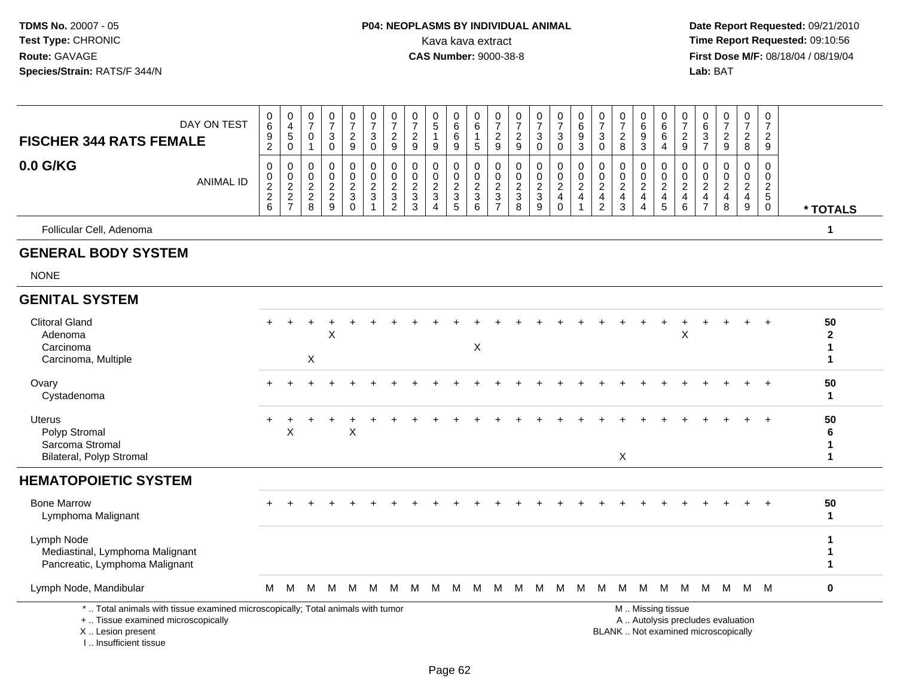**TDMS No.** 20007 - 05
**Test Type:** CHRONIC
**Route:** GAVAGE
**Species/Strain:** RATS/F 344/N

**P04: NEOPLASMS BY INDIVIDUAL ANIMAL**
Kava kava extract
**CAS Number:** 9000-38-8

**Date Report Requested:** 09/21/2010
**Time Report Requested:** 09:10:56
**First Dose M/F:** 08/18/04 / 08/19/04
**Lab:** BAT

| FISCHER 344 RATS FEMALE — DAY ON TEST | 0692 | 0450 | 0701 | 0730 | 0729 | 0730 | 0729 | 0729 | 0519 | 0669 | 0615 | 0729 | 0729 | 0730 | 0730 | 0693 | 0730 | 0728 | 0693 | 0664 | 0729 | 0637 | 0729 | 0728 | 0729 | |
|---|---|---|---|---|---|---|---|---|---|---|---|---|---|---|---|---|---|---|---|---|---|---|---|---|---|---|
| **0.0 G/KG** — ANIMAL ID | 0226 | 0227 | 0228 | 0229 | 0230 | 0231 | 0232 | 0233 | 0234 | 0235 | 0236 | 0237 | 0238 | 0239 | 0240 | 0241 | 0242 | 0243 | 0244 | 0245 | 0246 | 0247 | 0248 | 0249 | 0250 | *** TOTALS** |
| Follicular Cell, Adenoma | | | | | | | | | | | | | | | | | | | | | | | | | | 1 |
| **GENERAL BODY SYSTEM** | | | | | | | | | | | | | | | | | | | | | | | | | | |
| NONE | | | | | | | | | | | | | | | | | | | | | | | | | | |
| **GENITAL SYSTEM** | | | | | | | | | | | | | | | | | | | | | | | | | | |
| Clitoral Gland | + | + | + | + | + | + | + | + | + | + | + | + | + | + | + | + | + | + | + | + | + | + | + | + | + | 50 |
| Adenoma | | | | X | | | | | | | | | | | | | | | | | X | | | | | 2 |
| Carcinoma | | | | | | | | | | | X | | | | | | | | | | | | | | | 1 |
| Carcinoma, Multiple | | | X | | | | | | | | | | | | | | | | | | | | | | | 1 |
| Ovary | + | + | + | + | + | + | + | + | + | + | + | + | + | + | + | + | + | + | + | + | + | + | + | + | + | 50 |
| Cystadenoma | | | | | | | | | | | | | | | | | | | | | | | | | | 1 |
| Uterus | + | + | + | + | + | + | + | + | + | + | + | + | + | + | + | + | + | + | + | + | + | + | + | + | + | 50 |
| Polyp Stromal | | X | | | X | | | | | | | | | | | | | | | | | | | | | 6 |
| Sarcoma Stromal | | | | | | | | | | | | | | | | | | | | | | | | | | 1 |
| Bilateral, Polyp Stromal | | | | | | | | | | | | | | | | | | X | | | | | | | | 1 |
| **HEMATOPOIETIC SYSTEM** | | | | | | | | | | | | | | | | | | | | | | | | | | |
| Bone Marrow | + | + | + | + | + | + | + | + | + | + | + | + | + | + | + | + | + | + | + | + | + | + | + | + | + | 50 |
| Lymphoma Malignant | | | | | | | | | | | | | | | | | | | | | | | | | | 1 |
| Lymph Node | | | | | | | | | | | | | | | | | | | | | | | | | | 1 |
| Mediastinal, Lymphoma Malignant | | | | | | | | | | | | | | | | | | | | | | | | | | 1 |
| Pancreatic, Lymphoma Malignant | | | | | | | | | | | | | | | | | | | | | | | | | | 1 |
| Lymph Node, Mandibular | M | M | M | M | M | M | M | M | M | M | M | M | M | M | M | M | M | M | M | M | M | M | M | M | M | 0 |

* .. Total animals with tissue examined microscopically; Total animals with tumor
+ .. Tissue examined microscopically
X .. Lesion present
I .. Insufficient tissue

M .. Missing tissue
A .. Autolysis precludes evaluation
BLANK .. Not examined microscopically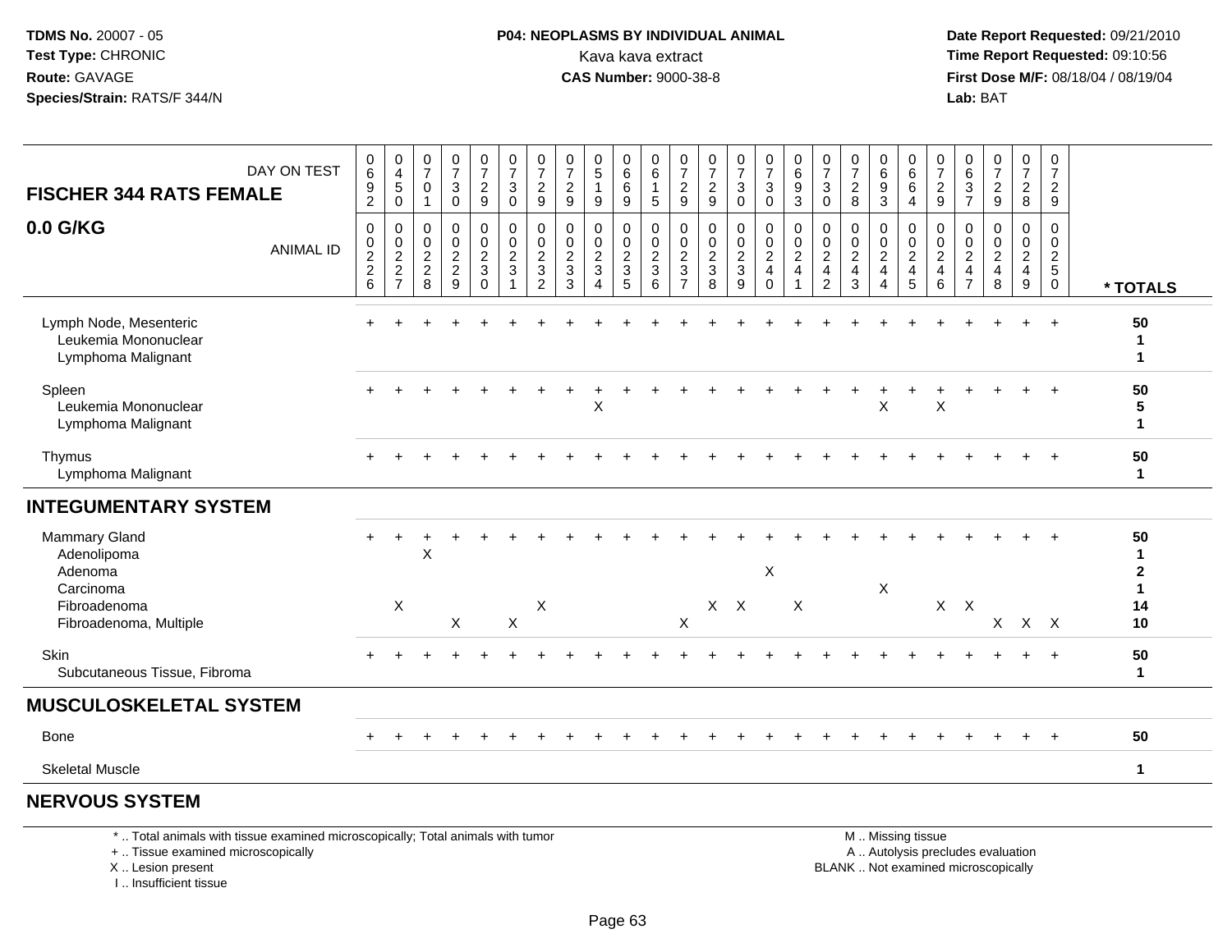**TDMS No.** 20007 - 05
**Test Type:** CHRONIC
**Route:** GAVAGE
**Species/Strain:** RATS/F 344/N

**P04: NEOPLASMS BY INDIVIDUAL ANIMAL**
Kava kava extract
**CAS Number:** 9000-38-8

**Date Report Requested:** 09/21/2010
**Time Report Requested:** 09:10:56
**First Dose M/F:** 08/18/04 / 08/19/04
**Lab:** BAT

| FISCHER 344 RATS FEMALE — DAY ON TEST | 0692 | 0450 | 0701 | 0730 | 0729 | 0730 | 0729 | 0729 | 0519 | 0669 | 0615 | 0729 | 0729 | 0730 | 0730 | 0693 | 0730 | 0728 | 0693 | 0664 | 0729 | 0637 | 0729 | 0728 | 0729 | |
|---|---|---|---|---|---|---|---|---|---|---|---|---|---|---|---|---|---|---|---|---|---|---|---|---|---|---|
| **0.0 G/KG** — ANIMAL ID | 00226 | 00227 | 00228 | 00229 | 00230 | 00231 | 00232 | 00233 | 00234 | 00235 | 00236 | 00237 | 00238 | 00239 | 00240 | 00241 | 00242 | 00243 | 00244 | 00245 | 00246 | 00247 | 00248 | 00249 | 00250 | **\* TOTALS** |
| Lymph Node, Mesenteric | + | + | + | + | + | + | + | + | + | + | + | + | + | + | + | + | + | + | + | + | + | + | + | + | + | **50** |
| Leukemia Mononuclear | | | | | | | | | | | | | | | | | | | | | | | | | | **1** |
| Lymphoma Malignant | | | | | | | | | | | | | | | | | | | | | | | | | | **1** |
| Spleen | + | + | + | + | + | + | + | + | + | + | + | + | + | + | + | + | + | + | + | + | + | + | + | + | + | **50** |
| Leukemia Mononuclear | | | | | | | | | X | | | | | | | | | | X | | X | | | | | **5** |
| Lymphoma Malignant | | | | | | | | | | | | | | | | | | | | | | | | | | **1** |
| Thymus | + | + | + | + | + | + | + | + | + | + | + | + | + | + | + | + | + | + | + | + | + | + | + | + | + | **50** |
| Lymphoma Malignant | | | | | | | | | | | | | | | | | | | | | | | | | | **1** |
| **INTEGUMENTARY SYSTEM** | | | | | | | | | | | | | | | | | | | | | | | | | | |
| Mammary Gland | + | + | + | + | + | + | + | + | + | + | + | + | + | + | + | + | + | + | + | + | + | + | + | + | + | **50** |
| Adenolipoma | | | X | | | | | | | | | | | | | | | | | | | | | | | **1** |
| Adenoma | | | | | | | | | | | | | | | X | | | | | | | | | | | **2** |
| Carcinoma | | | | | | | | | | | | | | | | | | | X | | | | | | | **1** |
| Fibroadenoma | | X | | | | | X | | | | | | X | X | | X | | | | | X | X | | | | **14** |
| Fibroadenoma, Multiple | | | | X | | X | | | | | | X | | | | | | | | | | | X | X | X | **10** |
| Skin | + | + | + | + | + | + | + | + | + | + | + | + | + | + | + | + | + | + | + | + | + | + | + | + | + | **50** |
| Subcutaneous Tissue, Fibroma | | | | | | | | | | | | | | | | | | | | | | | | | | **1** |
| **MUSCULOSKELETAL SYSTEM** | | | | | | | | | | | | | | | | | | | | | | | | | | |
| Bone | + | + | + | + | + | + | + | + | + | + | + | + | + | + | + | + | + | + | + | + | + | + | + | + | + | **50** |
| Skeletal Muscle | | | | | | | | | | | | | | | | | | | | | | | | | | **1** |
| **NERVOUS SYSTEM** | | | | | | | | | | | | | | | | | | | | | | | | | | |

\* .. Total animals with tissue examined microscopically; Total animals with tumor
\+ .. Tissue examined microscopically
X .. Lesion present
I .. Insufficient tissue

M .. Missing tissue
A .. Autolysis precludes evaluation
BLANK .. Not examined microscopically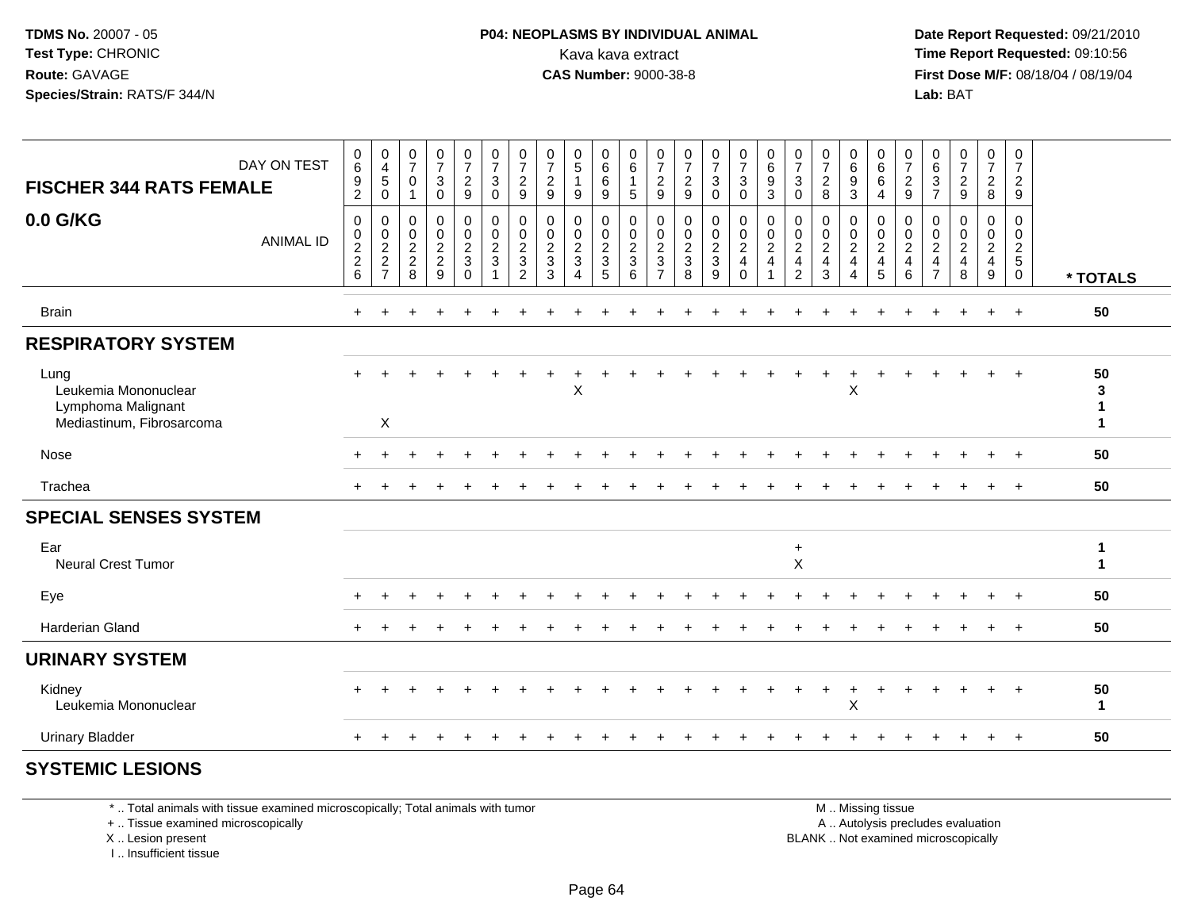TDMS No. 20007 - 05
Test Type: CHRONIC
Route: GAVAGE
Species/Strain: RATS/F 344/N

**P04: NEOPLASMS BY INDIVIDUAL ANIMAL**
Kava kava extract
**CAS Number:** 9000-38-8

Date Report Requested: 09/21/2010
Time Report Requested: 09:10:56
First Dose M/F: 08/18/04 / 08/19/04
Lab: BAT

## FISCHER 344 RATS FEMALE
## 0.0 G/KG

| DAY ON TEST | 0692 | 0450 | 0701 | 0730 | 0729 | 0730 | 0729 | 0729 | 0519 | 0669 | 0615 | 0729 | 0729 | 0730 | 0730 | 0693 | 0730 | 0728 | 0693 | 0664 | 0729 | 0637 | 0729 | 0728 | 0729 | |
|---|---|---|---|---|---|---|---|---|---|---|---|---|---|---|---|---|---|---|---|---|---|---|---|---|---|---|
| ANIMAL ID | 0226 | 0227 | 0228 | 0229 | 0230 | 0231 | 0232 | 0233 | 0234 | 0235 | 0236 | 0237 | 0238 | 0239 | 0240 | 0241 | 0242 | 0243 | 0244 | 0245 | 0246 | 0247 | 0248 | 0249 | 0250 | * TOTALS |
| Brain | + | + | + | + | + | + | + | + | + | + | + | + | + | + | + | + | + | + | + | + | + | + | + | + | + | 50 |
| **RESPIRATORY SYSTEM** | | | | | | | | | | | | | | | | | | | | | | | | | | |
| Lung | + | + | + | + | + | + | + | + | + | + | + | + | + | + | + | + | + | + | + | + | + | + | + | + | + | 50 |
| Leukemia Mononuclear | | | | | | | | | X | | | | | | | | | | X | | | | | | | 3 |
| Lymphoma Malignant | | | | | | | | | | | | | | | | | | | | | | | | | | 1 |
| Mediastinum, Fibrosarcoma | | X | | | | | | | | | | | | | | | | | | | | | | | | 1 |
| Nose | + | + | + | + | + | + | + | + | + | + | + | + | + | + | + | + | + | + | + | + | + | + | + | + | + | 50 |
| Trachea | + | + | + | + | + | + | + | + | + | + | + | + | + | + | + | + | + | + | + | + | + | + | + | + | + | 50 |
| **SPECIAL SENSES SYSTEM** | | | | | | | | | | | | | | | | | | | | | | | | | | |
| Ear | | | | | | | | | | | | | | | | | + | | | | | | | | | 1 |
| Neural Crest Tumor | | | | | | | | | | | | | | | | | X | | | | | | | | | 1 |
| Eye | + | + | + | + | + | + | + | + | + | + | + | + | + | + | + | + | + | + | + | + | + | + | + | + | + | 50 |
| Harderian Gland | + | + | + | + | + | + | + | + | + | + | + | + | + | + | + | + | + | + | + | + | + | + | + | + | + | 50 |
| **URINARY SYSTEM** | | | | | | | | | | | | | | | | | | | | | | | | | | |
| Kidney | + | + | + | + | + | + | + | + | + | + | + | + | + | + | + | + | + | + | + | + | + | + | + | + | + | 50 |
| Leukemia Mononuclear | | | | | | | | | | | | | | | | | | | X | | | | | | | 1 |
| Urinary Bladder | + | + | + | + | + | + | + | + | + | + | + | + | + | + | + | + | + | + | + | + | + | + | + | + | + | 50 |
| **SYSTEMIC LESIONS** | | | | | | | | | | | | | | | | | | | | | | | | | | |

* .. Total animals with tissue examined microscopically; Total animals with tumor
+ .. Tissue examined microscopically
X .. Lesion present
I .. Insufficient tissue

M .. Missing tissue
A .. Autolysis precludes evaluation
BLANK .. Not examined microscopically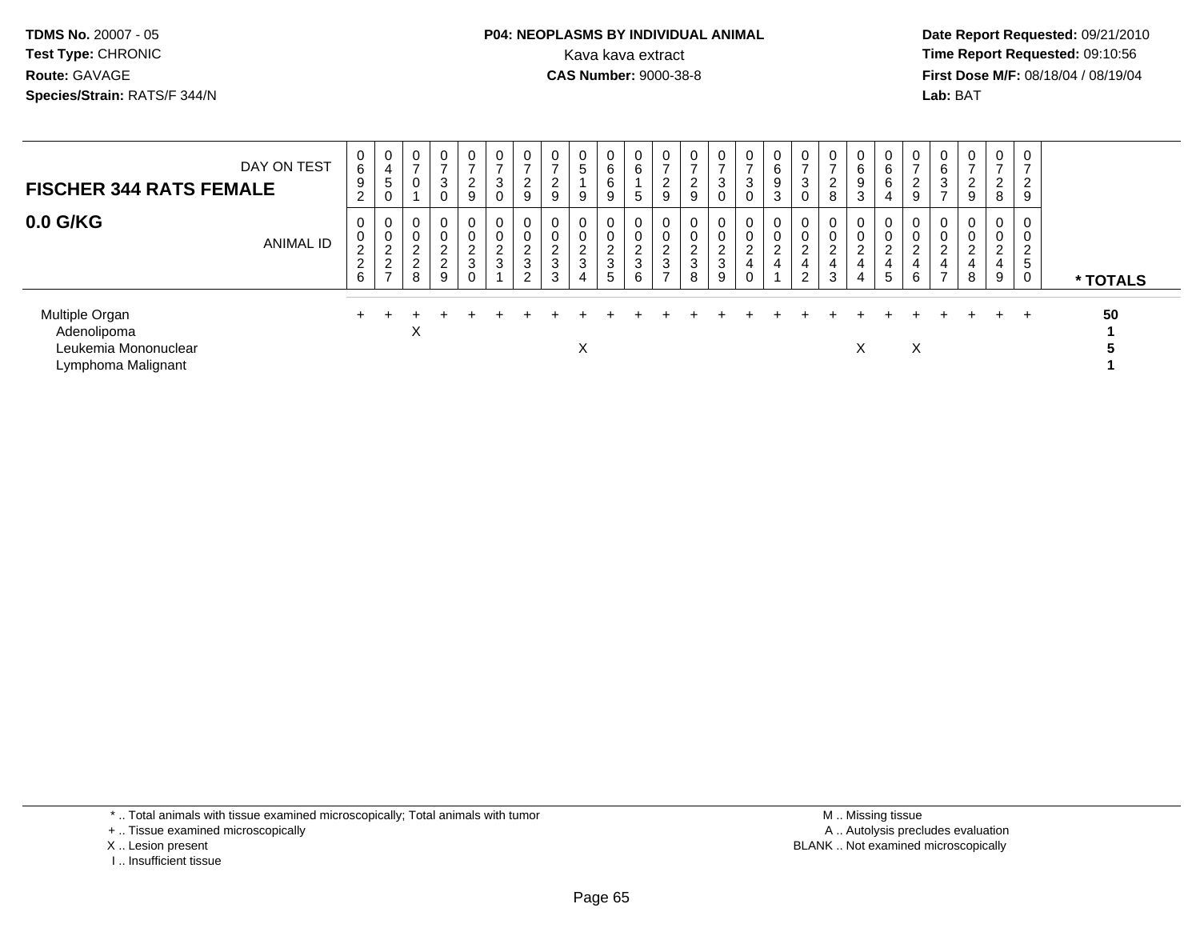TDMS No. 20007 - 05
Test Type: CHRONIC
Route: GAVAGE
Species/Strain: RATS/F 344/N

**P04: NEOPLASMS BY INDIVIDUAL ANIMAL**
Kava kava extract
**CAS Number:** 9000-38-8

Date Report Requested: 09/21/2010
Time Report Requested: 09:10:56
First Dose M/F: 08/18/04 / 08/19/04
Lab: BAT

| FISCHER 344 RATS FEMALE — DAY ON TEST | 0692 | 0450 | 0701 | 0730 | 0729 | 0730 | 0729 | 0729 | 0519 | 0669 | 0615 | 0729 | 0729 | 0730 | 0730 | 0693 | 0730 | 0728 | 0693 | 0664 | 0729 | 0637 | 0729 | 0728 | 0729 | |
|---|---|---|---|---|---|---|---|---|---|---|---|---|---|---|---|---|---|---|---|---|---|---|---|---|---|---|
| **0.0 G/KG** — ANIMAL ID | 00226 | 00227 | 00228 | 00229 | 00230 | 00231 | 00232 | 00233 | 00234 | 00235 | 00236 | 00237 | 00238 | 00239 | 00240 | 00241 | 00242 | 00243 | 00244 | 00245 | 00246 | 00247 | 00248 | 00249 | 00250 | * TOTALS |
| Multiple Organ | + | + | + | + | + | + | + | + | + | + | + | + | + | + | + | + | + | + | + | + | + | + | + | + | + | 50 |
| Adenolipoma | | | X | | | | | | | | | | | | | | | | | | | | | | | 1 |
| Leukemia Mononuclear | | | | | | | | | X | | | | | | | | | | X | | X | | | | | 5 |
| Lymphoma Malignant | | | | | | | | | | | | | | | | | | | | | | | | | | 1 |

\* .. Total animals with tissue examined microscopically; Total animals with tumor
\+ .. Tissue examined microscopically
X .. Lesion present
I .. Insufficient tissue

M .. Missing tissue
A .. Autolysis precludes evaluation
BLANK .. Not examined microscopically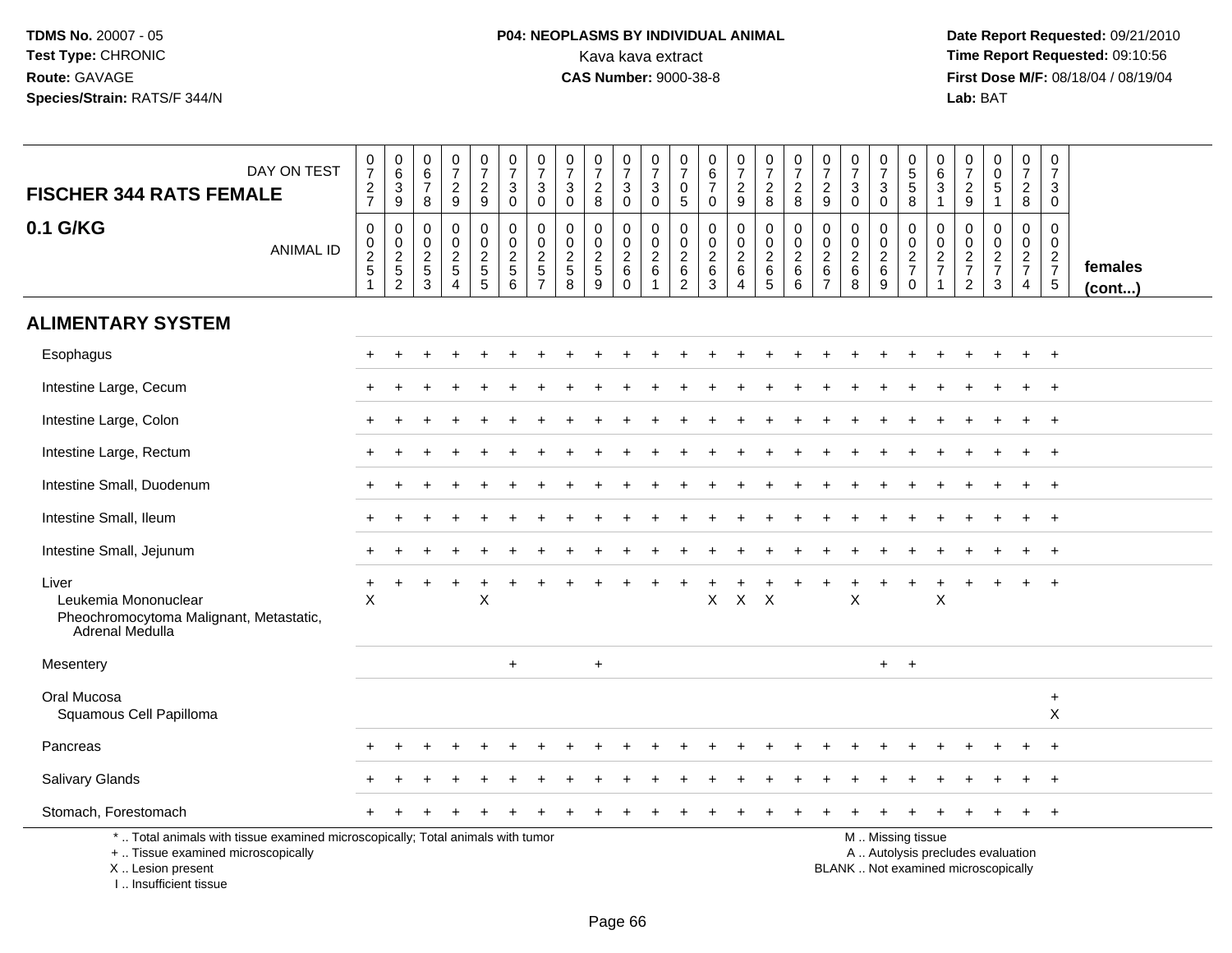TDMS No. 20007 - 05
Test Type: CHRONIC
Route: GAVAGE
Species/Strain: RATS/F 344/N

**P04: NEOPLASMS BY INDIVIDUAL ANIMAL**
Kava kava extract
**CAS Number:** 9000-38-8

Date Report Requested: 09/21/2010
Time Report Requested: 09:10:56
First Dose M/F: 08/18/04 / 08/19/04
Lab: BAT

| FISCHER 344 RATS FEMALE — DAY ON TEST | 0727 | 0639 | 0678 | 0729 | 0729 | 0730 | 0730 | 0730 | 0728 | 0730 | 0730 | 0705 | 0670 | 0729 | 0728 | 0728 | 0729 | 0730 | 0730 | 0558 | 0631 | 0729 | 0051 | 0728 | 0730 | |
|---|---|---|---|---|---|---|---|---|---|---|---|---|---|---|---|---|---|---|---|---|---|---|---|---|---|---|
| **0.1 G/KG** — ANIMAL ID | 00251 | 00252 | 00253 | 00254 | 00255 | 00256 | 00257 | 00258 | 00259 | 00260 | 00261 | 00262 | 00263 | 00264 | 00265 | 00266 | 00267 | 00268 | 00269 | 00270 | 00271 | 00272 | 00273 | 00274 | 00275 | **females (cont...)** |
| **ALIMENTARY SYSTEM** | | | | | | | | | | | | | | | | | | | | | | | | | | |
| Esophagus | + | + | + | + | + | + | + | + | + | + | + | + | + | + | + | + | + | + | + | + | + | + | + | + | + | |
| Intestine Large, Cecum | + | + | + | + | + | + | + | + | + | + | + | + | + | + | + | + | + | + | + | + | + | + | + | + | + | |
| Intestine Large, Colon | + | + | + | + | + | + | + | + | + | + | + | + | + | + | + | + | + | + | + | + | + | + | + | + | + | |
| Intestine Large, Rectum | + | + | + | + | + | + | + | + | + | + | + | + | + | + | + | + | + | + | + | + | + | + | + | + | + | |
| Intestine Small, Duodenum | + | + | + | + | + | + | + | + | + | + | + | + | + | + | + | + | + | + | + | + | + | + | + | + | + | |
| Intestine Small, Ileum | + | + | + | + | + | + | + | + | + | + | + | + | + | + | + | + | + | + | + | + | + | + | + | + | + | |
| Intestine Small, Jejunum | + | + | + | + | + | + | + | + | + | + | + | + | + | + | + | + | + | + | + | + | + | + | + | + | + | |
| Liver | + | + | + | + | + | + | + | + | + | + | + | + | + | + | + | + | + | + | + | + | + | + | + | + | + | |
| Leukemia Mononuclear | X | | | | X | | | | | | | | X | X | X | | | X | | | X | | | | | |
| Pheochromocytoma Malignant, Metastatic, Adrenal Medulla | | | | | | | | | | | | | | | | | | | | | | | | | | |
| Mesentery | | | | | | + | | | + | | | | | | | | | | + | + | | | | | | |
| Oral Mucosa | | | | | | | | | | | | | | | | | | | | | | | | | + | |
| Squamous Cell Papilloma | | | | | | | | | | | | | | | | | | | | | | | | | X | |
| Pancreas | + | + | + | + | + | + | + | + | + | + | + | + | + | + | + | + | + | + | + | + | + | + | + | + | + | |
| Salivary Glands | + | + | + | + | + | + | + | + | + | + | + | + | + | + | + | + | + | + | + | + | + | + | + | + | + | |
| Stomach, Forestomach | + | + | + | + | + | + | + | + | + | + | + | + | + | + | + | + | + | + | + | + | + | + | + | + | + | |

\* .. Total animals with tissue examined microscopically; Total animals with tumor
+ .. Tissue examined microscopically
X .. Lesion present
I .. Insufficient tissue

M .. Missing tissue
A .. Autolysis precludes evaluation
BLANK .. Not examined microscopically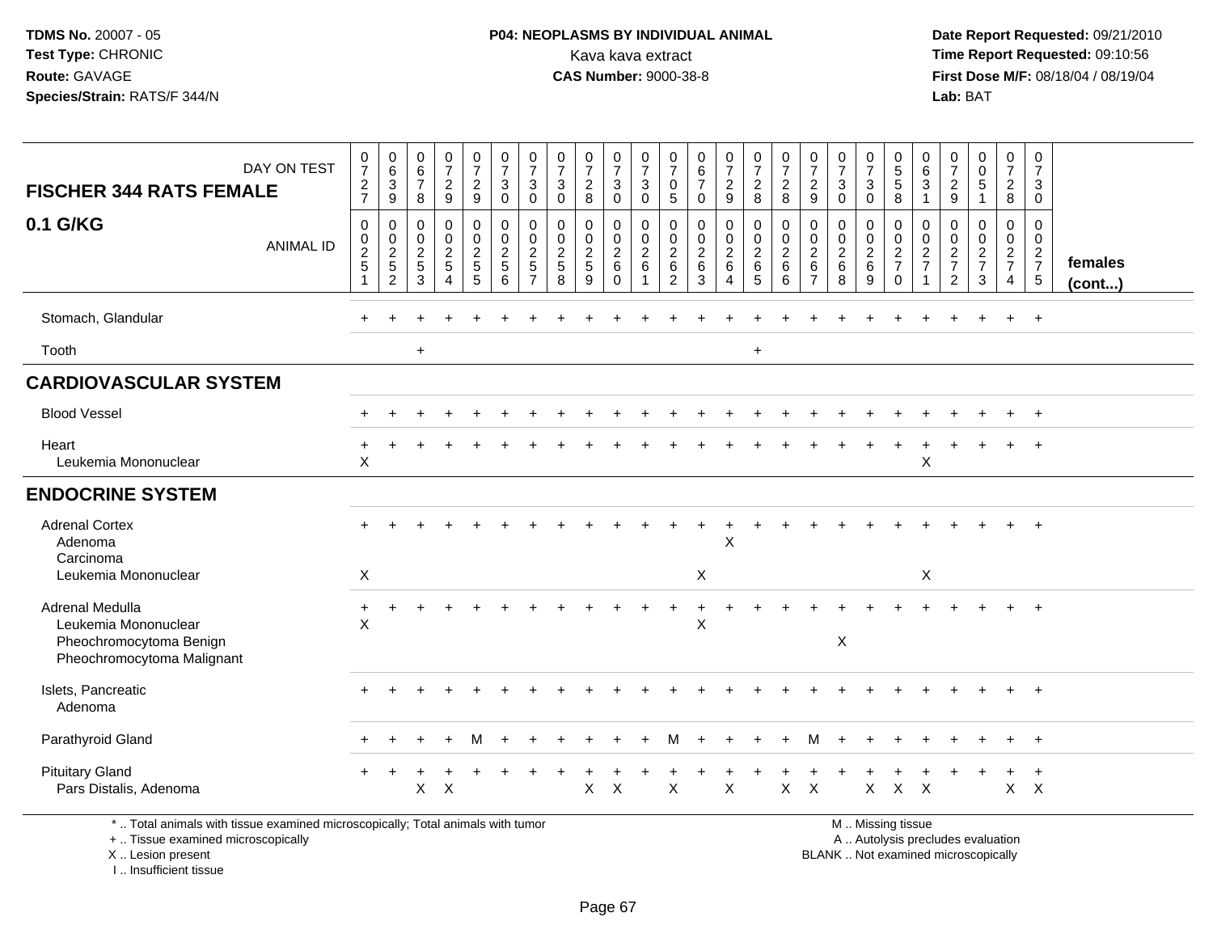**TDMS No.** 20007 - 05
**Test Type:** CHRONIC
**Route:** GAVAGE
**Species/Strain:** RATS/F 344/N

**P04: NEOPLASMS BY INDIVIDUAL ANIMAL**
Kava kava extract
**CAS Number:** 9000-38-8

**Date Report Requested:** 09/21/2010
**Time Report Requested:** 09:10:56
**First Dose M/F:** 08/18/04 / 08/19/04
**Lab:** BAT

| FISCHER 344 RATS FEMALE 0.1 G/KG — DAY ON TEST | 0727 | 0639 | 0678 | 0729 | 0729 | 0730 | 0730 | 0730 | 0728 | 0730 | 0730 | 0705 | 0670 | 0729 | 0728 | 0728 | 0729 | 0730 | 0730 | 0558 | 0631 | 0729 | 0051 | 0728 | 0730 | |
|---|---|---|---|---|---|---|---|---|---|---|---|---|---|---|---|---|---|---|---|---|---|---|---|---|---|---|
| ANIMAL ID | 00251 | 00252 | 00253 | 00254 | 00255 | 00256 | 00257 | 00258 | 00259 | 00260 | 00261 | 00262 | 00263 | 00264 | 00265 | 00266 | 00267 | 00268 | 00269 | 00270 | 00271 | 00272 | 00273 | 00274 | 00275 | females (cont...) |
| Stomach, Glandular | + | + | + | + | + | + | + | + | + | + | + | + | + | + | + | + | + | + | + | + | + | + | + | + | + | |
| Tooth | | | + | | | | | | | | | | | | + | | | | | | | | | | | |
| **CARDIOVASCULAR SYSTEM** | | | | | | | | | | | | | | | | | | | | | | | | | | |
| Blood Vessel | + | + | + | + | + | + | + | + | + | + | + | + | + | + | + | + | + | + | + | + | + | + | + | + | + | |
| Heart | + | + | + | + | + | + | + | + | + | + | + | + | + | + | + | + | + | + | + | + | + | + | + | + | + | |
| Leukemia Mononuclear | X | | | | | | | | | | | | | | | | | | | | X | | | | | |
| **ENDOCRINE SYSTEM** | | | | | | | | | | | | | | | | | | | | | | | | | | |
| Adrenal Cortex | + | + | + | + | + | + | + | + | + | + | + | + | + | + | + | + | + | + | + | + | + | + | + | + | + | |
| Adenoma | | | | | | | | | | | | | | X | | | | | | | | | | | | |
| Carcinoma | | | | | | | | | | | | | | | | | | | | | | | | | | |
| Leukemia Mononuclear | X | | | | | | | | | | | | X | | | | | | | | X | | | | | |
| Adrenal Medulla | + | + | + | + | + | + | + | + | + | + | + | + | + | + | + | + | + | + | + | + | + | + | + | + | + | |
| Leukemia Mononuclear | X | | | | | | | | | | | | X | | | | | | | | | | | | | |
| Pheochromocytoma Benign | | | | | | | | | | | | | | | | | | X | | | | | | | | |
| Pheochromocytoma Malignant | | | | | | | | | | | | | | | | | | | | | | | | | | |
| Islets, Pancreatic | + | + | + | + | + | + | + | + | + | + | + | + | + | + | + | + | + | + | + | + | + | + | + | + | + | |
| Adenoma | | | | | | | | | | | | | | | | | | | | | | | | | | |
| Parathyroid Gland | + | + | + | + | M | + | + | + | + | + | + | M | + | + | + | + | M | + | + | + | + | + | + | + | + | |
| Pituitary Gland | + | + | + | + | + | + | + | + | + | + | + | + | + | + | + | + | + | + | + | + | + | + | + | + | + | |
| Pars Distalis, Adenoma | | | X | X | | | | | X | X | | X | | X | | X | X | | X | X | X | | | X | X | |

\* .. Total animals with tissue examined microscopically; Total animals with tumor
\+ .. Tissue examined microscopically
X .. Lesion present
I .. Insufficient tissue

M .. Missing tissue
A .. Autolysis precludes evaluation
BLANK .. Not examined microscopically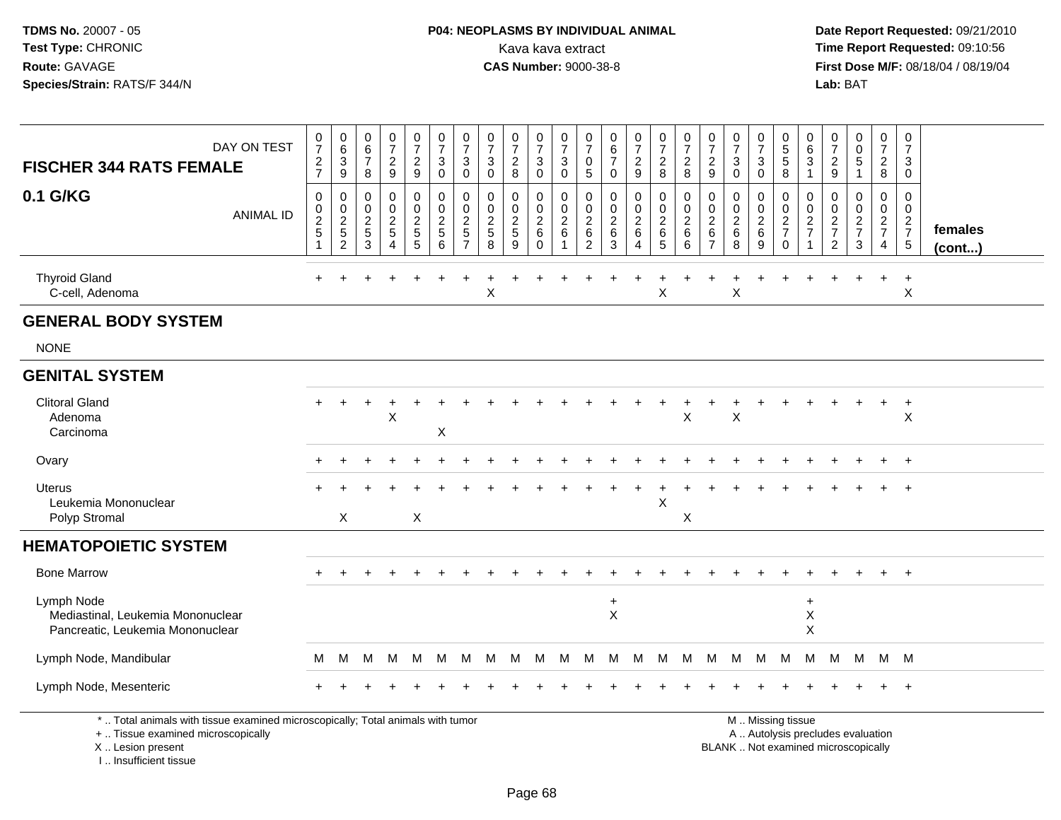TDMS No. 20007 - 05
Test Type: CHRONIC
Route: GAVAGE
Species/Strain: RATS/F 344/N

**P04: NEOPLASMS BY INDIVIDUAL ANIMAL**
Kava kava extract
**CAS Number:** 9000-38-8

Date Report Requested: 09/21/2010
Time Report Requested: 09:10:56
First Dose M/F: 08/18/04 / 08/19/04
Lab: BAT

| FISCHER 344 RATS FEMALE — DAY ON TEST | 0727 | 0639 | 0678 | 0729 | 0729 | 0730 | 0730 | 0730 | 0728 | 0730 | 0730 | 0705 | 0670 | 0729 | 0728 | 0728 | 0729 | 0730 | 0730 | 0558 | 0631 | 0729 | 0051 | 0728 | 0730 | |
|---|---|---|---|---|---|---|---|---|---|---|---|---|---|---|---|---|---|---|---|---|---|---|---|---|---|---|
| **0.1 G/KG** — ANIMAL ID | 00251 | 00252 | 00253 | 00254 | 00255 | 00256 | 00257 | 00258 | 00259 | 00260 | 00261 | 00262 | 00263 | 00264 | 00265 | 00266 | 00267 | 00268 | 00269 | 00270 | 00271 | 00272 | 00273 | 00274 | 00275 | **females (cont...)** |
| Thyroid Gland | + | + | + | + | + | + | + | + | + | + | + | + | + | + | + | + | + | + | + | + | + | + | + | + | + | |
| C-cell, Adenoma | | | | | | | | X | | | | | | | X | | | X | | | | | | | X | |
| **GENERAL BODY SYSTEM** | | | | | | | | | | | | | | | | | | | | | | | | | | |
| NONE | | | | | | | | | | | | | | | | | | | | | | | | | | |
| **GENITAL SYSTEM** | | | | | | | | | | | | | | | | | | | | | | | | | | |
| Clitoral Gland | + | + | + | + | + | + | + | + | + | + | + | + | + | + | + | + | + | + | + | + | + | + | + | + | + | |
| Adenoma | | | | X | | | | | | | | | | | | X | | X | | | | | | | X | |
| Carcinoma | | | | | | X | | | | | | | | | | | | | | | | | | | | |
| Ovary | + | + | + | + | + | + | + | + | + | + | + | + | + | + | + | + | + | + | + | + | + | + | + | + | + | |
| Uterus | + | + | + | + | + | + | + | + | + | + | + | + | + | + | + | + | + | + | + | + | + | + | + | + | + | |
| Leukemia Mononuclear | | | | | | | | | | | | | | | X | | | | | | | | | | | |
| Polyp Stromal | | X | | | X | | | | | | | | | | | X | | | | | | | | | | |
| **HEMATOPOIETIC SYSTEM** | | | | | | | | | | | | | | | | | | | | | | | | | | |
| Bone Marrow | + | + | + | + | + | + | + | + | + | + | + | + | + | + | + | + | + | + | + | + | + | + | + | + | + | |
| Lymph Node | | | | | | | | | | | | | + | | | | | | | | + | | | | | |
| Mediastinal, Leukemia Mononuclear | | | | | | | | | | | | | X | | | | | | | | X | | | | | |
| Pancreatic, Leukemia Mononuclear | | | | | | | | | | | | | | | | | | | | | X | | | | | |
| Lymph Node, Mandibular | M | M | M | M | M | M | M | M | M | M | M | M | M | M | M | M | M | M | M | M | M | M | M | M | M | |
| Lymph Node, Mesenteric | + | + | + | + | + | + | + | + | + | + | + | + | + | + | + | + | + | + | + | + | + | + | + | + | + | |

\* .. Total animals with tissue examined microscopically; Total animals with tumor
+ .. Tissue examined microscopically
X .. Lesion present
I .. Insufficient tissue

M .. Missing tissue
A .. Autolysis precludes evaluation
BLANK .. Not examined microscopically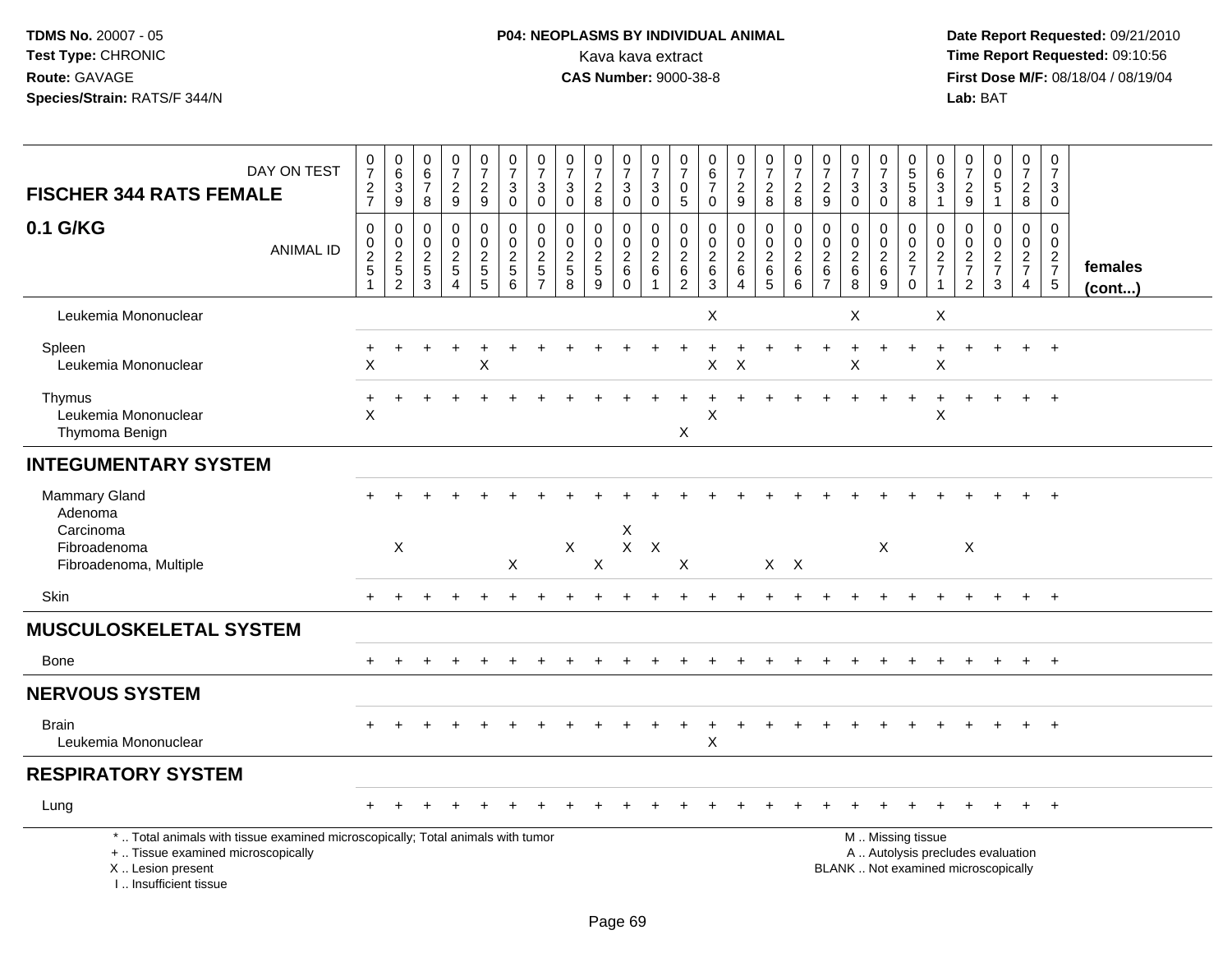**TDMS No.** 20007 - 05
**Test Type:** CHRONIC
**Route:** GAVAGE
**Species/Strain:** RATS/F 344/N

**P04: NEOPLASMS BY INDIVIDUAL ANIMAL**
Kava kava extract
**CAS Number:** 9000-38-8

**Date Report Requested:** 09/21/2010
**Time Report Requested:** 09:10:56
**First Dose M/F:** 08/18/04 / 08/19/04
**Lab:** BAT

| FISCHER 344 RATS FEMALE 0.1 G/KG | | | | | | | | | | | | | | | | | | | | | | | | | | |
|---|---|---|---|---|---|---|---|---|---|---|---|---|---|---|---|---|---|---|---|---|---|---|---|---|---|---|
| DAY ON TEST | 0727 | 0639 | 0678 | 0729 | 0729 | 0730 | 0730 | 0730 | 0728 | 0730 | 0730 | 0705 | 0670 | 0729 | 0728 | 0728 | 0729 | 0730 | 0730 | 0558 | 0631 | 0729 | 0051 | 0728 | 0730 | |
| ANIMAL ID | 00251 | 00252 | 00253 | 00254 | 00255 | 00256 | 00257 | 00258 | 00259 | 00260 | 00261 | 00262 | 00263 | 00264 | 00265 | 00266 | 00267 | 00268 | 00269 | 00270 | 00271 | 00272 | 00273 | 00274 | 00275 | females (cont...) |
| Leukemia Mononuclear | | | | | | | | | | | | | X | | | | | X | | | X | | | | | |
| Spleen | + | + | + | + | + | + | + | + | + | + | + | + | + | + | + | + | + | + | + | + | + | + | + | + | + | |
| Leukemia Mononuclear | X | | | | X | | | | | | | | X | X | | | | X | | | X | | | | | |
| Thymus | + | + | + | + | + | + | + | + | + | + | + | + | + | + | + | + | + | + | + | + | + | + | + | + | + | |
| Leukemia Mononuclear | X | | | | | | | | | | | | X | | | | | | | | X | | | | | |
| Thymoma Benign | | | | | | | | | | | | X | | | | | | | | | | | | | | |
| **INTEGUMENTARY SYSTEM** | | | | | | | | | | | | | | | | | | | | | | | | | | |
| Mammary Gland | + | + | + | + | + | + | + | + | + | + | + | + | + | + | + | + | + | + | + | + | + | + | + | + | + | |
| Adenoma | | | | | | | | | | | | | | | | | | | | | | | | | | |
| Carcinoma | | | | | | | | | | X | | | | | | | | | | | | | | | | |
| Fibroadenoma | | X | | | | | | X | | X | X | | | | | | | | X | | | X | | | | |
| Fibroadenoma, Multiple | | | | | | X | | | X | | | X | | | X | X | | | | | | | | | | |
| Skin | + | + | + | + | + | + | + | + | + | + | + | + | + | + | + | + | + | + | + | + | + | + | + | + | + | |
| **MUSCULOSKELETAL SYSTEM** | | | | | | | | | | | | | | | | | | | | | | | | | | |
| Bone | + | + | + | + | + | + | + | + | + | + | + | + | + | + | + | + | + | + | + | + | + | + | + | + | + | |
| **NERVOUS SYSTEM** | | | | | | | | | | | | | | | | | | | | | | | | | | |
| Brain | + | + | + | + | + | + | + | + | + | + | + | + | + | + | + | + | + | + | + | + | + | + | + | + | + | |
| Leukemia Mononuclear | | | | | | | | | | | | | X | | | | | | | | | | | | | |
| **RESPIRATORY SYSTEM** | | | | | | | | | | | | | | | | | | | | | | | | | | |
| Lung | + | + | + | + | + | + | + | + | + | + | + | + | + | + | + | + | + | + | + | + | + | + | + | + | + | |

\* .. Total animals with tissue examined microscopically; Total animals with tumor
\+ .. Tissue examined microscopically
X .. Lesion present
I .. Insufficient tissue

M .. Missing tissue
A .. Autolysis precludes evaluation
BLANK .. Not examined microscopically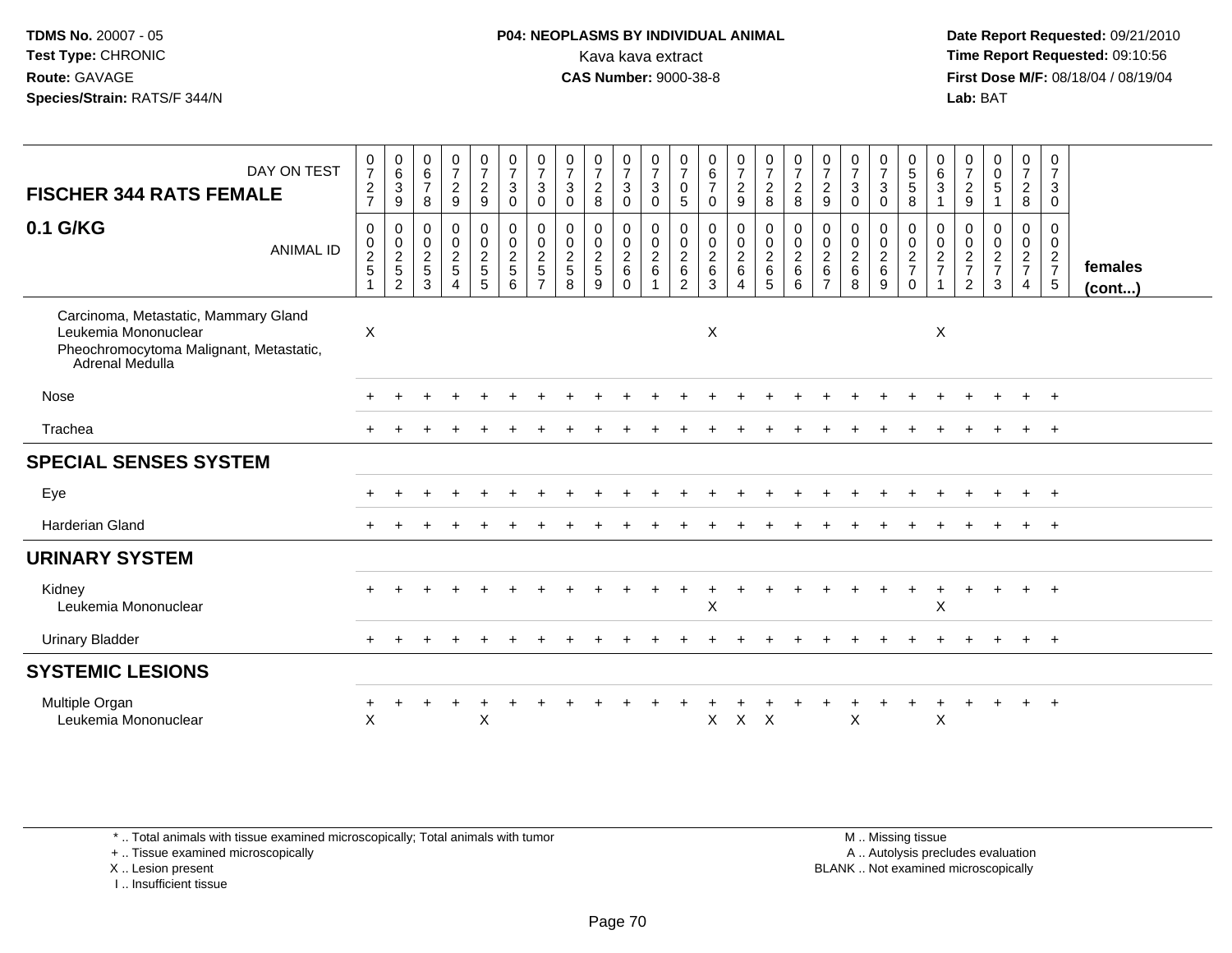**TDMS No.** 20007 - 05
**Test Type:** CHRONIC
**Route:** GAVAGE
**Species/Strain:** RATS/F 344/N

**P04: NEOPLASMS BY INDIVIDUAL ANIMAL**
Kava kava extract
**CAS Number:** 9000-38-8

**Date Report Requested:** 09/21/2010
**Time Report Requested:** 09:10:56
**First Dose M/F:** 08/18/04 / 08/19/04
**Lab:** BAT

## FISCHER 344 RATS FEMALE
## 0.1 G/KG

| DAY ON TEST | 0727 | 0639 | 0678 | 0729 | 0729 | 0730 | 0730 | 0730 | 0728 | 0730 | 0730 | 0705 | 0670 | 0729 | 0728 | 0728 | 0729 | 0730 | 0730 | 0558 | 0631 | 0729 | 0051 | 0728 | 0730 | |
|---|---|---|---|---|---|---|---|---|---|---|---|---|---|---|---|---|---|---|---|---|---|---|---|---|---|---|
| ANIMAL ID | 0025 1 | 0025 2 | 0025 3 | 0025 4 | 0025 5 | 0025 6 | 0025 7 | 0025 8 | 0025 9 | 0026 0 | 0026 1 | 0026 2 | 0026 3 | 0026 4 | 0026 5 | 0026 6 | 0026 7 | 0026 8 | 0026 9 | 0027 0 | 0027 1 | 0027 2 | 0027 3 | 0027 4 | 0027 5 | **females (cont...)** |
| Carcinoma, Metastatic, Mammary Gland | | | | | | | | | | | | | | | | | | | | | | | | | | |
| Leukemia Mononuclear | X | | | | | | | | | | | | X | | | | | | | | X | | | | | |
| Pheochromocytoma Malignant, Metastatic, Adrenal Medulla | | | | | | | | | | | | | | | | | | | | | | | | | | |
| Nose | + | + | + | + | + | + | + | + | + | + | + | + | + | + | + | + | + | + | + | + | + | + | + | + | + | |
| Trachea | + | + | + | + | + | + | + | + | + | + | + | + | + | + | + | + | + | + | + | + | + | + | + | + | + | |
| **SPECIAL SENSES SYSTEM** | | | | | | | | | | | | | | | | | | | | | | | | | | |
| Eye | + | + | + | + | + | + | + | + | + | + | + | + | + | + | + | + | + | + | + | + | + | + | + | + | + | |
| Harderian Gland | + | + | + | + | + | + | + | + | + | + | + | + | + | + | + | + | + | + | + | + | + | + | + | + | + | |
| **URINARY SYSTEM** | | | | | | | | | | | | | | | | | | | | | | | | | | |
| Kidney | + | + | + | + | + | + | + | + | + | + | + | + | + | + | + | + | + | + | + | + | + | + | + | + | + | |
| Leukemia Mononuclear | | | | | | | | | | | | | X | | | | | | | | X | | | | | |
| Urinary Bladder | + | + | + | + | + | + | + | + | + | + | + | + | + | + | + | + | + | + | + | + | + | + | + | + | + | |
| **SYSTEMIC LESIONS** | | | | | | | | | | | | | | | | | | | | | | | | | | |
| Multiple Organ | + | + | + | + | + | + | + | + | + | + | + | + | + | + | + | + | + | + | + | + | + | + | + | + | + | |
| Leukemia Mononuclear | X | | | | X | | | | | | | | X | X | X | | | X | | | X | | | | | |

\* .. Total animals with tissue examined microscopically; Total animals with tumor
\+ .. Tissue examined microscopically
X .. Lesion present
I .. Insufficient tissue

M .. Missing tissue
A .. Autolysis precludes evaluation
BLANK .. Not examined microscopically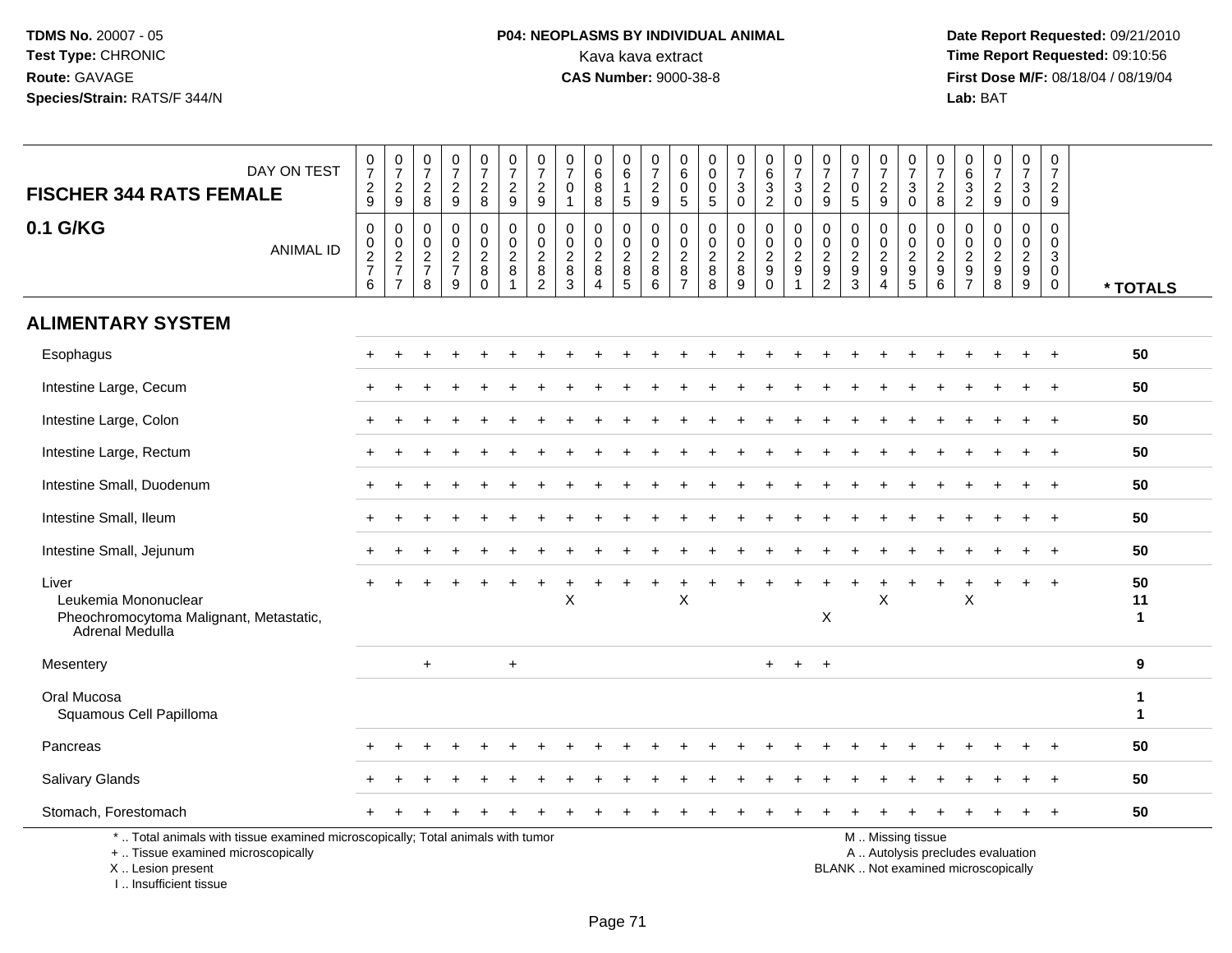**TDMS No.** 20007 - 05
**Test Type:** CHRONIC
**Route:** GAVAGE
**Species/Strain:** RATS/F 344/N

**P04: NEOPLASMS BY INDIVIDUAL ANIMAL**
Kava kava extract
**CAS Number:** 9000-38-8

**Date Report Requested:** 09/21/2010
**Time Report Requested:** 09:10:56
**First Dose M/F:** 08/18/04 / 08/19/04
**Lab:** BAT

| FISCHER 344 RATS FEMALE — DAY ON TEST | 0729 | 0729 | 0728 | 0729 | 0728 | 0729 | 0729 | 0701 | 0688 | 0615 | 0729 | 0605 | 0005 | 0730 | 0632 | 0730 | 0729 | 0705 | 0729 | 0730 | 0728 | 0632 | 0729 | 0730 | 0729 | |
|---|---|---|---|---|---|---|---|---|---|---|---|---|---|---|---|---|---|---|---|---|---|---|---|---|---|---|
| **0.1 G/KG** — ANIMAL ID | 00276 | 00277 | 00278 | 00279 | 00280 | 00281 | 00282 | 00283 | 00284 | 00285 | 00286 | 00287 | 00288 | 00289 | 00290 | 00291 | 00292 | 00293 | 00294 | 00295 | 00296 | 00297 | 00298 | 00299 | 00300 | *** TOTALS** |
| **ALIMENTARY SYSTEM** | | | | | | | | | | | | | | | | | | | | | | | | | | |
| Esophagus | + | + | + | + | + | + | + | + | + | + | + | + | + | + | + | + | + | + | + | + | + | + | + | + | + | 50 |
| Intestine Large, Cecum | + | + | + | + | + | + | + | + | + | + | + | + | + | + | + | + | + | + | + | + | + | + | + | + | + | 50 |
| Intestine Large, Colon | + | + | + | + | + | + | + | + | + | + | + | + | + | + | + | + | + | + | + | + | + | + | + | + | + | 50 |
| Intestine Large, Rectum | + | + | + | + | + | + | + | + | + | + | + | + | + | + | + | + | + | + | + | + | + | + | + | + | + | 50 |
| Intestine Small, Duodenum | + | + | + | + | + | + | + | + | + | + | + | + | + | + | + | + | + | + | + | + | + | + | + | + | + | 50 |
| Intestine Small, Ileum | + | + | + | + | + | + | + | + | + | + | + | + | + | + | + | + | + | + | + | + | + | + | + | + | + | 50 |
| Intestine Small, Jejunum | + | + | + | + | + | + | + | + | + | + | + | + | + | + | + | + | + | + | + | + | + | + | + | + | + | 50 |
| Liver | + | + | + | + | + | + | + | + | + | + | + | + | + | + | + | + | + | + | + | + | + | + | + | + | + | 50 |
| Leukemia Mononuclear | | | | | | | | X | | | | X | | | | | | | X | | | X | | | | 11 |
| Pheochromocytoma Malignant, Metastatic, Adrenal Medulla | | | | | | | | | | | | | | | | | X | | | | | | | | | 1 |
| Mesentery | | | + | | | + | | | | | | | | | + | + | + | | | | | | | | | 9 |
| Oral Mucosa | | | | | | | | | | | | | | | | | | | | | | | | | | 1 |
| Squamous Cell Papilloma | | | | | | | | | | | | | | | | | | | | | | | | | | 1 |
| Pancreas | + | + | + | + | + | + | + | + | + | + | + | + | + | + | + | + | + | + | + | + | + | + | + | + | + | 50 |
| Salivary Glands | + | + | + | + | + | + | + | + | + | + | + | + | + | + | + | + | + | + | + | + | + | + | + | + | + | 50 |
| Stomach, Forestomach | + | + | + | + | + | + | + | + | + | + | + | + | + | + | + | + | + | + | + | + | + | + | + | + | + | 50 |

\* .. Total animals with tissue examined microscopically; Total animals with tumor
\+ .. Tissue examined microscopically
X .. Lesion present
I .. Insufficient tissue

M .. Missing tissue
A .. Autolysis precludes evaluation
BLANK .. Not examined microscopically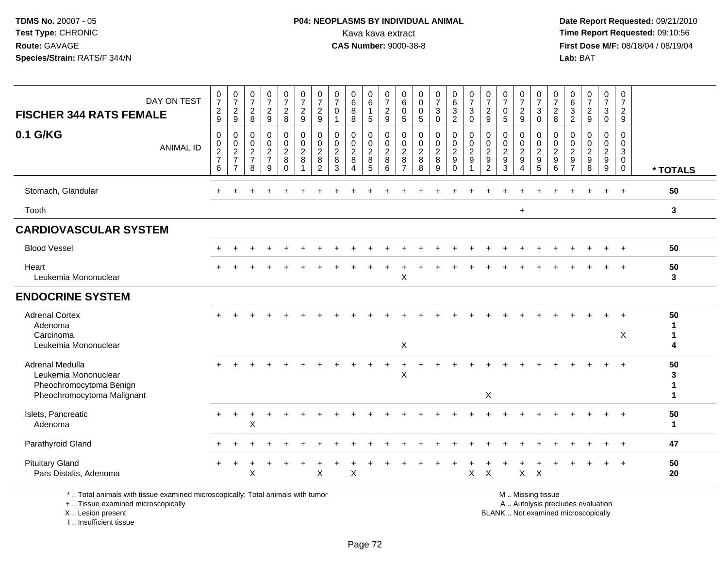**TDMS No.** 20007 - 05
**Test Type:** CHRONIC
**Route:** GAVAGE
**Species/Strain:** RATS/F 344/N

**P04: NEOPLASMS BY INDIVIDUAL ANIMAL**
Kava kava extract
**CAS Number:** 9000-38-8

**Date Report Requested:** 09/21/2010
**Time Report Requested:** 09:10:56
**First Dose M/F:** 08/18/04 / 08/19/04
**Lab:** BAT

## FISCHER 344 RATS FEMALE — 0.1 G/KG

| DAY ON TEST | 0729 | 0729 | 0728 | 0729 | 0728 | 0729 | 0729 | 0701 | 0688 | 0615 | 0729 | 0605 | 0005 | 0730 | 0632 | 0730 | 0729 | 0705 | 0729 | 0730 | 0728 | 0632 | 0729 | 0730 | 0729 | |
|---|---|---|---|---|---|---|---|---|---|---|---|---|---|---|---|---|---|---|---|---|---|---|---|---|---|---|
| **ANIMAL ID** | 0276 | 0277 | 0278 | 0279 | 0280 | 0281 | 0282 | 0283 | 0284 | 0285 | 0286 | 0287 | 0288 | 0289 | 0290 | 0291 | 0292 | 0293 | 0294 | 0295 | 0296 | 0297 | 0298 | 0299 | 0300 | *** TOTALS** |
| Stomach, Glandular | + | + | + | + | + | + | + | + | + | + | + | + | + | + | + | + | + | + | + | + | + | + | + | + | + | 50 |
| Tooth | | | | | | | | | | | | | | | | | | | + | | | | | | | 3 |
| **CARDIOVASCULAR SYSTEM** | | | | | | | | | | | | | | | | | | | | | | | | | | |
| Blood Vessel | + | + | + | + | + | + | + | + | + | + | + | + | + | + | + | + | + | + | + | + | + | + | + | + | + | 50 |
| Heart | + | + | + | + | + | + | + | + | + | + | + | + | + | + | + | + | + | + | + | + | + | + | + | + | + | 50 |
| Leukemia Mononuclear | | | | | | | | | | | | X | | | | | | | | | | | | | | 3 |
| **ENDOCRINE SYSTEM** | | | | | | | | | | | | | | | | | | | | | | | | | | |
| Adrenal Cortex | + | + | + | + | + | + | + | + | + | + | + | + | + | + | + | + | + | + | + | + | + | + | + | + | + | 50 |
| Adenoma | | | | | | | | | | | | | | | | | | | | | | | | | | 1 |
| Carcinoma | | | | | | | | | | | | | | | | | | | | | | | | | X | 1 |
| Leukemia Mononuclear | | | | | | | | | | | | X | | | | | | | | | | | | | | 4 |
| Adrenal Medulla | + | + | + | + | + | + | + | + | + | + | + | + | + | + | + | + | + | + | + | + | + | + | + | + | + | 50 |
| Leukemia Mononuclear | | | | | | | | | | | | X | | | | | | | | | | | | | | 3 |
| Pheochromocytoma Benign | | | | | | | | | | | | | | | | | | | | | | | | | | 1 |
| Pheochromocytoma Malignant | | | | | | | | | | | | | | | | | X | | | | | | | | | 1 |
| Islets, Pancreatic | + | + | + | + | + | + | + | + | + | + | + | + | + | + | + | + | + | + | + | + | + | + | + | + | + | 50 |
| Adenoma | | | X | | | | | | | | | | | | | | | | | | | | | | | 1 |
| Parathyroid Gland | + | + | + | + | + | + | + | + | + | + | + | + | + | + | + | + | + | + | + | + | + | + | + | + | + | 47 |
| Pituitary Gland | + | + | + | + | + | + | + | + | + | + | + | + | + | + | + | + | + | + | + | + | + | + | + | + | + | 50 |
| Pars Distalis, Adenoma | | | X | | | | X | | X | | | | | | | X | X | | X | X | | | | | | 20 |

* .. Total animals with tissue examined microscopically; Total animals with tumor
+ .. Tissue examined microscopically
X .. Lesion present
I .. Insufficient tissue

M .. Missing tissue
A .. Autolysis precludes evaluation
BLANK .. Not examined microscopically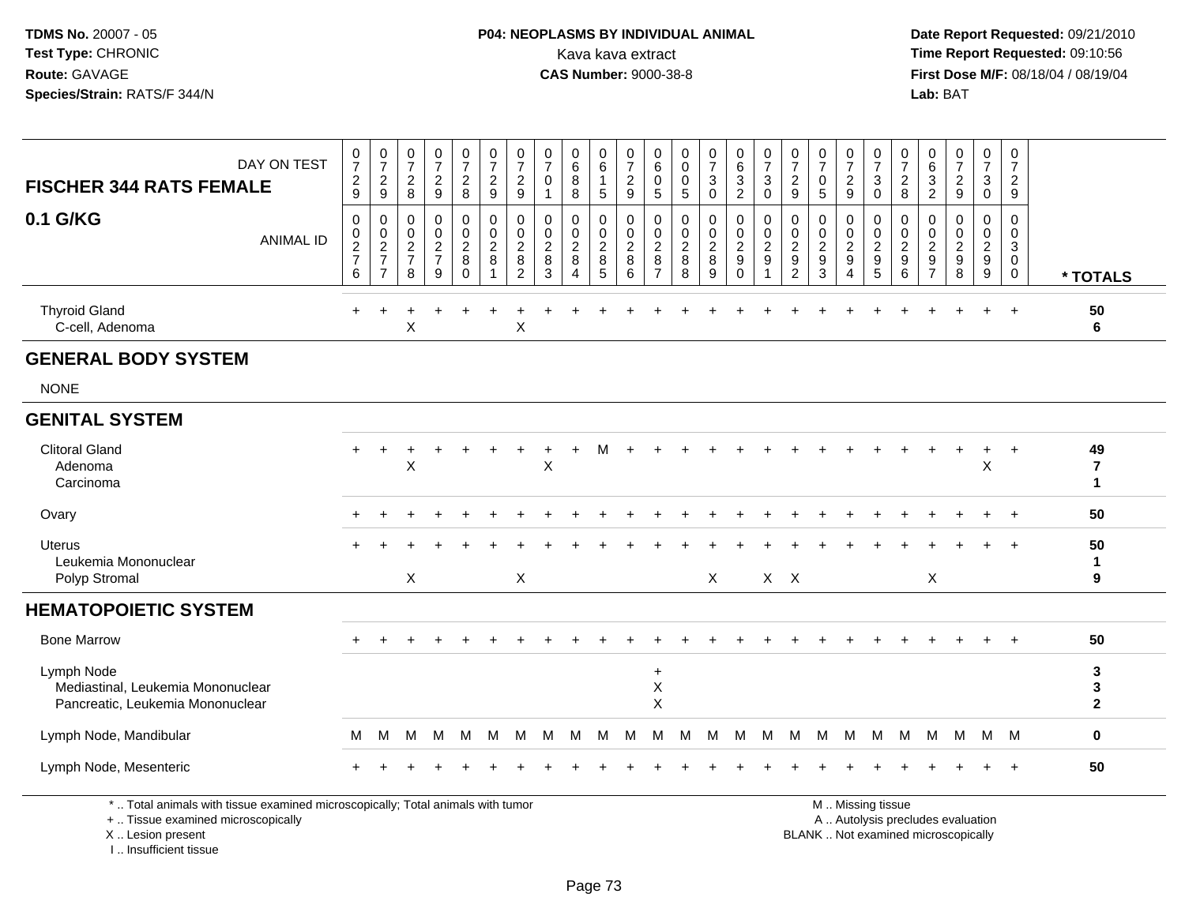**TDMS No.** 20007 - 05
**Test Type:** CHRONIC
**Route:** GAVAGE
**Species/Strain:** RATS/F 344/N

**P04: NEOPLASMS BY INDIVIDUAL ANIMAL**
Kava kava extract
**CAS Number:** 9000-38-8

**Date Report Requested:** 09/21/2010
**Time Report Requested:** 09:10:56
**First Dose M/F:** 08/18/04 / 08/19/04
**Lab:** BAT

## FISCHER 344 RATS FEMALE
## 0.1 G/KG

| DAY ON TEST | 0729 | 0729 | 0728 | 0729 | 0728 | 0729 | 0729 | 0701 | 0688 | 0615 | 0729 | 0605 | 0005 | 0730 | 0632 | 0730 | 0729 | 0705 | 0729 | 0730 | 0728 | 0632 | 0729 | 0730 | 0729 | |
|---|---|---|---|---|---|---|---|---|---|---|---|---|---|---|---|---|---|---|---|---|---|---|---|---|---|---|
| ANIMAL ID | 00276 | 00277 | 00278 | 00279 | 00280 | 00281 | 00282 | 00283 | 00284 | 00285 | 00286 | 00287 | 00288 | 00289 | 00290 | 00291 | 00292 | 00293 | 00294 | 00295 | 00296 | 00297 | 00298 | 00299 | 00300 | * TOTALS |
| Thyroid Gland | + | + | + | + | + | + | + | + | + | + | + | + | + | + | + | + | + | + | + | + | + | + | + | + | + | 50 |
| C-cell, Adenoma | | | X | | | | X | | | | | | | | | | | | | | | | | | | 6 |
| **GENERAL BODY SYSTEM** | | | | | | | | | | | | | | | | | | | | | | | | | | |
| NONE | | | | | | | | | | | | | | | | | | | | | | | | | | |
| **GENITAL SYSTEM** | | | | | | | | | | | | | | | | | | | | | | | | | | |
| Clitoral Gland | + | + | + | + | + | + | + | + | + | M | + | + | + | + | + | + | + | + | + | + | + | + | + | + | + | 49 |
| Adenoma | | | X | | | | | X | | | | | | | | | | | | | | | | X | | 7 |
| Carcinoma | | | | | | | | | | | | | | | | | | | | | | | | | | 1 |
| Ovary | + | + | + | + | + | + | + | + | + | + | + | + | + | + | + | + | + | + | + | + | + | + | + | + | + | 50 |
| Uterus | + | + | + | + | + | + | + | + | + | + | + | + | + | + | + | + | + | + | + | + | + | + | + | + | + | 50 |
| Leukemia Mononuclear | | | | | | | | | | | | | | | | | | | | | | | | | | 1 |
| Polyp Stromal | | | X | | | | X | | | | | | | X | | X | X | | | | | X | | | | 9 |
| **HEMATOPOIETIC SYSTEM** | | | | | | | | | | | | | | | | | | | | | | | | | | |
| Bone Marrow | + | + | + | + | + | + | + | + | + | + | + | + | + | + | + | + | + | + | + | + | + | + | + | + | + | 50 |
| Lymph Node | | | | | | | | | | | | + | | | | | | | | | | | | | | 3 |
| Mediastinal, Leukemia Mononuclear | | | | | | | | | | | | X | | | | | | | | | | | | | | 3 |
| Pancreatic, Leukemia Mononuclear | | | | | | | | | | | | X | | | | | | | | | | | | | | 2 |
| Lymph Node, Mandibular | M | M | M | M | M | M | M | M | M | M | M | M | M | M | M | M | M | M | M | M | M | M | M | M | M | 0 |
| Lymph Node, Mesenteric | + | + | + | + | + | + | + | + | + | + | + | + | + | + | + | + | + | + | + | + | + | + | + | + | + | 50 |

\* .. Total animals with tissue examined microscopically; Total animals with tumor
\+ .. Tissue examined microscopically
X .. Lesion present
I .. Insufficient tissue

M .. Missing tissue
A .. Autolysis precludes evaluation
BLANK .. Not examined microscopically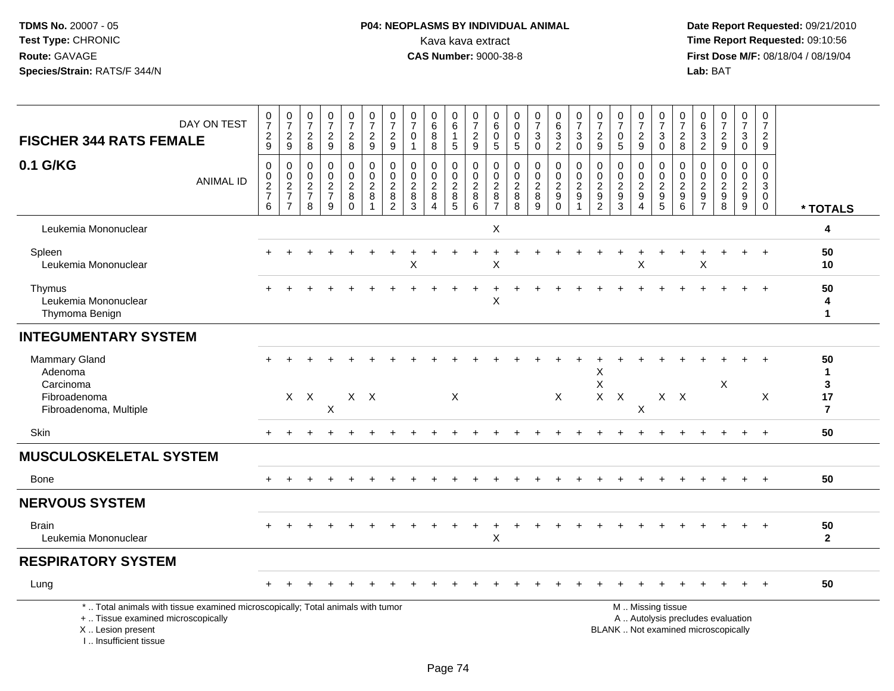**TDMS No.** 20007 - 05
**Test Type:** CHRONIC
**Route:** GAVAGE
**Species/Strain:** RATS/F 344/N

**P04: NEOPLASMS BY INDIVIDUAL ANIMAL**
Kava kava extract
**CAS Number:** 9000-38-8

**Date Report Requested:** 09/21/2010
**Time Report Requested:** 09:10:56
**First Dose M/F:** 08/18/04 / 08/19/04
**Lab:** BAT

| FISCHER 344 RATS FEMALE — 0.1 G/KG | | | | | | | | | | | | | | | | | | | | | | | | | | |
|---|---|---|---|---|---|---|---|---|---|---|---|---|---|---|---|---|---|---|---|---|---|---|---|---|---|---|
| DAY ON TEST | 0729 | 0729 | 0728 | 0729 | 0728 | 0729 | 0729 | 0701 | 0688 | 0615 | 0729 | 0605 | 0005 | 0730 | 0632 | 0730 | 0729 | 0705 | 0729 | 0730 | 0728 | 0632 | 0729 | 0730 | 0729 | |
| ANIMAL ID | 0276 | 0277 | 0278 | 0279 | 0280 | 0281 | 0282 | 0283 | 0284 | 0285 | 0286 | 0287 | 0288 | 0289 | 0290 | 0291 | 0292 | 0293 | 0294 | 0295 | 0296 | 0297 | 0298 | 0299 | 0300 | * TOTALS |
| Leukemia Mononuclear | | | | | | | | | | | | X | | | | | | | | | | | | | | 4 |
| Spleen | + | + | + | + | + | + | + | + | + | + | + | + | + | + | + | + | + | + | + | + | + | + | + | + | + | 50 |
| Leukemia Mononuclear | | | | | | | | X | | | | X | | | | | | | X | | | X | | | | 10 |
| Thymus | + | + | + | + | + | + | + | + | + | + | + | + | + | + | + | + | + | + | + | + | + | + | + | + | + | 50 |
| Leukemia Mononuclear | | | | | | | | | | | | X | | | | | | | | | | | | | | 4 |
| Thymoma Benign | | | | | | | | | | | | | | | | | | | | | | | | | | 1 |
| **INTEGUMENTARY SYSTEM** | | | | | | | | | | | | | | | | | | | | | | | | | | |
| Mammary Gland | + | + | + | + | + | + | + | + | + | + | + | + | + | + | + | + | + | + | + | + | + | + | + | + | + | 50 |
| Adenoma | | | | | | | | | | | | | | | | | X | | | | | | | | | 1 |
| Carcinoma | | | | | | | | | | | | | | | | | X | | | | | | X | | | 3 |
| Fibroadenoma | | X | X | | X | X | | | | X | | | | | X | | X | X | | X | X | | | | X | 17 |
| Fibroadenoma, Multiple | | | | X | | | | | | | | | | | | | | | X | | | | | | | 7 |
| Skin | + | + | + | + | + | + | + | + | + | + | + | + | + | + | + | + | + | + | + | + | + | + | + | + | + | 50 |
| **MUSCULOSKELETAL SYSTEM** | | | | | | | | | | | | | | | | | | | | | | | | | | |
| Bone | + | + | + | + | + | + | + | + | + | + | + | + | + | + | + | + | + | + | + | + | + | + | + | + | + | 50 |
| **NERVOUS SYSTEM** | | | | | | | | | | | | | | | | | | | | | | | | | | |
| Brain | + | + | + | + | + | + | + | + | + | + | + | + | + | + | + | + | + | + | + | + | + | + | + | + | + | 50 |
| Leukemia Mononuclear | | | | | | | | | | | | X | | | | | | | | | | | | | | 2 |
| **RESPIRATORY SYSTEM** | | | | | | | | | | | | | | | | | | | | | | | | | | |
| Lung | + | + | + | + | + | + | + | + | + | + | + | + | + | + | + | + | + | + | + | + | + | + | + | + | + | 50 |

\* .. Total animals with tissue examined microscopically; Total animals with tumor
\+ .. Tissue examined microscopically
X .. Lesion present
I .. Insufficient tissue

M .. Missing tissue
A .. Autolysis precludes evaluation
BLANK .. Not examined microscopically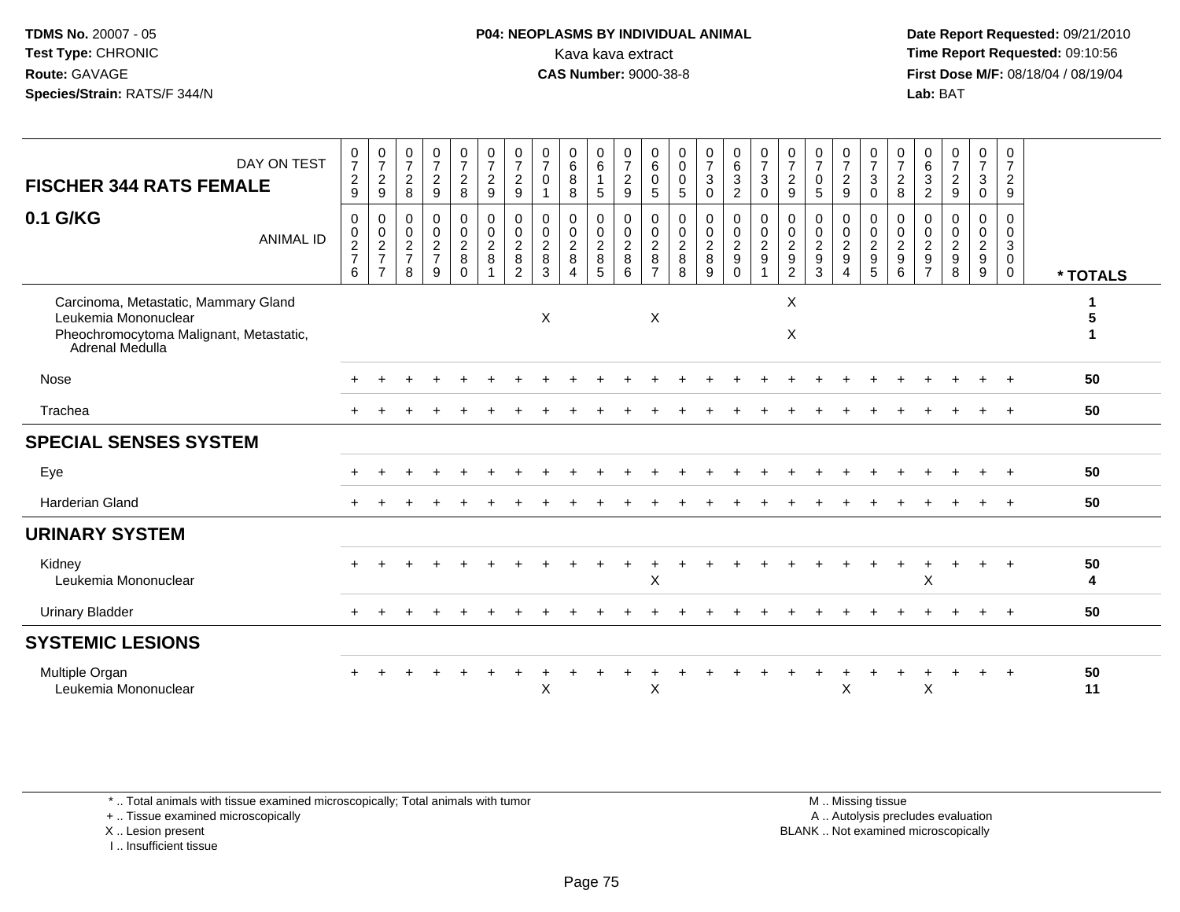**TDMS No.** 20007 - 05
**Test Type:** CHRONIC
**Route:** GAVAGE
**Species/Strain:** RATS/F 344/N

**P04: NEOPLASMS BY INDIVIDUAL ANIMAL**
Kava kava extract
**CAS Number:** 9000-38-8

**Date Report Requested:** 09/21/2010
**Time Report Requested:** 09:10:56
**First Dose M/F:** 08/18/04 / 08/19/04
**Lab:** BAT

## FISCHER 344 RATS FEMALE — 0.1 G/KG

| DAY ON TEST | 0729 | 0729 | 0728 | 0729 | 0728 | 0729 | 0729 | 0701 | 0688 | 0615 | 0729 | 0605 | 0005 | 0730 | 0632 | 0730 | 0729 | 0705 | 0729 | 0730 | 0728 | 0632 | 0729 | 0730 | 0729 | |
|---|---|---|---|---|---|---|---|---|---|---|---|---|---|---|---|---|---|---|---|---|---|---|---|---|---|---|
| **ANIMAL ID** | 00276 | 00277 | 00278 | 00279 | 00280 | 00281 | 00282 | 00283 | 00284 | 00285 | 00286 | 00287 | 00288 | 00289 | 00290 | 00291 | 00292 | 00293 | 00294 | 00295 | 00296 | 00297 | 00298 | 00299 | 00300 | *** TOTALS** |
| Carcinoma, Metastatic, Mammary Gland | | | | | | | | | | | | | | | | | X | | | | | | | | | 1 |
| Leukemia Mononuclear | | | | | | | | X | | | | X | | | | | | | | | | | | | | 5 |
| Pheochromocytoma Malignant, Metastatic, Adrenal Medulla | | | | | | | | | | | | | | | | | X | | | | | | | | | 1 |
| Nose | + | + | + | + | + | + | + | + | + | + | + | + | + | + | + | + | + | + | + | + | + | + | + | + | + | 50 |
| Trachea | + | + | + | + | + | + | + | + | + | + | + | + | + | + | + | + | + | + | + | + | + | + | + | + | + | 50 |
| **SPECIAL SENSES SYSTEM** | | | | | | | | | | | | | | | | | | | | | | | | | | |
| Eye | + | + | + | + | + | + | + | + | + | + | + | + | + | + | + | + | + | + | + | + | + | + | + | + | + | 50 |
| Harderian Gland | + | + | + | + | + | + | + | + | + | + | + | + | + | + | + | + | + | + | + | + | + | + | + | + | + | 50 |
| **URINARY SYSTEM** | | | | | | | | | | | | | | | | | | | | | | | | | | |
| Kidney | + | + | + | + | + | + | + | + | + | + | + | + | + | + | + | + | + | + | + | + | + | + | + | + | + | 50 |
| Leukemia Mononuclear | | | | | | | | | | | | X | | | | | | | | | | X | | | | 4 |
| Urinary Bladder | + | + | + | + | + | + | + | + | + | + | + | + | + | + | + | + | + | + | + | + | + | + | + | + | + | 50 |
| **SYSTEMIC LESIONS** | | | | | | | | | | | | | | | | | | | | | | | | | | |
| Multiple Organ | + | + | + | + | + | + | + | + | + | + | + | + | + | + | + | + | + | + | + | + | + | + | + | + | + | 50 |
| Leukemia Mononuclear | | | | | | | | X | | | | X | | | | | | | X | | | X | | | | 11 |

\* .. Total animals with tissue examined microscopically; Total animals with tumor
\+ .. Tissue examined microscopically
X .. Lesion present
I .. Insufficient tissue

M .. Missing tissue
A .. Autolysis precludes evaluation
BLANK .. Not examined microscopically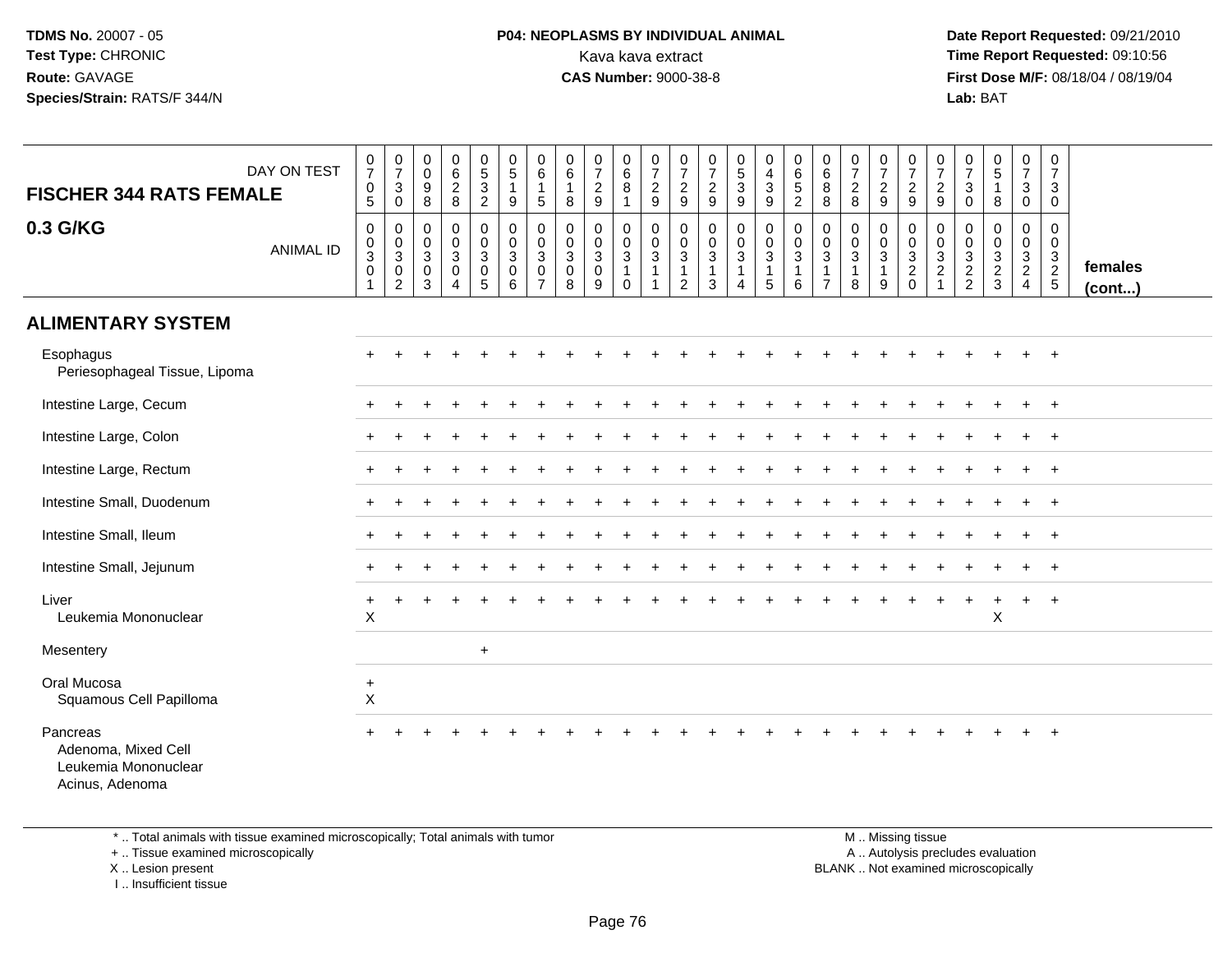**TDMS No.** 20007 - 05
**Test Type:** CHRONIC
**Route:** GAVAGE
**Species/Strain:** RATS/F 344/N

**P04: NEOPLASMS BY INDIVIDUAL ANIMAL**
Kava kava extract
**CAS Number:** 9000-38-8

**Date Report Requested:** 09/21/2010
**Time Report Requested:** 09:10:56
**First Dose M/F:** 08/18/04 / 08/19/04
**Lab:** BAT

| FISCHER 344 RATS FEMALE — DAY ON TEST | 0705 | 0730 | 0098 | 0628 | 0532 | 0519 | 0615 | 0618 | 0729 | 0681 | 0729 | 0729 | 0729 | 0539 | 0439 | 0652 | 0688 | 0728 | 0729 | 0729 | 0729 | 0730 | 0518 | 0730 | 0730 | |
|---|---|---|---|---|---|---|---|---|---|---|---|---|---|---|---|---|---|---|---|---|---|---|---|---|---|---|
| **0.3 G/KG** — ANIMAL ID | 00301 | 00302 | 00303 | 00304 | 00305 | 00306 | 00307 | 00308 | 00309 | 00310 | 00311 | 00312 | 00313 | 00314 | 00315 | 00316 | 00317 | 00318 | 00319 | 00320 | 00321 | 00322 | 00323 | 00324 | 00325 | **females (cont...)** |
| **ALIMENTARY SYSTEM** | | | | | | | | | | | | | | | | | | | | | | | | | | |
| Esophagus | + | + | + | + | + | + | + | + | + | + | + | + | + | + | + | + | + | + | + | + | + | + | + | + | + | |
| Periesophageal Tissue, Lipoma | | | | | | | | | | | | | | | | | | | | | | | | | | |
| Intestine Large, Cecum | + | + | + | + | + | + | + | + | + | + | + | + | + | + | + | + | + | + | + | + | + | + | + | + | + | |
| Intestine Large, Colon | + | + | + | + | + | + | + | + | + | + | + | + | + | + | + | + | + | + | + | + | + | + | + | + | + | |
| Intestine Large, Rectum | + | + | + | + | + | + | + | + | + | + | + | + | + | + | + | + | + | + | + | + | + | + | + | + | + | |
| Intestine Small, Duodenum | + | + | + | + | + | + | + | + | + | + | + | + | + | + | + | + | + | + | + | + | + | + | + | + | + | |
| Intestine Small, Ileum | + | + | + | + | + | + | + | + | + | + | + | + | + | + | + | + | + | + | + | + | + | + | + | + | + | |
| Intestine Small, Jejunum | + | + | + | + | + | + | + | + | + | + | + | + | + | + | + | + | + | + | + | + | + | + | + | + | + | |
| Liver | + | + | + | + | + | + | + | + | + | + | + | + | + | + | + | + | + | + | + | + | + | + | + | + | + | |
| Leukemia Mononuclear | X | | | | | | | | | | | | | | | | | | | | | | X | | | |
| Mesentery | | | | | + | | | | | | | | | | | | | | | | | | | | | |
| Oral Mucosa | + | | | | | | | | | | | | | | | | | | | | | | | | | |
| Squamous Cell Papilloma | X | | | | | | | | | | | | | | | | | | | | | | | | | |
| Pancreas | + | + | + | + | + | + | + | + | + | + | + | + | + | + | + | + | + | + | + | + | + | + | + | + | + | |
| Adenoma, Mixed Cell | | | | | | | | | | | | | | | | | | | | | | | | | | |
| Leukemia Mononuclear | | | | | | | | | | | | | | | | | | | | | | | | | | |
| Acinus, Adenoma | | | | | | | | | | | | | | | | | | | | | | | | | | |

\* .. Total animals with tissue examined microscopically; Total animals with tumor
\+ .. Tissue examined microscopically
X .. Lesion present
I .. Insufficient tissue

M .. Missing tissue
A .. Autolysis precludes evaluation
BLANK .. Not examined microscopically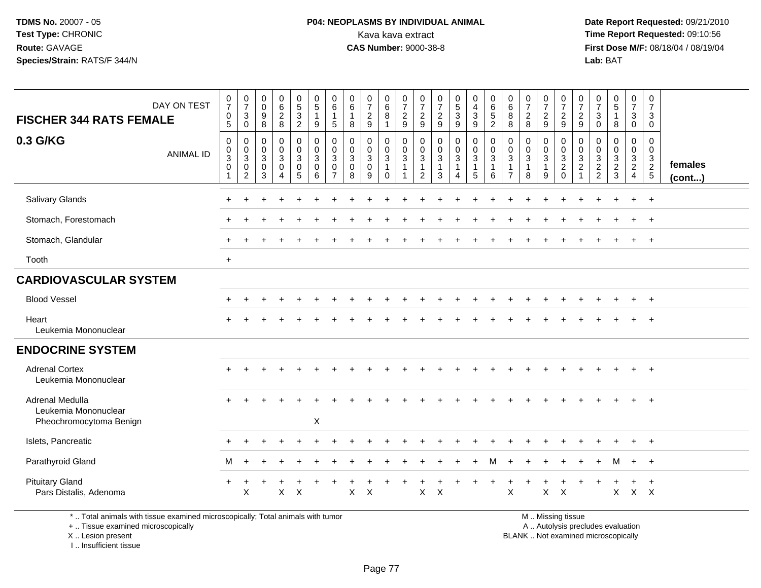**TDMS No.** 20007 - 05
**Test Type:** CHRONIC
**Route:** GAVAGE
**Species/Strain:** RATS/F 344/N

**P04: NEOPLASMS BY INDIVIDUAL ANIMAL**
Kava kava extract
**CAS Number:** 9000-38-8

**Date Report Requested:** 09/21/2010
**Time Report Requested:** 09:10:56
**First Dose M/F:** 08/18/04 / 08/19/04
**Lab:** BAT

## FISCHER 344 RATS FEMALE 0.3 G/KG

| DAY ON TEST | 0705 | 0730 | 0098 | 0628 | 0532 | 0519 | 0615 | 0618 | 0729 | 0681 | 0729 | 0729 | 0729 | 0539 | 0439 | 0652 | 0688 | 0728 | 0729 | 0729 | 0729 | 0730 | 0518 | 0730 | 0730 | |
|---|---|---|---|---|---|---|---|---|---|---|---|---|---|---|---|---|---|---|---|---|---|---|---|---|---|---|
| ANIMAL ID | 00301 | 00302 | 00303 | 00304 | 00305 | 00306 | 00307 | 00308 | 00309 | 00310 | 00311 | 00312 | 00313 | 00314 | 00315 | 00316 | 00317 | 00318 | 00319 | 00320 | 00321 | 00322 | 00323 | 00324 | 00325 | **females (cont...)** |
| Salivary Glands | + | + | + | + | + | + | + | + | + | + | + | + | + | + | + | + | + | + | + | + | + | + | + | + | + | |
| Stomach, Forestomach | + | + | + | + | + | + | + | + | + | + | + | + | + | + | + | + | + | + | + | + | + | + | + | + | + | |
| Stomach, Glandular | + | + | + | + | + | + | + | + | + | + | + | + | + | + | + | + | + | + | + | + | + | + | + | + | + | |
| Tooth | + | | | | | | | | | | | | | | | | | | | | | | | | | |
| **CARDIOVASCULAR SYSTEM** | | | | | | | | | | | | | | | | | | | | | | | | | | |
| Blood Vessel | + | + | + | + | + | + | + | + | + | + | + | + | + | + | + | + | + | + | + | + | + | + | + | + | + | |
| Heart | + | + | + | + | + | + | + | + | + | + | + | + | + | + | + | + | + | + | + | + | + | + | + | + | + | |
| Leukemia Mononuclear | | | | | | | | | | | | | | | | | | | | | | | | | | |
| **ENDOCRINE SYSTEM** | | | | | | | | | | | | | | | | | | | | | | | | | | |
| Adrenal Cortex | + | + | + | + | + | + | + | + | + | + | + | + | + | + | + | + | + | + | + | + | + | + | + | + | + | |
| Leukemia Mononuclear | | | | | | | | | | | | | | | | | | | | | | | | | | |
| Adrenal Medulla | + | + | + | + | + | + | + | + | + | + | + | + | + | + | + | + | + | + | + | + | + | + | + | + | + | |
| Leukemia Mononuclear | | | | | | | | | | | | | | | | | | | | | | | | | | |
| Pheochromocytoma Benign | | | | | | X | | | | | | | | | | | | | | | | | | | | |
| Islets, Pancreatic | + | + | + | + | + | + | + | + | + | + | + | + | + | + | + | + | + | + | + | + | + | + | + | + | + | |
| Parathyroid Gland | M | + | + | + | + | + | + | + | + | + | + | + | + | + | + | M | + | + | + | + | + | + | M | + | + | |
| Pituitary Gland | + | + | + | + | + | + | + | + | + | + | + | + | + | + | + | + | + | + | + | + | + | + | + | + | + | |
| Pars Distalis, Adenoma | | X | | X | X | | | X | X | | | X | X | | | | X | | X | X | | | X | X | X | |

\* .. Total animals with tissue examined microscopically; Total animals with tumor
\+ .. Tissue examined microscopically
X .. Lesion present
I .. Insufficient tissue

M .. Missing tissue
A .. Autolysis precludes evaluation
BLANK .. Not examined microscopically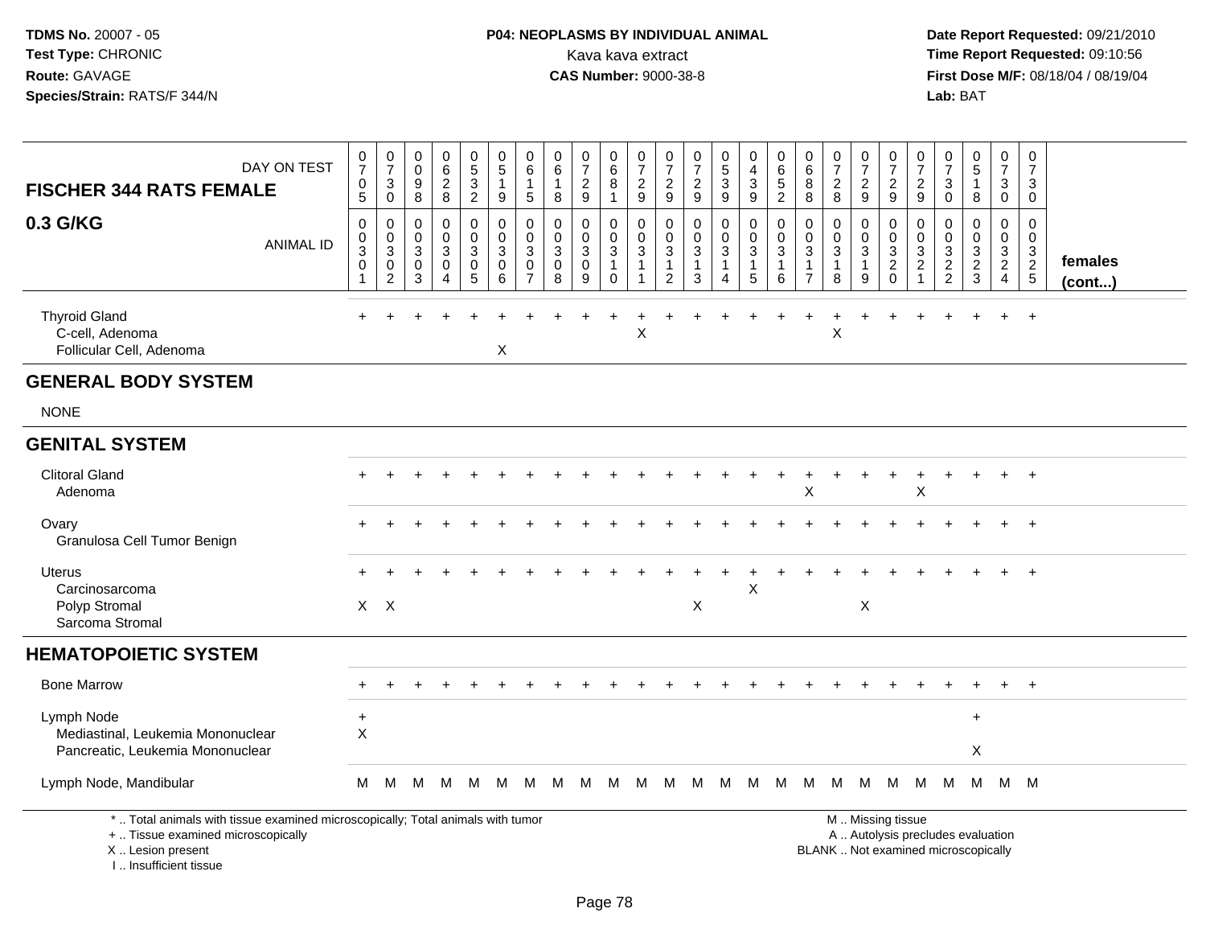**TDMS No.** 20007 - 05
**Test Type:** CHRONIC
**Route:** GAVAGE
**Species/Strain:** RATS/F 344/N

**P04: NEOPLASMS BY INDIVIDUAL ANIMAL**
Kava kava extract
**CAS Number:** 9000-38-8

**Date Report Requested:** 09/21/2010
**Time Report Requested:** 09:10:56
**First Dose M/F:** 08/18/04 / 08/19/04
**Lab:** BAT

| FISCHER 344 RATS FEMALE 0.3 G/KG | | | | | | | | | | | | | | | | | | | | | | | | | | |
|---|---|---|---|---|---|---|---|---|---|---|---|---|---|---|---|---|---|---|---|---|---|---|---|---|---|---|
| DAY ON TEST | 0705 | 0730 | 0098 | 0628 | 0532 | 0519 | 0615 | 0618 | 0729 | 0681 | 0729 | 0729 | 0729 | 0539 | 0439 | 0652 | 0688 | 0728 | 0729 | 0729 | 0729 | 0730 | 0518 | 0730 | 0730 | |
| ANIMAL ID | 00301 | 00302 | 00303 | 00304 | 00305 | 00306 | 00307 | 00308 | 00309 | 00310 | 00311 | 00312 | 00313 | 00314 | 00315 | 00316 | 00317 | 00318 | 00319 | 00320 | 00321 | 00322 | 00323 | 00324 | 00325 | females (cont...) |
| Thyroid Gland | + | + | + | + | + | + | + | + | + | + | + | + | + | + | + | + | + | + | + | + | + | + | + | + | + | |
| C-cell, Adenoma | | | | | | | | | | | X | | | | | | | X | | | | | | | | |
| Follicular Cell, Adenoma | | | | | | X | | | | | | | | | | | | | | | | | | | | |
| **GENERAL BODY SYSTEM** | | | | | | | | | | | | | | | | | | | | | | | | | | |
| NONE | | | | | | | | | | | | | | | | | | | | | | | | | | |
| **GENITAL SYSTEM** | | | | | | | | | | | | | | | | | | | | | | | | | | |
| Clitoral Gland | + | + | + | + | + | + | + | + | + | + | + | + | + | + | + | + | + | + | + | + | + | + | + | + | + | |
| Adenoma | | | | | | | | | | | | | | | | | X | | | | X | | | | | |
| Ovary | + | + | + | + | + | + | + | + | + | + | + | + | + | + | + | + | + | + | + | + | + | + | + | + | + | |
| Granulosa Cell Tumor Benign | | | | | | | | | | | | | | | | | | | | | | | | | | |
| Uterus | + | + | + | + | + | + | + | + | + | + | + | + | + | + | + | + | + | + | + | + | + | + | + | + | + | |
| Carcinosarcoma | | | | | | | | | | | | | | | X | | | | | | | | | | | |
| Polyp Stromal | X | X | | | | | | | | | | | X | | | | | | X | | | | | | | |
| Sarcoma Stromal | | | | | | | | | | | | | | | | | | | | | | | | | | |
| **HEMATOPOIETIC SYSTEM** | | | | | | | | | | | | | | | | | | | | | | | | | | |
| Bone Marrow | + | + | + | + | + | + | + | + | + | + | + | + | + | + | + | + | + | + | + | + | + | + | + | + | + | |
| Lymph Node | + | | | | | | | | | | | | | | | | | | | | | | + | | | |
| Mediastinal, Leukemia Mononuclear | X | | | | | | | | | | | | | | | | | | | | | | | | | |
| Pancreatic, Leukemia Mononuclear | | | | | | | | | | | | | | | | | | | | | | | X | | | |
| Lymph Node, Mandibular | M | M | M | M | M | M | M | M | M | M | M | M | M | M | M | M | M | M | M | M | M | M | M | M | M | |

\* .. Total animals with tissue examined microscopically; Total animals with tumor
\+ .. Tissue examined microscopically
X .. Lesion present
I .. Insufficient tissue

M .. Missing tissue
A .. Autolysis precludes evaluation
BLANK .. Not examined microscopically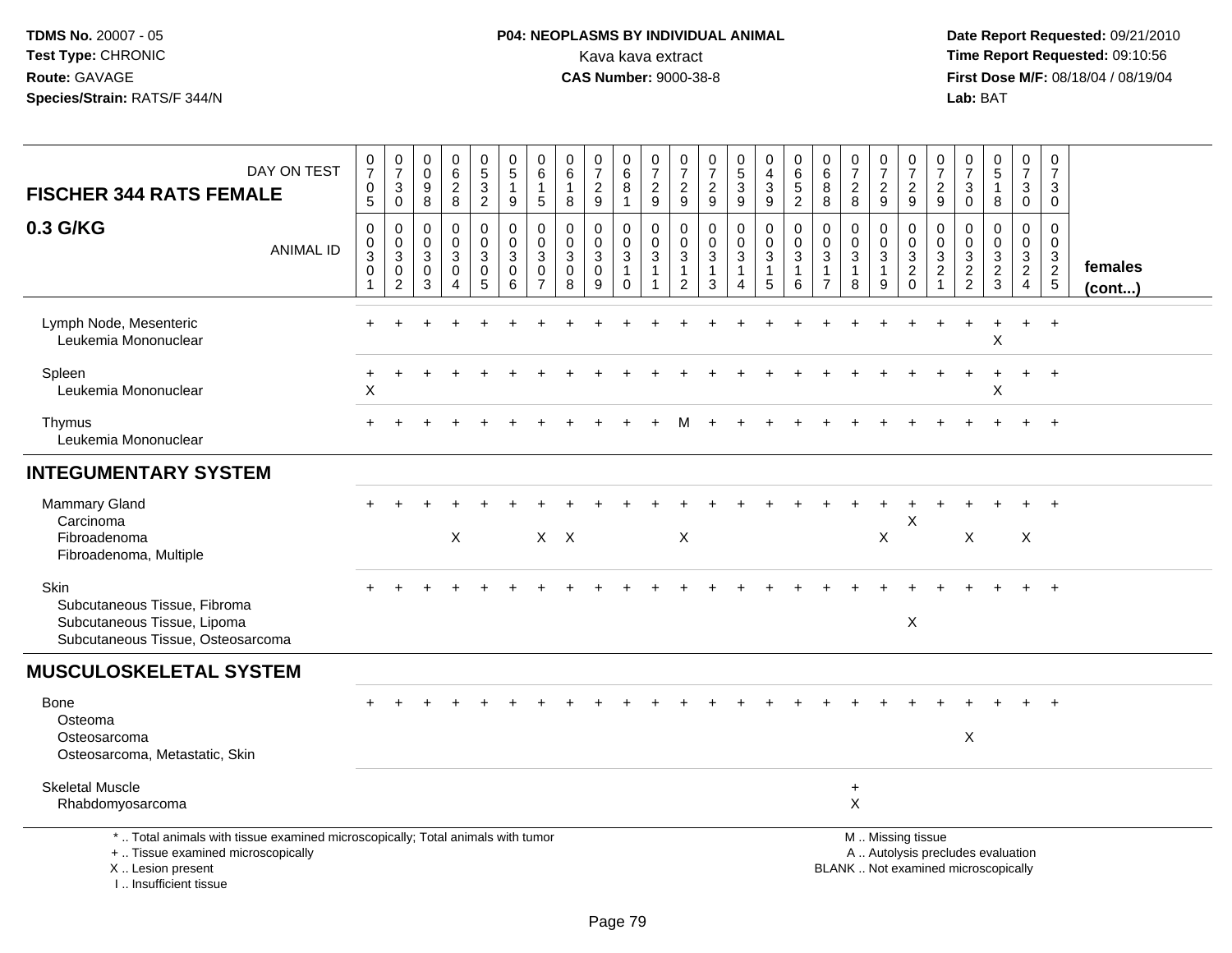**TDMS No.** 20007 - 05
**Test Type:** CHRONIC
**Route:** GAVAGE
**Species/Strain:** RATS/F 344/N

**P04: NEOPLASMS BY INDIVIDUAL ANIMAL**
Kava kava extract
**CAS Number:** 9000-38-8

**Date Report Requested:** 09/21/2010
**Time Report Requested:** 09:10:56
**First Dose M/F:** 08/18/04 / 08/19/04
**Lab:** BAT

| FISCHER 344 RATS FEMALE 0.3 G/KG — DAY ON TEST | 0705 | 0730 | 0098 | 0628 | 0532 | 0519 | 0615 | 0618 | 0729 | 0681 | 0729 | 0729 | 0729 | 0539 | 0439 | 0652 | 0688 | 0728 | 0729 | 0729 | 0729 | 0730 | 0518 | 0730 | 0730 | females (cont...) |
|---|---|---|---|---|---|---|---|---|---|---|---|---|---|---|---|---|---|---|---|---|---|---|---|---|---|---|
| ANIMAL ID | 00301 | 00302 | 00303 | 00304 | 00305 | 00306 | 00307 | 00308 | 00309 | 00310 | 00311 | 00312 | 00313 | 00314 | 00315 | 00316 | 00317 | 00318 | 00319 | 00320 | 00321 | 00322 | 00323 | 00324 | 00325 | |
| Lymph Node, Mesenteric | + | + | + | + | + | + | + | + | + | + | + | + | + | + | + | + | + | + | + | + | + | + | + | + | + | |
| Leukemia Mononuclear | | | | | | | | | | | | | | | | | | | | | | | X | | | |
| Spleen | + | + | + | + | + | + | + | + | + | + | + | + | + | + | + | + | + | + | + | + | + | + | + | + | + | |
| Leukemia Mononuclear | X | | | | | | | | | | | | | | | | | | | | | | X | | | |
| Thymus | + | + | + | + | + | + | + | + | + | + | + | M | + | + | + | + | + | + | + | + | + | + | + | + | + | |
| Leukemia Mononuclear | | | | | | | | | | | | | | | | | | | | | | | | | | |
| **INTEGUMENTARY SYSTEM** | | | | | | | | | | | | | | | | | | | | | | | | | | |
| Mammary Gland | + | + | + | + | + | + | + | + | + | + | + | + | + | + | + | + | + | + | + | + | + | + | + | + | + | |
| Carcinoma | | | | | | | | | | | | | | | | | | | | X | | | | | | |
| Fibroadenoma | | | | X | | | X | X | | | | X | | | | | | | X | | | X | | X | | |
| Fibroadenoma, Multiple | | | | | | | | | | | | | | | | | | | | | | | | | | |
| Skin | + | + | + | + | + | + | + | + | + | + | + | + | + | + | + | + | + | + | + | + | + | + | + | + | + | |
| Subcutaneous Tissue, Fibroma | | | | | | | | | | | | | | | | | | | | | | | | | | |
| Subcutaneous Tissue, Lipoma | | | | | | | | | | | | | | | | | | | | X | | | | | | |
| Subcutaneous Tissue, Osteosarcoma | | | | | | | | | | | | | | | | | | | | | | | | | | |
| **MUSCULOSKELETAL SYSTEM** | | | | | | | | | | | | | | | | | | | | | | | | | | |
| Bone | + | + | + | + | + | + | + | + | + | + | + | + | + | + | + | + | + | + | + | + | + | + | + | + | + | |
| Osteoma | | | | | | | | | | | | | | | | | | | | | | | | | | |
| Osteosarcoma | | | | | | | | | | | | | | | | | | | | | | X | | | | |
| Osteosarcoma, Metastatic, Skin | | | | | | | | | | | | | | | | | | | | | | | | | | |
| Skeletal Muscle | | | | | | | | | | | | | | | | | | + | | | | | | | | |
| Rhabdomyosarcoma | | | | | | | | | | | | | | | | | | X | | | | | | | | |

\* .. Total animals with tissue examined microscopically; Total animals with tumor
\+ .. Tissue examined microscopically
X .. Lesion present
I .. Insufficient tissue

M .. Missing tissue
A .. Autolysis precludes evaluation
BLANK .. Not examined microscopically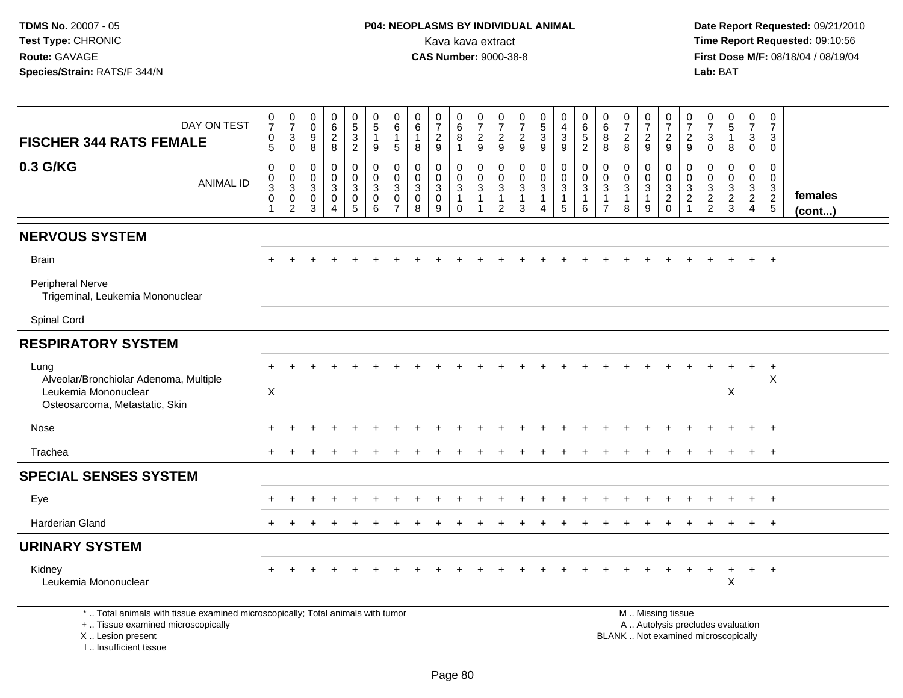**TDMS No.** 20007 - 05
**Test Type:** CHRONIC
**Route:** GAVAGE
**Species/Strain:** RATS/F 344/N

**P04: NEOPLASMS BY INDIVIDUAL ANIMAL**
Kava kava extract
**CAS Number:** 9000-38-8

**Date Report Requested:** 09/21/2010
**Time Report Requested:** 09:10:56
**First Dose M/F:** 08/18/04 / 08/19/04
**Lab:** BAT

| FISCHER 344 RATS FEMALE 0.3 G/KG — DAY ON TEST | 0705 | 0730 | 0098 | 0628 | 0532 | 0519 | 0615 | 0618 | 0729 | 0681 | 0729 | 0729 | 0729 | 0539 | 0439 | 0652 | 0688 | 0728 | 0729 | 0729 | 0729 | 0730 | 0518 | 0730 | 0730 | |
|---|---|---|---|---|---|---|---|---|---|---|---|---|---|---|---|---|---|---|---|---|---|---|---|---|---|---|
| ANIMAL ID | 00301 | 00302 | 00303 | 00304 | 00305 | 00306 | 00307 | 00308 | 00309 | 00310 | 00311 | 00312 | 00313 | 00314 | 00315 | 00316 | 00317 | 00318 | 00319 | 00320 | 00321 | 00322 | 00323 | 00324 | 00325 | females (cont...) |
| **NERVOUS SYSTEM** | | | | | | | | | | | | | | | | | | | | | | | | | | |
| Brain | + | + | + | + | + | + | + | + | + | + | + | + | + | + | + | + | + | + | + | + | + | + | + | + | + | |
| Peripheral Nerve | | | | | | | | | | | | | | | | | | | | | | | | | | |
| Trigeminal, Leukemia Mononuclear | | | | | | | | | | | | | | | | | | | | | | | | | | |
| Spinal Cord | | | | | | | | | | | | | | | | | | | | | | | | | | |
| **RESPIRATORY SYSTEM** | | | | | | | | | | | | | | | | | | | | | | | | | | |
| Lung | + | + | + | + | + | + | + | + | + | + | + | + | + | + | + | + | + | + | + | + | + | + | + | + | + | |
| Alveolar/Bronchiolar Adenoma, Multiple | | | | | | | | | | | | | | | | | | | | | | | | | X | |
| Leukemia Mononuclear | X | | | | | | | | | | | | | | | | | | | | | | X | | | |
| Osteosarcoma, Metastatic, Skin | | | | | | | | | | | | | | | | | | | | | | | | | | |
| Nose | + | + | + | + | + | + | + | + | + | + | + | + | + | + | + | + | + | + | + | + | + | + | + | + | + | |
| Trachea | + | + | + | + | + | + | + | + | + | + | + | + | + | + | + | + | + | + | + | + | + | + | + | + | + | |
| **SPECIAL SENSES SYSTEM** | | | | | | | | | | | | | | | | | | | | | | | | | | |
| Eye | + | + | + | + | + | + | + | + | + | + | + | + | + | + | + | + | + | + | + | + | + | + | + | + | + | |
| Harderian Gland | + | + | + | + | + | + | + | + | + | + | + | + | + | + | + | + | + | + | + | + | + | + | + | + | + | |
| **URINARY SYSTEM** | | | | | | | | | | | | | | | | | | | | | | | | | | |
| Kidney | + | + | + | + | + | + | + | + | + | + | + | + | + | + | + | + | + | + | + | + | + | + | + | + | + | |
| Leukemia Mononuclear | | | | | | | | | | | | | | | | | | | | | | | X | | | |

\* .. Total animals with tissue examined microscopically; Total animals with tumor
\+ .. Tissue examined microscopically
X .. Lesion present
I .. Insufficient tissue

M .. Missing tissue
A .. Autolysis precludes evaluation
BLANK .. Not examined microscopically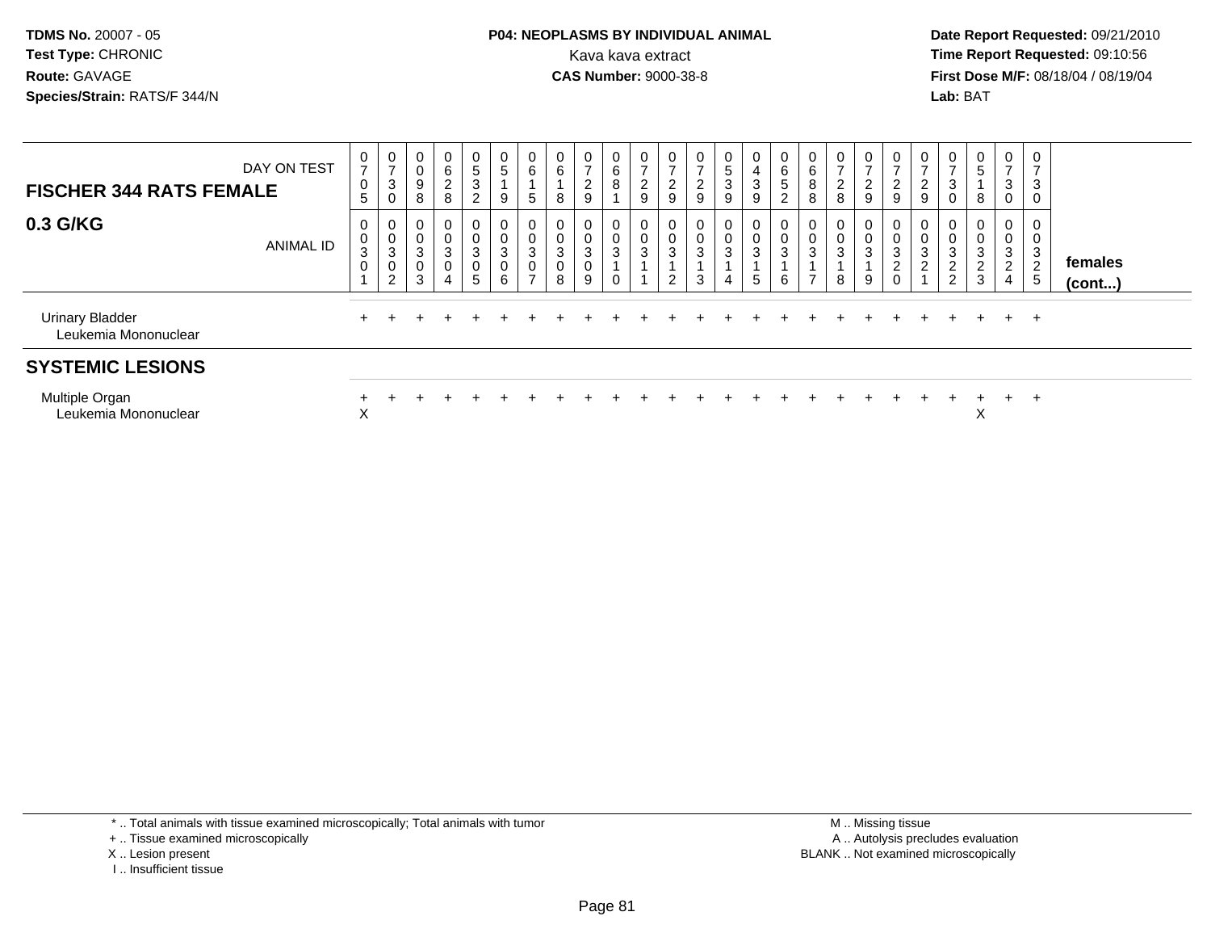**TDMS No.** 20007 - 05
**Test Type:** CHRONIC
**Route:** GAVAGE
**Species/Strain:** RATS/F 344/N

**P04: NEOPLASMS BY INDIVIDUAL ANIMAL**
Kava kava extract
**CAS Number:** 9000-38-8

**Date Report Requested:** 09/21/2010
**Time Report Requested:** 09:10:56
**First Dose M/F:** 08/18/04 / 08/19/04
**Lab:** BAT

## FISCHER 344 RATS FEMALE

## 0.3 G/KG

| DAY ON TEST | 0705 | 0730 | 0098 | 0628 | 0532 | 0519 | 0615 | 0618 | 0729 | 0681 | 0729 | 0729 | 0729 | 0539 | 0439 | 0652 | 0688 | 0728 | 0729 | 0729 | 0729 | 0730 | 0518 | 0730 | 0730 | |
|---|---|---|---|---|---|---|---|---|---|---|---|---|---|---|---|---|---|---|---|---|---|---|---|---|---|---|
| **ANIMAL ID** | 00301 | 00302 | 00303 | 00304 | 00305 | 00306 | 00307 | 00308 | 00309 | 00310 | 00311 | 00312 | 00313 | 00314 | 00315 | 00316 | 00317 | 00318 | 00319 | 00320 | 00321 | 00322 | 00323 | 00324 | 00325 | **females (cont...)** |
| Urinary Bladder | + | + | + | + | + | + | + | + | + | + | + | + | + | + | + | + | + | + | + | + | + | + | + | + | + | |
| Leukemia Mononuclear | | | | | | | | | | | | | | | | | | | | | | | | | | |
| **SYSTEMIC LESIONS** | | | | | | | | | | | | | | | | | | | | | | | | | | |
| Multiple Organ | + | + | + | + | + | + | + | + | + | + | + | + | + | + | + | + | + | + | + | + | + | + | + | + | + | |
| Leukemia Mononuclear | X | | | | | | | | | | | | | | | | | | | | | | X | | | |

\* .. Total animals with tissue examined microscopically; Total animals with tumor
\+ .. Tissue examined microscopically
X .. Lesion present
I .. Insufficient tissue

M .. Missing tissue
A .. Autolysis precludes evaluation
BLANK .. Not examined microscopically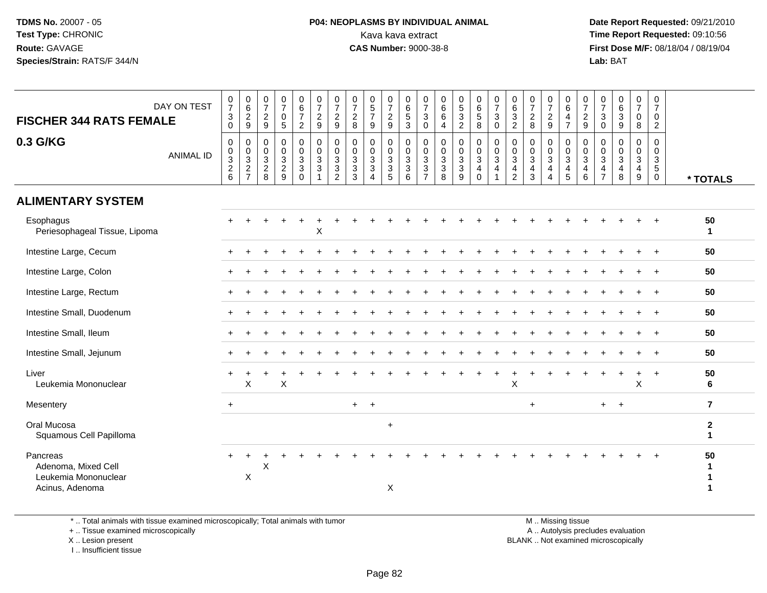TDMS No. 20007 - 05
Test Type: CHRONIC
Route: GAVAGE
Species/Strain: RATS/F 344/N

**P04: NEOPLASMS BY INDIVIDUAL ANIMAL**
Kava kava extract
**CAS Number:** 9000-38-8

Date Report Requested: 09/21/2010
Time Report Requested: 09:10:56
First Dose M/F: 08/18/04 / 08/19/04
Lab: BAT

| FISCHER 344 RATS FEMALE 0.3 G/KG | DAY ON TEST | 0730 | 0629 | 0729 | 0705 | 0672 | 0729 | 0729 | 0728 | 0579 | 0729 | 0653 | 0730 | 0664 | 0532 | 0658 | 0730 | 0632 | 0728 | 0729 | 0647 | 0729 | 0730 | 0639 | 0708 | 0702 | |
|---|---|---|---|---|---|---|---|---|---|---|---|---|---|---|---|---|---|---|---|---|---|---|---|---|---|---|---|
| | ANIMAL ID | 00326 | 00327 | 00328 | 00329 | 00330 | 00331 | 00332 | 00333 | 00334 | 00335 | 00336 | 00337 | 00338 | 00339 | 00340 | 00341 | 00342 | 00343 | 00344 | 00345 | 00346 | 00347 | 00348 | 00349 | 00350 | * TOTALS |
| **ALIMENTARY SYSTEM** | | | | | | | | | | | | | | | | | | | | | | | | | | | |
| Esophagus | | + | + | + | + | + | + | + | + | + | + | + | + | + | + | + | + | + | + | + | + | + | + | + | + | + | 50 |
| Periesophageal Tissue, Lipoma | | | | | | | X | | | | | | | | | | | | | | | | | | | | 1 |
| Intestine Large, Cecum | | + | + | + | + | + | + | + | + | + | + | + | + | + | + | + | + | + | + | + | + | + | + | + | + | + | 50 |
| Intestine Large, Colon | | + | + | + | + | + | + | + | + | + | + | + | + | + | + | + | + | + | + | + | + | + | + | + | + | + | 50 |
| Intestine Large, Rectum | | + | + | + | + | + | + | + | + | + | + | + | + | + | + | + | + | + | + | + | + | + | + | + | + | + | 50 |
| Intestine Small, Duodenum | | + | + | + | + | + | + | + | + | + | + | + | + | + | + | + | + | + | + | + | + | + | + | + | + | + | 50 |
| Intestine Small, Ileum | | + | + | + | + | + | + | + | + | + | + | + | + | + | + | + | + | + | + | + | + | + | + | + | + | + | 50 |
| Intestine Small, Jejunum | | + | + | + | + | + | + | + | + | + | + | + | + | + | + | + | + | + | + | + | + | + | + | + | + | + | 50 |
| Liver | | + | + | + | + | + | + | + | + | + | + | + | + | + | + | + | + | + | + | + | + | + | + | + | + | + | 50 |
| Leukemia Mononuclear | | | X | | X | | | | | | | | | | | | | X | | | | | | | X | | 6 |
| Mesentery | | + | | | | | | | + | + | | | | | | | | | + | | | | + | + | | | 7 |
| Oral Mucosa | | | | | | | | | | | + | | | | | | | | | | | | | | | | 2 |
| Squamous Cell Papilloma | | | | | | | | | | | | | | | | | | | | | | | | | | | 1 |
| Pancreas | | + | + | + | + | + | + | + | + | + | + | + | + | + | + | + | + | + | + | + | + | + | + | + | + | + | 50 |
| Adenoma, Mixed Cell | | | | X | | | | | | | | | | | | | | | | | | | | | | | 1 |
| Leukemia Mononuclear | | | X | | | | | | | | | | | | | | | | | | | | | | | | 1 |
| Acinus, Adenoma | | | | | | | | | | | X | | | | | | | | | | | | | | | | 1 |

\* .. Total animals with tissue examined microscopically; Total animals with tumor
\+ .. Tissue examined microscopically
X .. Lesion present
I .. Insufficient tissue

M .. Missing tissue
A .. Autolysis precludes evaluation
BLANK .. Not examined microscopically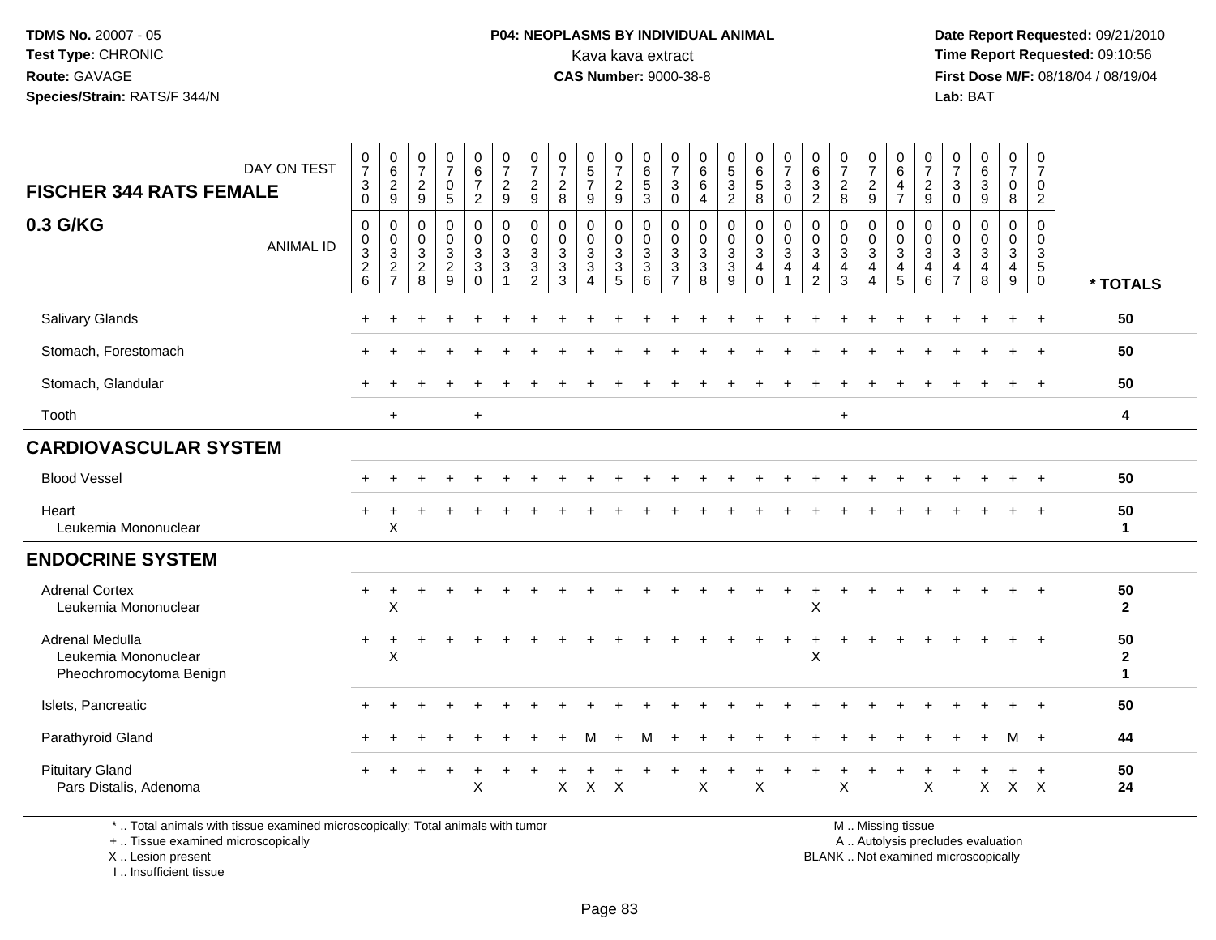**TDMS No.** 20007 - 05
**Test Type:** CHRONIC
**Route:** GAVAGE
**Species/Strain:** RATS/F 344/N

**P04: NEOPLASMS BY INDIVIDUAL ANIMAL**
Kava kava extract
**CAS Number:** 9000-38-8

**Date Report Requested:** 09/21/2010
**Time Report Requested:** 09:10:56
**First Dose M/F:** 08/18/04 / 08/19/04
**Lab:** BAT

| FISCHER 344 RATS FEMALE — DAY ON TEST | 0730 | 0629 | 0729 | 0705 | 0672 | 0729 | 0729 | 0728 | 0579 | 0729 | 0653 | 0730 | 0664 | 0532 | 0658 | 0730 | 0632 | 0728 | 0729 | 0647 | 0729 | 0730 | 0639 | 0708 | 0702 | |
|---|---|---|---|---|---|---|---|---|---|---|---|---|---|---|---|---|---|---|---|---|---|---|---|---|---|---|
| **0.3 G/KG** — ANIMAL ID | 00326 | 00327 | 00328 | 00329 | 00330 | 00331 | 00332 | 00333 | 00334 | 00335 | 00336 | 00337 | 00338 | 00339 | 00340 | 00341 | 00342 | 00343 | 00344 | 00345 | 00346 | 00347 | 00348 | 00349 | 00350 | *** TOTALS** |
| Salivary Glands | + | + | + | + | + | + | + | + | + | + | + | + | + | + | + | + | + | + | + | + | + | + | + | + | + | **50** |
| Stomach, Forestomach | + | + | + | + | + | + | + | + | + | + | + | + | + | + | + | + | + | + | + | + | + | + | + | + | + | **50** |
| Stomach, Glandular | + | + | + | + | + | + | + | + | + | + | + | + | + | + | + | + | + | + | + | + | + | + | + | + | + | **50** |
| Tooth | | + | | | + | | | | | | | | | | | | | + | | | | | | | | **4** |
| **CARDIOVASCULAR SYSTEM** | | | | | | | | | | | | | | | | | | | | | | | | | | |
| Blood Vessel | + | + | + | + | + | + | + | + | + | + | + | + | + | + | + | + | + | + | + | + | + | + | + | + | + | **50** |
| Heart | + | + | + | + | + | + | + | + | + | + | + | + | + | + | + | + | + | + | + | + | + | + | + | + | + | **50** |
| Leukemia Mononuclear | | X | | | | | | | | | | | | | | | | | | | | | | | | **1** |
| **ENDOCRINE SYSTEM** | | | | | | | | | | | | | | | | | | | | | | | | | | |
| Adrenal Cortex | + | + | + | + | + | + | + | + | + | + | + | + | + | + | + | + | + | + | + | + | + | + | + | + | + | **50** |
| Leukemia Mononuclear | | X | | | | | | | | | | | | | | | X | | | | | | | | | **2** |
| Adrenal Medulla | + | + | + | + | + | + | + | + | + | + | + | + | + | + | + | + | + | + | + | + | + | + | + | + | + | **50** |
| Leukemia Mononuclear | | X | | | | | | | | | | | | | | | X | | | | | | | | | **2** |
| Pheochromocytoma Benign | | | | | | | | | | | | | | | | | | | | | | | | | | **1** |
| Islets, Pancreatic | + | + | + | + | + | + | + | + | + | + | + | + | + | + | + | + | + | + | + | + | + | + | + | + | + | **50** |
| Parathyroid Gland | + | + | + | + | + | + | + | + | M | + | M | + | + | + | + | + | + | + | + | + | + | + | + | M | + | **44** |
| Pituitary Gland | + | + | + | + | + | + | + | + | + | + | + | + | + | + | + | + | + | + | + | + | + | + | + | + | + | **50** |
| Pars Distalis, Adenoma | | | | | X | | | X | X | X | | | X | | X | | | X | | | X | | X | X | X | **24** |

\* .. Total animals with tissue examined microscopically; Total animals with tumor
\+ .. Tissue examined microscopically
X .. Lesion present
I .. Insufficient tissue

M .. Missing tissue
A .. Autolysis precludes evaluation
BLANK .. Not examined microscopically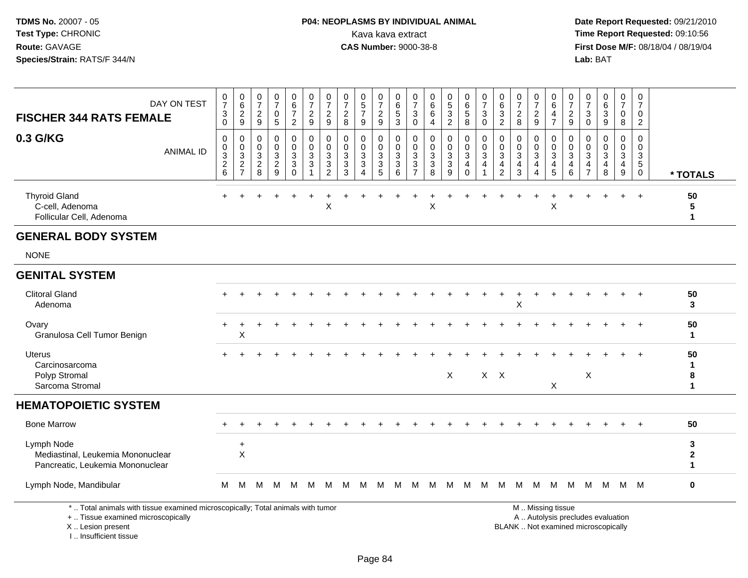**TDMS No.** 20007 - 05
**Test Type:** CHRONIC
**Route:** GAVAGE
**Species/Strain:** RATS/F 344/N

**P04: NEOPLASMS BY INDIVIDUAL ANIMAL**
Kava kava extract
**CAS Number:** 9000-38-8

**Date Report Requested:** 09/21/2010
**Time Report Requested:** 09:10:56
**First Dose M/F:** 08/18/04 / 08/19/04
**Lab:** BAT

## FISCHER 344 RATS FEMALE 0.3 G/KG

| DAY ON TEST | 0730 | 0629 | 0729 | 0705 | 0672 | 0729 | 0729 | 0728 | 0579 | 0729 | 0653 | 0730 | 0664 | 0532 | 0658 | 0730 | 0632 | 0728 | 0729 | 0647 | 0729 | 0730 | 0639 | 0708 | 0702 | |
|---|---|---|---|---|---|---|---|---|---|---|---|---|---|---|---|---|---|---|---|---|---|---|---|---|---|---|
| **ANIMAL ID** | 00326 | 00327 | 00328 | 00329 | 00330 | 00331 | 00332 | 00333 | 00334 | 00335 | 00336 | 00337 | 00338 | 00339 | 00340 | 00341 | 00342 | 00343 | 00344 | 00345 | 00346 | 00347 | 00348 | 00349 | 00350 | *** TOTALS** |
| Thyroid Gland | + | + | + | + | + | + | + | + | + | + | + | + | + | + | + | + | + | + | + | + | + | + | + | + | + | 50 |
| C-cell, Adenoma | | | | | | | X | | | | | | X | | | | | | | X | | | | | | 5 |
| Follicular Cell, Adenoma | | | | | | | | | | | | | | | | | | | | | | | | | | 1 |
| **GENERAL BODY SYSTEM** | | | | | | | | | | | | | | | | | | | | | | | | | | |
| NONE | | | | | | | | | | | | | | | | | | | | | | | | | | |
| **GENITAL SYSTEM** | | | | | | | | | | | | | | | | | | | | | | | | | | |
| Clitoral Gland | + | + | + | + | + | + | + | + | + | + | + | + | + | + | + | + | + | + | + | + | + | + | + | + | + | 50 |
| Adenoma | | | | | | | | | | | | | | | | | | X | | | | | | | | 3 |
| Ovary | + | + | + | + | + | + | + | + | + | + | + | + | + | + | + | + | + | + | + | + | + | + | + | + | + | 50 |
| Granulosa Cell Tumor Benign | | X | | | | | | | | | | | | | | | | | | | | | | | | 1 |
| Uterus | + | + | + | + | + | + | + | + | + | + | + | + | + | + | + | + | + | + | + | + | + | + | + | + | + | 50 |
| Carcinosarcoma | | | | | | | | | | | | | | | | | | | | | | | | | | 1 |
| Polyp Stromal | | | | | | | | | | | | | | X | | X | X | | | | | X | | | | 8 |
| Sarcoma Stromal | | | | | | | | | | | | | | | | | | | | X | | | | | | 1 |
| **HEMATOPOIETIC SYSTEM** | | | | | | | | | | | | | | | | | | | | | | | | | | |
| Bone Marrow | + | + | + | + | + | + | + | + | + | + | + | + | + | + | + | + | + | + | + | + | + | + | + | + | + | 50 |
| Lymph Node | | + | | | | | | | | | | | | | | | | | | | | | | | | 3 |
| Mediastinal, Leukemia Mononuclear | | X | | | | | | | | | | | | | | | | | | | | | | | | 2 |
| Pancreatic, Leukemia Mononuclear | | | | | | | | | | | | | | | | | | | | | | | | | | 1 |
| Lymph Node, Mandibular | M | M | M | M | M | M | M | M | M | M | M | M | M | M | M | M | M | M | M | M | M | M | M | M | M | 0 |

\* .. Total animals with tissue examined microscopically; Total animals with tumor
\+ .. Tissue examined microscopically
X .. Lesion present
I .. Insufficient tissue

M .. Missing tissue
A .. Autolysis precludes evaluation
BLANK .. Not examined microscopically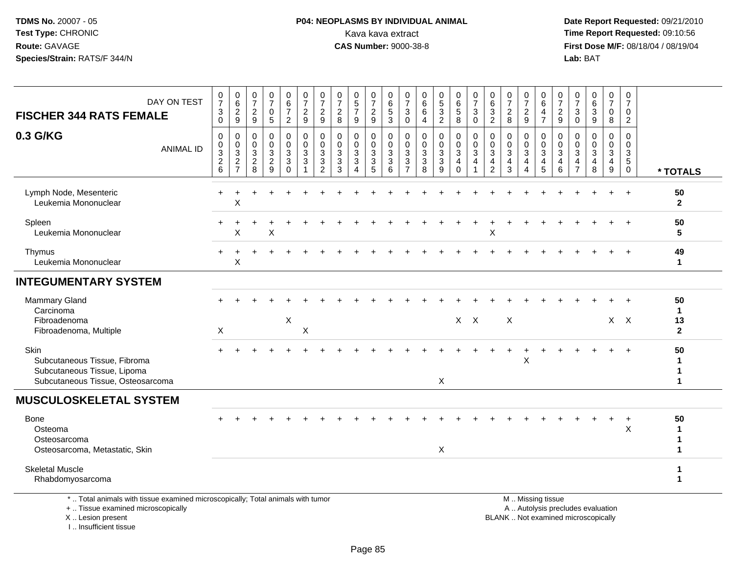**TDMS No.** 20007 - 05
**Test Type:** CHRONIC
**Route:** GAVAGE
**Species/Strain:** RATS/F 344/N

**P04: NEOPLASMS BY INDIVIDUAL ANIMAL**
Kava kava extract
**CAS Number:** 9000-38-8

**Date Report Requested:** 09/21/2010
**Time Report Requested:** 09:10:56
**First Dose M/F:** 08/18/04 / 08/19/04
**Lab:** BAT

| FISCHER 344 RATS FEMALE 0.3 G/KG — DAY ON TEST | 0730 | 0629 | 0729 | 0705 | 0672 | 0729 | 0729 | 0728 | 0579 | 0729 | 0653 | 0730 | 0664 | 0532 | 0658 | 0730 | 0632 | 0728 | 0729 | 0647 | 0729 | 0730 | 0639 | 0708 | 0702 | |
|---|---|---|---|---|---|---|---|---|---|---|---|---|---|---|---|---|---|---|---|---|---|---|---|---|---|---|
| ANIMAL ID | 0032 6 | 0032 7 | 0032 8 | 0032 9 | 0033 0 | 0033 1 | 0033 2 | 0033 3 | 0033 4 | 0033 5 | 0033 6 | 0033 7 | 0033 8 | 0033 9 | 0034 0 | 0034 1 | 0034 2 | 0034 3 | 0034 4 | 0034 5 | 0034 6 | 0034 7 | 0034 8 | 0034 9 | 0035 0 | * TOTALS |
| Lymph Node, Mesenteric | + | + | + | + | + | + | + | + | + | + | + | + | + | + | + | + | + | + | + | + | + | + | + | + | + | 50 |
| Leukemia Mononuclear | | X | | | | | | | | | | | | | | | | | | | | | | | | 2 |
| Spleen | + | + | + | + | + | + | + | + | + | + | + | + | + | + | + | + | + | + | + | + | + | + | + | + | + | 50 |
| Leukemia Mononuclear | | X | | X | | | | | | | | | | | | | X | | | | | | | | | 5 |
| Thymus | + | + | + | + | + | + | + | + | + | + | + | + | + | + | + | + | + | + | + | + | + | + | + | + | + | 49 |
| Leukemia Mononuclear | | X | | | | | | | | | | | | | | | | | | | | | | | | 1 |
| **INTEGUMENTARY SYSTEM** | | | | | | | | | | | | | | | | | | | | | | | | | | |
| Mammary Gland | + | + | + | + | + | + | + | + | + | + | + | + | + | + | + | + | + | + | + | + | + | + | + | + | + | 50 |
| Carcinoma | | | | | | | | | | | | | | | | | | | | | | | | | | 1 |
| Fibroadenoma | | | | | X | | | | | | | | | | X | X | | X | | | | | | X | X | 13 |
| Fibroadenoma, Multiple | X | | | | | X | | | | | | | | | | | | | | | | | | | | 2 |
| Skin | + | + | + | + | + | + | + | + | + | + | + | + | + | + | + | + | + | + | + | + | + | + | + | + | + | 50 |
| Subcutaneous Tissue, Fibroma | | | | | | | | | | | | | | | | | | | X | | | | | | | 1 |
| Subcutaneous Tissue, Lipoma | | | | | | | | | | | | | | | | | | | | | | | | | | 1 |
| Subcutaneous Tissue, Osteosarcoma | | | | | | | | | | | | | | X | | | | | | | | | | | | 1 |
| **MUSCULOSKELETAL SYSTEM** | | | | | | | | | | | | | | | | | | | | | | | | | | |
| Bone | + | + | + | + | + | + | + | + | + | + | + | + | + | + | + | + | + | + | + | + | + | + | + | + | + | 50 |
| Osteoma | | | | | | | | | | | | | | | | | | | | | | | | | X | 1 |
| Osteosarcoma | | | | | | | | | | | | | | | | | | | | | | | | | | 1 |
| Osteosarcoma, Metastatic, Skin | | | | | | | | | | | | | | X | | | | | | | | | | | | 1 |
| Skeletal Muscle | | | | | | | | | | | | | | | | | | | | | | | | | | 1 |
| Rhabdomyosarcoma | | | | | | | | | | | | | | | | | | | | | | | | | | 1 |

\* .. Total animals with tissue examined microscopically; Total animals with tumor
\+ .. Tissue examined microscopically
X .. Lesion present
I .. Insufficient tissue

M .. Missing tissue
A .. Autolysis precludes evaluation
BLANK .. Not examined microscopically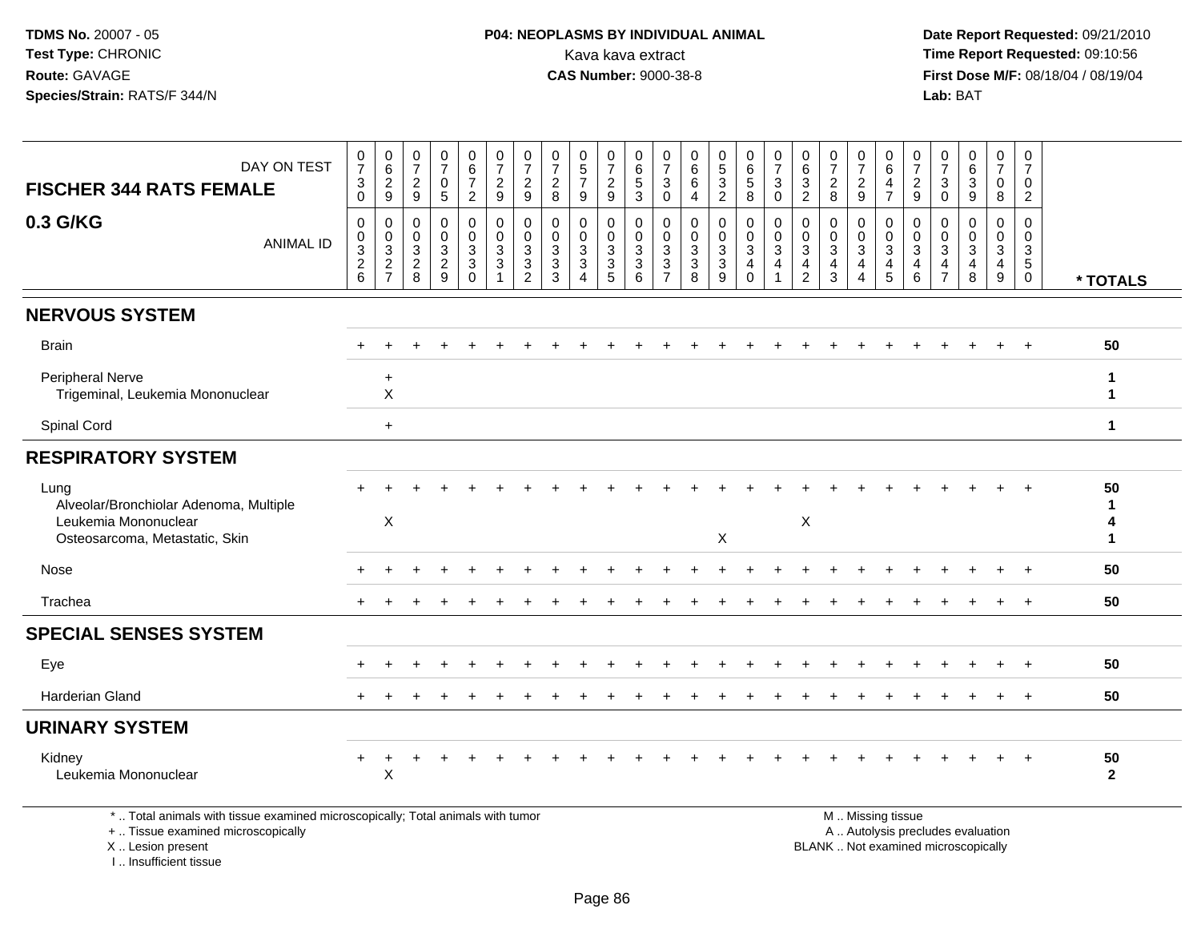**TDMS No.** 20007 - 05
**Test Type:** CHRONIC
**Route:** GAVAGE
**Species/Strain:** RATS/F 344/N

**P04: NEOPLASMS BY INDIVIDUAL ANIMAL**
Kava kava extract
**CAS Number:** 9000-38-8

**Date Report Requested:** 09/21/2010
**Time Report Requested:** 09:10:56
**First Dose M/F:** 08/18/04 / 08/19/04
**Lab:** BAT

| FISCHER 344 RATS FEMALE 0.3 G/KG — DAY ON TEST | 0730 | 0629 | 0729 | 0705 | 0672 | 0729 | 0729 | 0728 | 0579 | 0729 | 0653 | 0730 | 0664 | 0532 | 0658 | 0730 | 0632 | 0728 | 0729 | 0647 | 0729 | 0730 | 0639 | 0708 | 0702 | |
|---|---|---|---|---|---|---|---|---|---|---|---|---|---|---|---|---|---|---|---|---|---|---|---|---|---|---|
| ANIMAL ID | 0326 | 0327 | 0328 | 0329 | 0330 | 0331 | 0332 | 0333 | 0334 | 0335 | 0336 | 0337 | 0338 | 0339 | 0340 | 0341 | 0342 | 0343 | 0344 | 0345 | 0346 | 0347 | 0348 | 0349 | 0350 | * TOTALS |
| **NERVOUS SYSTEM** | | | | | | | | | | | | | | | | | | | | | | | | | | |
| Brain | + | + | + | + | + | + | + | + | + | + | + | + | + | + | + | + | + | + | + | + | + | + | + | + | + | 50 |
| Peripheral Nerve | | + | | | | | | | | | | | | | | | | | | | | | | | | 1 |
| Trigeminal, Leukemia Mononuclear | | X | | | | | | | | | | | | | | | | | | | | | | | | 1 |
| Spinal Cord | | + | | | | | | | | | | | | | | | | | | | | | | | | 1 |
| **RESPIRATORY SYSTEM** | | | | | | | | | | | | | | | | | | | | | | | | | | |
| Lung | + | + | + | + | + | + | + | + | + | + | + | + | + | + | + | + | + | + | + | + | + | + | + | + | + | 50 |
| Alveolar/Bronchiolar Adenoma, Multiple | | | | | | | | | | | | | | | | | | | | | | | | | | 1 |
| Leukemia Mononuclear | | X | | | | | | | | | | | | | | | X | | | | | | | | | 4 |
| Osteosarcoma, Metastatic, Skin | | | | | | | | | | | | | | X | | | | | | | | | | | | 1 |
| Nose | + | + | + | + | + | + | + | + | + | + | + | + | + | + | + | + | + | + | + | + | + | + | + | + | + | 50 |
| Trachea | + | + | + | + | + | + | + | + | + | + | + | + | + | + | + | + | + | + | + | + | + | + | + | + | + | 50 |
| **SPECIAL SENSES SYSTEM** | | | | | | | | | | | | | | | | | | | | | | | | | | |
| Eye | + | + | + | + | + | + | + | + | + | + | + | + | + | + | + | + | + | + | + | + | + | + | + | + | + | 50 |
| Harderian Gland | + | + | + | + | + | + | + | + | + | + | + | + | + | + | + | + | + | + | + | + | + | + | + | + | + | 50 |
| **URINARY SYSTEM** | | | | | | | | | | | | | | | | | | | | | | | | | | |
| Kidney | + | + | + | + | + | + | + | + | + | + | + | + | + | + | + | + | + | + | + | + | + | + | + | + | + | 50 |
| Leukemia Mononuclear | | X | | | | | | | | | | | | | | | | | | | | | | | | 2 |

\* .. Total animals with tissue examined microscopically; Total animals with tumor
\+ .. Tissue examined microscopically
X .. Lesion present
I .. Insufficient tissue

M .. Missing tissue
A .. Autolysis precludes evaluation
BLANK .. Not examined microscopically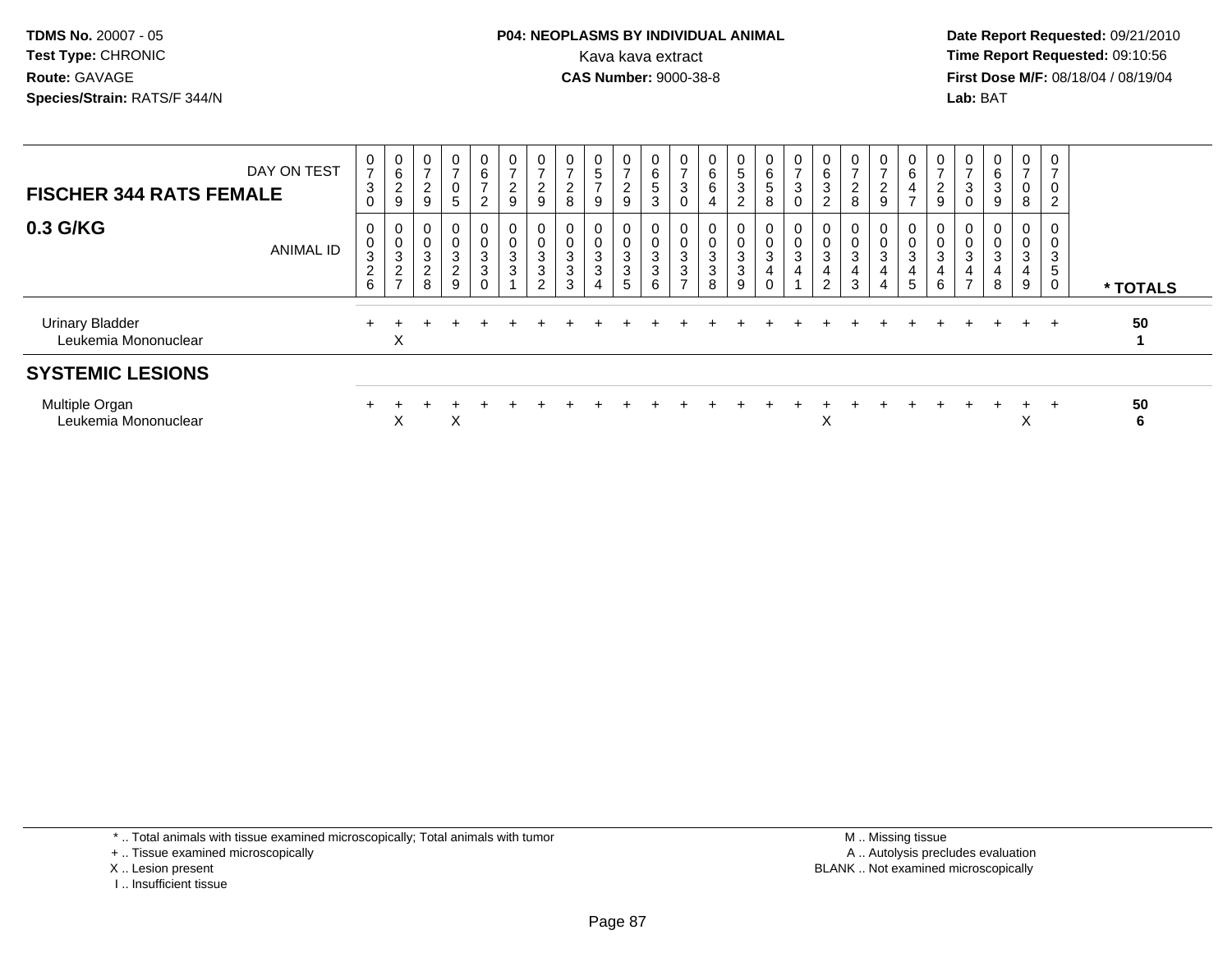TDMS No. 20007 - 05
Test Type: CHRONIC
Route: GAVAGE
Species/Strain: RATS/F 344/N

**P04: NEOPLASMS BY INDIVIDUAL ANIMAL**
Kava kava extract
**CAS Number:** 9000-38-8

Date Report Requested: 09/21/2010
Time Report Requested: 09:10:56
First Dose M/F: 08/18/04 / 08/19/04
Lab: BAT

| FISCHER 344 RATS FEMALE — DAY ON TEST | 0730 | 0629 | 0729 | 0705 | 0672 | 0729 | 0729 | 0728 | 0579 | 0729 | 0653 | 0730 | 0664 | 0532 | 0658 | 0730 | 0632 | 0728 | 0729 | 0647 | 0729 | 0730 | 0639 | 0708 | 0702 | |
|---|---|---|---|---|---|---|---|---|---|---|---|---|---|---|---|---|---|---|---|---|---|---|---|---|---|---|
| **0.3 G/KG** — ANIMAL ID | 00326 | 00327 | 00328 | 00329 | 00330 | 00331 | 00332 | 00333 | 00334 | 00335 | 00336 | 00337 | 00338 | 00339 | 00340 | 00341 | 00342 | 00343 | 00344 | 00345 | 00346 | 00347 | 00348 | 00349 | 00350 | * TOTALS |
| Urinary Bladder | + | + | + | + | + | + | + | + | + | + | + | + | + | + | + | + | + | + | + | + | + | + | + | + | + | 50 |
| Leukemia Mononuclear | | X | | | | | | | | | | | | | | | | | | | | | | | | 1 |
| **SYSTEMIC LESIONS** | | | | | | | | | | | | | | | | | | | | | | | | | | |
| Multiple Organ | + | + | + | + | + | + | + | + | + | + | + | + | + | + | + | + | + | + | + | + | + | + | + | + | + | 50 |
| Leukemia Mononuclear | | X | | X | | | | | | | | | | | | | X | | | | | | | X | | 6 |

\* .. Total animals with tissue examined microscopically; Total animals with tumor
\+ .. Tissue examined microscopically
X .. Lesion present
I .. Insufficient tissue

M .. Missing tissue
A .. Autolysis precludes evaluation
BLANK .. Not examined microscopically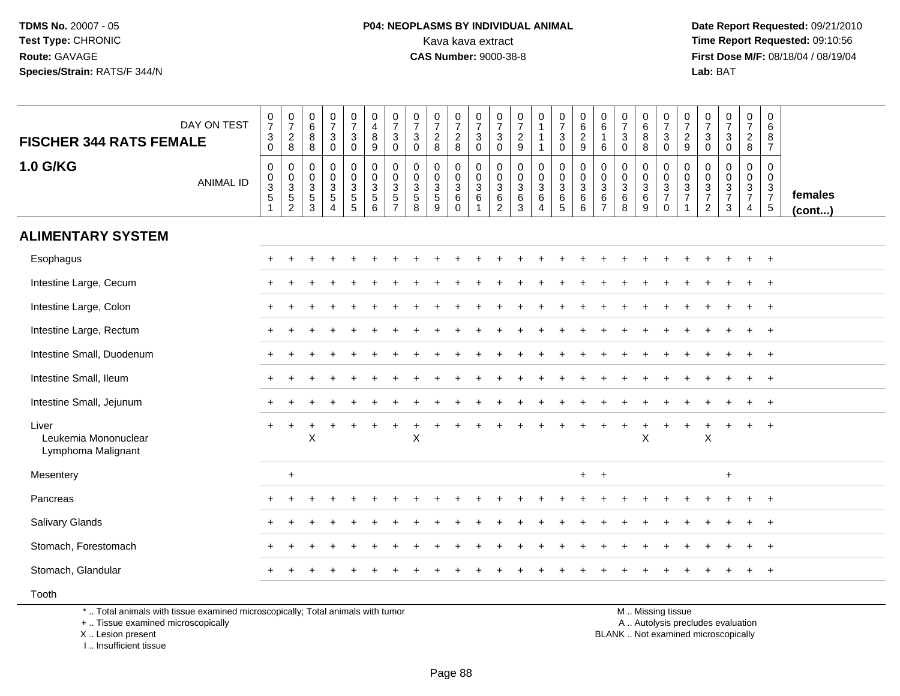TDMS No. 20007 - 05
Test Type: CHRONIC
Route: GAVAGE
Species/Strain: RATS/F 344/N

**P04: NEOPLASMS BY INDIVIDUAL ANIMAL**
Kava kava extract
**CAS Number:** 9000-38-8

Date Report Requested: 09/21/2010
Time Report Requested: 09:10:56
First Dose M/F: 08/18/04 / 08/19/04
Lab: BAT

| FISCHER 344 RATS FEMALE 1.0 G/KG | DAY ON TEST | 0730 | 0728 | 0688 | 0730 | 0730 | 0489 | 0730 | 0730 | 0728 | 0728 | 0730 | 0730 | 0729 | 0111 | 0730 | 0629 | 0616 | 0730 | 0688 | 0730 | 0729 | 0730 | 0730 | 0728 | 0687 | |
|---|---|---|---|---|---|---|---|---|---|---|---|---|---|---|---|---|---|---|---|---|---|---|---|---|---|---|---|
| | ANIMAL ID | 0351 | 0352 | 0353 | 0354 | 0355 | 0356 | 0357 | 0358 | 0359 | 0360 | 0361 | 0362 | 0363 | 0364 | 0365 | 0366 | 0367 | 0368 | 0369 | 0370 | 0371 | 0372 | 0373 | 0374 | 0375 | females (cont...) |
| **ALIMENTARY SYSTEM** | | | | | | | | | | | | | | | | | | | | | | | | | | | |
| Esophagus | | + | + | + | + | + | + | + | + | + | + | + | + | + | + | + | + | + | + | + | + | + | + | + | + | + | |
| Intestine Large, Cecum | | + | + | + | + | + | + | + | + | + | + | + | + | + | + | + | + | + | + | + | + | + | + | + | + | + | |
| Intestine Large, Colon | | + | + | + | + | + | + | + | + | + | + | + | + | + | + | + | + | + | + | + | + | + | + | + | + | + | |
| Intestine Large, Rectum | | + | + | + | + | + | + | + | + | + | + | + | + | + | + | + | + | + | + | + | + | + | + | + | + | + | |
| Intestine Small, Duodenum | | + | + | + | + | + | + | + | + | + | + | + | + | + | + | + | + | + | + | + | + | + | + | + | + | + | |
| Intestine Small, Ileum | | + | + | + | + | + | + | + | + | + | + | + | + | + | + | + | + | + | + | + | + | + | + | + | + | + | |
| Intestine Small, Jejunum | | + | + | + | + | + | + | + | + | + | + | + | + | + | + | + | + | + | + | + | + | + | + | + | + | + | |
| Liver | | + | + | + | + | + | + | + | + | + | + | + | + | + | + | + | + | + | + | + | + | + | + | + | + | + | |
| Leukemia Mononuclear | | | | X | | | | | X | | | | | | | | | | | X | | | X | | | | |
| Lymphoma Malignant | | | | | | | | | | | | | | | | | | | | | | | | | | | |
| Mesentery | | | + | | | | | | | | | | | | | | + | + | | | | | | + | | | |
| Pancreas | | + | + | + | + | + | + | + | + | + | + | + | + | + | + | + | + | + | + | + | + | + | + | + | + | + | |
| Salivary Glands | | + | + | + | + | + | + | + | + | + | + | + | + | + | + | + | + | + | + | + | + | + | + | + | + | + | |
| Stomach, Forestomach | | + | + | + | + | + | + | + | + | + | + | + | + | + | + | + | + | + | + | + | + | + | + | + | + | + | |
| Stomach, Glandular | | + | + | + | + | + | + | + | + | + | + | + | + | + | + | + | + | + | + | + | + | + | + | + | + | + | |
| Tooth | | | | | | | | | | | | | | | | | | | | | | | | | | | |

\* .. Total animals with tissue examined microscopically; Total animals with tumor
\+ .. Tissue examined microscopically
X .. Lesion present
I .. Insufficient tissue

M .. Missing tissue
A .. Autolysis precludes evaluation
BLANK .. Not examined microscopically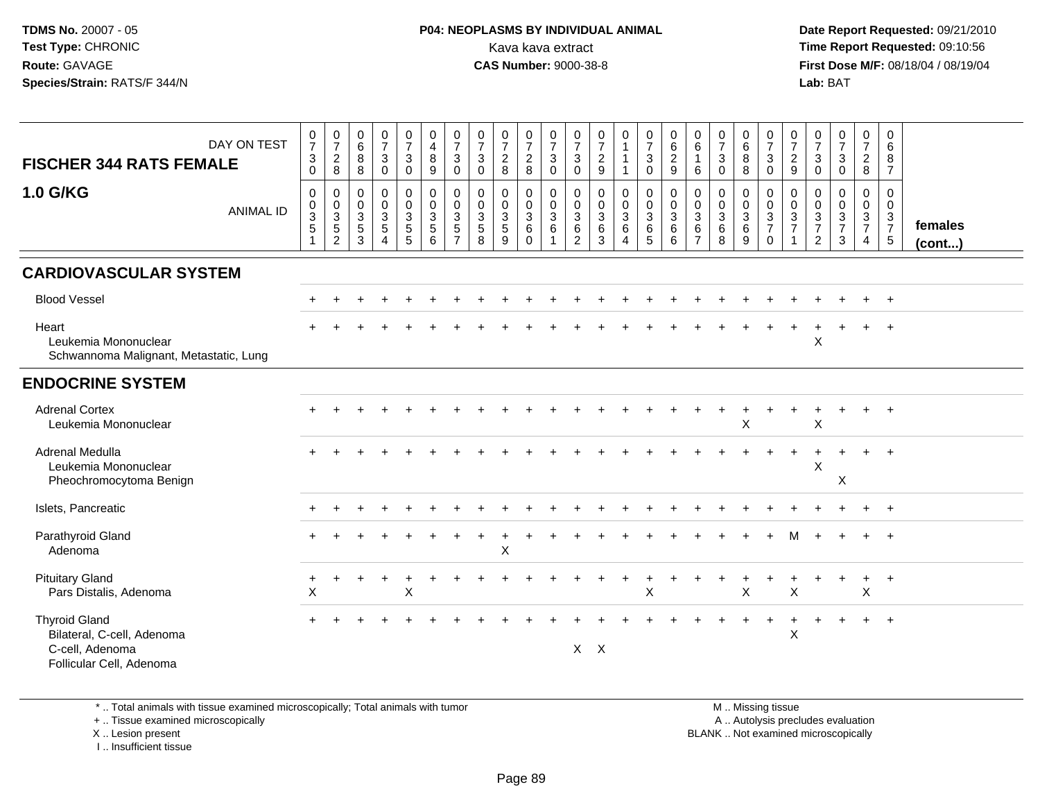**TDMS No.** 20007 - 05
**Test Type:** CHRONIC
**Route:** GAVAGE
**Species/Strain:** RATS/F 344/N

**P04: NEOPLASMS BY INDIVIDUAL ANIMAL**
Kava kava extract
**CAS Number:** 9000-38-8

**Date Report Requested:** 09/21/2010
**Time Report Requested:** 09:10:56
**First Dose M/F:** 08/18/04 / 08/19/04
**Lab:** BAT

## FISCHER 344 RATS FEMALE 1.0 G/KG

| DAY ON TEST | 0730 | 0728 | 0688 | 0730 | 0730 | 0489 | 0730 | 0730 | 0728 | 0728 | 0730 | 0730 | 0729 | 0111 | 0730 | 0629 | 0616 | 0730 | 0688 | 0730 | 0729 | 0730 | 0730 | 0728 | 0687 | |
|---|---|---|---|---|---|---|---|---|---|---|---|---|---|---|---|---|---|---|---|---|---|---|---|---|---|---|
| **ANIMAL ID** | 00351 | 00352 | 00353 | 00354 | 00355 | 00356 | 00357 | 00358 | 00359 | 00360 | 00361 | 00362 | 00363 | 00364 | 00365 | 00366 | 00367 | 00368 | 00369 | 00370 | 00371 | 00372 | 00373 | 00374 | 00375 | **females (cont...)** |
| **CARDIOVASCULAR SYSTEM** | | | | | | | | | | | | | | | | | | | | | | | | | | |
| Blood Vessel | + | + | + | + | + | + | + | + | + | + | + | + | + | + | + | + | + | + | + | + | + | + | + | + | + | |
| Heart | + | + | + | + | + | + | + | + | + | + | + | + | + | + | + | + | + | + | + | + | + | + | + | + | + | |
| Leukemia Mononuclear | | | | | | | | | | | | | | | | | | | | | | X | | | | |
| Schwannoma Malignant, Metastatic, Lung | | | | | | | | | | | | | | | | | | | | | | | | | | |
| **ENDOCRINE SYSTEM** | | | | | | | | | | | | | | | | | | | | | | | | | | |
| Adrenal Cortex | + | + | + | + | + | + | + | + | + | + | + | + | + | + | + | + | + | + | + | + | + | + | + | + | + | |
| Leukemia Mononuclear | | | | | | | | | | | | | | | | | | | X | | | X | | | | |
| Adrenal Medulla | + | + | + | + | + | + | + | + | + | + | + | + | + | + | + | + | + | + | + | + | + | + | + | + | + | |
| Leukemia Mononuclear | | | | | | | | | | | | | | | | | | | | | | X | | | | |
| Pheochromocytoma Benign | | | | | | | | | | | | | | | | | | | | | | | X | | | |
| Islets, Pancreatic | + | + | + | + | + | + | + | + | + | + | + | + | + | + | + | + | + | + | + | + | + | + | + | + | + | |
| Parathyroid Gland | + | + | + | + | + | + | + | + | + | + | + | + | + | + | + | + | + | + | + | + | M | + | + | + | + | |
| Adenoma | | | | | | | | | X | | | | | | | | | | | | | | | | | |
| Pituitary Gland | + | + | + | + | + | + | + | + | + | + | + | + | + | + | + | + | + | + | + | + | + | + | + | + | + | |
| Pars Distalis, Adenoma | X | | | | X | | | | | | | | | | X | | | | X | | X | | | X | | |
| Thyroid Gland | + | + | + | + | + | + | + | + | + | + | + | + | + | + | + | + | + | + | + | + | + | + | + | + | + | |
| Bilateral, C-cell, Adenoma | | | | | | | | | | | | | | | | | | | | | X | | | | | |
| C-cell, Adenoma | | | | | | | | | | | | X | X | | | | | | | | | | | | | |
| Follicular Cell, Adenoma | | | | | | | | | | | | | | | | | | | | | | | | | | |

\* .. Total animals with tissue examined microscopically; Total animals with tumor
\+ .. Tissue examined microscopically
X .. Lesion present
I .. Insufficient tissue

M .. Missing tissue
A .. Autolysis precludes evaluation
BLANK .. Not examined microscopically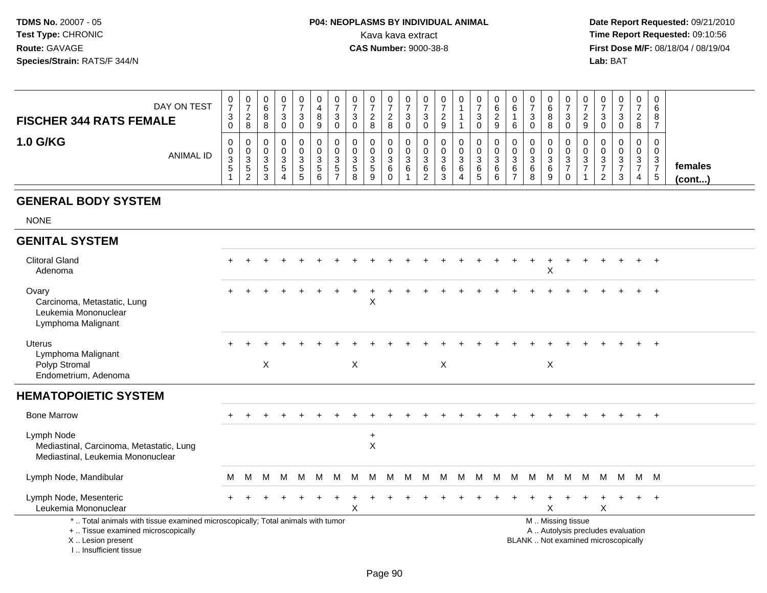**TDMS No.** 20007 - 05
**Test Type:** CHRONIC
**Route:** GAVAGE
**Species/Strain:** RATS/F 344/N

**P04: NEOPLASMS BY INDIVIDUAL ANIMAL**
Kava kava extract
**CAS Number:** 9000-38-8

**Date Report Requested:** 09/21/2010
**Time Report Requested:** 09:10:56
**First Dose M/F:** 08/18/04 / 08/19/04
**Lab:** BAT

## FISCHER 344 RATS FEMALE 1.0 G/KG

| DAY ON TEST | 0730 | 0728 | 0688 | 0730 | 0730 | 0489 | 0730 | 0730 | 0728 | 0728 | 0730 | 0730 | 0729 | 0111 | 0730 | 0629 | 0616 | 0730 | 0688 | 0730 | 0729 | 0730 | 0730 | 0728 | 0687 | |
|---|---|---|---|---|---|---|---|---|---|---|---|---|---|---|---|---|---|---|---|---|---|---|---|---|---|---|
| **ANIMAL ID** | 0035 1 | 0035 2 | 0035 3 | 0035 4 | 0035 5 | 0035 6 | 0035 7 | 0035 8 | 0035 9 | 0036 0 | 0036 1 | 0036 2 | 0036 3 | 0036 4 | 0036 5 | 0036 6 | 0036 7 | 0036 8 | 0036 9 | 0037 0 | 0037 1 | 0037 2 | 0037 3 | 0037 4 | 0037 5 | **females (cont...)** |
| **GENERAL BODY SYSTEM** | | | | | | | | | | | | | | | | | | | | | | | | | | |
| NONE | | | | | | | | | | | | | | | | | | | | | | | | | | |
| **GENITAL SYSTEM** | | | | | | | | | | | | | | | | | | | | | | | | | | |
| Clitoral Gland | + | + | + | + | + | + | + | + | + | + | + | + | + | + | + | + | + | + | + | + | + | + | + | + | + | |
| Adenoma | | | | | | | | | | | | | | | | | | | X | | | | | | | |
| Ovary | + | + | + | + | + | + | + | + | + | + | + | + | + | + | + | + | + | + | + | + | + | + | + | + | + | |
| Carcinoma, Metastatic, Lung | | | | | | | | | X | | | | | | | | | | | | | | | | | |
| Leukemia Mononuclear | | | | | | | | | | | | | | | | | | | | | | | | | | |
| Lymphoma Malignant | | | | | | | | | | | | | | | | | | | | | | | | | | |
| Uterus | + | + | + | + | + | + | + | + | + | + | + | + | + | + | + | + | + | + | + | + | + | + | + | + | + | |
| Lymphoma Malignant | | | | | | | | | | | | | | | | | | | | | | | | | | |
| Polyp Stromal | | | X | | | | | X | | | | | X | | | | | | X | | | | | | | |
| Endometrium, Adenoma | | | | | | | | | | | | | | | | | | | | | | | | | | |
| **HEMATOPOIETIC SYSTEM** | | | | | | | | | | | | | | | | | | | | | | | | | | |
| Bone Marrow | + | + | + | + | + | + | + | + | + | + | + | + | + | + | + | + | + | + | + | + | + | + | + | + | + | |
| Lymph Node | | | | | | | | | + | | | | | | | | | | | | | | | | | |
| Mediastinal, Carcinoma, Metastatic, Lung | | | | | | | | | X | | | | | | | | | | | | | | | | | |
| Mediastinal, Leukemia Mononuclear | | | | | | | | | | | | | | | | | | | | | | | | | | |
| Lymph Node, Mandibular | M | M | M | M | M | M | M | M | M | M | M | M | M | M | M | M | M | M | M | M | M | M | M | M | M | |
| Lymph Node, Mesenteric | + | + | + | + | + | + | + | + | + | + | + | + | + | + | + | + | + | + | + | + | + | + | + | + | + | |
| Leukemia Mononuclear | | | | | | | | X | | | | | | | | | | | X | | | X | | | | |

\* .. Total animals with tissue examined microscopically; Total animals with tumor
\+ .. Tissue examined microscopically
X .. Lesion present
I .. Insufficient tissue

M .. Missing tissue
A .. Autolysis precludes evaluation
BLANK .. Not examined microscopically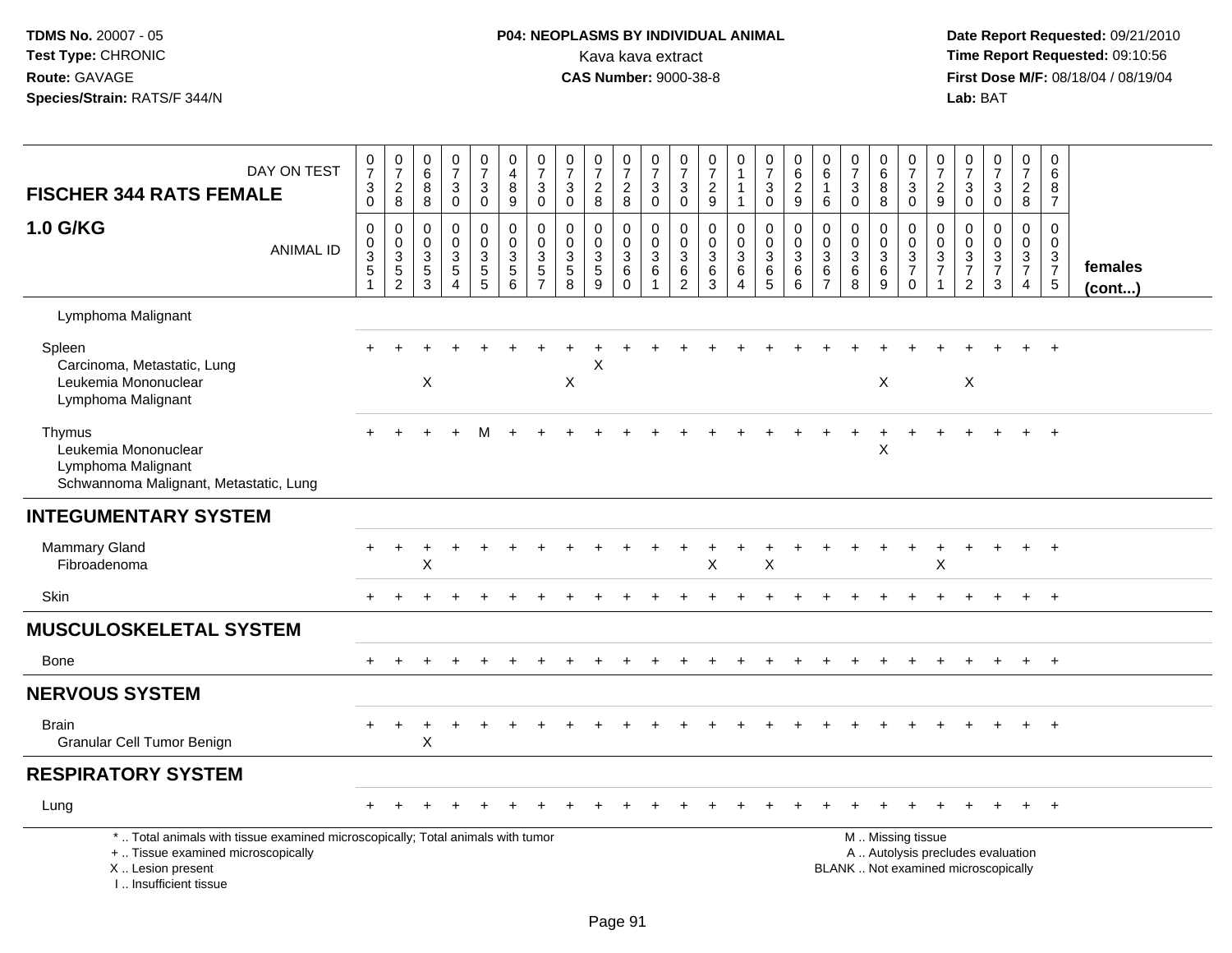TDMS No. 20007 - 05
Test Type: CHRONIC
Route: GAVAGE
Species/Strain: RATS/F 344/N

**P04: NEOPLASMS BY INDIVIDUAL ANIMAL**
Kava kava extract
**CAS Number:** 9000-38-8

Date Report Requested: 09/21/2010
Time Report Requested: 09:10:56
First Dose M/F: 08/18/04 / 08/19/04
Lab: BAT

| FISCHER 344 RATS FEMALE 1.0 G/KG | DAY ON TEST | 0730 | 0728 | 0688 | 0730 | 0730 | 0489 | 0730 | 0730 | 0728 | 0728 | 0730 | 0730 | 0729 | 0111 | 0730 | 0629 | 0616 | 0730 | 0688 | 0730 | 0729 | 0730 | 0730 | 0728 | 0687 | |
|---|---|---|---|---|---|---|---|---|---|---|---|---|---|---|---|---|---|---|---|---|---|---|---|---|---|---|---|
| | ANIMAL ID | 0035 1 | 0035 2 | 0035 3 | 0035 4 | 0035 5 | 0035 6 | 0035 7 | 0035 8 | 0035 9 | 0036 0 | 0036 1 | 0036 2 | 0036 3 | 0036 4 | 0036 5 | 0036 6 | 0036 7 | 0036 8 | 0036 9 | 0037 0 | 0037 1 | 0037 2 | 0037 3 | 0037 4 | 0037 5 | females (cont...) |
| Lymphoma Malignant | | | | | | | | | | | | | | | | | | | | | | | | | | | |
| Spleen | | + | + | + | + | + | + | + | + | + | + | + | + | + | + | + | + | + | + | + | + | + | + | + | + | + | |
| Carcinoma, Metastatic, Lung | | | | | | | | | | X | | | | | | | | | | | | | | | | | |
| Leukemia Mononuclear | | | | X | | | | | X | | | | | | | | | | | X | | | X | | | | |
| Lymphoma Malignant | | | | | | | | | | | | | | | | | | | | | | | | | | | |
| Thymus | | + | + | + | + | M | + | + | + | + | + | + | + | + | + | + | + | + | + | + | + | + | + | + | + | + | |
| Leukemia Mononuclear | | | | | | | | | | | | | | | | | | | | X | | | | | | | |
| Lymphoma Malignant | | | | | | | | | | | | | | | | | | | | | | | | | | | |
| Schwannoma Malignant, Metastatic, Lung | | | | | | | | | | | | | | | | | | | | | | | | | | | |
| **INTEGUMENTARY SYSTEM** | | | | | | | | | | | | | | | | | | | | | | | | | | | |
| Mammary Gland | | + | + | + | + | + | + | + | + | + | + | + | + | + | + | + | + | + | + | + | + | + | + | + | + | + | |
| Fibroadenoma | | | | X | | | | | | | | | | X | | X | | | | | | X | | | | | |
| Skin | | + | + | + | + | + | + | + | + | + | + | + | + | + | + | + | + | + | + | + | + | + | + | + | + | + | |
| **MUSCULOSKELETAL SYSTEM** | | | | | | | | | | | | | | | | | | | | | | | | | | | |
| Bone | | + | + | + | + | + | + | + | + | + | + | + | + | + | + | + | + | + | + | + | + | + | + | + | + | + | |
| **NERVOUS SYSTEM** | | | | | | | | | | | | | | | | | | | | | | | | | | | |
| Brain | | + | + | + | + | + | + | + | + | + | + | + | + | + | + | + | + | + | + | + | + | + | + | + | + | + | |
| Granular Cell Tumor Benign | | | | X | | | | | | | | | | | | | | | | | | | | | | | |
| **RESPIRATORY SYSTEM** | | | | | | | | | | | | | | | | | | | | | | | | | | | |
| Lung | | + | + | + | + | + | + | + | + | + | + | + | + | + | + | + | + | + | + | + | + | + | + | + | + | + | |

\* .. Total animals with tissue examined microscopically; Total animals with tumor
\+ .. Tissue examined microscopically
X .. Lesion present
I .. Insufficient tissue

M .. Missing tissue
A .. Autolysis precludes evaluation
BLANK .. Not examined microscopically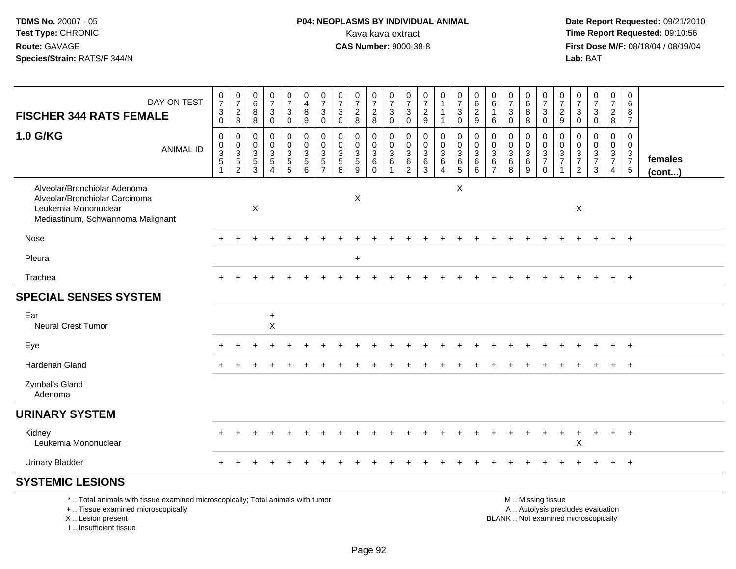TDMS No. 20007 - 05
Test Type: CHRONIC
Route: GAVAGE
Species/Strain: RATS/F 344/N

**P04: NEOPLASMS BY INDIVIDUAL ANIMAL**
Kava kava extract
**CAS Number:** 9000-38-8

Date Report Requested: 09/21/2010
Time Report Requested: 09:10:56
First Dose M/F: 08/18/04 / 08/19/04
Lab: BAT

| FISCHER 344 RATS FEMALE — DAY ON TEST | 0730 | 0728 | 0688 | 0730 | 0730 | 0489 | 0730 | 0730 | 0728 | 0728 | 0730 | 0730 | 0729 | 0111 | 0730 | 0629 | 0616 | 0730 | 0688 | 0730 | 0729 | 0730 | 0730 | 0728 | 0687 | |
|---|---|---|---|---|---|---|---|---|---|---|---|---|---|---|---|---|---|---|---|---|---|---|---|---|---|---|
| **1.0 G/KG** — ANIMAL ID | 00351 | 00352 | 00353 | 00354 | 00355 | 00356 | 00357 | 00358 | 00359 | 00360 | 00361 | 00362 | 00363 | 00364 | 00365 | 00366 | 00367 | 00368 | 00369 | 00370 | 00371 | 00372 | 00373 | 00374 | 00375 | **females (cont...)** |
| Alveolar/Bronchiolar Adenoma | | | | | | | | | | | | | | | X | | | | | | | | | | | |
| Alveolar/Bronchiolar Carcinoma | | | | | | | | | X | | | | | | | | | | | | | | | | | |
| Leukemia Mononuclear | | | X | | | | | | | | | | | | | | | | | | | X | | | | |
| Mediastinum, Schwannoma Malignant | | | | | | | | | | | | | | | | | | | | | | | | | | |
| Nose | + | + | + | + | + | + | + | + | + | + | + | + | + | + | + | + | + | + | + | + | + | + | + | + | + | |
| Pleura | | | | | | | | | + | | | | | | | | | | | | | | | | | |
| Trachea | + | + | + | + | + | + | + | + | + | + | + | + | + | + | + | + | + | + | + | + | + | + | + | + | + | |
| **SPECIAL SENSES SYSTEM** | | | | | | | | | | | | | | | | | | | | | | | | | | |
| Ear | | | | + | | | | | | | | | | | | | | | | | | | | | | |
| Neural Crest Tumor | | | | X | | | | | | | | | | | | | | | | | | | | | | |
| Eye | + | + | + | + | + | + | + | + | + | + | + | + | + | + | + | + | + | + | + | + | + | + | + | + | + | |
| Harderian Gland | + | + | + | + | + | + | + | + | + | + | + | + | + | + | + | + | + | + | + | + | + | + | + | + | + | |
| Zymbal's Gland | | | | | | | | | | | | | | | | | | | | | | | | | | |
| Adenoma | | | | | | | | | | | | | | | | | | | | | | | | | | |
| **URINARY SYSTEM** | | | | | | | | | | | | | | | | | | | | | | | | | | |
| Kidney | + | + | + | + | + | + | + | + | + | + | + | + | + | + | + | + | + | + | + | + | + | + | + | + | + | |
| Leukemia Mononuclear | | | | | | | | | | | | | | | | | | | | | | X | | | | |
| Urinary Bladder | + | + | + | + | + | + | + | + | + | + | + | + | + | + | + | + | + | + | + | + | + | + | + | + | + | |
| **SYSTEMIC LESIONS** | | | | | | | | | | | | | | | | | | | | | | | | | | |

\* .. Total animals with tissue examined microscopically; Total animals with tumor
+ .. Tissue examined microscopically
X .. Lesion present
I .. Insufficient tissue

M .. Missing tissue
A .. Autolysis precludes evaluation
BLANK .. Not examined microscopically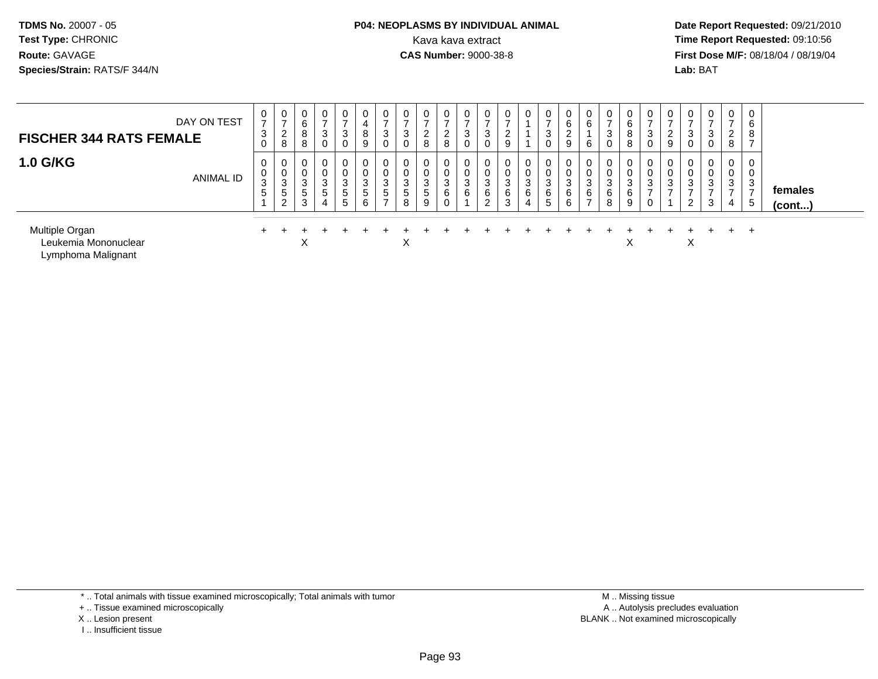**TDMS No.** 20007 - 05
**Test Type:** CHRONIC
**Route:** GAVAGE
**Species/Strain:** RATS/F 344/N

**P04: NEOPLASMS BY INDIVIDUAL ANIMAL**
Kava kava extract
**CAS Number:** 9000-38-8

**Date Report Requested:** 09/21/2010
**Time Report Requested:** 09:10:56
**First Dose M/F:** 08/18/04 / 08/19/04
**Lab:** BAT

| **FISCHER 344 RATS FEMALE** DAY ON TEST | 0730 | 0728 | 0688 | 0730 | 0730 | 0489 | 0730 | 0730 | 0728 | 0728 | 0730 | 0730 | 0729 | 0111 | 0730 | 0629 | 0616 | 0730 | 0688 | 0730 | 0729 | 0730 | 0730 | 0728 | 0687 | |
|---|---|---|---|---|---|---|---|---|---|---|---|---|---|---|---|---|---|---|---|---|---|---|---|---|---|---|
| **1.0 G/KG** ANIMAL ID | 00351 | 00352 | 00353 | 00354 | 00355 | 00356 | 00357 | 00358 | 00359 | 00360 | 00361 | 00362 | 00363 | 00364 | 00365 | 00366 | 00367 | 00368 | 00369 | 00370 | 00371 | 00372 | 00373 | 00374 | 00375 | **females (cont...)** |
| Multiple Organ | + | + | + | + | + | + | + | + | + | + | + | + | + | + | + | + | + | + | + | + | + | + | + | + | + | |
| Leukemia Mononuclear | | | X | | | | | X | | | | | | | | | | | X | | | X | | | | |
| Lymphoma Malignant | | | | | | | | | | | | | | | | | | | | | | | | | | |

\* .. Total animals with tissue examined microscopically; Total animals with tumor
\+ .. Tissue examined microscopically
X .. Lesion present
I .. Insufficient tissue

M .. Missing tissue
A .. Autolysis precludes evaluation
BLANK .. Not examined microscopically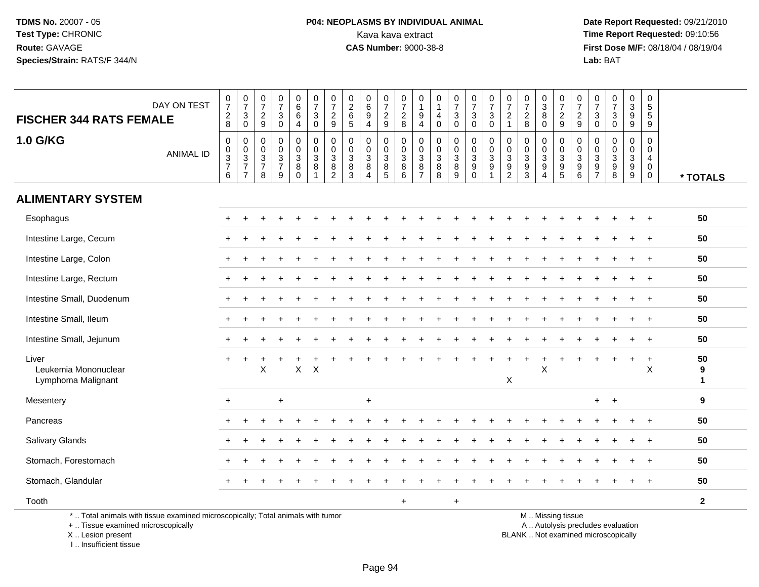TDMS No. 20007 - 05
Test Type: CHRONIC
Route: GAVAGE
Species/Strain: RATS/F 344/N

**P04: NEOPLASMS BY INDIVIDUAL ANIMAL**
Kava kava extract
**CAS Number:** 9000-38-8

Date Report Requested: 09/21/2010
Time Report Requested: 09:10:56
First Dose M/F: 08/18/04 / 08/19/04
Lab: BAT

| FISCHER 344 RATS FEMALE — DAY ON TEST | 0728 | 0730 | 0729 | 0730 | 0664 | 0730 | 0729 | 0265 | 0694 | 0729 | 0728 | 0194 | 0140 | 0730 | 0730 | 0730 | 0721 | 0728 | 0380 | 0729 | 0729 | 0730 | 0730 | 0399 | 0559 | |
|---|---|---|---|---|---|---|---|---|---|---|---|---|---|---|---|---|---|---|---|---|---|---|---|---|---|---|
| **1.0 G/KG** — ANIMAL ID | 0037 6 | 0037 7 | 0037 8 | 0037 9 | 0038 0 | 0038 1 | 0038 2 | 0038 3 | 0038 4 | 0038 5 | 0038 6 | 0038 7 | 0038 8 | 0038 9 | 0039 0 | 0039 1 | 0039 2 | 0039 3 | 0039 4 | 0039 5 | 0039 6 | 0039 7 | 0039 8 | 0039 9 | 0040 0 | * TOTALS |
| **ALIMENTARY SYSTEM** | | | | | | | | | | | | | | | | | | | | | | | | | | |
| Esophagus | + | + | + | + | + | + | + | + | + | + | + | + | + | + | + | + | + | + | + | + | + | + | + | + | + | 50 |
| Intestine Large, Cecum | + | + | + | + | + | + | + | + | + | + | + | + | + | + | + | + | + | + | + | + | + | + | + | + | + | 50 |
| Intestine Large, Colon | + | + | + | + | + | + | + | + | + | + | + | + | + | + | + | + | + | + | + | + | + | + | + | + | + | 50 |
| Intestine Large, Rectum | + | + | + | + | + | + | + | + | + | + | + | + | + | + | + | + | + | + | + | + | + | + | + | + | + | 50 |
| Intestine Small, Duodenum | + | + | + | + | + | + | + | + | + | + | + | + | + | + | + | + | + | + | + | + | + | + | + | + | + | 50 |
| Intestine Small, Ileum | + | + | + | + | + | + | + | + | + | + | + | + | + | + | + | + | + | + | + | + | + | + | + | + | + | 50 |
| Intestine Small, Jejunum | + | + | + | + | + | + | + | + | + | + | + | + | + | + | + | + | + | + | + | + | + | + | + | + | + | 50 |
| Liver | + | + | + | + | + | + | + | + | + | + | + | + | + | + | + | + | + | + | + | + | + | + | + | + | + | 50 |
| Leukemia Mononuclear | | | X | | X | X | | | | | | | | | | | | | X | | | | | | X | 9 |
| Lymphoma Malignant | | | | | | | | | | | | | | | | | X | | | | | | | | | 1 |
| Mesentery | + | | | + | | | | | + | | | | | | | | | | | | | + | + | | | 9 |
| Pancreas | + | + | + | + | + | + | + | + | + | + | + | + | + | + | + | + | + | + | + | + | + | + | + | + | + | 50 |
| Salivary Glands | + | + | + | + | + | + | + | + | + | + | + | + | + | + | + | + | + | + | + | + | + | + | + | + | + | 50 |
| Stomach, Forestomach | + | + | + | + | + | + | + | + | + | + | + | + | + | + | + | + | + | + | + | + | + | + | + | + | + | 50 |
| Stomach, Glandular | + | + | + | + | + | + | + | + | + | + | + | + | + | + | + | + | + | + | + | + | + | + | + | + | + | 50 |
| Tooth | | | | | | | | | | | + | | | + | | | | | | | | | | | | 2 |

\* .. Total animals with tissue examined microscopically; Total animals with tumor
+ .. Tissue examined microscopically
X .. Lesion present
I .. Insufficient tissue

M .. Missing tissue
A .. Autolysis precludes evaluation
BLANK .. Not examined microscopically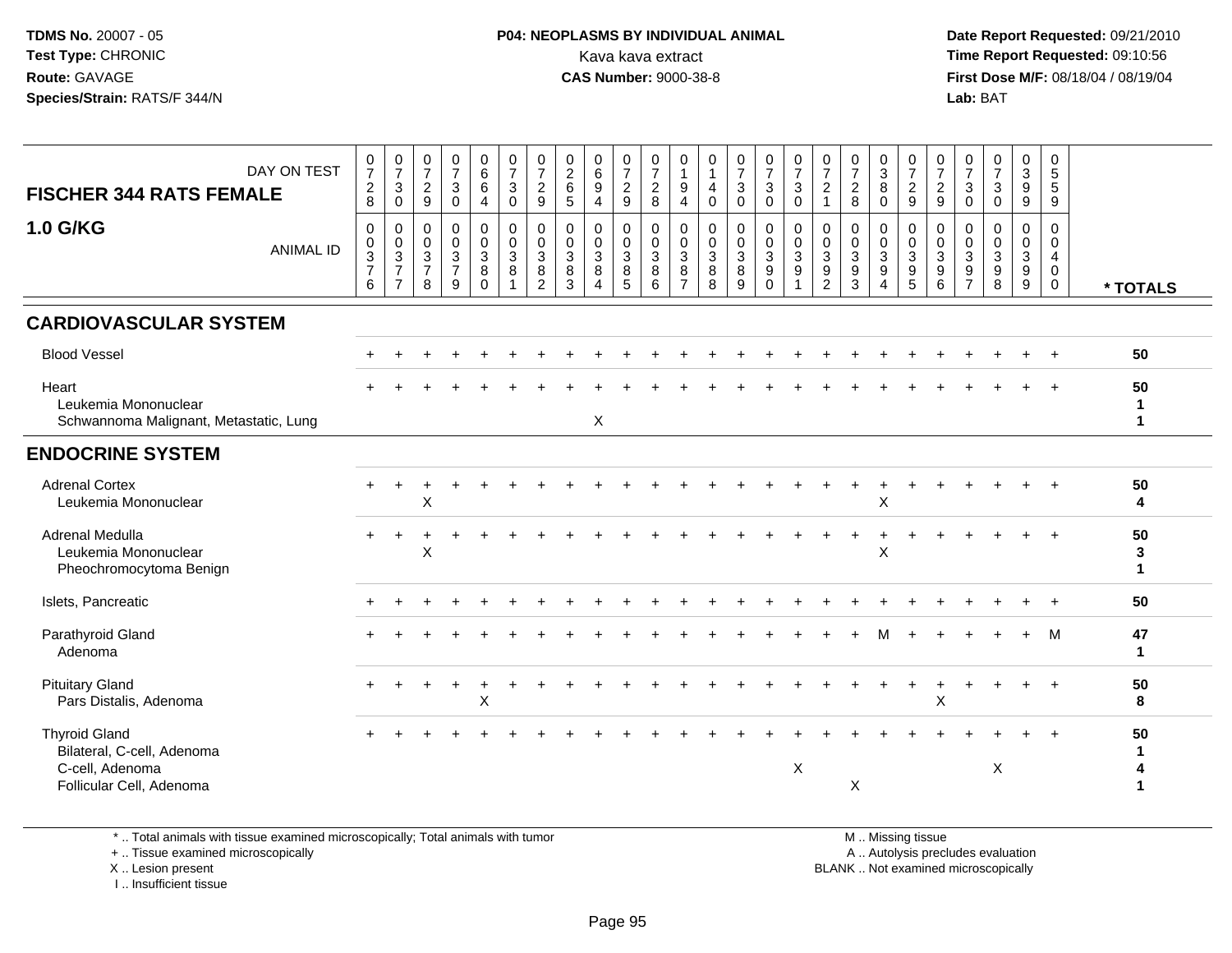TDMS No. 20007 - 05
Test Type: CHRONIC
Route: GAVAGE
Species/Strain: RATS/F 344/N

**P04: NEOPLASMS BY INDIVIDUAL ANIMAL**
Kava kava extract
**CAS Number:** 9000-38-8

Date Report Requested: 09/21/2010
Time Report Requested: 09:10:56
First Dose M/F: 08/18/04 / 08/19/04
Lab: BAT

| DAY ON TEST | 0728 | 0730 | 0729 | 0730 | 0664 | 0730 | 0729 | 0265 | 0694 | 0729 | 0728 | 0194 | 0140 | 0730 | 0730 | 0730 | 0721 | 0728 | 0380 | 0729 | 0729 | 0730 | 0730 | 0399 | 0559 | |
|---|---|---|---|---|---|---|---|---|---|---|---|---|---|---|---|---|---|---|---|---|---|---|---|---|---|---|
| **FISCHER 344 RATS FEMALE 1.0 G/KG** ANIMAL ID | 00376 | 00377 | 00378 | 00379 | 00380 | 00381 | 00382 | 00383 | 00384 | 00385 | 00386 | 00387 | 00388 | 00389 | 00390 | 00391 | 00392 | 00393 | 00394 | 00395 | 00396 | 00397 | 00398 | 00399 | 00400 | *** TOTALS** |
| **CARDIOVASCULAR SYSTEM** | | | | | | | | | | | | | | | | | | | | | | | | | | |
| Blood Vessel | + | + | + | + | + | + | + | + | + | + | + | + | + | + | + | + | + | + | + | + | + | + | + | + | + | **50** |
| Heart | + | + | + | + | + | + | + | + | + | + | + | + | + | + | + | + | + | + | + | + | + | + | + | + | + | **50** |
| Leukemia Mononuclear | | | | | | | | | | | | | | | | | | | | | | | | | | **1** |
| Schwannoma Malignant, Metastatic, Lung | | | | | | | | | X | | | | | | | | | | | | | | | | | **1** |
| **ENDOCRINE SYSTEM** | | | | | | | | | | | | | | | | | | | | | | | | | | |
| Adrenal Cortex | + | + | + | + | + | + | + | + | + | + | + | + | + | + | + | + | + | + | + | + | + | + | + | + | + | **50** |
| Leukemia Mononuclear | | | X | | | | | | | | | | | | | | | | X | | | | | | | **4** |
| Adrenal Medulla | + | + | + | + | + | + | + | + | + | + | + | + | + | + | + | + | + | + | + | + | + | + | + | + | + | **50** |
| Leukemia Mononuclear | | | X | | | | | | | | | | | | | | | | X | | | | | | | **3** |
| Pheochromocytoma Benign | | | | | | | | | | | | | | | | | | | | | | | | | | **1** |
| Islets, Pancreatic | + | + | + | + | + | + | + | + | + | + | + | + | + | + | + | + | + | + | + | + | + | + | + | + | + | **50** |
| Parathyroid Gland | + | + | + | + | + | + | + | + | + | + | + | + | + | + | + | + | + | + | M | + | + | + | + | + | M | **47** |
| Adenoma | | | | | | | | | | | | | | | | | | | | | | | | | | **1** |
| Pituitary Gland | + | + | + | + | + | + | + | + | + | + | + | + | + | + | + | + | + | + | + | + | + | + | + | + | + | **50** |
| Pars Distalis, Adenoma | | | | | X | | | | | | | | | | | | | | | | X | | | | | **8** |
| Thyroid Gland | + | + | + | + | + | + | + | + | + | + | + | + | + | + | + | + | + | + | + | + | + | + | + | + | + | **50** |
| Bilateral, C-cell, Adenoma | | | | | | | | | | | | | | | | | | | | | | | | | | **1** |
| C-cell, Adenoma | | | | | | | | | | | | | | | | X | | | | | | | X | | | **4** |
| Follicular Cell, Adenoma | | | | | | | | | | | | | | | | | | X | | | | | | | | **1** |

\* .. Total animals with tissue examined microscopically; Total animals with tumor
\+ .. Tissue examined microscopically
X .. Lesion present
I .. Insufficient tissue

M .. Missing tissue
A .. Autolysis precludes evaluation
BLANK .. Not examined microscopically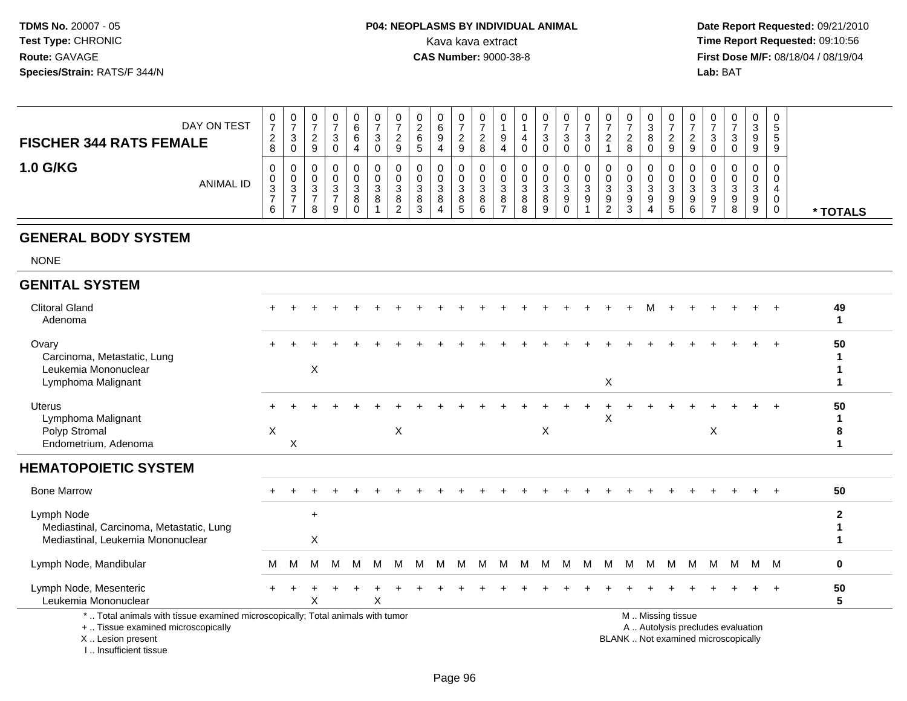**TDMS No.** 20007 - 05
**Test Type:** CHRONIC
**Route:** GAVAGE
**Species/Strain:** RATS/F 344/N

**P04: NEOPLASMS BY INDIVIDUAL ANIMAL**
Kava kava extract
**CAS Number:** 9000-38-8

**Date Report Requested:** 09/21/2010
**Time Report Requested:** 09:10:56
**First Dose M/F:** 08/18/04 / 08/19/04
**Lab:** BAT

| FISCHER 344 RATS FEMALE 1.0 G/KG | 0728 | 0730 | 0729 | 0730 | 0664 | 0730 | 0729 | 0265 | 0694 | 0729 | 0728 | 0194 | 0140 | 0730 | 0730 | 0730 | 0721 | 0728 | 0380 | 0729 | 0729 | 0730 | 0730 | 0399 | 0559 | * TOTALS |
|---|---|---|---|---|---|---|---|---|---|---|---|---|---|---|---|---|---|---|---|---|---|---|---|---|---|---|
| ANIMAL ID | 00376 | 00377 | 00378 | 00379 | 00380 | 00381 | 00382 | 00383 | 00384 | 00385 | 00386 | 00387 | 00388 | 00389 | 00390 | 00391 | 00392 | 00393 | 00394 | 00395 | 00396 | 00397 | 00398 | 00399 | 00400 | |
| **GENERAL BODY SYSTEM** | | | | | | | | | | | | | | | | | | | | | | | | | | |
| NONE | | | | | | | | | | | | | | | | | | | | | | | | | | |
| **GENITAL SYSTEM** | | | | | | | | | | | | | | | | | | | | | | | | | | |
| Clitoral Gland | + | + | + | + | + | + | + | + | + | + | + | + | + | + | + | + | + | + | M | + | + | + | + | + | + | 49 |
| Adenoma | | | | | | | | | | | | | | | | | | | | | | | | | | 1 |
| Ovary | + | + | + | + | + | + | + | + | + | + | + | + | + | + | + | + | + | + | + | + | + | + | + | + | + | 50 |
| Carcinoma, Metastatic, Lung | | | | | | | | | | | | | | | | | | | | | | | | | | 1 |
| Leukemia Mononuclear | | | X | | | | | | | | | | | | | | | | | | | | | | | 1 |
| Lymphoma Malignant | | | | | | | | | | | | | | | | | X | | | | | | | | | 1 |
| Uterus | + | + | + | + | + | + | + | + | + | + | + | + | + | + | + | + | + | + | + | + | + | + | + | + | + | 50 |
| Lymphoma Malignant | | | | | | | | | | | | | | | | | X | | | | | | | | | 1 |
| Polyp Stromal | X | | | | | | X | | | | | | | X | | | | | | | | X | | | | 8 |
| Endometrium, Adenoma | | X | | | | | | | | | | | | | | | | | | | | | | | | 1 |
| **HEMATOPOIETIC SYSTEM** | | | | | | | | | | | | | | | | | | | | | | | | | | |
| Bone Marrow | + | + | + | + | + | + | + | + | + | + | + | + | + | + | + | + | + | + | + | + | + | + | + | + | + | 50 |
| Lymph Node | | | + | | | | | | | | | | | | | | | | | | | | | | | 2 |
| Mediastinal, Carcinoma, Metastatic, Lung | | | | | | | | | | | | | | | | | | | | | | | | | | 1 |
| Mediastinal, Leukemia Mononuclear | | | X | | | | | | | | | | | | | | | | | | | | | | | 1 |
| Lymph Node, Mandibular | M | M | M | M | M | M | M | M | M | M | M | M | M | M | M | M | M | M | M | M | M | M | M | M | M | 0 |
| Lymph Node, Mesenteric | + | + | + | + | + | + | + | + | + | + | + | + | + | + | + | + | + | + | + | + | + | + | + | + | + | 50 |
| Leukemia Mononuclear | | | X | | | X | | | | | | | | | | | | | | | | | | | | 5 |

\* .. Total animals with tissue examined microscopically; Total animals with tumor
\+ .. Tissue examined microscopically
X .. Lesion present
I .. Insufficient tissue

M .. Missing tissue
A .. Autolysis precludes evaluation
BLANK .. Not examined microscopically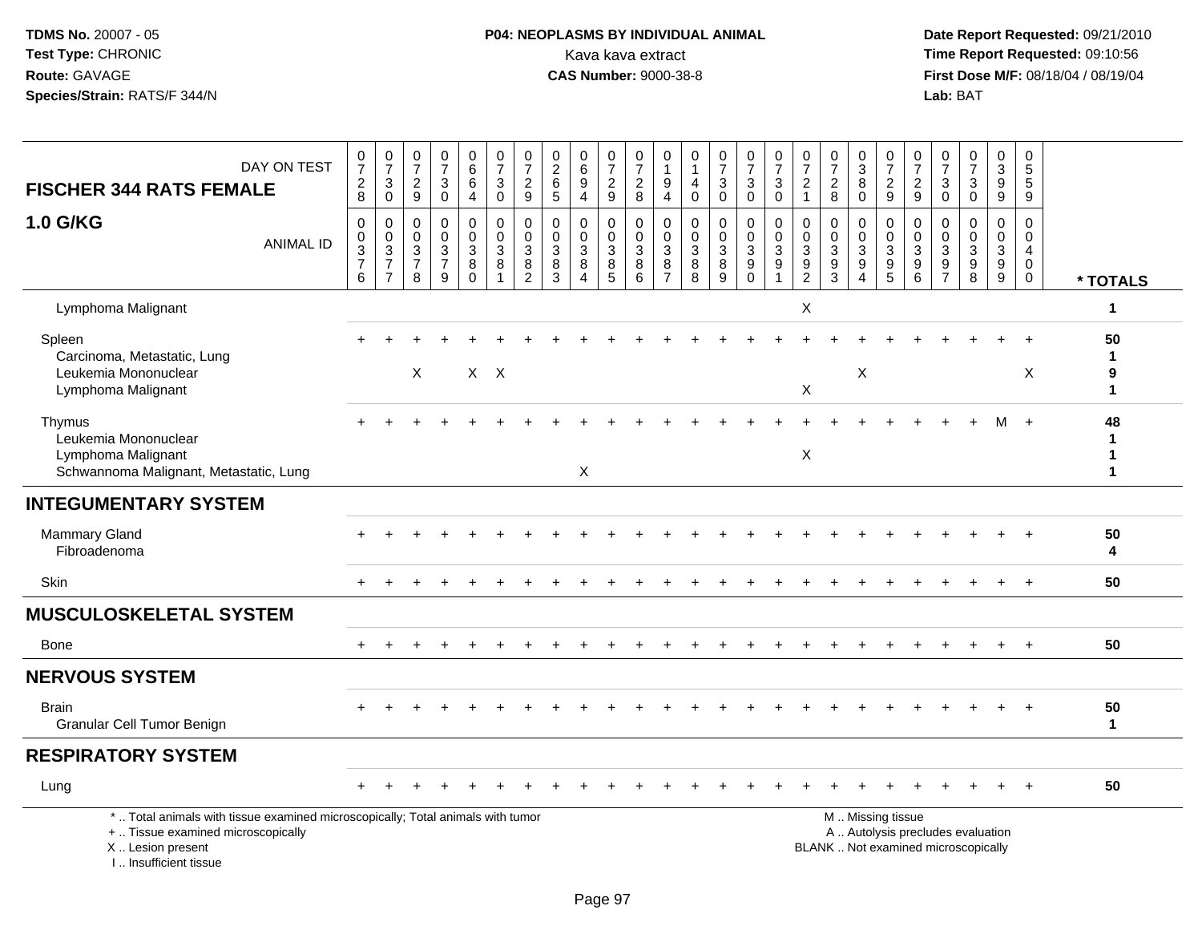TDMS No. 20007 - 05
Test Type: CHRONIC
Route: GAVAGE
Species/Strain: RATS/F 344/N

**P04: NEOPLASMS BY INDIVIDUAL ANIMAL**
Kava kava extract
**CAS Number:** 9000-38-8

Date Report Requested: 09/21/2010
Time Report Requested: 09:10:56
First Dose M/F: 08/18/04 / 08/19/04
Lab: BAT

| FISCHER 344 RATS FEMALE 1.0 G/KG | 0728 | 0730 | 0729 | 0730 | 0664 | 0730 | 0729 | 0265 | 0694 | 0729 | 0728 | 0194 | 0140 | 0730 | 0730 | 0730 | 0721 | 0728 | 0380 | 0729 | 0729 | 0730 | 0730 | 0399 | 0559 | |
|---|---|---|---|---|---|---|---|---|---|---|---|---|---|---|---|---|---|---|---|---|---|---|---|---|---|---|
| ANIMAL ID | 00376 | 00377 | 00378 | 00379 | 00380 | 00381 | 00382 | 00383 | 00384 | 00385 | 00386 | 00387 | 00388 | 00389 | 00390 | 00391 | 00392 | 00393 | 00394 | 00395 | 00396 | 00397 | 00398 | 00399 | 00400 | * TOTALS |
| Lymphoma Malignant | | | | | | | | | | | | | | | | | X | | | | | | | | | 1 |
| Spleen | + | + | + | + | + | + | + | + | + | + | + | + | + | + | + | + | + | + | + | + | + | + | + | + | + | 50 |
| Carcinoma, Metastatic, Lung | | | | | | | | | | | | | | | | | | | | | | | | | | 1 |
| Leukemia Mononuclear | | | X | | X | X | | | | | | | | | | | | | X | | | | | | X | 9 |
| Lymphoma Malignant | | | | | | | | | | | | | | | | | X | | | | | | | | | 1 |
| Thymus | + | + | + | + | + | + | + | + | + | + | + | + | + | + | + | + | + | + | + | + | + | + | + | M | + | 48 |
| Leukemia Mononuclear | | | | | | | | | | | | | | | | | | | | | | | | | | 1 |
| Lymphoma Malignant | | | | | | | | | | | | | | | | | X | | | | | | | | | 1 |
| Schwannoma Malignant, Metastatic, Lung | | | | | | | | | X | | | | | | | | | | | | | | | | | 1 |
| **INTEGUMENTARY SYSTEM** | | | | | | | | | | | | | | | | | | | | | | | | | | |
| Mammary Gland | + | + | + | + | + | + | + | + | + | + | + | + | + | + | + | + | + | + | + | + | + | + | + | + | + | 50 |
| Fibroadenoma | | | | | | | | | | | | | | | | | | | | | | | | | | 4 |
| Skin | + | + | + | + | + | + | + | + | + | + | + | + | + | + | + | + | + | + | + | + | + | + | + | + | + | 50 |
| **MUSCULOSKELETAL SYSTEM** | | | | | | | | | | | | | | | | | | | | | | | | | | |
| Bone | + | + | + | + | + | + | + | + | + | + | + | + | + | + | + | + | + | + | + | + | + | + | + | + | + | 50 |
| **NERVOUS SYSTEM** | | | | | | | | | | | | | | | | | | | | | | | | | | |
| Brain | + | + | + | + | + | + | + | + | + | + | + | + | + | + | + | + | + | + | + | + | + | + | + | + | + | 50 |
| Granular Cell Tumor Benign | | | | | | | | | | | | | | | | | | | | | | | | | | 1 |
| **RESPIRATORY SYSTEM** | | | | | | | | | | | | | | | | | | | | | | | | | | |
| Lung | + | + | + | + | + | + | + | + | + | + | + | + | + | + | + | + | + | + | + | + | + | + | + | + | + | 50 |

\* .. Total animals with tissue examined microscopically; Total animals with tumor
\+ .. Tissue examined microscopically
X .. Lesion present
I .. Insufficient tissue

M .. Missing tissue
A .. Autolysis precludes evaluation
BLANK .. Not examined microscopically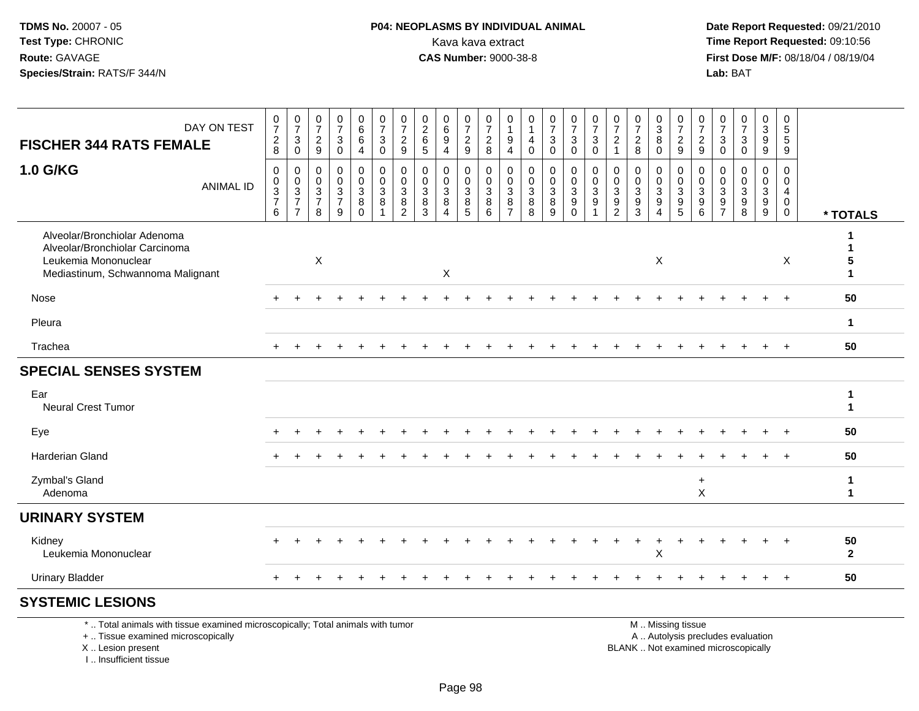**TDMS No.** 20007 - 05
**Test Type:** CHRONIC
**Route:** GAVAGE
**Species/Strain:** RATS/F 344/N

**P04: NEOPLASMS BY INDIVIDUAL ANIMAL**
Kava kava extract
**CAS Number:** 9000-38-8

**Date Report Requested:** 09/21/2010
**Time Report Requested:** 09:10:56
**First Dose M/F:** 08/18/04 / 08/19/04
**Lab:** BAT

| **FISCHER 344 RATS FEMALE** DAY ON TEST | 0728 | 0730 | 0729 | 0730 | 0664 | 0730 | 0729 | 0265 | 0694 | 0729 | 0728 | 0194 | 0140 | 0730 | 0730 | 0730 | 0721 | 0728 | 0380 | 0729 | 0729 | 0730 | 0730 | 0399 | 0559 | |
|---|---|---|---|---|---|---|---|---|---|---|---|---|---|---|---|---|---|---|---|---|---|---|---|---|---|---|
| **1.0 G/KG** ANIMAL ID | 00376 | 00377 | 00378 | 00379 | 00380 | 00381 | 00382 | 00383 | 00384 | 00385 | 00386 | 00387 | 00388 | 00389 | 00390 | 00391 | 00392 | 00393 | 00394 | 00395 | 00396 | 00397 | 00398 | 00399 | 00400 | *** TOTALS** |
| Alveolar/Bronchiolar Adenoma | | | | | | | | | | | | | | | | | | | | | | | | | | 1 |
| Alveolar/Bronchiolar Carcinoma | | | | | | | | | | | | | | | | | | | | | | | | | | 1 |
| Leukemia Mononuclear | | | X | | | | | | | | | | | | | | | | X | | | | | | X | 5 |
| Mediastinum, Schwannoma Malignant | | | | | | | | | X | | | | | | | | | | | | | | | | | 1 |
| Nose | + | + | + | + | + | + | + | + | + | + | + | + | + | + | + | + | + | + | + | + | + | + | + | + | + | 50 |
| Pleura | | | | | | | | | | | | | | | | | | | | | | | | | | 1 |
| Trachea | + | + | + | + | + | + | + | + | + | + | + | + | + | + | + | + | + | + | + | + | + | + | + | + | + | 50 |
| **SPECIAL SENSES SYSTEM** | | | | | | | | | | | | | | | | | | | | | | | | | | |
| Ear | | | | | | | | | | | | | | | | | | | | | | | | | | 1 |
| Neural Crest Tumor | | | | | | | | | | | | | | | | | | | | | | | | | | 1 |
| Eye | + | + | + | + | + | + | + | + | + | + | + | + | + | + | + | + | + | + | + | + | + | + | + | + | + | 50 |
| Harderian Gland | + | + | + | + | + | + | + | + | + | + | + | + | + | + | + | + | + | + | + | + | + | + | + | + | + | 50 |
| Zymbal's Gland | | | | | | | | | | | | | | | | | | | | | + | | | | | 1 |
| Adenoma | | | | | | | | | | | | | | | | | | | | | X | | | | | 1 |
| **URINARY SYSTEM** | | | | | | | | | | | | | | | | | | | | | | | | | | |
| Kidney | + | + | + | + | + | + | + | + | + | + | + | + | + | + | + | + | + | + | + | + | + | + | + | + | + | 50 |
| Leukemia Mononuclear | | | | | | | | | | | | | | | | | | | X | | | | | | | 2 |
| Urinary Bladder | + | + | + | + | + | + | + | + | + | + | + | + | + | + | + | + | + | + | + | + | + | + | + | + | + | 50 |
| **SYSTEMIC LESIONS** | | | | | | | | | | | | | | | | | | | | | | | | | | |

\* .. Total animals with tissue examined microscopically; Total animals with tumor
\+ .. Tissue examined microscopically
X .. Lesion present
I .. Insufficient tissue

M .. Missing tissue
A .. Autolysis precludes evaluation
BLANK .. Not examined microscopically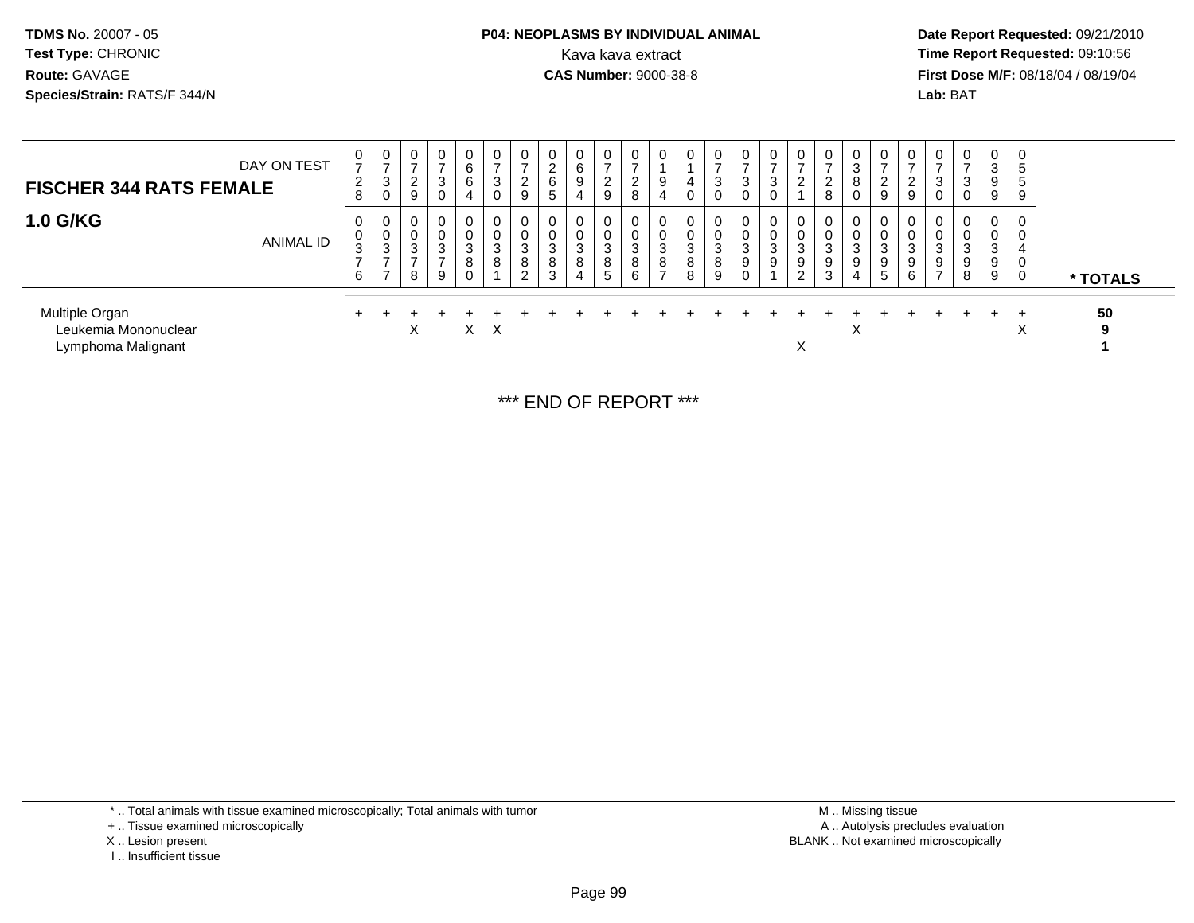TDMS No. 20007 - 05
Test Type: CHRONIC
Route: GAVAGE
Species/Strain: RATS/F 344/N

**P04: NEOPLASMS BY INDIVIDUAL ANIMAL**
Kava kava extract
**CAS Number:** 9000-38-8

Date Report Requested: 09/21/2010
Time Report Requested: 09:10:56
First Dose M/F: 08/18/04 / 08/19/04
Lab: BAT

## FISCHER 344 RATS FEMALE

## 1.0 G/KG

| DAY ON TEST | 0728 | 0730 | 0729 | 0730 | 0664 | 0730 | 0729 | 0265 | 0694 | 0729 | 0728 | 0194 | 0140 | 0730 | 0730 | 0730 | 0721 | 0728 | 0380 | 0729 | 0729 | 0730 | 0730 | 0399 | 0559 | |
|---|---|---|---|---|---|---|---|---|---|---|---|---|---|---|---|---|---|---|---|---|---|---|---|---|---|---|
| **ANIMAL ID** | 00376 | 00377 | 00378 | 00379 | 00380 | 00381 | 00382 | 00383 | 00384 | 00385 | 00386 | 00387 | 00388 | 00389 | 00390 | 00391 | 00392 | 00393 | 00394 | 00395 | 00396 | 00397 | 00398 | 00399 | 00400 | *** TOTALS** |
| Multiple Organ | + | + | + | + | + | + | + | + | + | + | + | + | + | + | + | + | + | + | + | + | + | + | + | + | + | 50 |
| Leukemia Mononuclear | | | X | | X | X | | | | | | | | | | | | | X | | | | | | X | 9 |
| Lymphoma Malignant | | | | | | | | | | | | | | | | | X | | | | | | | | | 1 |

*** END OF REPORT ***

\* .. Total animals with tissue examined microscopically; Total animals with tumor
\+ .. Tissue examined microscopically
X .. Lesion present
I .. Insufficient tissue

M .. Missing tissue
A .. Autolysis precludes evaluation
BLANK .. Not examined microscopically